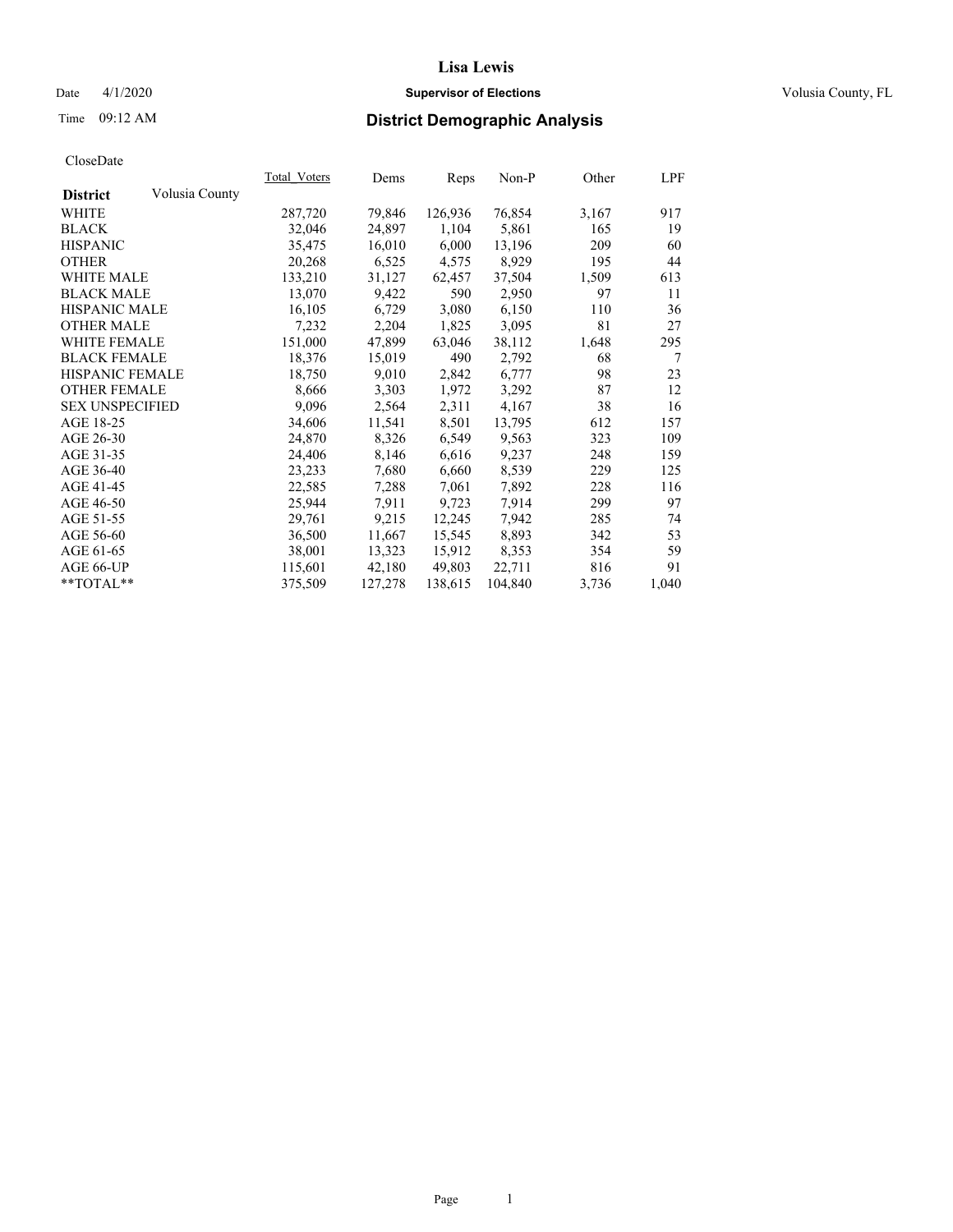# Lisa Lewis

Date 4/1/2020 **Supervisor of Elections** Volusia County, FL

Time 09:12 AM **District Demographic Analysis**

CloseDate

| **District** Volusia County | Total_Voters | Dems | Reps | Non-P | Other | LPF |
|---|---|---|---|---|---|---|
| WHITE | 287,720 | 79,846 | 126,936 | 76,854 | 3,167 | 917 |
| BLACK | 32,046 | 24,897 | 1,104 | 5,861 | 165 | 19 |
| HISPANIC | 35,475 | 16,010 | 6,000 | 13,196 | 209 | 60 |
| OTHER | 20,268 | 6,525 | 4,575 | 8,929 | 195 | 44 |
| WHITE MALE | 133,210 | 31,127 | 62,457 | 37,504 | 1,509 | 613 |
| BLACK MALE | 13,070 | 9,422 | 590 | 2,950 | 97 | 11 |
| HISPANIC MALE | 16,105 | 6,729 | 3,080 | 6,150 | 110 | 36 |
| OTHER MALE | 7,232 | 2,204 | 1,825 | 3,095 | 81 | 27 |
| WHITE FEMALE | 151,000 | 47,899 | 63,046 | 38,112 | 1,648 | 295 |
| BLACK FEMALE | 18,376 | 15,019 | 490 | 2,792 | 68 | 7 |
| HISPANIC FEMALE | 18,750 | 9,010 | 2,842 | 6,777 | 98 | 23 |
| OTHER FEMALE | 8,666 | 3,303 | 1,972 | 3,292 | 87 | 12 |
| SEX UNSPECIFIED | 9,096 | 2,564 | 2,311 | 4,167 | 38 | 16 |
| AGE 18-25 | 34,606 | 11,541 | 8,501 | 13,795 | 612 | 157 |
| AGE 26-30 | 24,870 | 8,326 | 6,549 | 9,563 | 323 | 109 |
| AGE 31-35 | 24,406 | 8,146 | 6,616 | 9,237 | 248 | 159 |
| AGE 36-40 | 23,233 | 7,680 | 6,660 | 8,539 | 229 | 125 |
| AGE 41-45 | 22,585 | 7,288 | 7,061 | 7,892 | 228 | 116 |
| AGE 46-50 | 25,944 | 7,911 | 9,723 | 7,914 | 299 | 97 |
| AGE 51-55 | 29,761 | 9,215 | 12,245 | 7,942 | 285 | 74 |
| AGE 56-60 | 36,500 | 11,667 | 15,545 | 8,893 | 342 | 53 |
| AGE 61-65 | 38,001 | 13,323 | 15,912 | 8,353 | 354 | 59 |
| AGE 66-UP | 115,601 | 42,180 | 49,803 | 22,711 | 816 | 91 |
| **TOTAL** | 375,509 | 127,278 | 138,615 | 104,840 | 3,736 | 1,040 |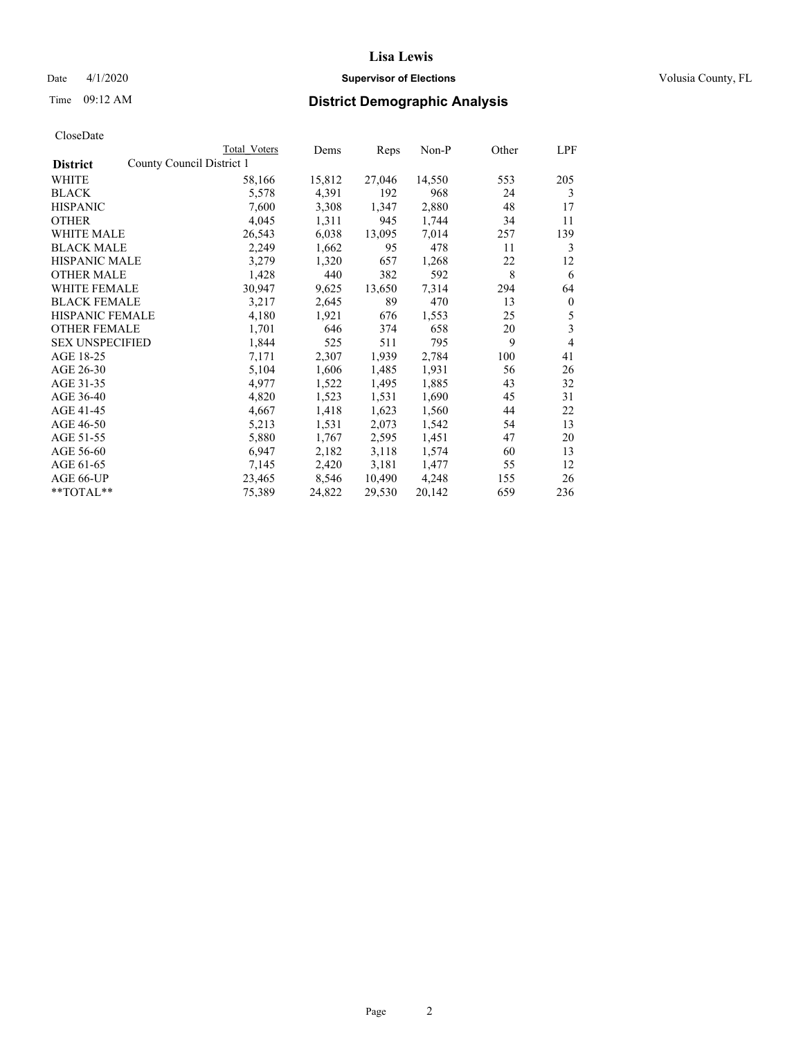**Lisa Lewis**

Date 4/1/2020 **Supervisor of Elections** Volusia County, FL

Time 09:12 AM

## District Demographic Analysis

CloseDate

| District | Total Voters | Dems | Reps | Non-P | Other | LPF |
|---|---|---|---|---|---|---|
| County Council District 1 | | | | | | |
| WHITE | 58,166 | 15,812 | 27,046 | 14,550 | 553 | 205 |
| BLACK | 5,578 | 4,391 | 192 | 968 | 24 | 3 |
| HISPANIC | 7,600 | 3,308 | 1,347 | 2,880 | 48 | 17 |
| OTHER | 4,045 | 1,311 | 945 | 1,744 | 34 | 11 |
| WHITE MALE | 26,543 | 6,038 | 13,095 | 7,014 | 257 | 139 |
| BLACK MALE | 2,249 | 1,662 | 95 | 478 | 11 | 3 |
| HISPANIC MALE | 3,279 | 1,320 | 657 | 1,268 | 22 | 12 |
| OTHER MALE | 1,428 | 440 | 382 | 592 | 8 | 6 |
| WHITE FEMALE | 30,947 | 9,625 | 13,650 | 7,314 | 294 | 64 |
| BLACK FEMALE | 3,217 | 2,645 | 89 | 470 | 13 | 0 |
| HISPANIC FEMALE | 4,180 | 1,921 | 676 | 1,553 | 25 | 5 |
| OTHER FEMALE | 1,701 | 646 | 374 | 658 | 20 | 3 |
| SEX UNSPECIFIED | 1,844 | 525 | 511 | 795 | 9 | 4 |
| AGE 18-25 | 7,171 | 2,307 | 1,939 | 2,784 | 100 | 41 |
| AGE 26-30 | 5,104 | 1,606 | 1,485 | 1,931 | 56 | 26 |
| AGE 31-35 | 4,977 | 1,522 | 1,495 | 1,885 | 43 | 32 |
| AGE 36-40 | 4,820 | 1,523 | 1,531 | 1,690 | 45 | 31 |
| AGE 41-45 | 4,667 | 1,418 | 1,623 | 1,560 | 44 | 22 |
| AGE 46-50 | 5,213 | 1,531 | 2,073 | 1,542 | 54 | 13 |
| AGE 51-55 | 5,880 | 1,767 | 2,595 | 1,451 | 47 | 20 |
| AGE 56-60 | 6,947 | 2,182 | 3,118 | 1,574 | 60 | 13 |
| AGE 61-65 | 7,145 | 2,420 | 3,181 | 1,477 | 55 | 12 |
| AGE 66-UP | 23,465 | 8,546 | 10,490 | 4,248 | 155 | 26 |
| **TOTAL** | 75,389 | 24,822 | 29,530 | 20,142 | 659 | 236 |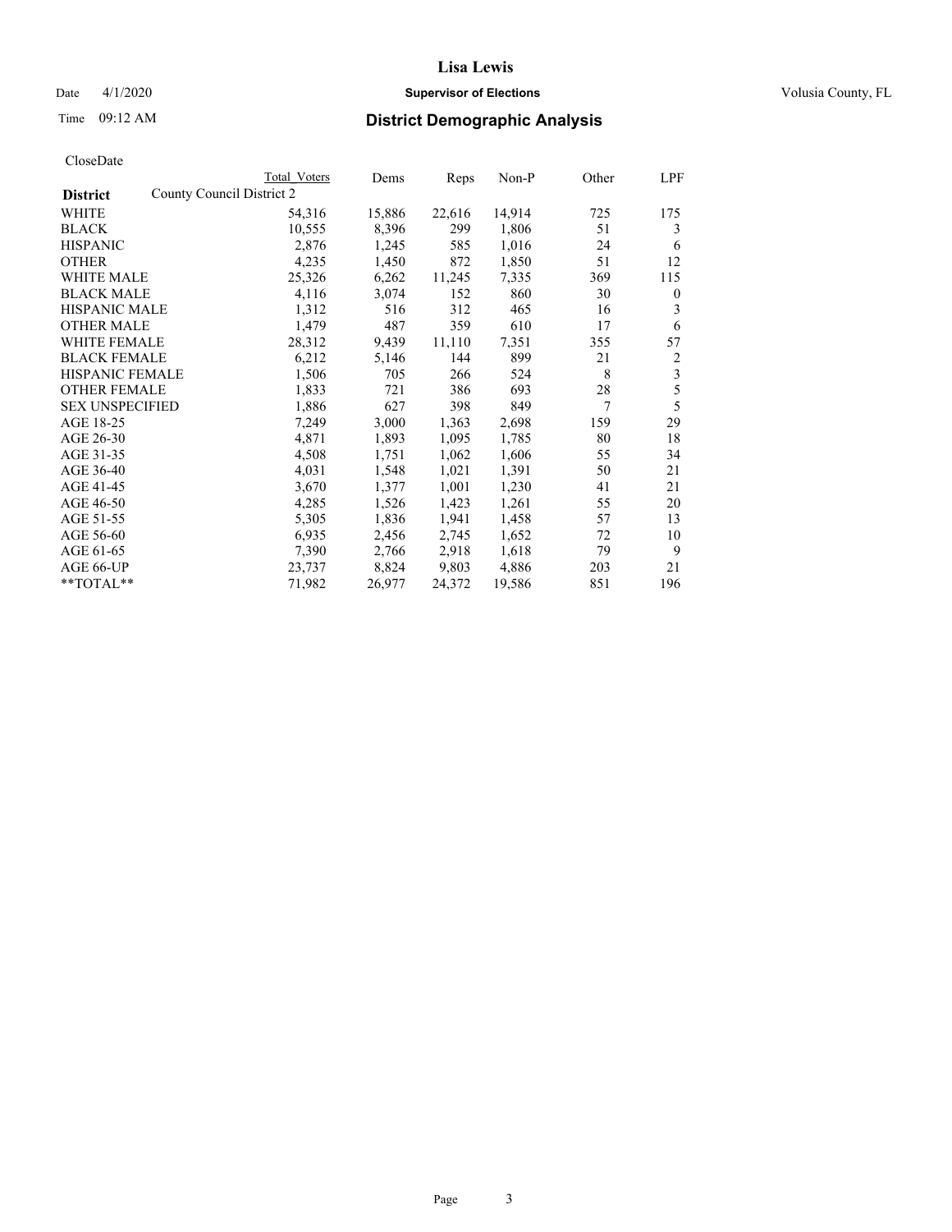**Lisa Lewis**

Date 4/1/2020 **Supervisor of Elections** Volusia County, FL

Time 09:12 AM **District Demographic Analysis**

CloseDate

| District | County Council District 2 Total Voters | Dems | Reps | Non-P | Other | LPF |
|---|---|---|---|---|---|---|
| WHITE | 54,316 | 15,886 | 22,616 | 14,914 | 725 | 175 |
| BLACK | 10,555 | 8,396 | 299 | 1,806 | 51 | 3 |
| HISPANIC | 2,876 | 1,245 | 585 | 1,016 | 24 | 6 |
| OTHER | 4,235 | 1,450 | 872 | 1,850 | 51 | 12 |
| WHITE MALE | 25,326 | 6,262 | 11,245 | 7,335 | 369 | 115 |
| BLACK MALE | 4,116 | 3,074 | 152 | 860 | 30 | 0 |
| HISPANIC MALE | 1,312 | 516 | 312 | 465 | 16 | 3 |
| OTHER MALE | 1,479 | 487 | 359 | 610 | 17 | 6 |
| WHITE FEMALE | 28,312 | 9,439 | 11,110 | 7,351 | 355 | 57 |
| BLACK FEMALE | 6,212 | 5,146 | 144 | 899 | 21 | 2 |
| HISPANIC FEMALE | 1,506 | 705 | 266 | 524 | 8 | 3 |
| OTHER FEMALE | 1,833 | 721 | 386 | 693 | 28 | 5 |
| SEX UNSPECIFIED | 1,886 | 627 | 398 | 849 | 7 | 5 |
| AGE 18-25 | 7,249 | 3,000 | 1,363 | 2,698 | 159 | 29 |
| AGE 26-30 | 4,871 | 1,893 | 1,095 | 1,785 | 80 | 18 |
| AGE 31-35 | 4,508 | 1,751 | 1,062 | 1,606 | 55 | 34 |
| AGE 36-40 | 4,031 | 1,548 | 1,021 | 1,391 | 50 | 21 |
| AGE 41-45 | 3,670 | 1,377 | 1,001 | 1,230 | 41 | 21 |
| AGE 46-50 | 4,285 | 1,526 | 1,423 | 1,261 | 55 | 20 |
| AGE 51-55 | 5,305 | 1,836 | 1,941 | 1,458 | 57 | 13 |
| AGE 56-60 | 6,935 | 2,456 | 2,745 | 1,652 | 72 | 10 |
| AGE 61-65 | 7,390 | 2,766 | 2,918 | 1,618 | 79 | 9 |
| AGE 66-UP | 23,737 | 8,824 | 9,803 | 4,886 | 203 | 21 |
| **TOTAL** | 71,982 | 26,977 | 24,372 | 19,586 | 851 | 196 |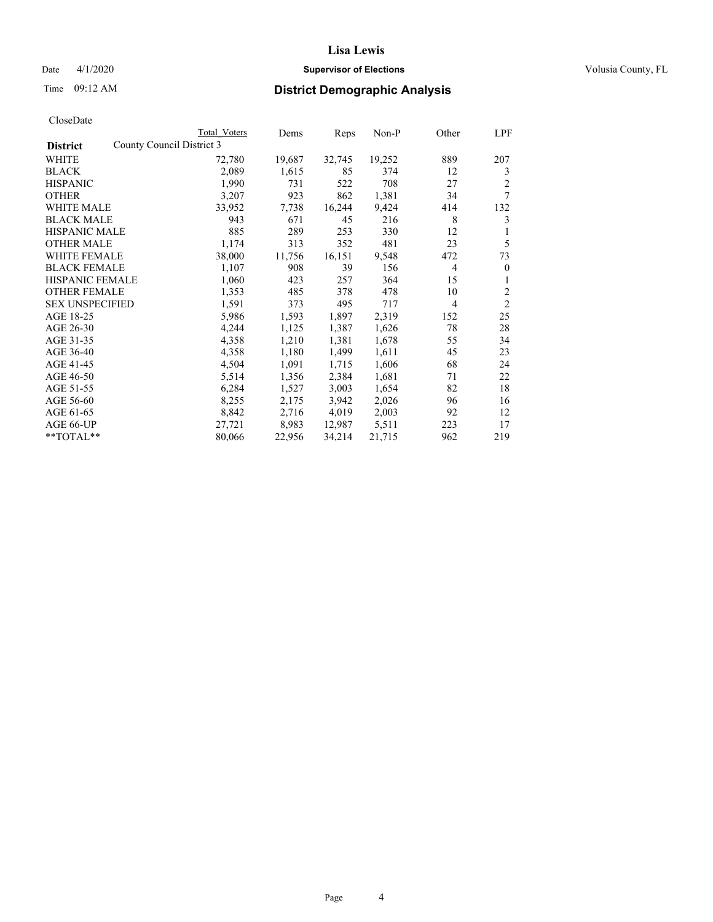# Lisa Lewis

Date 4/1/2020 **Supervisor of Elections** Volusia County, FL

Time 09:12 AM **District Demographic Analysis**

CloseDate

| District | Total Voters | Dems | Reps | Non-P | Other | LPF |
|---|---|---|---|---|---|---|
| County Council District 3 | | | | | | |
| WHITE | 72,780 | 19,687 | 32,745 | 19,252 | 889 | 207 |
| BLACK | 2,089 | 1,615 | 85 | 374 | 12 | 3 |
| HISPANIC | 1,990 | 731 | 522 | 708 | 27 | 2 |
| OTHER | 3,207 | 923 | 862 | 1,381 | 34 | 7 |
| WHITE MALE | 33,952 | 7,738 | 16,244 | 9,424 | 414 | 132 |
| BLACK MALE | 943 | 671 | 45 | 216 | 8 | 3 |
| HISPANIC MALE | 885 | 289 | 253 | 330 | 12 | 1 |
| OTHER MALE | 1,174 | 313 | 352 | 481 | 23 | 5 |
| WHITE FEMALE | 38,000 | 11,756 | 16,151 | 9,548 | 472 | 73 |
| BLACK FEMALE | 1,107 | 908 | 39 | 156 | 4 | 0 |
| HISPANIC FEMALE | 1,060 | 423 | 257 | 364 | 15 | 1 |
| OTHER FEMALE | 1,353 | 485 | 378 | 478 | 10 | 2 |
| SEX UNSPECIFIED | 1,591 | 373 | 495 | 717 | 4 | 2 |
| AGE 18-25 | 5,986 | 1,593 | 1,897 | 2,319 | 152 | 25 |
| AGE 26-30 | 4,244 | 1,125 | 1,387 | 1,626 | 78 | 28 |
| AGE 31-35 | 4,358 | 1,210 | 1,381 | 1,678 | 55 | 34 |
| AGE 36-40 | 4,358 | 1,180 | 1,499 | 1,611 | 45 | 23 |
| AGE 41-45 | 4,504 | 1,091 | 1,715 | 1,606 | 68 | 24 |
| AGE 46-50 | 5,514 | 1,356 | 2,384 | 1,681 | 71 | 22 |
| AGE 51-55 | 6,284 | 1,527 | 3,003 | 1,654 | 82 | 18 |
| AGE 56-60 | 8,255 | 2,175 | 3,942 | 2,026 | 96 | 16 |
| AGE 61-65 | 8,842 | 2,716 | 4,019 | 2,003 | 92 | 12 |
| AGE 66-UP | 27,721 | 8,983 | 12,987 | 5,511 | 223 | 17 |
| **TOTAL** | 80,066 | 22,956 | 34,214 | 21,715 | 962 | 219 |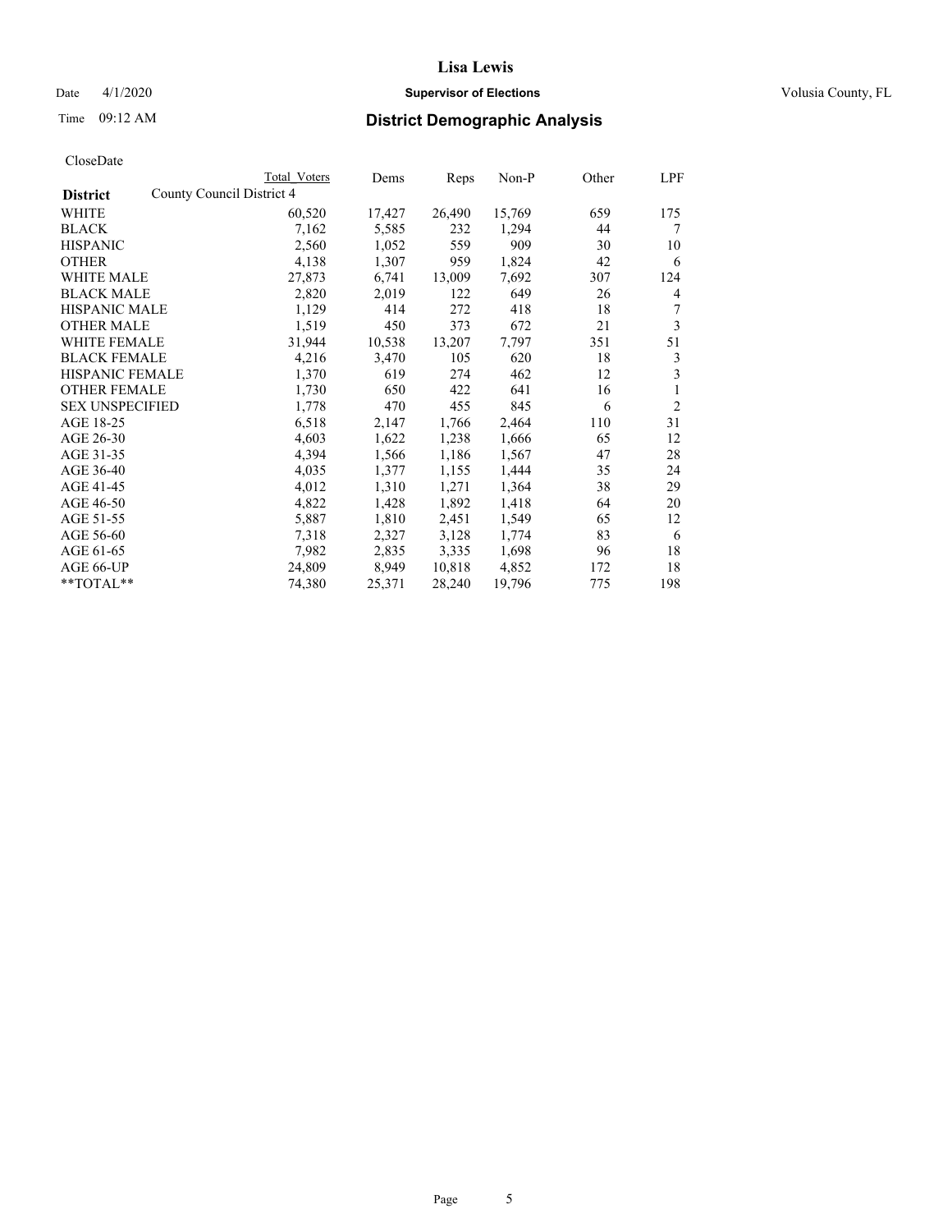Lisa Lewis

Date 4/1/2020 **Supervisor of Elections** Volusia County, FL

Time 09:12 AM **District Demographic Analysis**

CloseDate

| District | County Council District 4 Total Voters | Dems | Reps | Non-P | Other | LPF |
|---|---|---|---|---|---|---|
| WHITE | 60,520 | 17,427 | 26,490 | 15,769 | 659 | 175 |
| BLACK | 7,162 | 5,585 | 232 | 1,294 | 44 | 7 |
| HISPANIC | 2,560 | 1,052 | 559 | 909 | 30 | 10 |
| OTHER | 4,138 | 1,307 | 959 | 1,824 | 42 | 6 |
| WHITE MALE | 27,873 | 6,741 | 13,009 | 7,692 | 307 | 124 |
| BLACK MALE | 2,820 | 2,019 | 122 | 649 | 26 | 4 |
| HISPANIC MALE | 1,129 | 414 | 272 | 418 | 18 | 7 |
| OTHER MALE | 1,519 | 450 | 373 | 672 | 21 | 3 |
| WHITE FEMALE | 31,944 | 10,538 | 13,207 | 7,797 | 351 | 51 |
| BLACK FEMALE | 4,216 | 3,470 | 105 | 620 | 18 | 3 |
| HISPANIC FEMALE | 1,370 | 619 | 274 | 462 | 12 | 3 |
| OTHER FEMALE | 1,730 | 650 | 422 | 641 | 16 | 1 |
| SEX UNSPECIFIED | 1,778 | 470 | 455 | 845 | 6 | 2 |
| AGE 18-25 | 6,518 | 2,147 | 1,766 | 2,464 | 110 | 31 |
| AGE 26-30 | 4,603 | 1,622 | 1,238 | 1,666 | 65 | 12 |
| AGE 31-35 | 4,394 | 1,566 | 1,186 | 1,567 | 47 | 28 |
| AGE 36-40 | 4,035 | 1,377 | 1,155 | 1,444 | 35 | 24 |
| AGE 41-45 | 4,012 | 1,310 | 1,271 | 1,364 | 38 | 29 |
| AGE 46-50 | 4,822 | 1,428 | 1,892 | 1,418 | 64 | 20 |
| AGE 51-55 | 5,887 | 1,810 | 2,451 | 1,549 | 65 | 12 |
| AGE 56-60 | 7,318 | 2,327 | 3,128 | 1,774 | 83 | 6 |
| AGE 61-65 | 7,982 | 2,835 | 3,335 | 1,698 | 96 | 18 |
| AGE 66-UP | 24,809 | 8,949 | 10,818 | 4,852 | 172 | 18 |
| **TOTAL** | 74,380 | 25,371 | 28,240 | 19,796 | 775 | 198 |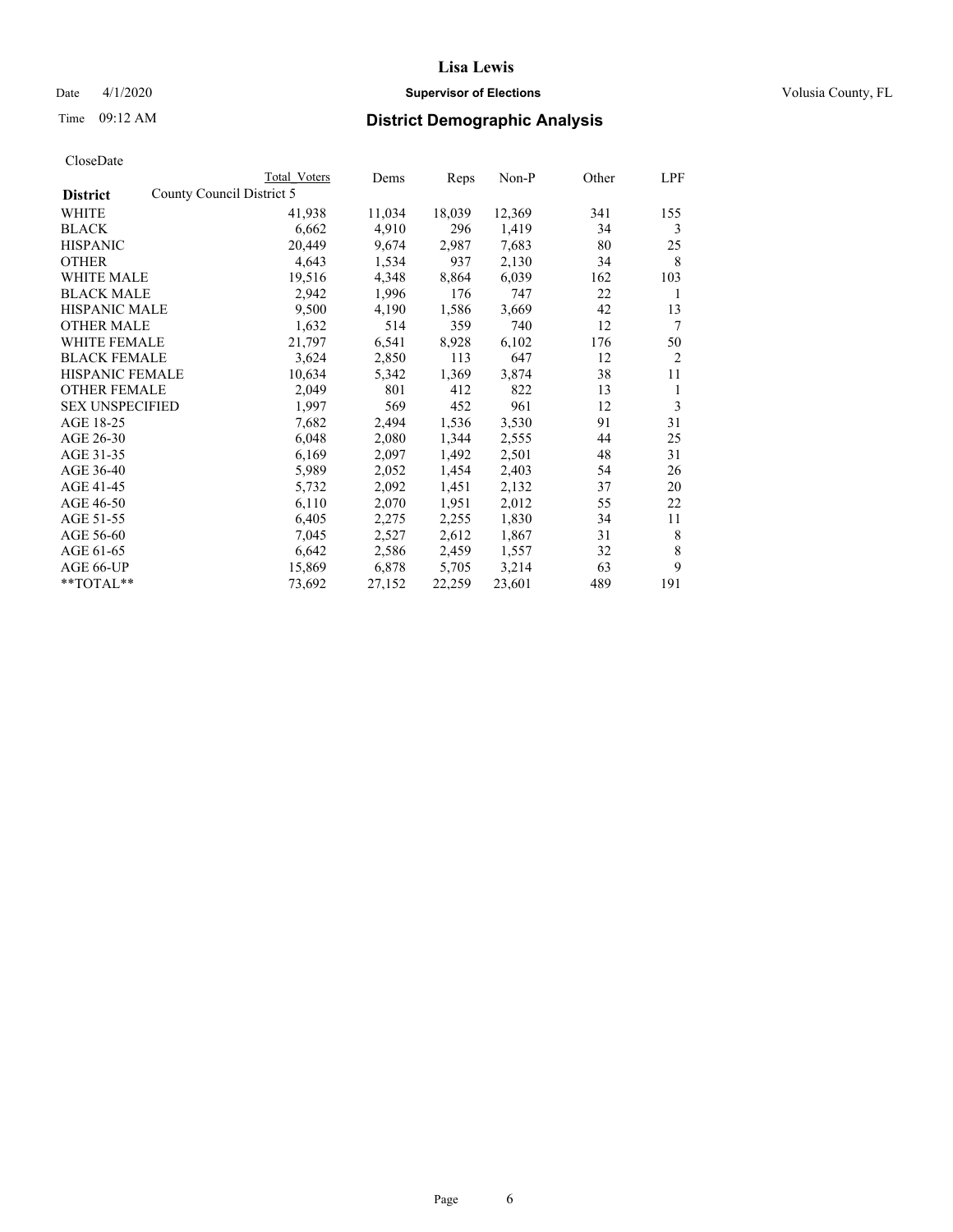# Lisa Lewis

Date 4/1/2020 **Supervisor of Elections** Volusia County, FL

Time 09:12 AM **District Demographic Analysis**

CloseDate

| | Total Voters | Dems | Reps | Non-P | Other | LPF |
|---|---|---|---|---|---|---|
| **District** County Council District 5 | | | | | | |
| WHITE | 41,938 | 11,034 | 18,039 | 12,369 | 341 | 155 |
| BLACK | 6,662 | 4,910 | 296 | 1,419 | 34 | 3 |
| HISPANIC | 20,449 | 9,674 | 2,987 | 7,683 | 80 | 25 |
| OTHER | 4,643 | 1,534 | 937 | 2,130 | 34 | 8 |
| WHITE MALE | 19,516 | 4,348 | 8,864 | 6,039 | 162 | 103 |
| BLACK MALE | 2,942 | 1,996 | 176 | 747 | 22 | 1 |
| HISPANIC MALE | 9,500 | 4,190 | 1,586 | 3,669 | 42 | 13 |
| OTHER MALE | 1,632 | 514 | 359 | 740 | 12 | 7 |
| WHITE FEMALE | 21,797 | 6,541 | 8,928 | 6,102 | 176 | 50 |
| BLACK FEMALE | 3,624 | 2,850 | 113 | 647 | 12 | 2 |
| HISPANIC FEMALE | 10,634 | 5,342 | 1,369 | 3,874 | 38 | 11 |
| OTHER FEMALE | 2,049 | 801 | 412 | 822 | 13 | 1 |
| SEX UNSPECIFIED | 1,997 | 569 | 452 | 961 | 12 | 3 |
| AGE 18-25 | 7,682 | 2,494 | 1,536 | 3,530 | 91 | 31 |
| AGE 26-30 | 6,048 | 2,080 | 1,344 | 2,555 | 44 | 25 |
| AGE 31-35 | 6,169 | 2,097 | 1,492 | 2,501 | 48 | 31 |
| AGE 36-40 | 5,989 | 2,052 | 1,454 | 2,403 | 54 | 26 |
| AGE 41-45 | 5,732 | 2,092 | 1,451 | 2,132 | 37 | 20 |
| AGE 46-50 | 6,110 | 2,070 | 1,951 | 2,012 | 55 | 22 |
| AGE 51-55 | 6,405 | 2,275 | 2,255 | 1,830 | 34 | 11 |
| AGE 56-60 | 7,045 | 2,527 | 2,612 | 1,867 | 31 | 8 |
| AGE 61-65 | 6,642 | 2,586 | 2,459 | 1,557 | 32 | 8 |
| AGE 66-UP | 15,869 | 6,878 | 5,705 | 3,214 | 63 | 9 |
| **TOTAL** | 73,692 | 27,152 | 22,259 | 23,601 | 489 | 191 |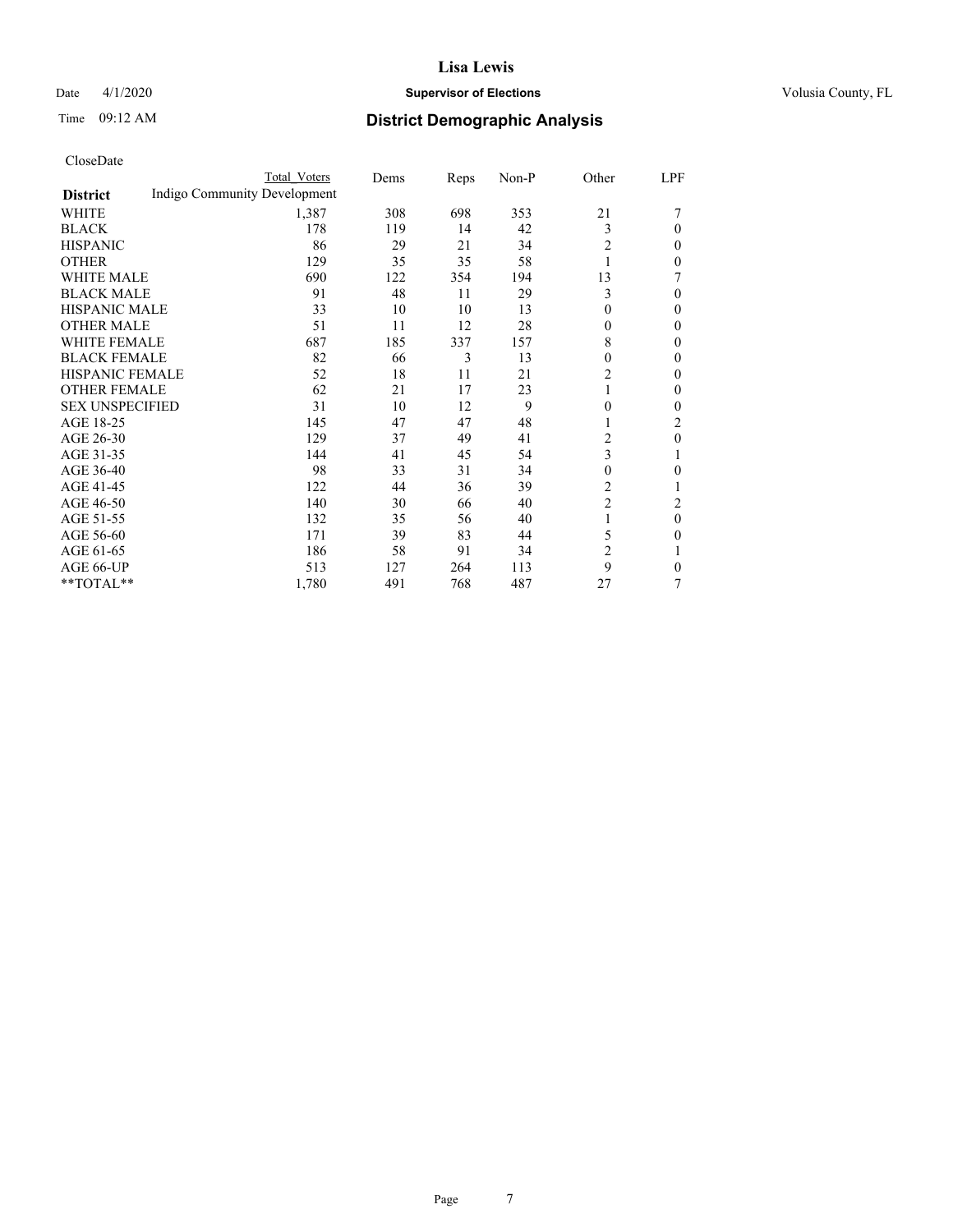# Lisa Lewis

Date 4/1/2020 **Supervisor of Elections** Volusia County, FL

Time 09:12 AM **District Demographic Analysis**

CloseDate

| District | Total Voters | Dems | Reps | Non-P | Other | LPF |
|---|---|---|---|---|---|---|
| Indigo Community Development | | | | | | |
| WHITE | 1,387 | 308 | 698 | 353 | 21 | 7 |
| BLACK | 178 | 119 | 14 | 42 | 3 | 0 |
| HISPANIC | 86 | 29 | 21 | 34 | 2 | 0 |
| OTHER | 129 | 35 | 35 | 58 | 1 | 0 |
| WHITE MALE | 690 | 122 | 354 | 194 | 13 | 7 |
| BLACK MALE | 91 | 48 | 11 | 29 | 3 | 0 |
| HISPANIC MALE | 33 | 10 | 10 | 13 | 0 | 0 |
| OTHER MALE | 51 | 11 | 12 | 28 | 0 | 0 |
| WHITE FEMALE | 687 | 185 | 337 | 157 | 8 | 0 |
| BLACK FEMALE | 82 | 66 | 3 | 13 | 0 | 0 |
| HISPANIC FEMALE | 52 | 18 | 11 | 21 | 2 | 0 |
| OTHER FEMALE | 62 | 21 | 17 | 23 | 1 | 0 |
| SEX UNSPECIFIED | 31 | 10 | 12 | 9 | 0 | 0 |
| AGE 18-25 | 145 | 47 | 47 | 48 | 1 | 2 |
| AGE 26-30 | 129 | 37 | 49 | 41 | 2 | 0 |
| AGE 31-35 | 144 | 41 | 45 | 54 | 3 | 1 |
| AGE 36-40 | 98 | 33 | 31 | 34 | 0 | 0 |
| AGE 41-45 | 122 | 44 | 36 | 39 | 2 | 1 |
| AGE 46-50 | 140 | 30 | 66 | 40 | 2 | 2 |
| AGE 51-55 | 132 | 35 | 56 | 40 | 1 | 0 |
| AGE 56-60 | 171 | 39 | 83 | 44 | 5 | 0 |
| AGE 61-65 | 186 | 58 | 91 | 34 | 2 | 1 |
| AGE 66-UP | 513 | 127 | 264 | 113 | 9 | 0 |
| **TOTAL** | 1,780 | 491 | 768 | 487 | 27 | 7 |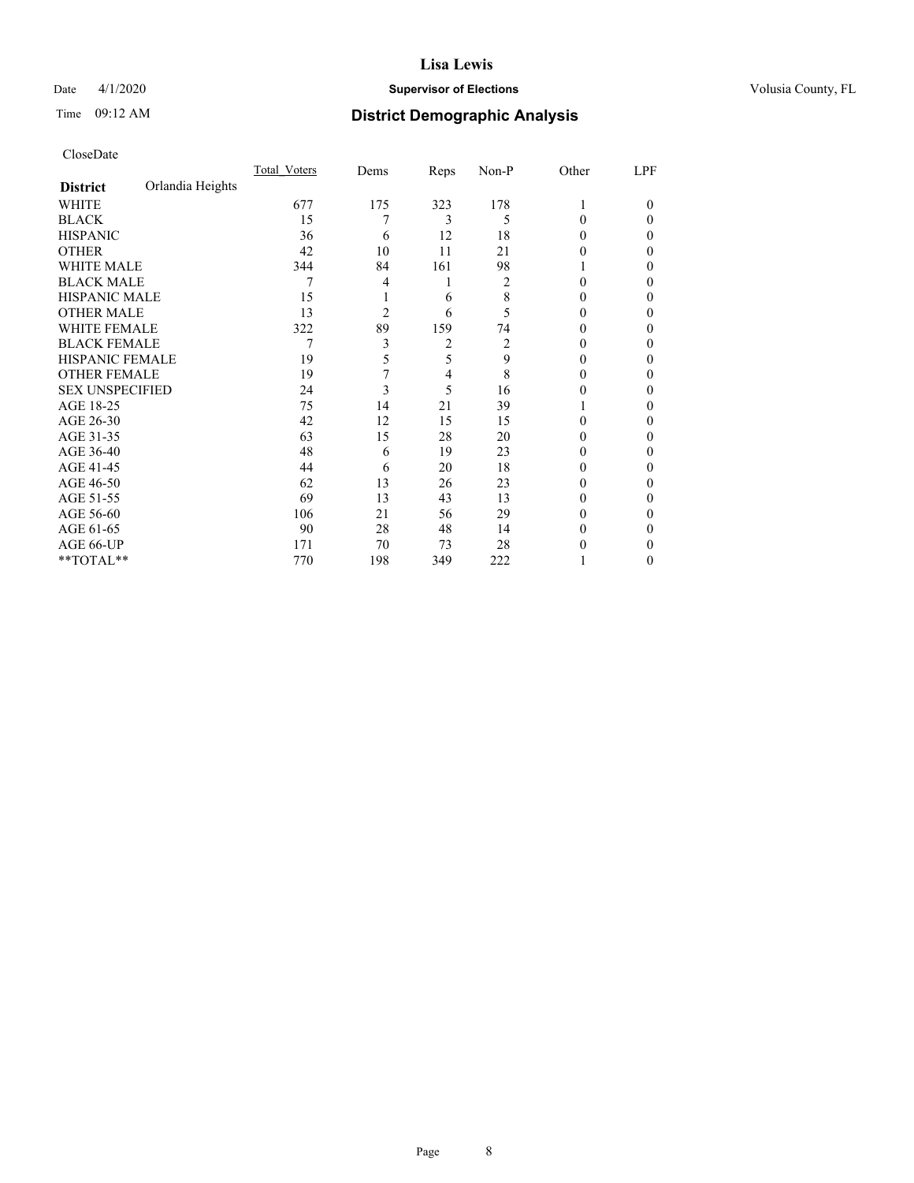# Lisa Lewis

Date 4/1/2020 **Supervisor of Elections** Volusia County, FL

Time 09:12 AM **District Demographic Analysis**

CloseDate

| **District** Orlandia Heights | Total_Voters | Dems | Reps | Non-P | Other | LPF |
|---|---|---|---|---|---|---|
| WHITE | 677 | 175 | 323 | 178 | 1 | 0 |
| BLACK | 15 | 7 | 3 | 5 | 0 | 0 |
| HISPANIC | 36 | 6 | 12 | 18 | 0 | 0 |
| OTHER | 42 | 10 | 11 | 21 | 0 | 0 |
| WHITE MALE | 344 | 84 | 161 | 98 | 1 | 0 |
| BLACK MALE | 7 | 4 | 1 | 2 | 0 | 0 |
| HISPANIC MALE | 15 | 1 | 6 | 8 | 0 | 0 |
| OTHER MALE | 13 | 2 | 6 | 5 | 0 | 0 |
| WHITE FEMALE | 322 | 89 | 159 | 74 | 0 | 0 |
| BLACK FEMALE | 7 | 3 | 2 | 2 | 0 | 0 |
| HISPANIC FEMALE | 19 | 5 | 5 | 9 | 0 | 0 |
| OTHER FEMALE | 19 | 7 | 4 | 8 | 0 | 0 |
| SEX UNSPECIFIED | 24 | 3 | 5 | 16 | 0 | 0 |
| AGE 18-25 | 75 | 14 | 21 | 39 | 1 | 0 |
| AGE 26-30 | 42 | 12 | 15 | 15 | 0 | 0 |
| AGE 31-35 | 63 | 15 | 28 | 20 | 0 | 0 |
| AGE 36-40 | 48 | 6 | 19 | 23 | 0 | 0 |
| AGE 41-45 | 44 | 6 | 20 | 18 | 0 | 0 |
| AGE 46-50 | 62 | 13 | 26 | 23 | 0 | 0 |
| AGE 51-55 | 69 | 13 | 43 | 13 | 0 | 0 |
| AGE 56-60 | 106 | 21 | 56 | 29 | 0 | 0 |
| AGE 61-65 | 90 | 28 | 48 | 14 | 0 | 0 |
| AGE 66-UP | 171 | 70 | 73 | 28 | 0 | 0 |
| **TOTAL** | 770 | 198 | 349 | 222 | 1 | 0 |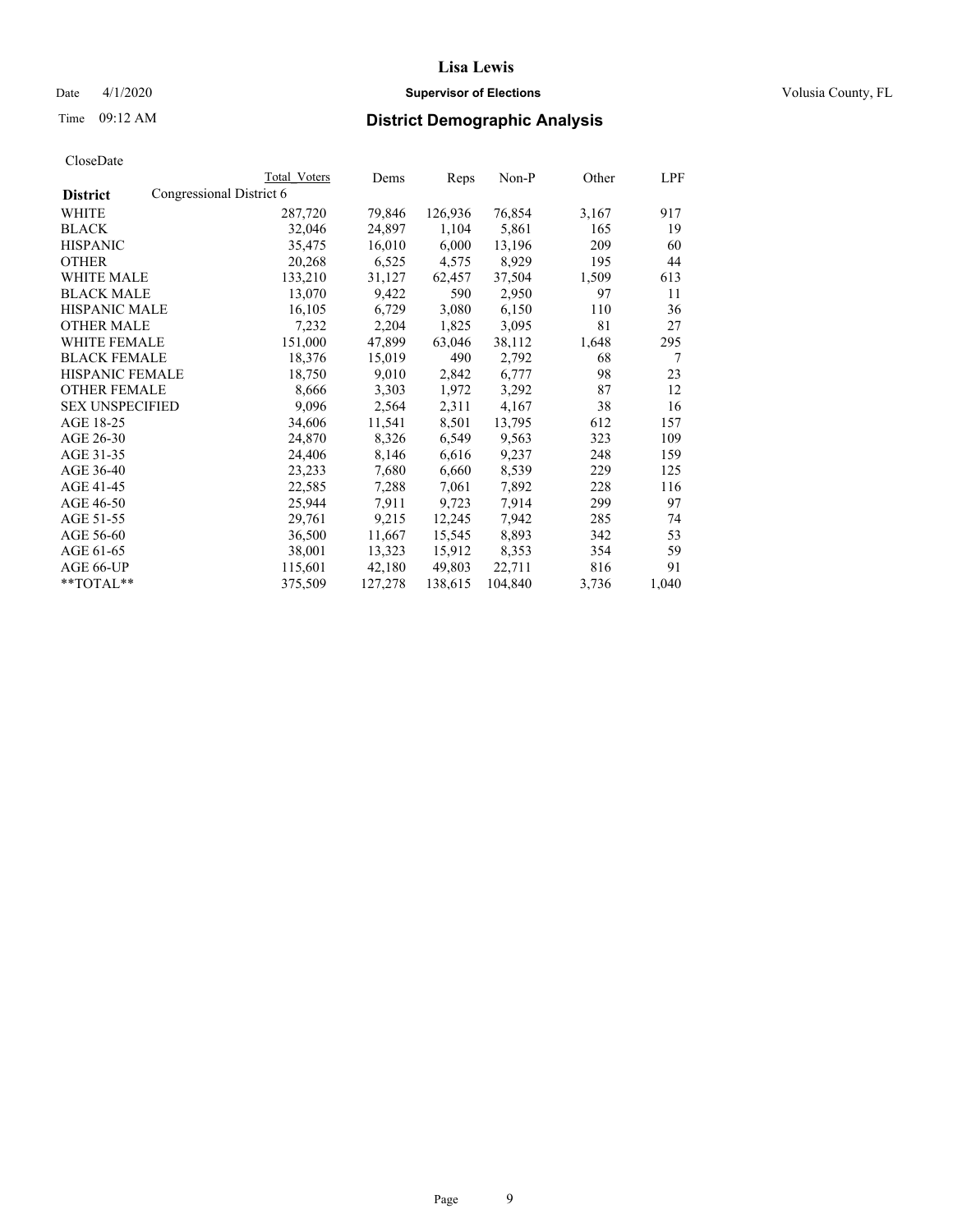# Lisa Lewis

**Supervisor of Elections**

Volusia County, FL

Date 4/1/2020

Time 09:12 AM

## District Demographic Analysis

CloseDate

| District | Total Voters | Dems | Reps | Non-P | Other | LPF |
|---|---|---|---|---|---|---|
| **Congressional District 6** | | | | | | |
| WHITE | 287,720 | 79,846 | 126,936 | 76,854 | 3,167 | 917 |
| BLACK | 32,046 | 24,897 | 1,104 | 5,861 | 165 | 19 |
| HISPANIC | 35,475 | 16,010 | 6,000 | 13,196 | 209 | 60 |
| OTHER | 20,268 | 6,525 | 4,575 | 8,929 | 195 | 44 |
| WHITE MALE | 133,210 | 31,127 | 62,457 | 37,504 | 1,509 | 613 |
| BLACK MALE | 13,070 | 9,422 | 590 | 2,950 | 97 | 11 |
| HISPANIC MALE | 16,105 | 6,729 | 3,080 | 6,150 | 110 | 36 |
| OTHER MALE | 7,232 | 2,204 | 1,825 | 3,095 | 81 | 27 |
| WHITE FEMALE | 151,000 | 47,899 | 63,046 | 38,112 | 1,648 | 295 |
| BLACK FEMALE | 18,376 | 15,019 | 490 | 2,792 | 68 | 7 |
| HISPANIC FEMALE | 18,750 | 9,010 | 2,842 | 6,777 | 98 | 23 |
| OTHER FEMALE | 8,666 | 3,303 | 1,972 | 3,292 | 87 | 12 |
| SEX UNSPECIFIED | 9,096 | 2,564 | 2,311 | 4,167 | 38 | 16 |
| AGE 18-25 | 34,606 | 11,541 | 8,501 | 13,795 | 612 | 157 |
| AGE 26-30 | 24,870 | 8,326 | 6,549 | 9,563 | 323 | 109 |
| AGE 31-35 | 24,406 | 8,146 | 6,616 | 9,237 | 248 | 159 |
| AGE 36-40 | 23,233 | 7,680 | 6,660 | 8,539 | 229 | 125 |
| AGE 41-45 | 22,585 | 7,288 | 7,061 | 7,892 | 228 | 116 |
| AGE 46-50 | 25,944 | 7,911 | 9,723 | 7,914 | 299 | 97 |
| AGE 51-55 | 29,761 | 9,215 | 12,245 | 7,942 | 285 | 74 |
| AGE 56-60 | 36,500 | 11,667 | 15,545 | 8,893 | 342 | 53 |
| AGE 61-65 | 38,001 | 13,323 | 15,912 | 8,353 | 354 | 59 |
| AGE 66-UP | 115,601 | 42,180 | 49,803 | 22,711 | 816 | 91 |
| **TOTAL** | 375,509 | 127,278 | 138,615 | 104,840 | 3,736 | 1,040 |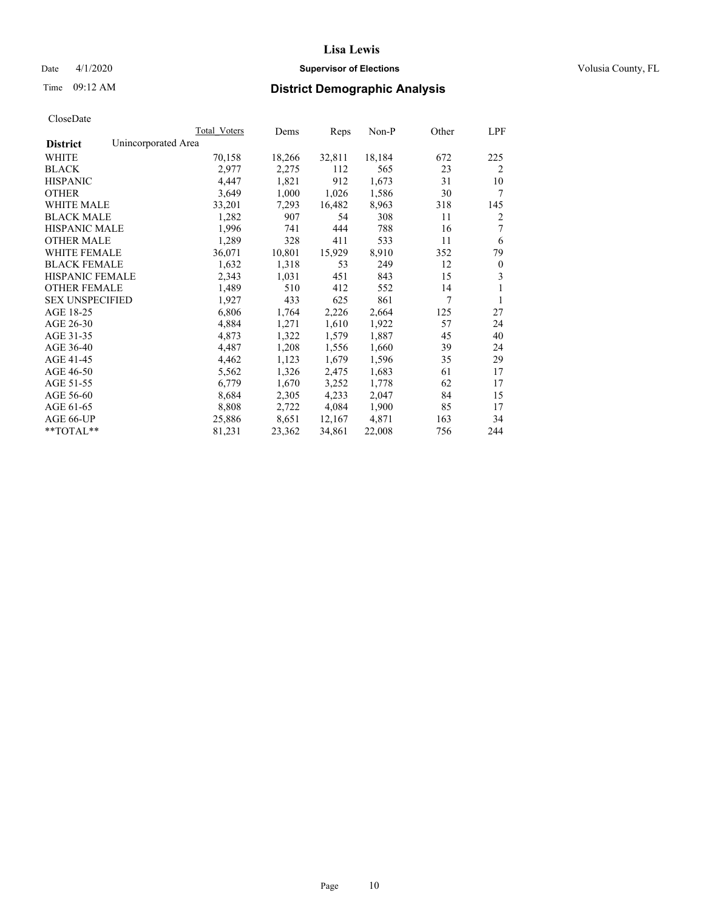# Lisa Lewis

Date 4/1/2020 **Supervisor of Elections** Volusia County, FL

Time 09:12 AM **District Demographic Analysis**

CloseDate

| | Total Voters | Dems | Reps | Non-P | Other | LPF |
|---|---|---|---|---|---|---|
| **District** Unincorporated Area | | | | | | |
| WHITE | 70,158 | 18,266 | 32,811 | 18,184 | 672 | 225 |
| BLACK | 2,977 | 2,275 | 112 | 565 | 23 | 2 |
| HISPANIC | 4,447 | 1,821 | 912 | 1,673 | 31 | 10 |
| OTHER | 3,649 | 1,000 | 1,026 | 1,586 | 30 | 7 |
| WHITE MALE | 33,201 | 7,293 | 16,482 | 8,963 | 318 | 145 |
| BLACK MALE | 1,282 | 907 | 54 | 308 | 11 | 2 |
| HISPANIC MALE | 1,996 | 741 | 444 | 788 | 16 | 7 |
| OTHER MALE | 1,289 | 328 | 411 | 533 | 11 | 6 |
| WHITE FEMALE | 36,071 | 10,801 | 15,929 | 8,910 | 352 | 79 |
| BLACK FEMALE | 1,632 | 1,318 | 53 | 249 | 12 | 0 |
| HISPANIC FEMALE | 2,343 | 1,031 | 451 | 843 | 15 | 3 |
| OTHER FEMALE | 1,489 | 510 | 412 | 552 | 14 | 1 |
| SEX UNSPECIFIED | 1,927 | 433 | 625 | 861 | 7 | 1 |
| AGE 18-25 | 6,806 | 1,764 | 2,226 | 2,664 | 125 | 27 |
| AGE 26-30 | 4,884 | 1,271 | 1,610 | 1,922 | 57 | 24 |
| AGE 31-35 | 4,873 | 1,322 | 1,579 | 1,887 | 45 | 40 |
| AGE 36-40 | 4,487 | 1,208 | 1,556 | 1,660 | 39 | 24 |
| AGE 41-45 | 4,462 | 1,123 | 1,679 | 1,596 | 35 | 29 |
| AGE 46-50 | 5,562 | 1,326 | 2,475 | 1,683 | 61 | 17 |
| AGE 51-55 | 6,779 | 1,670 | 3,252 | 1,778 | 62 | 17 |
| AGE 56-60 | 8,684 | 2,305 | 4,233 | 2,047 | 84 | 15 |
| AGE 61-65 | 8,808 | 2,722 | 4,084 | 1,900 | 85 | 17 |
| AGE 66-UP | 25,886 | 8,651 | 12,167 | 4,871 | 163 | 34 |
| **TOTAL** | 81,231 | 23,362 | 34,861 | 22,008 | 756 | 244 |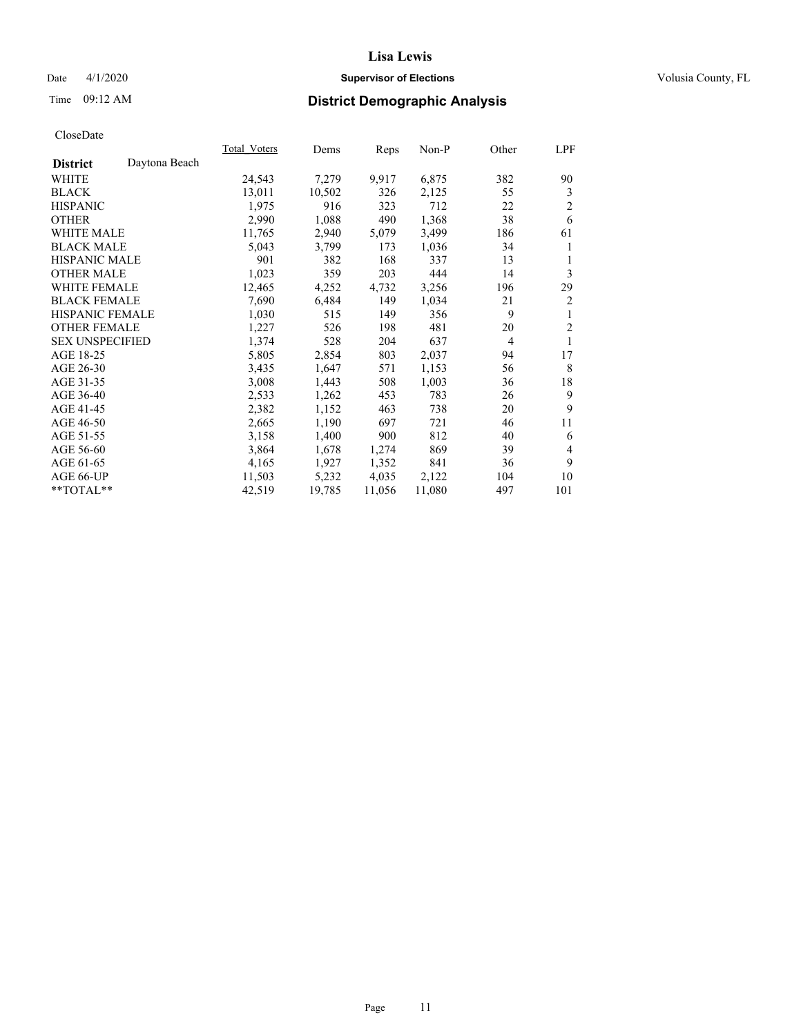# Lisa Lewis

Date 4/1/2020 **Supervisor of Elections** Volusia County, FL

Time 09:12 AM **District Demographic Analysis**

CloseDate

| **District** Daytona Beach | Total_Voters | Dems | Reps | Non-P | Other | LPF |
|---|---|---|---|---|---|---|
| WHITE | 24,543 | 7,279 | 9,917 | 6,875 | 382 | 90 |
| BLACK | 13,011 | 10,502 | 326 | 2,125 | 55 | 3 |
| HISPANIC | 1,975 | 916 | 323 | 712 | 22 | 2 |
| OTHER | 2,990 | 1,088 | 490 | 1,368 | 38 | 6 |
| WHITE MALE | 11,765 | 2,940 | 5,079 | 3,499 | 186 | 61 |
| BLACK MALE | 5,043 | 3,799 | 173 | 1,036 | 34 | 1 |
| HISPANIC MALE | 901 | 382 | 168 | 337 | 13 | 1 |
| OTHER MALE | 1,023 | 359 | 203 | 444 | 14 | 3 |
| WHITE FEMALE | 12,465 | 4,252 | 4,732 | 3,256 | 196 | 29 |
| BLACK FEMALE | 7,690 | 6,484 | 149 | 1,034 | 21 | 2 |
| HISPANIC FEMALE | 1,030 | 515 | 149 | 356 | 9 | 1 |
| OTHER FEMALE | 1,227 | 526 | 198 | 481 | 20 | 2 |
| SEX UNSPECIFIED | 1,374 | 528 | 204 | 637 | 4 | 1 |
| AGE 18-25 | 5,805 | 2,854 | 803 | 2,037 | 94 | 17 |
| AGE 26-30 | 3,435 | 1,647 | 571 | 1,153 | 56 | 8 |
| AGE 31-35 | 3,008 | 1,443 | 508 | 1,003 | 36 | 18 |
| AGE 36-40 | 2,533 | 1,262 | 453 | 783 | 26 | 9 |
| AGE 41-45 | 2,382 | 1,152 | 463 | 738 | 20 | 9 |
| AGE 46-50 | 2,665 | 1,190 | 697 | 721 | 46 | 11 |
| AGE 51-55 | 3,158 | 1,400 | 900 | 812 | 40 | 6 |
| AGE 56-60 | 3,864 | 1,678 | 1,274 | 869 | 39 | 4 |
| AGE 61-65 | 4,165 | 1,927 | 1,352 | 841 | 36 | 9 |
| AGE 66-UP | 11,503 | 5,232 | 4,035 | 2,122 | 104 | 10 |
| **TOTAL** | 42,519 | 19,785 | 11,056 | 11,080 | 497 | 101 |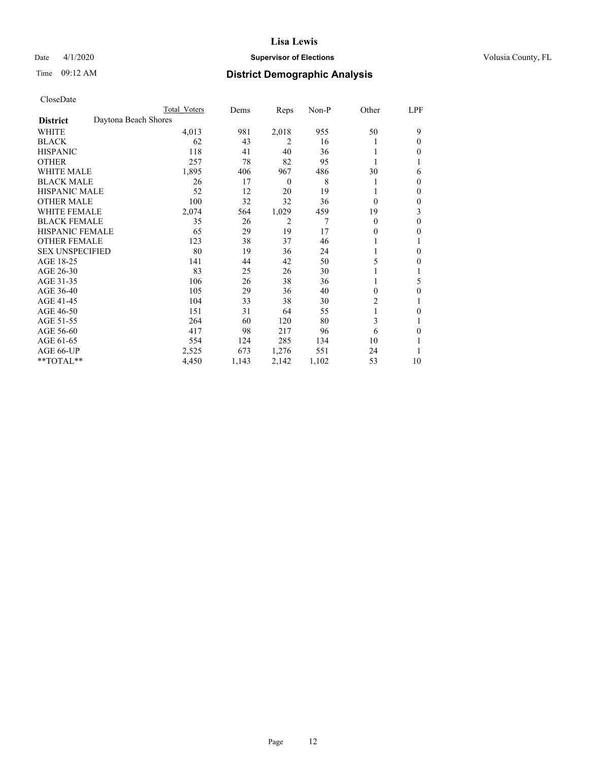# Lisa Lewis

Date 4/1/2020 **Supervisor of Elections** Volusia County, FL

Time 09:12 AM **District Demographic Analysis**

CloseDate

| | Total Voters | Dems | Reps | Non-P | Other | LPF |
|---|---|---|---|---|---|---|
| **District** Daytona Beach Shores | | | | | | |
| WHITE | 4,013 | 981 | 2,018 | 955 | 50 | 9 |
| BLACK | 62 | 43 | 2 | 16 | 1 | 0 |
| HISPANIC | 118 | 41 | 40 | 36 | 1 | 0 |
| OTHER | 257 | 78 | 82 | 95 | 1 | 1 |
| WHITE MALE | 1,895 | 406 | 967 | 486 | 30 | 6 |
| BLACK MALE | 26 | 17 | 0 | 8 | 1 | 0 |
| HISPANIC MALE | 52 | 12 | 20 | 19 | 1 | 0 |
| OTHER MALE | 100 | 32 | 32 | 36 | 0 | 0 |
| WHITE FEMALE | 2,074 | 564 | 1,029 | 459 | 19 | 3 |
| BLACK FEMALE | 35 | 26 | 2 | 7 | 0 | 0 |
| HISPANIC FEMALE | 65 | 29 | 19 | 17 | 0 | 0 |
| OTHER FEMALE | 123 | 38 | 37 | 46 | 1 | 1 |
| SEX UNSPECIFIED | 80 | 19 | 36 | 24 | 1 | 0 |
| AGE 18-25 | 141 | 44 | 42 | 50 | 5 | 0 |
| AGE 26-30 | 83 | 25 | 26 | 30 | 1 | 1 |
| AGE 31-35 | 106 | 26 | 38 | 36 | 1 | 5 |
| AGE 36-40 | 105 | 29 | 36 | 40 | 0 | 0 |
| AGE 41-45 | 104 | 33 | 38 | 30 | 2 | 1 |
| AGE 46-50 | 151 | 31 | 64 | 55 | 1 | 0 |
| AGE 51-55 | 264 | 60 | 120 | 80 | 3 | 1 |
| AGE 56-60 | 417 | 98 | 217 | 96 | 6 | 0 |
| AGE 61-65 | 554 | 124 | 285 | 134 | 10 | 1 |
| AGE 66-UP | 2,525 | 673 | 1,276 | 551 | 24 | 1 |
| **TOTAL** | 4,450 | 1,143 | 2,142 | 1,102 | 53 | 10 |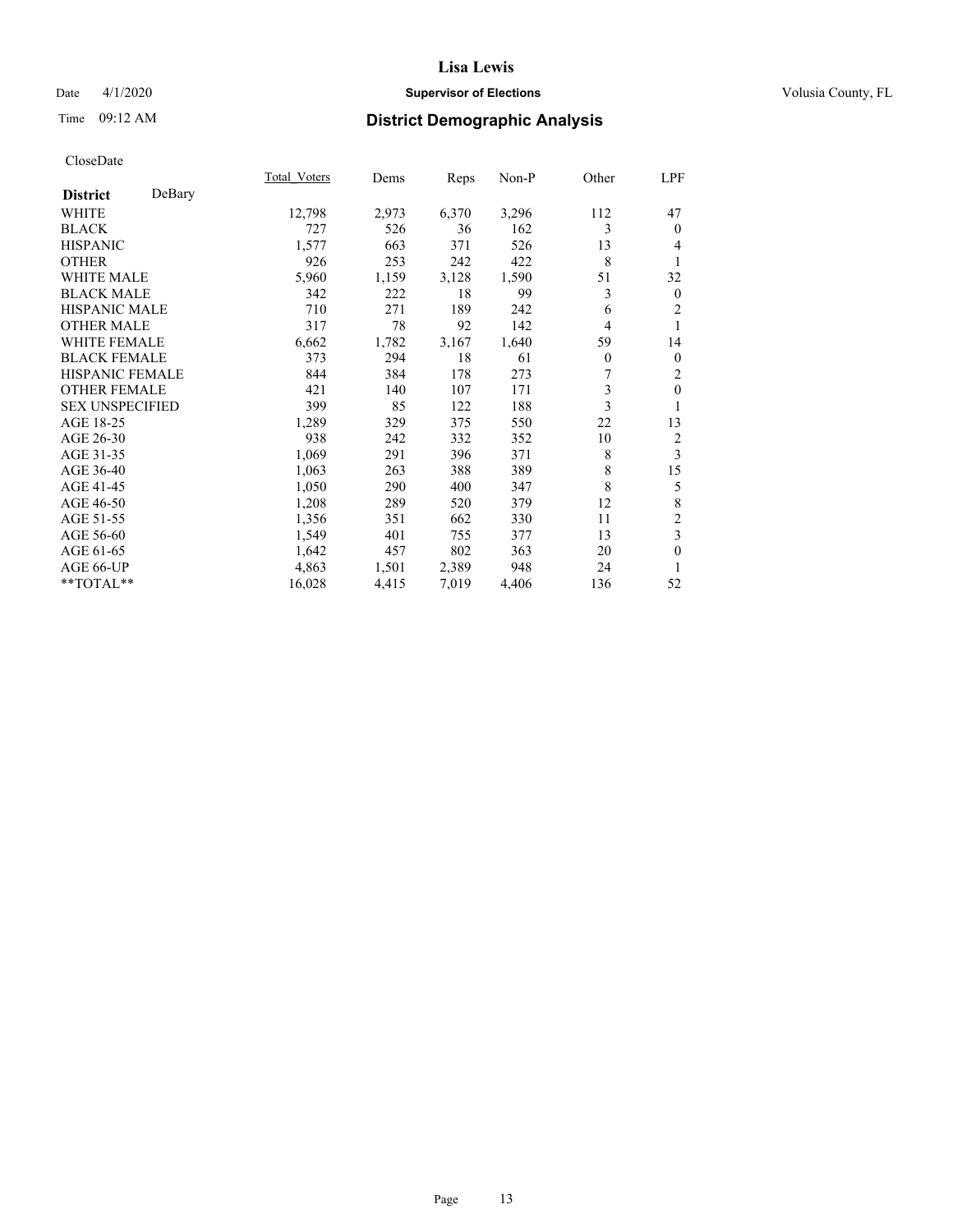**Lisa Lewis**

Date 4/1/2020 **Supervisor of Elections** Volusia County, FL

Time 09:12 AM

## District Demographic Analysis

CloseDate

| **District** DeBary | Total_Voters | Dems | Reps | Non-P | Other | LPF |
|---|---|---|---|---|---|---|
| WHITE | 12,798 | 2,973 | 6,370 | 3,296 | 112 | 47 |
| BLACK | 727 | 526 | 36 | 162 | 3 | 0 |
| HISPANIC | 1,577 | 663 | 371 | 526 | 13 | 4 |
| OTHER | 926 | 253 | 242 | 422 | 8 | 1 |
| WHITE MALE | 5,960 | 1,159 | 3,128 | 1,590 | 51 | 32 |
| BLACK MALE | 342 | 222 | 18 | 99 | 3 | 0 |
| HISPANIC MALE | 710 | 271 | 189 | 242 | 6 | 2 |
| OTHER MALE | 317 | 78 | 92 | 142 | 4 | 1 |
| WHITE FEMALE | 6,662 | 1,782 | 3,167 | 1,640 | 59 | 14 |
| BLACK FEMALE | 373 | 294 | 18 | 61 | 0 | 0 |
| HISPANIC FEMALE | 844 | 384 | 178 | 273 | 7 | 2 |
| OTHER FEMALE | 421 | 140 | 107 | 171 | 3 | 0 |
| SEX UNSPECIFIED | 399 | 85 | 122 | 188 | 3 | 1 |
| AGE 18-25 | 1,289 | 329 | 375 | 550 | 22 | 13 |
| AGE 26-30 | 938 | 242 | 332 | 352 | 10 | 2 |
| AGE 31-35 | 1,069 | 291 | 396 | 371 | 8 | 3 |
| AGE 36-40 | 1,063 | 263 | 388 | 389 | 8 | 15 |
| AGE 41-45 | 1,050 | 290 | 400 | 347 | 8 | 5 |
| AGE 46-50 | 1,208 | 289 | 520 | 379 | 12 | 8 |
| AGE 51-55 | 1,356 | 351 | 662 | 330 | 11 | 2 |
| AGE 56-60 | 1,549 | 401 | 755 | 377 | 13 | 3 |
| AGE 61-65 | 1,642 | 457 | 802 | 363 | 20 | 0 |
| AGE 66-UP | 4,863 | 1,501 | 2,389 | 948 | 24 | 1 |
| **TOTAL** | 16,028 | 4,415 | 7,019 | 4,406 | 136 | 52 |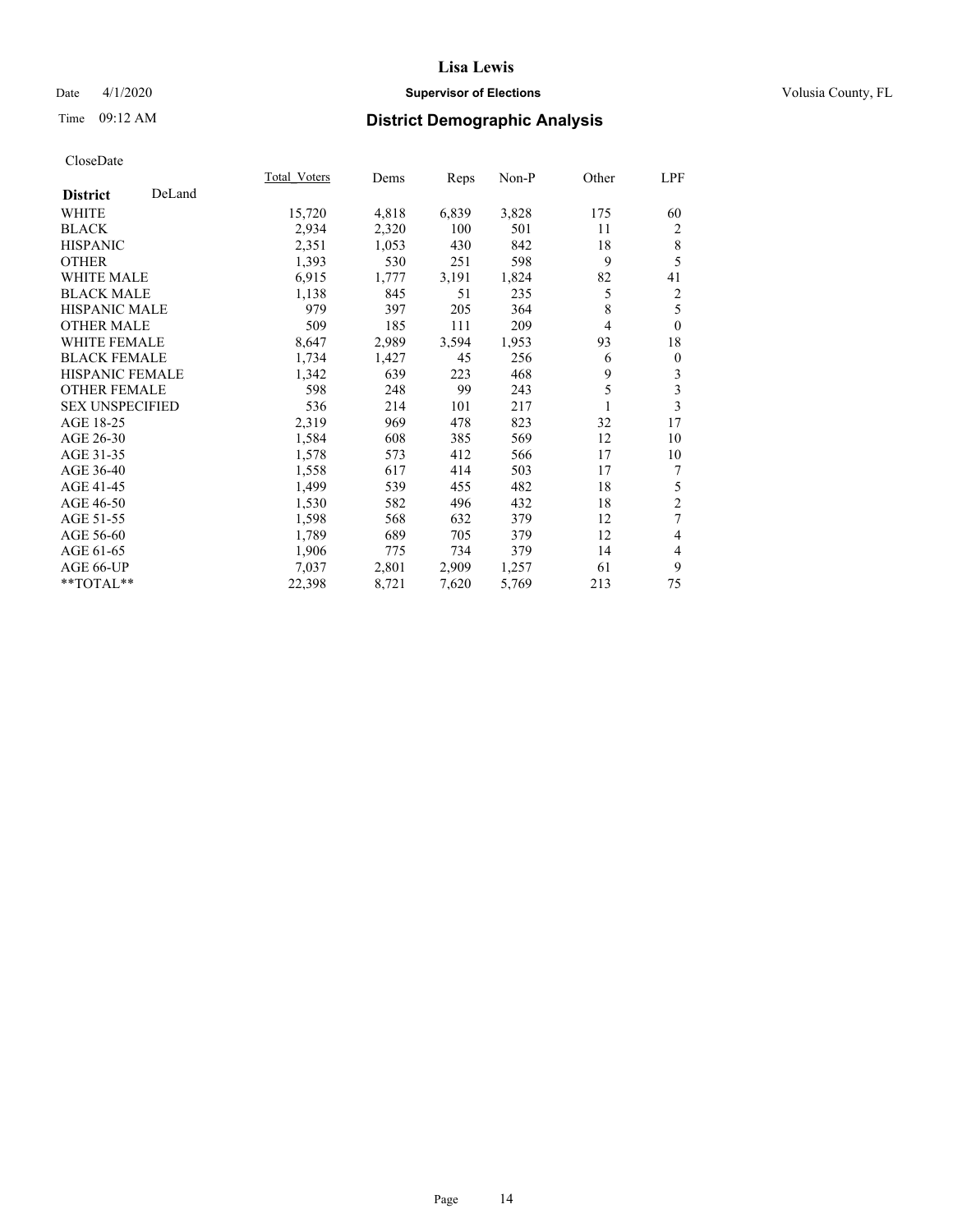# Lisa Lewis

Date 4/1/2020 **Supervisor of Elections** Volusia County, FL

Time 09:12 AM **District Demographic Analysis**

CloseDate

| | Total_Voters | Dems | Reps | Non-P | Other | LPF |
|---|---|---|---|---|---|---|
| **District** DeLand | | | | | | |
| WHITE | 15,720 | 4,818 | 6,839 | 3,828 | 175 | 60 |
| BLACK | 2,934 | 2,320 | 100 | 501 | 11 | 2 |
| HISPANIC | 2,351 | 1,053 | 430 | 842 | 18 | 8 |
| OTHER | 1,393 | 530 | 251 | 598 | 9 | 5 |
| WHITE MALE | 6,915 | 1,777 | 3,191 | 1,824 | 82 | 41 |
| BLACK MALE | 1,138 | 845 | 51 | 235 | 5 | 2 |
| HISPANIC MALE | 979 | 397 | 205 | 364 | 8 | 5 |
| OTHER MALE | 509 | 185 | 111 | 209 | 4 | 0 |
| WHITE FEMALE | 8,647 | 2,989 | 3,594 | 1,953 | 93 | 18 |
| BLACK FEMALE | 1,734 | 1,427 | 45 | 256 | 6 | 0 |
| HISPANIC FEMALE | 1,342 | 639 | 223 | 468 | 9 | 3 |
| OTHER FEMALE | 598 | 248 | 99 | 243 | 5 | 3 |
| SEX UNSPECIFIED | 536 | 214 | 101 | 217 | 1 | 3 |
| AGE 18-25 | 2,319 | 969 | 478 | 823 | 32 | 17 |
| AGE 26-30 | 1,584 | 608 | 385 | 569 | 12 | 10 |
| AGE 31-35 | 1,578 | 573 | 412 | 566 | 17 | 10 |
| AGE 36-40 | 1,558 | 617 | 414 | 503 | 17 | 7 |
| AGE 41-45 | 1,499 | 539 | 455 | 482 | 18 | 5 |
| AGE 46-50 | 1,530 | 582 | 496 | 432 | 18 | 2 |
| AGE 51-55 | 1,598 | 568 | 632 | 379 | 12 | 7 |
| AGE 56-60 | 1,789 | 689 | 705 | 379 | 12 | 4 |
| AGE 61-65 | 1,906 | 775 | 734 | 379 | 14 | 4 |
| AGE 66-UP | 7,037 | 2,801 | 2,909 | 1,257 | 61 | 9 |
| **TOTAL** | 22,398 | 8,721 | 7,620 | 5,769 | 213 | 75 |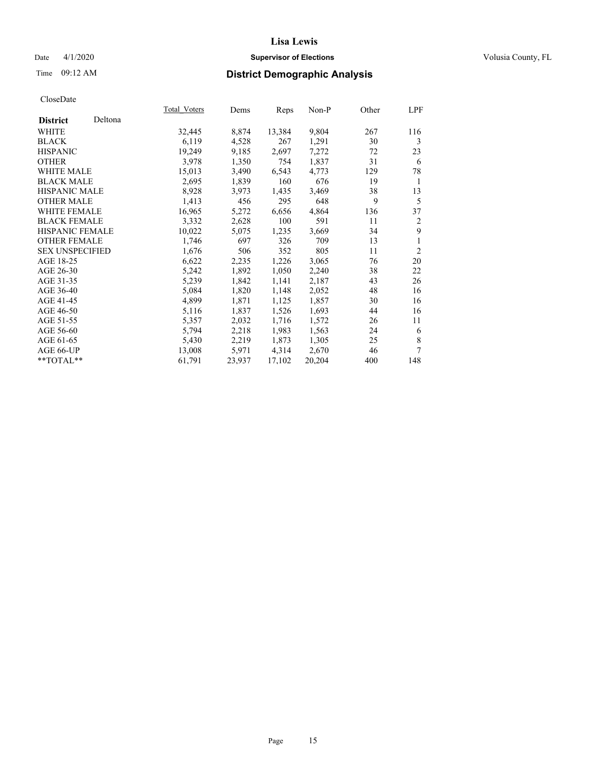# Lisa Lewis

Date 4/1/2020 **Supervisor of Elections** Volusia County, FL

Time 09:12 AM **District Demographic Analysis**

CloseDate

| **District** Deltona | Total_Voters | Dems | Reps | Non-P | Other | LPF |
|---|---|---|---|---|---|---|
| WHITE | 32,445 | 8,874 | 13,384 | 9,804 | 267 | 116 |
| BLACK | 6,119 | 4,528 | 267 | 1,291 | 30 | 3 |
| HISPANIC | 19,249 | 9,185 | 2,697 | 7,272 | 72 | 23 |
| OTHER | 3,978 | 1,350 | 754 | 1,837 | 31 | 6 |
| WHITE MALE | 15,013 | 3,490 | 6,543 | 4,773 | 129 | 78 |
| BLACK MALE | 2,695 | 1,839 | 160 | 676 | 19 | 1 |
| HISPANIC MALE | 8,928 | 3,973 | 1,435 | 3,469 | 38 | 13 |
| OTHER MALE | 1,413 | 456 | 295 | 648 | 9 | 5 |
| WHITE FEMALE | 16,965 | 5,272 | 6,656 | 4,864 | 136 | 37 |
| BLACK FEMALE | 3,332 | 2,628 | 100 | 591 | 11 | 2 |
| HISPANIC FEMALE | 10,022 | 5,075 | 1,235 | 3,669 | 34 | 9 |
| OTHER FEMALE | 1,746 | 697 | 326 | 709 | 13 | 1 |
| SEX UNSPECIFIED | 1,676 | 506 | 352 | 805 | 11 | 2 |
| AGE 18-25 | 6,622 | 2,235 | 1,226 | 3,065 | 76 | 20 |
| AGE 26-30 | 5,242 | 1,892 | 1,050 | 2,240 | 38 | 22 |
| AGE 31-35 | 5,239 | 1,842 | 1,141 | 2,187 | 43 | 26 |
| AGE 36-40 | 5,084 | 1,820 | 1,148 | 2,052 | 48 | 16 |
| AGE 41-45 | 4,899 | 1,871 | 1,125 | 1,857 | 30 | 16 |
| AGE 46-50 | 5,116 | 1,837 | 1,526 | 1,693 | 44 | 16 |
| AGE 51-55 | 5,357 | 2,032 | 1,716 | 1,572 | 26 | 11 |
| AGE 56-60 | 5,794 | 2,218 | 1,983 | 1,563 | 24 | 6 |
| AGE 61-65 | 5,430 | 2,219 | 1,873 | 1,305 | 25 | 8 |
| AGE 66-UP | 13,008 | 5,971 | 4,314 | 2,670 | 46 | 7 |
| **TOTAL** | 61,791 | 23,937 | 17,102 | 20,204 | 400 | 148 |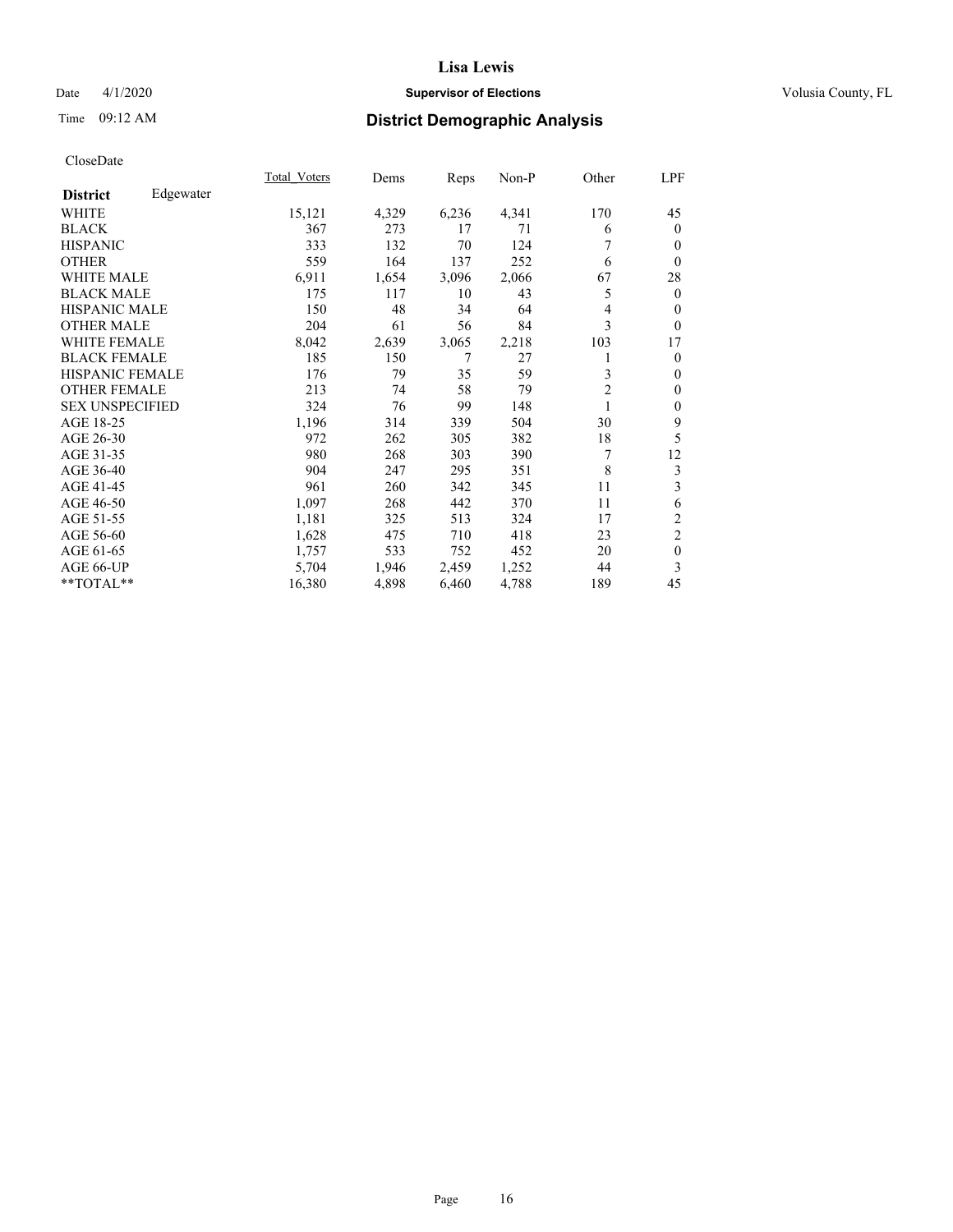# Lisa Lewis

Date 4/1/2020 **Supervisor of Elections** Volusia County, FL

Time 09:12 AM **District Demographic Analysis**

CloseDate

| **District** Edgewater | Total_Voters | Dems | Reps | Non-P | Other | LPF |
|---|---|---|---|---|---|---|
| WHITE | 15,121 | 4,329 | 6,236 | 4,341 | 170 | 45 |
| BLACK | 367 | 273 | 17 | 71 | 6 | 0 |
| HISPANIC | 333 | 132 | 70 | 124 | 7 | 0 |
| OTHER | 559 | 164 | 137 | 252 | 6 | 0 |
| WHITE MALE | 6,911 | 1,654 | 3,096 | 2,066 | 67 | 28 |
| BLACK MALE | 175 | 117 | 10 | 43 | 5 | 0 |
| HISPANIC MALE | 150 | 48 | 34 | 64 | 4 | 0 |
| OTHER MALE | 204 | 61 | 56 | 84 | 3 | 0 |
| WHITE FEMALE | 8,042 | 2,639 | 3,065 | 2,218 | 103 | 17 |
| BLACK FEMALE | 185 | 150 | 7 | 27 | 1 | 0 |
| HISPANIC FEMALE | 176 | 79 | 35 | 59 | 3 | 0 |
| OTHER FEMALE | 213 | 74 | 58 | 79 | 2 | 0 |
| SEX UNSPECIFIED | 324 | 76 | 99 | 148 | 1 | 0 |
| AGE 18-25 | 1,196 | 314 | 339 | 504 | 30 | 9 |
| AGE 26-30 | 972 | 262 | 305 | 382 | 18 | 5 |
| AGE 31-35 | 980 | 268 | 303 | 390 | 7 | 12 |
| AGE 36-40 | 904 | 247 | 295 | 351 | 8 | 3 |
| AGE 41-45 | 961 | 260 | 342 | 345 | 11 | 3 |
| AGE 46-50 | 1,097 | 268 | 442 | 370 | 11 | 6 |
| AGE 51-55 | 1,181 | 325 | 513 | 324 | 17 | 2 |
| AGE 56-60 | 1,628 | 475 | 710 | 418 | 23 | 2 |
| AGE 61-65 | 1,757 | 533 | 752 | 452 | 20 | 0 |
| AGE 66-UP | 5,704 | 1,946 | 2,459 | 1,252 | 44 | 3 |
| **TOTAL** | 16,380 | 4,898 | 6,460 | 4,788 | 189 | 45 |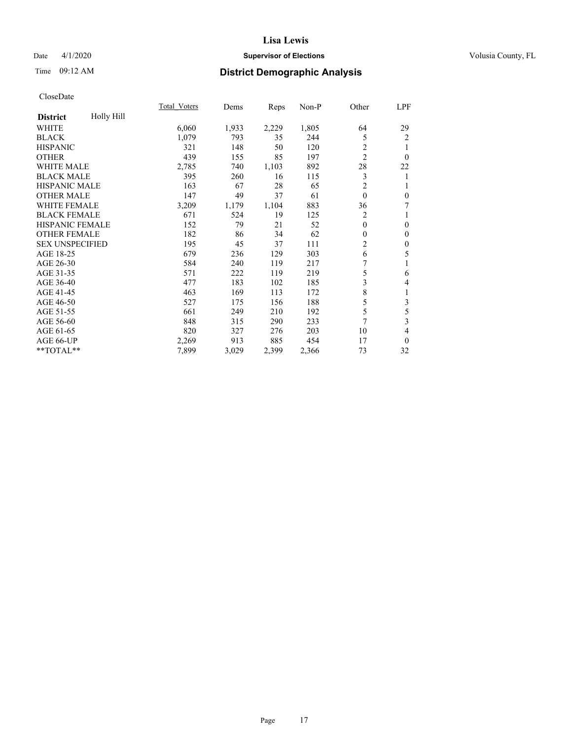# Lisa Lewis

Date 4/1/2020 **Supervisor of Elections** Volusia County, FL

Time 09:12 AM **District Demographic Analysis**

CloseDate

| **District** Holly Hill | Total_Voters | Dems | Reps | Non-P | Other | LPF |
|---|---|---|---|---|---|---|
| WHITE | 6,060 | 1,933 | 2,229 | 1,805 | 64 | 29 |
| BLACK | 1,079 | 793 | 35 | 244 | 5 | 2 |
| HISPANIC | 321 | 148 | 50 | 120 | 2 | 1 |
| OTHER | 439 | 155 | 85 | 197 | 2 | 0 |
| WHITE MALE | 2,785 | 740 | 1,103 | 892 | 28 | 22 |
| BLACK MALE | 395 | 260 | 16 | 115 | 3 | 1 |
| HISPANIC MALE | 163 | 67 | 28 | 65 | 2 | 1 |
| OTHER MALE | 147 | 49 | 37 | 61 | 0 | 0 |
| WHITE FEMALE | 3,209 | 1,179 | 1,104 | 883 | 36 | 7 |
| BLACK FEMALE | 671 | 524 | 19 | 125 | 2 | 1 |
| HISPANIC FEMALE | 152 | 79 | 21 | 52 | 0 | 0 |
| OTHER FEMALE | 182 | 86 | 34 | 62 | 0 | 0 |
| SEX UNSPECIFIED | 195 | 45 | 37 | 111 | 2 | 0 |
| AGE 18-25 | 679 | 236 | 129 | 303 | 6 | 5 |
| AGE 26-30 | 584 | 240 | 119 | 217 | 7 | 1 |
| AGE 31-35 | 571 | 222 | 119 | 219 | 5 | 6 |
| AGE 36-40 | 477 | 183 | 102 | 185 | 3 | 4 |
| AGE 41-45 | 463 | 169 | 113 | 172 | 8 | 1 |
| AGE 46-50 | 527 | 175 | 156 | 188 | 5 | 3 |
| AGE 51-55 | 661 | 249 | 210 | 192 | 5 | 5 |
| AGE 56-60 | 848 | 315 | 290 | 233 | 7 | 3 |
| AGE 61-65 | 820 | 327 | 276 | 203 | 10 | 4 |
| AGE 66-UP | 2,269 | 913 | 885 | 454 | 17 | 0 |
| **TOTAL** | 7,899 | 3,029 | 2,399 | 2,366 | 73 | 32 |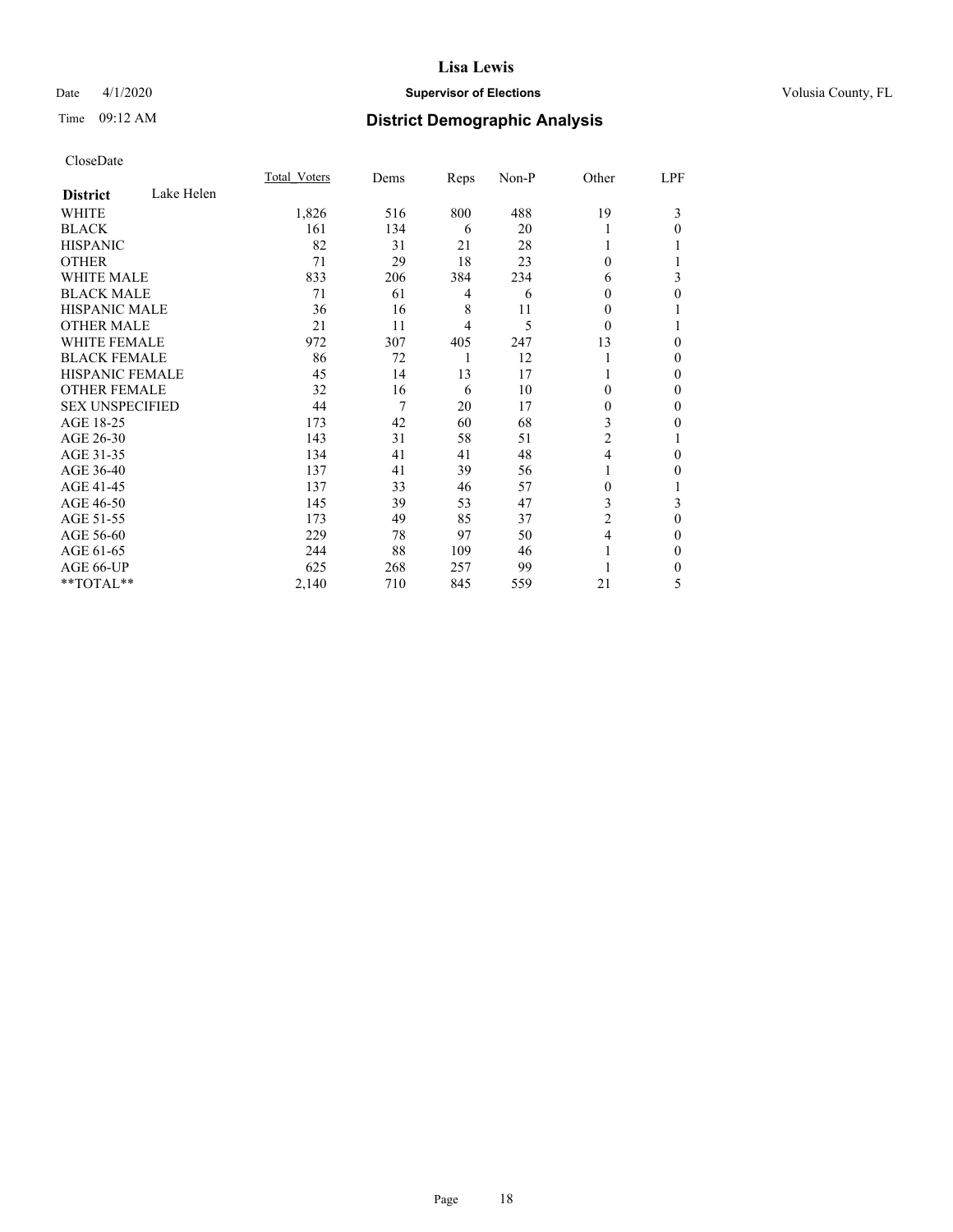CloseDate

| District | Lake Helen | Total_Voters | Dems | Reps | Non-P | Other | LPF |
|---|---|---|---|---|---|---|---|
| WHITE | | 1,826 | 516 | 800 | 488 | 19 | 3 |
| BLACK | | 161 | 134 | 6 | 20 | 1 | 0 |
| HISPANIC | | 82 | 31 | 21 | 28 | 1 | 1 |
| OTHER | | 71 | 29 | 18 | 23 | 0 | 1 |
| WHITE MALE | | 833 | 206 | 384 | 234 | 6 | 3 |
| BLACK MALE | | 71 | 61 | 4 | 6 | 0 | 0 |
| HISPANIC MALE | | 36 | 16 | 8 | 11 | 0 | 1 |
| OTHER MALE | | 21 | 11 | 4 | 5 | 0 | 1 |
| WHITE FEMALE | | 972 | 307 | 405 | 247 | 13 | 0 |
| BLACK FEMALE | | 86 | 72 | 1 | 12 | 1 | 0 |
| HISPANIC FEMALE | | 45 | 14 | 13 | 17 | 1 | 0 |
| OTHER FEMALE | | 32 | 16 | 6 | 10 | 0 | 0 |
| SEX UNSPECIFIED | | 44 | 7 | 20 | 17 | 0 | 0 |
| AGE 18-25 | | 173 | 42 | 60 | 68 | 3 | 0 |
| AGE 26-30 | | 143 | 31 | 58 | 51 | 2 | 1 |
| AGE 31-35 | | 134 | 41 | 41 | 48 | 4 | 0 |
| AGE 36-40 | | 137 | 41 | 39 | 56 | 1 | 0 |
| AGE 41-45 | | 137 | 33 | 46 | 57 | 0 | 1 |
| AGE 46-50 | | 145 | 39 | 53 | 47 | 3 | 3 |
| AGE 51-55 | | 173 | 49 | 85 | 37 | 2 | 0 |
| AGE 56-60 | | 229 | 78 | 97 | 50 | 4 | 0 |
| AGE 61-65 | | 244 | 88 | 109 | 46 | 1 | 0 |
| AGE 66-UP | | 625 | 268 | 257 | 99 | 1 | 0 |
| **TOTAL** | | 2,140 | 710 | 845 | 559 | 21 | 5 |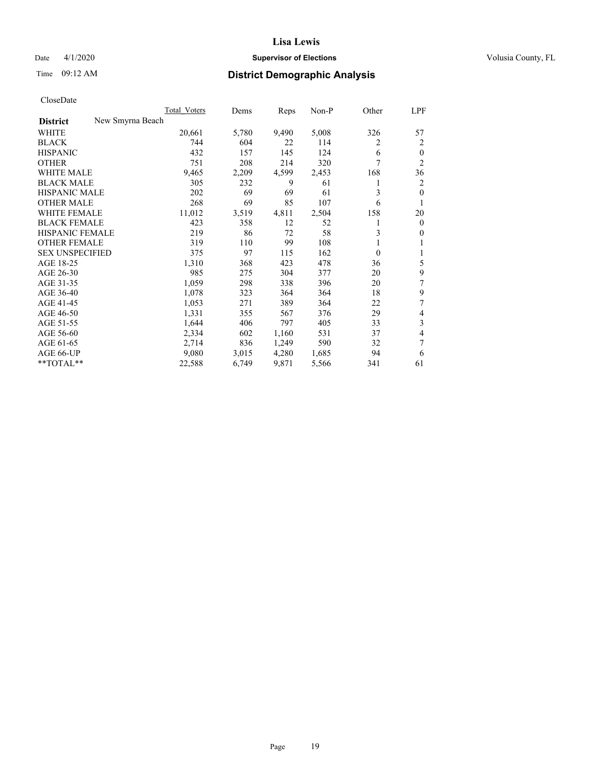**Lisa Lewis**

Date 4/1/2020 **Supervisor of Elections** Volusia County, FL

Time 09:12 AM **District Demographic Analysis**

CloseDate

| | Total Voters | Dems | Reps | Non-P | Other | LPF |
|---|---|---|---|---|---|---|
| **District** New Smyrna Beach | | | | | | |
| WHITE | 20,661 | 5,780 | 9,490 | 5,008 | 326 | 57 |
| BLACK | 744 | 604 | 22 | 114 | 2 | 2 |
| HISPANIC | 432 | 157 | 145 | 124 | 6 | 0 |
| OTHER | 751 | 208 | 214 | 320 | 7 | 2 |
| WHITE MALE | 9,465 | 2,209 | 4,599 | 2,453 | 168 | 36 |
| BLACK MALE | 305 | 232 | 9 | 61 | 1 | 2 |
| HISPANIC MALE | 202 | 69 | 69 | 61 | 3 | 0 |
| OTHER MALE | 268 | 69 | 85 | 107 | 6 | 1 |
| WHITE FEMALE | 11,012 | 3,519 | 4,811 | 2,504 | 158 | 20 |
| BLACK FEMALE | 423 | 358 | 12 | 52 | 1 | 0 |
| HISPANIC FEMALE | 219 | 86 | 72 | 58 | 3 | 0 |
| OTHER FEMALE | 319 | 110 | 99 | 108 | 1 | 1 |
| SEX UNSPECIFIED | 375 | 97 | 115 | 162 | 0 | 1 |
| AGE 18-25 | 1,310 | 368 | 423 | 478 | 36 | 5 |
| AGE 26-30 | 985 | 275 | 304 | 377 | 20 | 9 |
| AGE 31-35 | 1,059 | 298 | 338 | 396 | 20 | 7 |
| AGE 36-40 | 1,078 | 323 | 364 | 364 | 18 | 9 |
| AGE 41-45 | 1,053 | 271 | 389 | 364 | 22 | 7 |
| AGE 46-50 | 1,331 | 355 | 567 | 376 | 29 | 4 |
| AGE 51-55 | 1,644 | 406 | 797 | 405 | 33 | 3 |
| AGE 56-60 | 2,334 | 602 | 1,160 | 531 | 37 | 4 |
| AGE 61-65 | 2,714 | 836 | 1,249 | 590 | 32 | 7 |
| AGE 66-UP | 9,080 | 3,015 | 4,280 | 1,685 | 94 | 6 |
| **TOTAL** | 22,588 | 6,749 | 9,871 | 5,566 | 341 | 61 |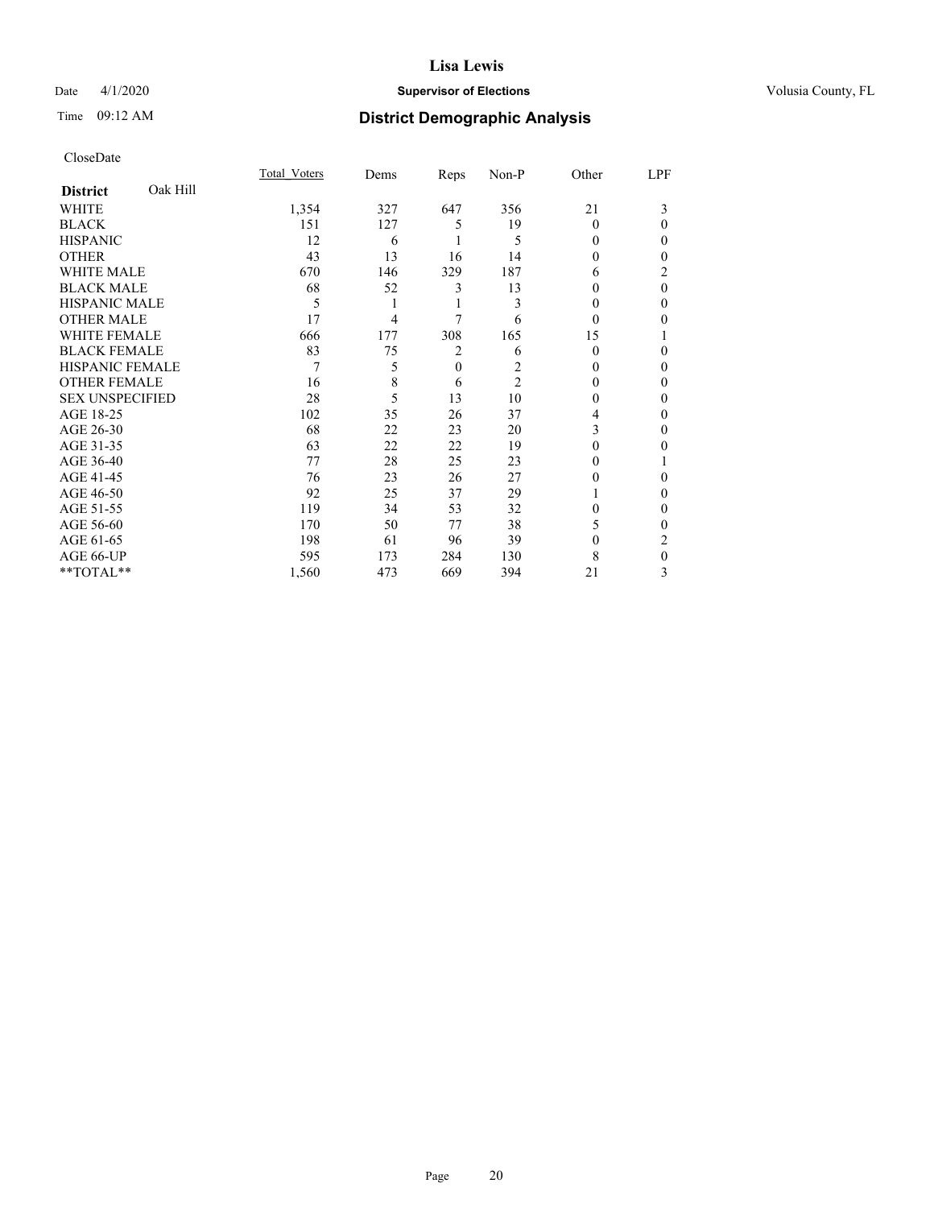# Lisa Lewis

Date 4/1/2020 **Supervisor of Elections** Volusia County, FL

Time 09:12 AM **District Demographic Analysis**

CloseDate

| **District** Oak Hill | Total_Voters | Dems | Reps | Non-P | Other | LPF |
|---|---|---|---|---|---|---|
| WHITE | 1,354 | 327 | 647 | 356 | 21 | 3 |
| BLACK | 151 | 127 | 5 | 19 | 0 | 0 |
| HISPANIC | 12 | 6 | 1 | 5 | 0 | 0 |
| OTHER | 43 | 13 | 16 | 14 | 0 | 0 |
| WHITE MALE | 670 | 146 | 329 | 187 | 6 | 2 |
| BLACK MALE | 68 | 52 | 3 | 13 | 0 | 0 |
| HISPANIC MALE | 5 | 1 | 1 | 3 | 0 | 0 |
| OTHER MALE | 17 | 4 | 7 | 6 | 0 | 0 |
| WHITE FEMALE | 666 | 177 | 308 | 165 | 15 | 1 |
| BLACK FEMALE | 83 | 75 | 2 | 6 | 0 | 0 |
| HISPANIC FEMALE | 7 | 5 | 0 | 2 | 0 | 0 |
| OTHER FEMALE | 16 | 8 | 6 | 2 | 0 | 0 |
| SEX UNSPECIFIED | 28 | 5 | 13 | 10 | 0 | 0 |
| AGE 18-25 | 102 | 35 | 26 | 37 | 4 | 0 |
| AGE 26-30 | 68 | 22 | 23 | 20 | 3 | 0 |
| AGE 31-35 | 63 | 22 | 22 | 19 | 0 | 0 |
| AGE 36-40 | 77 | 28 | 25 | 23 | 0 | 1 |
| AGE 41-45 | 76 | 23 | 26 | 27 | 0 | 0 |
| AGE 46-50 | 92 | 25 | 37 | 29 | 1 | 0 |
| AGE 51-55 | 119 | 34 | 53 | 32 | 0 | 0 |
| AGE 56-60 | 170 | 50 | 77 | 38 | 5 | 0 |
| AGE 61-65 | 198 | 61 | 96 | 39 | 0 | 2 |
| AGE 66-UP | 595 | 173 | 284 | 130 | 8 | 0 |
| **TOTAL** | 1,560 | 473 | 669 | 394 | 21 | 3 |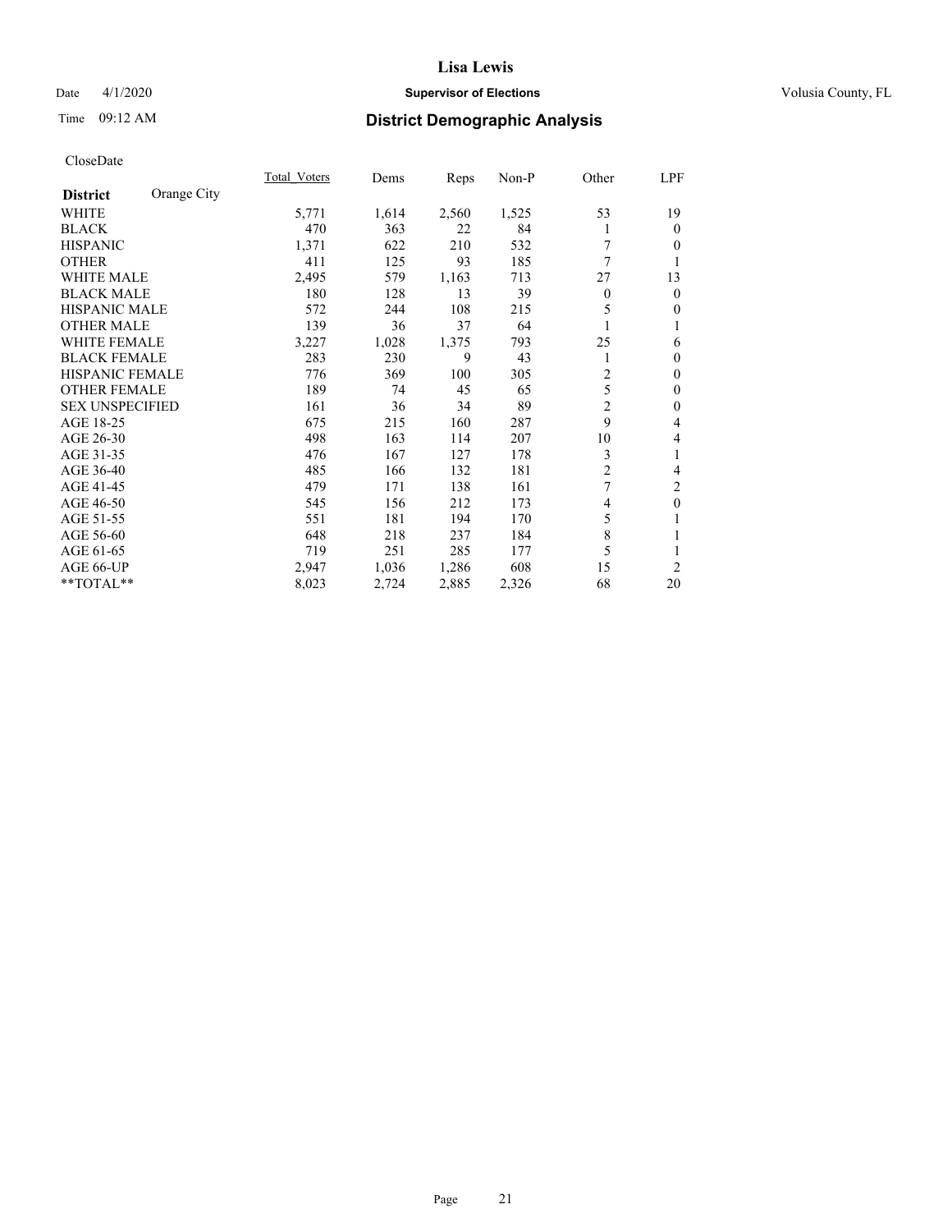**Lisa Lewis**

Date 4/1/2020 **Supervisor of Elections** Volusia County, FL

Time 09:12 AM **District Demographic Analysis**

CloseDate

| **District** Orange City | Total Voters | Dems | Reps | Non-P | Other | LPF |
|---|---|---|---|---|---|---|
| WHITE | 5,771 | 1,614 | 2,560 | 1,525 | 53 | 19 |
| BLACK | 470 | 363 | 22 | 84 | 1 | 0 |
| HISPANIC | 1,371 | 622 | 210 | 532 | 7 | 0 |
| OTHER | 411 | 125 | 93 | 185 | 7 | 1 |
| WHITE MALE | 2,495 | 579 | 1,163 | 713 | 27 | 13 |
| BLACK MALE | 180 | 128 | 13 | 39 | 0 | 0 |
| HISPANIC MALE | 572 | 244 | 108 | 215 | 5 | 0 |
| OTHER MALE | 139 | 36 | 37 | 64 | 1 | 1 |
| WHITE FEMALE | 3,227 | 1,028 | 1,375 | 793 | 25 | 6 |
| BLACK FEMALE | 283 | 230 | 9 | 43 | 1 | 0 |
| HISPANIC FEMALE | 776 | 369 | 100 | 305 | 2 | 0 |
| OTHER FEMALE | 189 | 74 | 45 | 65 | 5 | 0 |
| SEX UNSPECIFIED | 161 | 36 | 34 | 89 | 2 | 0 |
| AGE 18-25 | 675 | 215 | 160 | 287 | 9 | 4 |
| AGE 26-30 | 498 | 163 | 114 | 207 | 10 | 4 |
| AGE 31-35 | 476 | 167 | 127 | 178 | 3 | 1 |
| AGE 36-40 | 485 | 166 | 132 | 181 | 2 | 4 |
| AGE 41-45 | 479 | 171 | 138 | 161 | 7 | 2 |
| AGE 46-50 | 545 | 156 | 212 | 173 | 4 | 0 |
| AGE 51-55 | 551 | 181 | 194 | 170 | 5 | 1 |
| AGE 56-60 | 648 | 218 | 237 | 184 | 8 | 1 |
| AGE 61-65 | 719 | 251 | 285 | 177 | 5 | 1 |
| AGE 66-UP | 2,947 | 1,036 | 1,286 | 608 | 15 | 2 |
| **TOTAL** | 8,023 | 2,724 | 2,885 | 2,326 | 68 | 20 |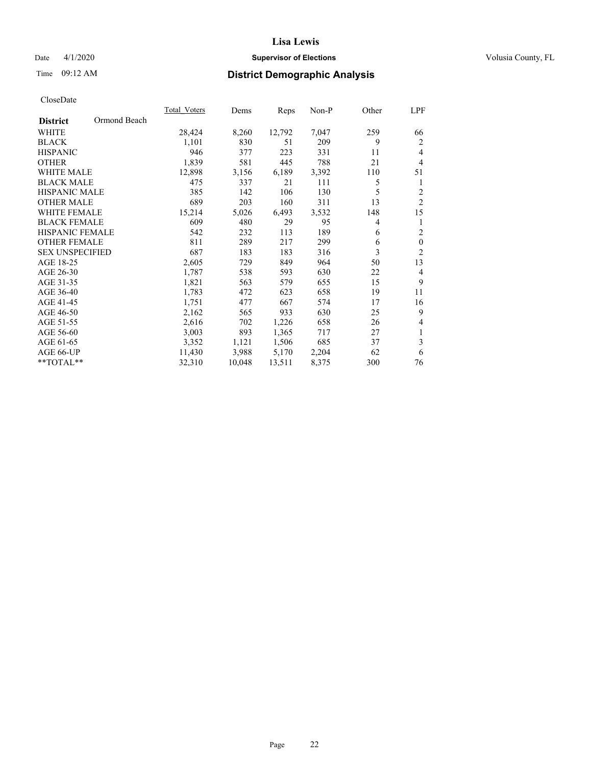# Lisa Lewis

Date 4/1/2020 **Supervisor of Elections** Volusia County, FL

Time 09:12 AM **District Demographic Analysis**

CloseDate

| **District** Ormond Beach | Total_Voters | Dems | Reps | Non-P | Other | LPF |
|---|---|---|---|---|---|---|
| WHITE | 28,424 | 8,260 | 12,792 | 7,047 | 259 | 66 |
| BLACK | 1,101 | 830 | 51 | 209 | 9 | 2 |
| HISPANIC | 946 | 377 | 223 | 331 | 11 | 4 |
| OTHER | 1,839 | 581 | 445 | 788 | 21 | 4 |
| WHITE MALE | 12,898 | 3,156 | 6,189 | 3,392 | 110 | 51 |
| BLACK MALE | 475 | 337 | 21 | 111 | 5 | 1 |
| HISPANIC MALE | 385 | 142 | 106 | 130 | 5 | 2 |
| OTHER MALE | 689 | 203 | 160 | 311 | 13 | 2 |
| WHITE FEMALE | 15,214 | 5,026 | 6,493 | 3,532 | 148 | 15 |
| BLACK FEMALE | 609 | 480 | 29 | 95 | 4 | 1 |
| HISPANIC FEMALE | 542 | 232 | 113 | 189 | 6 | 2 |
| OTHER FEMALE | 811 | 289 | 217 | 299 | 6 | 0 |
| SEX UNSPECIFIED | 687 | 183 | 183 | 316 | 3 | 2 |
| AGE 18-25 | 2,605 | 729 | 849 | 964 | 50 | 13 |
| AGE 26-30 | 1,787 | 538 | 593 | 630 | 22 | 4 |
| AGE 31-35 | 1,821 | 563 | 579 | 655 | 15 | 9 |
| AGE 36-40 | 1,783 | 472 | 623 | 658 | 19 | 11 |
| AGE 41-45 | 1,751 | 477 | 667 | 574 | 17 | 16 |
| AGE 46-50 | 2,162 | 565 | 933 | 630 | 25 | 9 |
| AGE 51-55 | 2,616 | 702 | 1,226 | 658 | 26 | 4 |
| AGE 56-60 | 3,003 | 893 | 1,365 | 717 | 27 | 1 |
| AGE 61-65 | 3,352 | 1,121 | 1,506 | 685 | 37 | 3 |
| AGE 66-UP | 11,430 | 3,988 | 5,170 | 2,204 | 62 | 6 |
| **TOTAL** | 32,310 | 10,048 | 13,511 | 8,375 | 300 | 76 |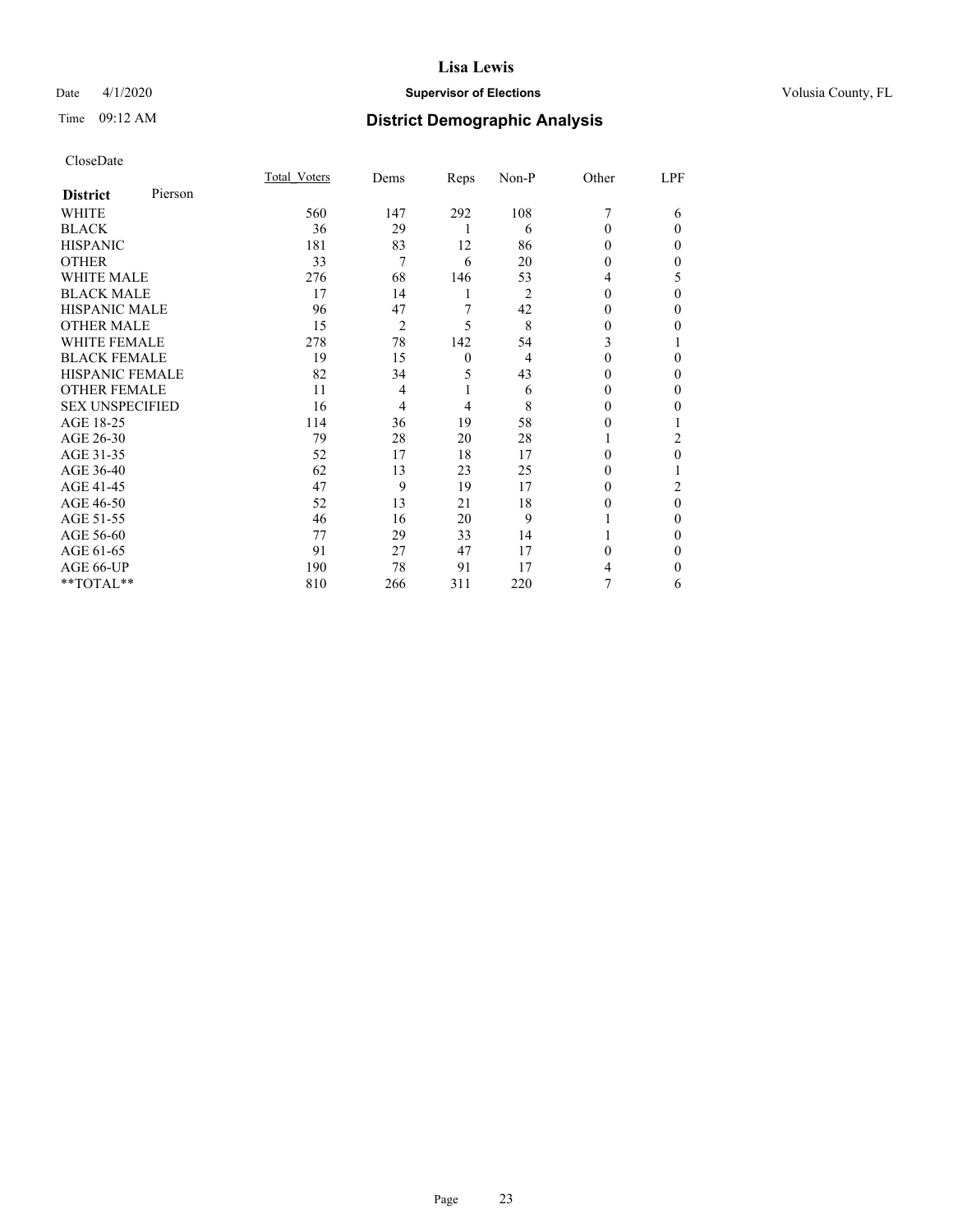# Lisa Lewis

Date 4/1/2020 **Supervisor of Elections** Volusia County, FL

Time 09:12 AM **District Demographic Analysis**

CloseDate

| **District** Pierson | Total_Voters | Dems | Reps | Non-P | Other | LPF |
|---|---|---|---|---|---|---|
| WHITE | 560 | 147 | 292 | 108 | 7 | 6 |
| BLACK | 36 | 29 | 1 | 6 | 0 | 0 |
| HISPANIC | 181 | 83 | 12 | 86 | 0 | 0 |
| OTHER | 33 | 7 | 6 | 20 | 0 | 0 |
| WHITE MALE | 276 | 68 | 146 | 53 | 4 | 5 |
| BLACK MALE | 17 | 14 | 1 | 2 | 0 | 0 |
| HISPANIC MALE | 96 | 47 | 7 | 42 | 0 | 0 |
| OTHER MALE | 15 | 2 | 5 | 8 | 0 | 0 |
| WHITE FEMALE | 278 | 78 | 142 | 54 | 3 | 1 |
| BLACK FEMALE | 19 | 15 | 0 | 4 | 0 | 0 |
| HISPANIC FEMALE | 82 | 34 | 5 | 43 | 0 | 0 |
| OTHER FEMALE | 11 | 4 | 1 | 6 | 0 | 0 |
| SEX UNSPECIFIED | 16 | 4 | 4 | 8 | 0 | 0 |
| AGE 18-25 | 114 | 36 | 19 | 58 | 0 | 1 |
| AGE 26-30 | 79 | 28 | 20 | 28 | 1 | 2 |
| AGE 31-35 | 52 | 17 | 18 | 17 | 0 | 0 |
| AGE 36-40 | 62 | 13 | 23 | 25 | 0 | 1 |
| AGE 41-45 | 47 | 9 | 19 | 17 | 0 | 2 |
| AGE 46-50 | 52 | 13 | 21 | 18 | 0 | 0 |
| AGE 51-55 | 46 | 16 | 20 | 9 | 1 | 0 |
| AGE 56-60 | 77 | 29 | 33 | 14 | 1 | 0 |
| AGE 61-65 | 91 | 27 | 47 | 17 | 0 | 0 |
| AGE 66-UP | 190 | 78 | 91 | 17 | 4 | 0 |
| **TOTAL** | 810 | 266 | 311 | 220 | 7 | 6 |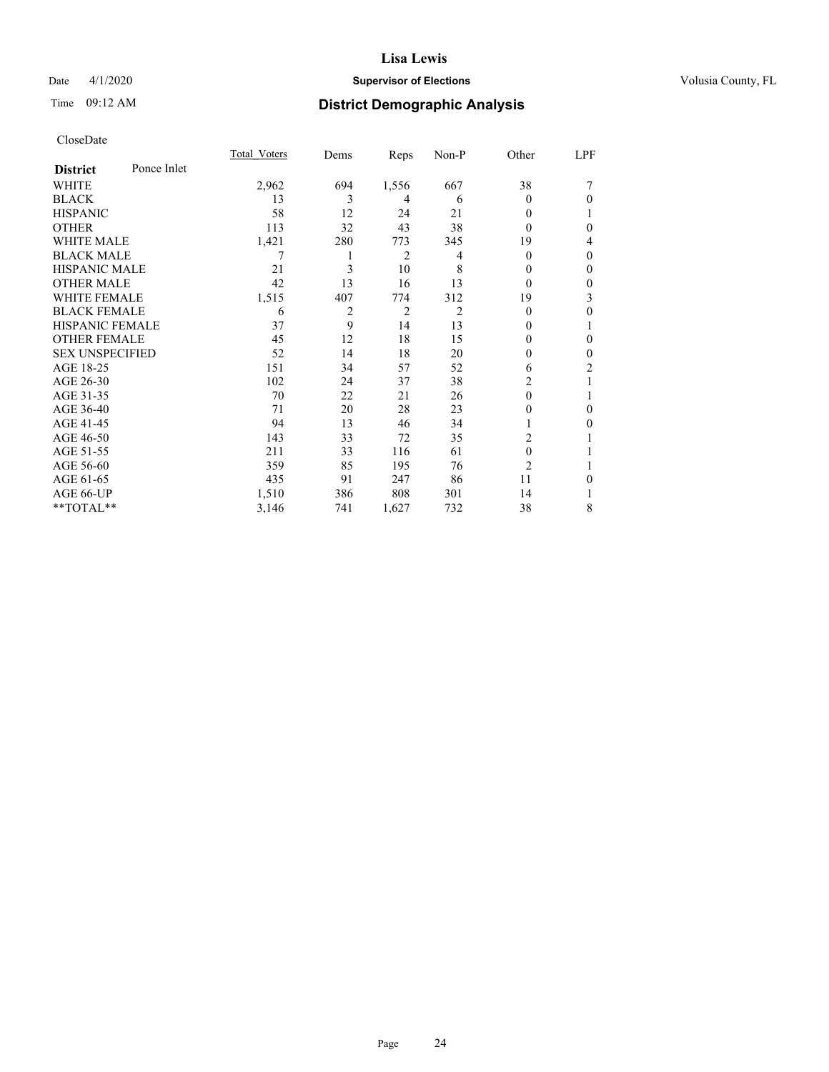# Lisa Lewis

Date 4/1/2020 **Supervisor of Elections** Volusia County, FL

Time 09:12 AM **District Demographic Analysis**

CloseDate

| District: Ponce Inlet | Total_Voters | Dems | Reps | Non-P | Other | LPF |
|---|---|---|---|---|---|---|
| WHITE | 2,962 | 694 | 1,556 | 667 | 38 | 7 |
| BLACK | 13 | 3 | 4 | 6 | 0 | 0 |
| HISPANIC | 58 | 12 | 24 | 21 | 0 | 1 |
| OTHER | 113 | 32 | 43 | 38 | 0 | 0 |
| WHITE MALE | 1,421 | 280 | 773 | 345 | 19 | 4 |
| BLACK MALE | 7 | 1 | 2 | 4 | 0 | 0 |
| HISPANIC MALE | 21 | 3 | 10 | 8 | 0 | 0 |
| OTHER MALE | 42 | 13 | 16 | 13 | 0 | 0 |
| WHITE FEMALE | 1,515 | 407 | 774 | 312 | 19 | 3 |
| BLACK FEMALE | 6 | 2 | 2 | 2 | 0 | 0 |
| HISPANIC FEMALE | 37 | 9 | 14 | 13 | 0 | 1 |
| OTHER FEMALE | 45 | 12 | 18 | 15 | 0 | 0 |
| SEX UNSPECIFIED | 52 | 14 | 18 | 20 | 0 | 0 |
| AGE 18-25 | 151 | 34 | 57 | 52 | 6 | 2 |
| AGE 26-30 | 102 | 24 | 37 | 38 | 2 | 1 |
| AGE 31-35 | 70 | 22 | 21 | 26 | 0 | 1 |
| AGE 36-40 | 71 | 20 | 28 | 23 | 0 | 0 |
| AGE 41-45 | 94 | 13 | 46 | 34 | 1 | 0 |
| AGE 46-50 | 143 | 33 | 72 | 35 | 2 | 1 |
| AGE 51-55 | 211 | 33 | 116 | 61 | 0 | 1 |
| AGE 56-60 | 359 | 85 | 195 | 76 | 2 | 1 |
| AGE 61-65 | 435 | 91 | 247 | 86 | 11 | 0 |
| AGE 66-UP | 1,510 | 386 | 808 | 301 | 14 | 1 |
| **TOTAL** | 3,146 | 741 | 1,627 | 732 | 38 | 8 |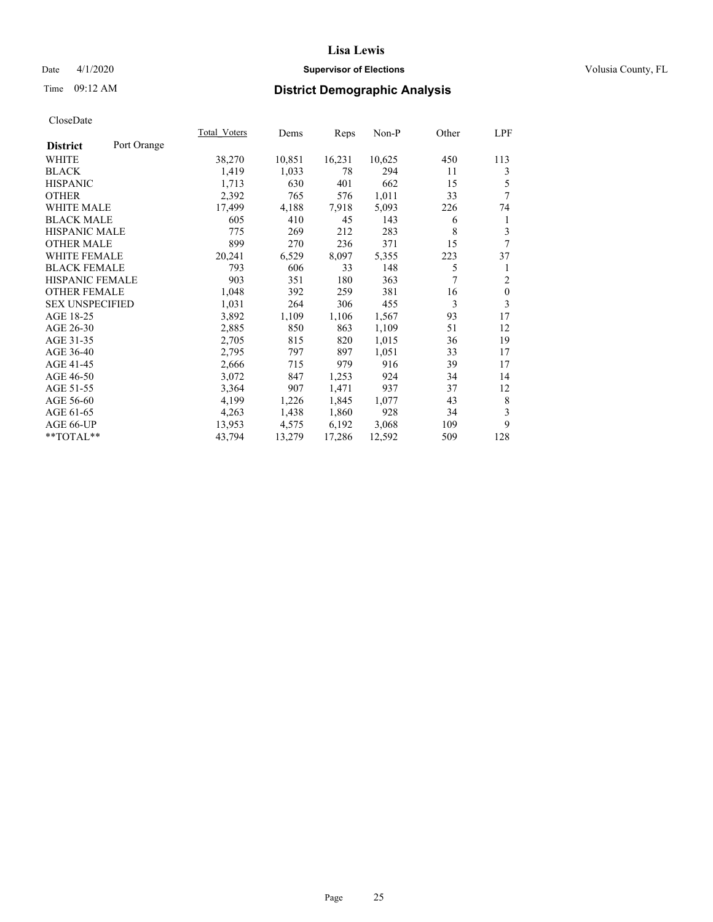## Lisa Lewis

Date 4/1/2020 **Supervisor of Elections** Volusia County, FL

Time 09:12 AM **District Demographic Analysis**

CloseDate

| **District** Port Orange | Total_Voters | Dems | Reps | Non-P | Other | LPF |
|---|---|---|---|---|---|---|
| WHITE | 38,270 | 10,851 | 16,231 | 10,625 | 450 | 113 |
| BLACK | 1,419 | 1,033 | 78 | 294 | 11 | 3 |
| HISPANIC | 1,713 | 630 | 401 | 662 | 15 | 5 |
| OTHER | 2,392 | 765 | 576 | 1,011 | 33 | 7 |
| WHITE MALE | 17,499 | 4,188 | 7,918 | 5,093 | 226 | 74 |
| BLACK MALE | 605 | 410 | 45 | 143 | 6 | 1 |
| HISPANIC MALE | 775 | 269 | 212 | 283 | 8 | 3 |
| OTHER MALE | 899 | 270 | 236 | 371 | 15 | 7 |
| WHITE FEMALE | 20,241 | 6,529 | 8,097 | 5,355 | 223 | 37 |
| BLACK FEMALE | 793 | 606 | 33 | 148 | 5 | 1 |
| HISPANIC FEMALE | 903 | 351 | 180 | 363 | 7 | 2 |
| OTHER FEMALE | 1,048 | 392 | 259 | 381 | 16 | 0 |
| SEX UNSPECIFIED | 1,031 | 264 | 306 | 455 | 3 | 3 |
| AGE 18-25 | 3,892 | 1,109 | 1,106 | 1,567 | 93 | 17 |
| AGE 26-30 | 2,885 | 850 | 863 | 1,109 | 51 | 12 |
| AGE 31-35 | 2,705 | 815 | 820 | 1,015 | 36 | 19 |
| AGE 36-40 | 2,795 | 797 | 897 | 1,051 | 33 | 17 |
| AGE 41-45 | 2,666 | 715 | 979 | 916 | 39 | 17 |
| AGE 46-50 | 3,072 | 847 | 1,253 | 924 | 34 | 14 |
| AGE 51-55 | 3,364 | 907 | 1,471 | 937 | 37 | 12 |
| AGE 56-60 | 4,199 | 1,226 | 1,845 | 1,077 | 43 | 8 |
| AGE 61-65 | 4,263 | 1,438 | 1,860 | 928 | 34 | 3 |
| AGE 66-UP | 13,953 | 4,575 | 6,192 | 3,068 | 109 | 9 |
| **TOTAL** | 43,794 | 13,279 | 17,286 | 12,592 | 509 | 128 |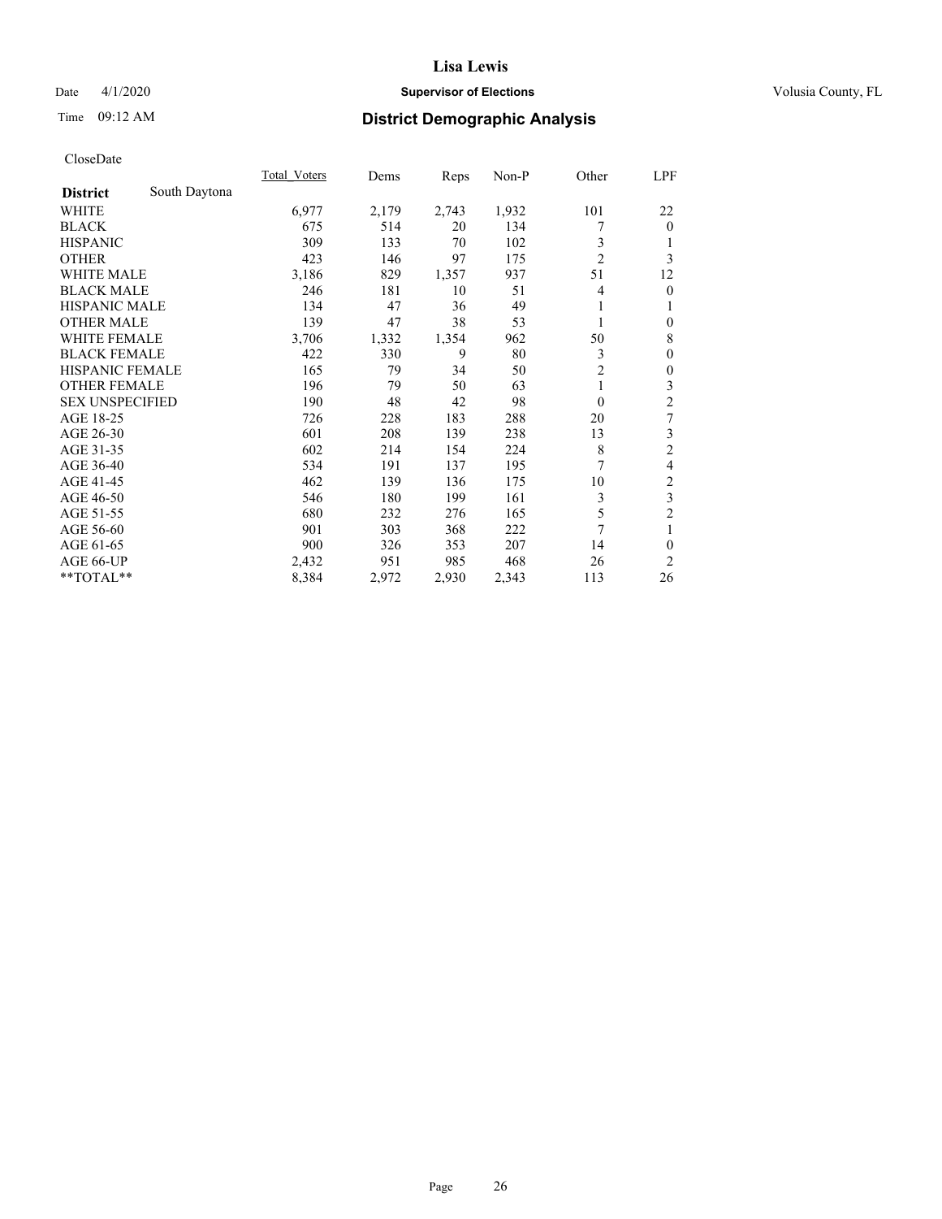CloseDate

| District | South Daytona | Total_Voters | Dems | Reps | Non-P | Other | LPF |
|---|---|---|---|---|---|---|---|
| WHITE | | 6,977 | 2,179 | 2,743 | 1,932 | 101 | 22 |
| BLACK | | 675 | 514 | 20 | 134 | 7 | 0 |
| HISPANIC | | 309 | 133 | 70 | 102 | 3 | 1 |
| OTHER | | 423 | 146 | 97 | 175 | 2 | 3 |
| WHITE MALE | | 3,186 | 829 | 1,357 | 937 | 51 | 12 |
| BLACK MALE | | 246 | 181 | 10 | 51 | 4 | 0 |
| HISPANIC MALE | | 134 | 47 | 36 | 49 | 1 | 1 |
| OTHER MALE | | 139 | 47 | 38 | 53 | 1 | 0 |
| WHITE FEMALE | | 3,706 | 1,332 | 1,354 | 962 | 50 | 8 |
| BLACK FEMALE | | 422 | 330 | 9 | 80 | 3 | 0 |
| HISPANIC FEMALE | | 165 | 79 | 34 | 50 | 2 | 0 |
| OTHER FEMALE | | 196 | 79 | 50 | 63 | 1 | 3 |
| SEX UNSPECIFIED | | 190 | 48 | 42 | 98 | 0 | 2 |
| AGE 18-25 | | 726 | 228 | 183 | 288 | 20 | 7 |
| AGE 26-30 | | 601 | 208 | 139 | 238 | 13 | 3 |
| AGE 31-35 | | 602 | 214 | 154 | 224 | 8 | 2 |
| AGE 36-40 | | 534 | 191 | 137 | 195 | 7 | 4 |
| AGE 41-45 | | 462 | 139 | 136 | 175 | 10 | 2 |
| AGE 46-50 | | 546 | 180 | 199 | 161 | 3 | 3 |
| AGE 51-55 | | 680 | 232 | 276 | 165 | 5 | 2 |
| AGE 56-60 | | 901 | 303 | 368 | 222 | 7 | 1 |
| AGE 61-65 | | 900 | 326 | 353 | 207 | 14 | 0 |
| AGE 66-UP | | 2,432 | 951 | 985 | 468 | 26 | 2 |
| **TOTAL** | | 8,384 | 2,972 | 2,930 | 2,343 | 113 | 26 |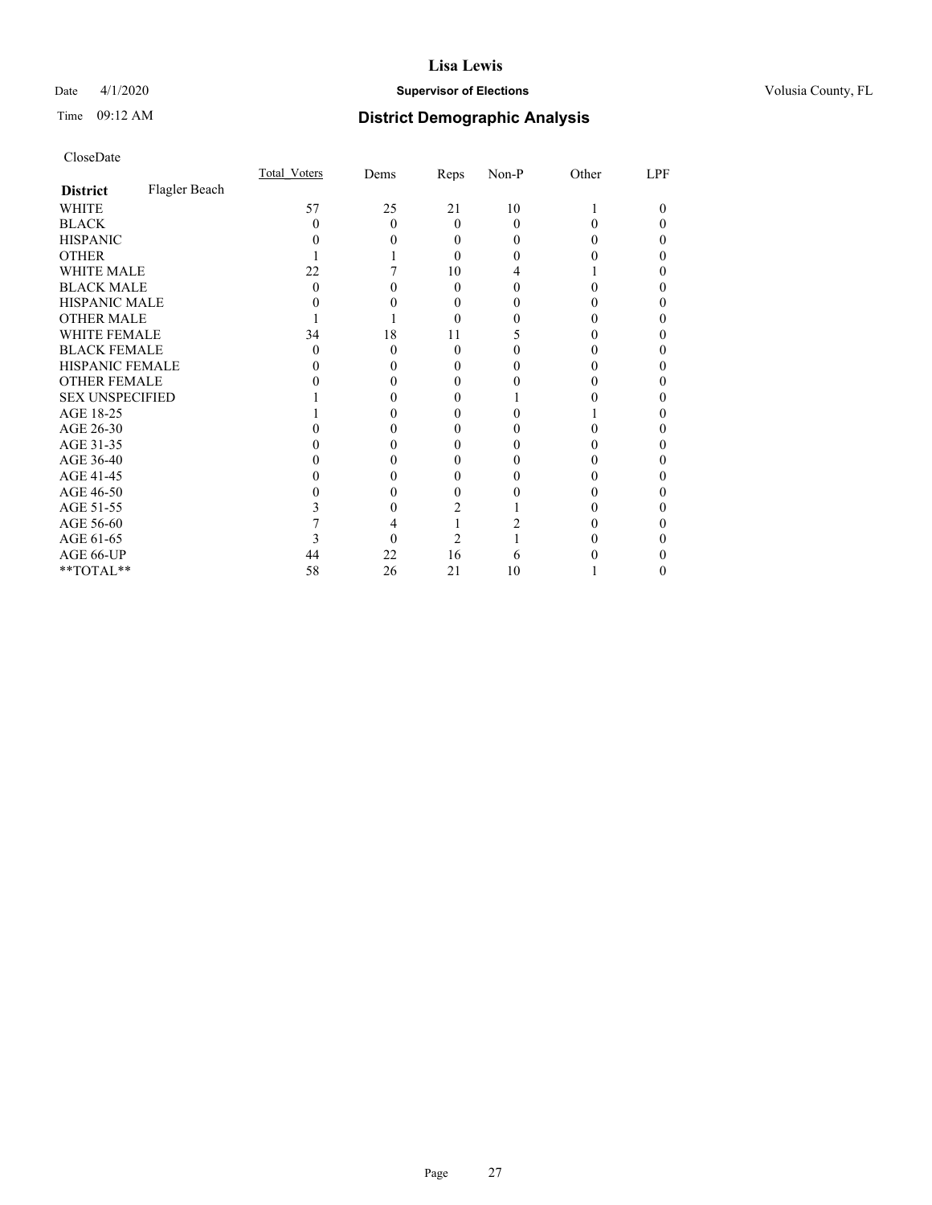# Lisa Lewis

Date 4/1/2020 **Supervisor of Elections** Volusia County, FL

Time 09:12 AM **District Demographic Analysis**

CloseDate

| **District** Flagler Beach | Total_Voters | Dems | Reps | Non-P | Other | LPF |
|---|---|---|---|---|---|---|
| WHITE | 57 | 25 | 21 | 10 | 1 | 0 |
| BLACK | 0 | 0 | 0 | 0 | 0 | 0 |
| HISPANIC | 0 | 0 | 0 | 0 | 0 | 0 |
| OTHER | 1 | 1 | 0 | 0 | 0 | 0 |
| WHITE MALE | 22 | 7 | 10 | 4 | 1 | 0 |
| BLACK MALE | 0 | 0 | 0 | 0 | 0 | 0 |
| HISPANIC MALE | 0 | 0 | 0 | 0 | 0 | 0 |
| OTHER MALE | 1 | 1 | 0 | 0 | 0 | 0 |
| WHITE FEMALE | 34 | 18 | 11 | 5 | 0 | 0 |
| BLACK FEMALE | 0 | 0 | 0 | 0 | 0 | 0 |
| HISPANIC FEMALE | 0 | 0 | 0 | 0 | 0 | 0 |
| OTHER FEMALE | 0 | 0 | 0 | 0 | 0 | 0 |
| SEX UNSPECIFIED | 1 | 0 | 0 | 1 | 0 | 0 |
| AGE 18-25 | 1 | 0 | 0 | 0 | 1 | 0 |
| AGE 26-30 | 0 | 0 | 0 | 0 | 0 | 0 |
| AGE 31-35 | 0 | 0 | 0 | 0 | 0 | 0 |
| AGE 36-40 | 0 | 0 | 0 | 0 | 0 | 0 |
| AGE 41-45 | 0 | 0 | 0 | 0 | 0 | 0 |
| AGE 46-50 | 0 | 0 | 0 | 0 | 0 | 0 |
| AGE 51-55 | 3 | 0 | 2 | 1 | 0 | 0 |
| AGE 56-60 | 7 | 4 | 1 | 2 | 0 | 0 |
| AGE 61-65 | 3 | 0 | 2 | 1 | 0 | 0 |
| AGE 66-UP | 44 | 22 | 16 | 6 | 0 | 0 |
| **TOTAL** | 58 | 26 | 21 | 10 | 1 | 0 |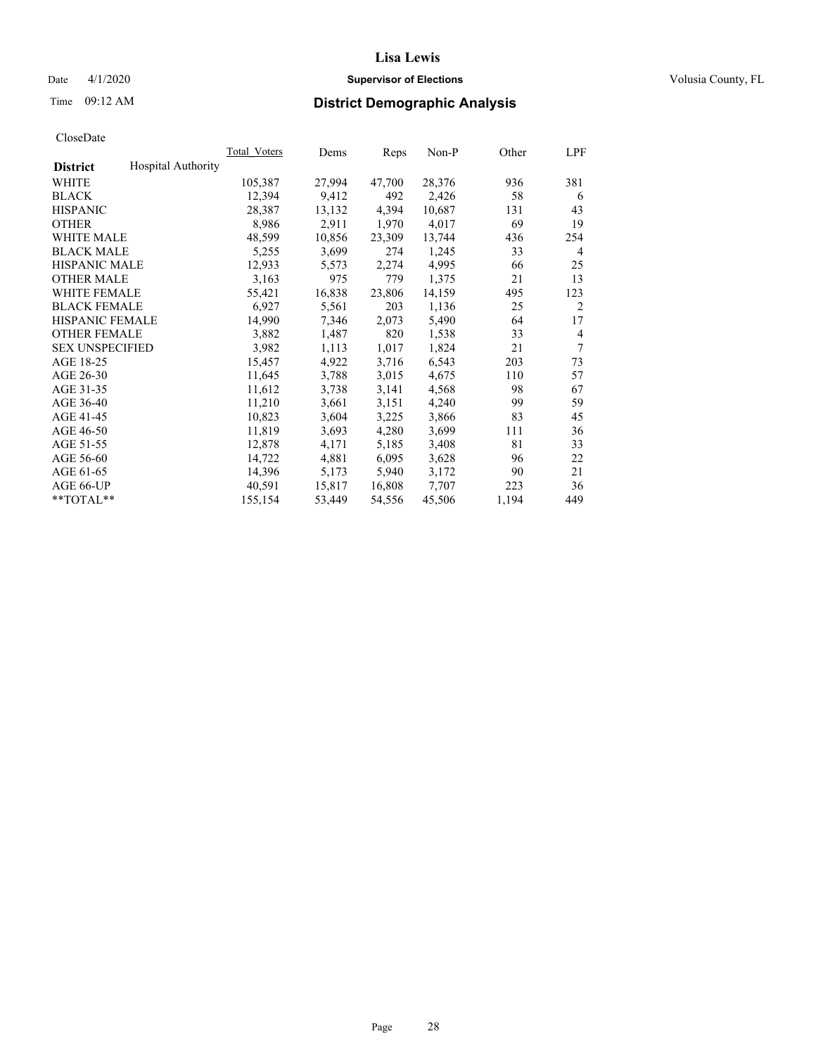# Lisa Lewis

Date 4/1/2020 **Supervisor of Elections** Volusia County, FL

Time 09:12 AM **District Demographic Analysis**

CloseDate

| District | Hospital Authority | Total_Voters | Dems | Reps | Non-P | Other | LPF |
|---|---|---|---|---|---|---|---|
| WHITE | | 105,387 | 27,994 | 47,700 | 28,376 | 936 | 381 |
| BLACK | | 12,394 | 9,412 | 492 | 2,426 | 58 | 6 |
| HISPANIC | | 28,387 | 13,132 | 4,394 | 10,687 | 131 | 43 |
| OTHER | | 8,986 | 2,911 | 1,970 | 4,017 | 69 | 19 |
| WHITE MALE | | 48,599 | 10,856 | 23,309 | 13,744 | 436 | 254 |
| BLACK MALE | | 5,255 | 3,699 | 274 | 1,245 | 33 | 4 |
| HISPANIC MALE | | 12,933 | 5,573 | 2,274 | 4,995 | 66 | 25 |
| OTHER MALE | | 3,163 | 975 | 779 | 1,375 | 21 | 13 |
| WHITE FEMALE | | 55,421 | 16,838 | 23,806 | 14,159 | 495 | 123 |
| BLACK FEMALE | | 6,927 | 5,561 | 203 | 1,136 | 25 | 2 |
| HISPANIC FEMALE | | 14,990 | 7,346 | 2,073 | 5,490 | 64 | 17 |
| OTHER FEMALE | | 3,882 | 1,487 | 820 | 1,538 | 33 | 4 |
| SEX UNSPECIFIED | | 3,982 | 1,113 | 1,017 | 1,824 | 21 | 7 |
| AGE 18-25 | | 15,457 | 4,922 | 3,716 | 6,543 | 203 | 73 |
| AGE 26-30 | | 11,645 | 3,788 | 3,015 | 4,675 | 110 | 57 |
| AGE 31-35 | | 11,612 | 3,738 | 3,141 | 4,568 | 98 | 67 |
| AGE 36-40 | | 11,210 | 3,661 | 3,151 | 4,240 | 99 | 59 |
| AGE 41-45 | | 10,823 | 3,604 | 3,225 | 3,866 | 83 | 45 |
| AGE 46-50 | | 11,819 | 3,693 | 4,280 | 3,699 | 111 | 36 |
| AGE 51-55 | | 12,878 | 4,171 | 5,185 | 3,408 | 81 | 33 |
| AGE 56-60 | | 14,722 | 4,881 | 6,095 | 3,628 | 96 | 22 |
| AGE 61-65 | | 14,396 | 5,173 | 5,940 | 3,172 | 90 | 21 |
| AGE 66-UP | | 40,591 | 15,817 | 16,808 | 7,707 | 223 | 36 |
| **TOTAL** | | 155,154 | 53,449 | 54,556 | 45,506 | 1,194 | 449 |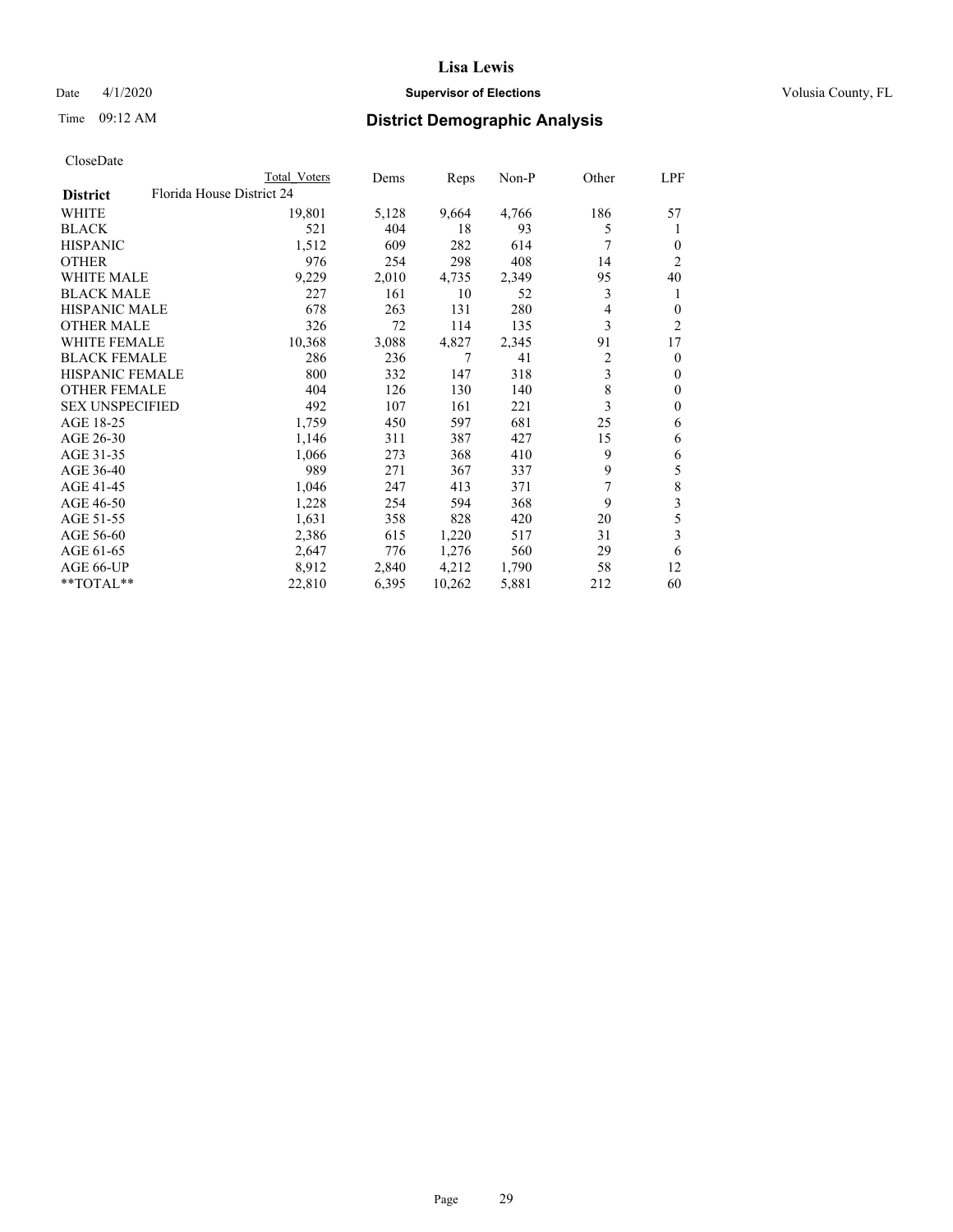CloseDate

| District | Florida House District 24 | Total Voters | Dems | Reps | Non-P | Other | LPF |
|---|---|---|---|---|---|---|---|
| WHITE | | 19,801 | 5,128 | 9,664 | 4,766 | 186 | 57 |
| BLACK | | 521 | 404 | 18 | 93 | 5 | 1 |
| HISPANIC | | 1,512 | 609 | 282 | 614 | 7 | 0 |
| OTHER | | 976 | 254 | 298 | 408 | 14 | 2 |
| WHITE MALE | | 9,229 | 2,010 | 4,735 | 2,349 | 95 | 40 |
| BLACK MALE | | 227 | 161 | 10 | 52 | 3 | 1 |
| HISPANIC MALE | | 678 | 263 | 131 | 280 | 4 | 0 |
| OTHER MALE | | 326 | 72 | 114 | 135 | 3 | 2 |
| WHITE FEMALE | | 10,368 | 3,088 | 4,827 | 2,345 | 91 | 17 |
| BLACK FEMALE | | 286 | 236 | 7 | 41 | 2 | 0 |
| HISPANIC FEMALE | | 800 | 332 | 147 | 318 | 3 | 0 |
| OTHER FEMALE | | 404 | 126 | 130 | 140 | 8 | 0 |
| SEX UNSPECIFIED | | 492 | 107 | 161 | 221 | 3 | 0 |
| AGE 18-25 | | 1,759 | 450 | 597 | 681 | 25 | 6 |
| AGE 26-30 | | 1,146 | 311 | 387 | 427 | 15 | 6 |
| AGE 31-35 | | 1,066 | 273 | 368 | 410 | 9 | 6 |
| AGE 36-40 | | 989 | 271 | 367 | 337 | 9 | 5 |
| AGE 41-45 | | 1,046 | 247 | 413 | 371 | 7 | 8 |
| AGE 46-50 | | 1,228 | 254 | 594 | 368 | 9 | 3 |
| AGE 51-55 | | 1,631 | 358 | 828 | 420 | 20 | 5 |
| AGE 56-60 | | 2,386 | 615 | 1,220 | 517 | 31 | 3 |
| AGE 61-65 | | 2,647 | 776 | 1,276 | 560 | 29 | 6 |
| AGE 66-UP | | 8,912 | 2,840 | 4,212 | 1,790 | 58 | 12 |
| **TOTAL** | | 22,810 | 6,395 | 10,262 | 5,881 | 212 | 60 |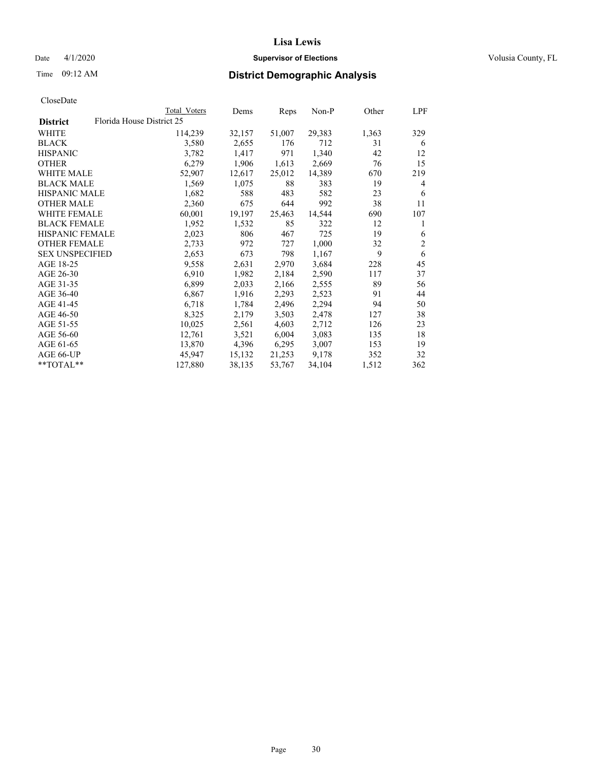# Lisa Lewis

Date 4/1/2020 **Supervisor of Elections** Volusia County, FL

Time 09:12 AM **District Demographic Analysis**

CloseDate

| District | Total Voters | Dems | Reps | Non-P | Other | LPF |
|---|---|---|---|---|---|---|
| Florida House District 25 | | | | | | |
| WHITE | 114,239 | 32,157 | 51,007 | 29,383 | 1,363 | 329 |
| BLACK | 3,580 | 2,655 | 176 | 712 | 31 | 6 |
| HISPANIC | 3,782 | 1,417 | 971 | 1,340 | 42 | 12 |
| OTHER | 6,279 | 1,906 | 1,613 | 2,669 | 76 | 15 |
| WHITE MALE | 52,907 | 12,617 | 25,012 | 14,389 | 670 | 219 |
| BLACK MALE | 1,569 | 1,075 | 88 | 383 | 19 | 4 |
| HISPANIC MALE | 1,682 | 588 | 483 | 582 | 23 | 6 |
| OTHER MALE | 2,360 | 675 | 644 | 992 | 38 | 11 |
| WHITE FEMALE | 60,001 | 19,197 | 25,463 | 14,544 | 690 | 107 |
| BLACK FEMALE | 1,952 | 1,532 | 85 | 322 | 12 | 1 |
| HISPANIC FEMALE | 2,023 | 806 | 467 | 725 | 19 | 6 |
| OTHER FEMALE | 2,733 | 972 | 727 | 1,000 | 32 | 2 |
| SEX UNSPECIFIED | 2,653 | 673 | 798 | 1,167 | 9 | 6 |
| AGE 18-25 | 9,558 | 2,631 | 2,970 | 3,684 | 228 | 45 |
| AGE 26-30 | 6,910 | 1,982 | 2,184 | 2,590 | 117 | 37 |
| AGE 31-35 | 6,899 | 2,033 | 2,166 | 2,555 | 89 | 56 |
| AGE 36-40 | 6,867 | 1,916 | 2,293 | 2,523 | 91 | 44 |
| AGE 41-45 | 6,718 | 1,784 | 2,496 | 2,294 | 94 | 50 |
| AGE 46-50 | 8,325 | 2,179 | 3,503 | 2,478 | 127 | 38 |
| AGE 51-55 | 10,025 | 2,561 | 4,603 | 2,712 | 126 | 23 |
| AGE 56-60 | 12,761 | 3,521 | 6,004 | 3,083 | 135 | 18 |
| AGE 61-65 | 13,870 | 4,396 | 6,295 | 3,007 | 153 | 19 |
| AGE 66-UP | 45,947 | 15,132 | 21,253 | 9,178 | 352 | 32 |
| **TOTAL** | 127,880 | 38,135 | 53,767 | 34,104 | 1,512 | 362 |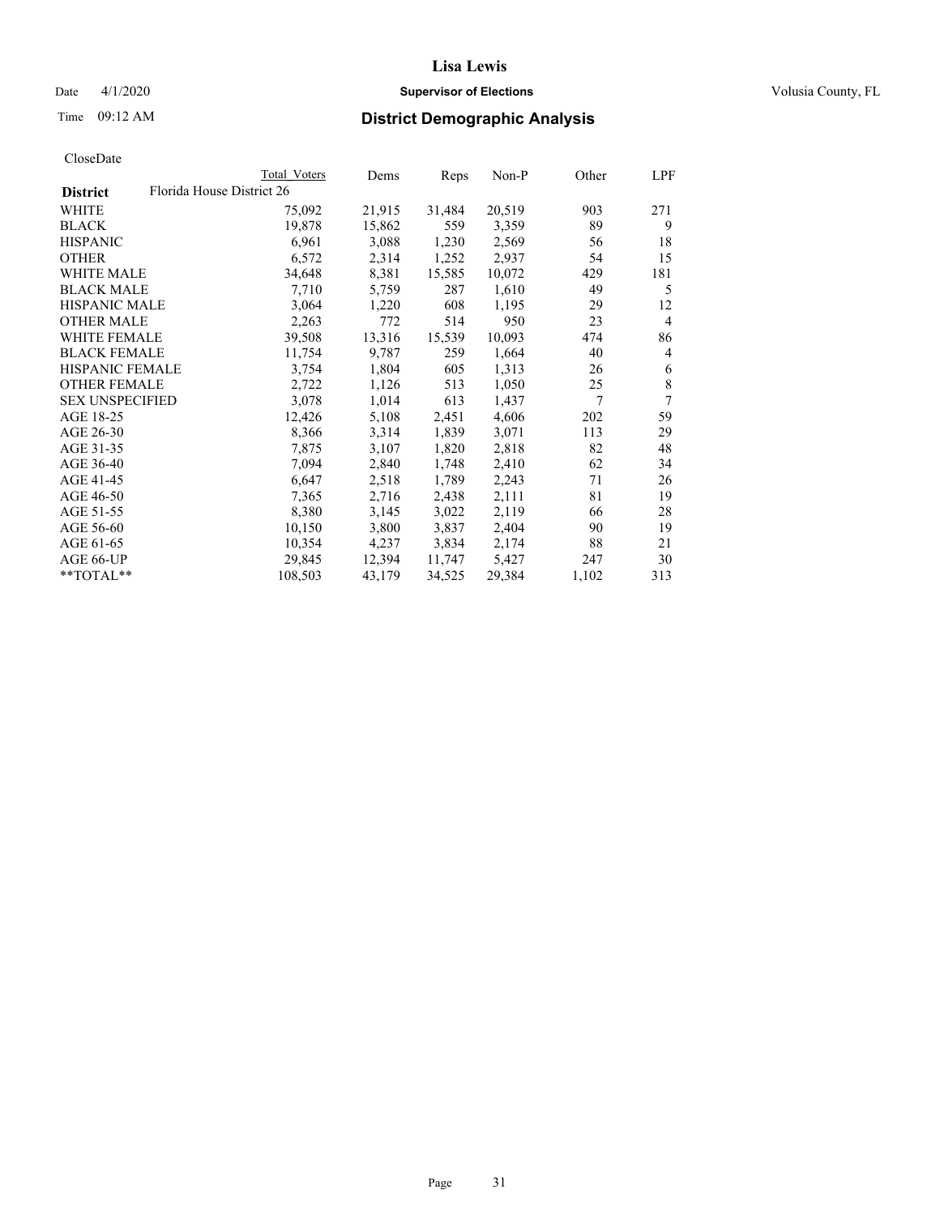# Lisa Lewis

Date 4/1/2020 **Supervisor of Elections** Volusia County, FL

Time 09:12 AM **District Demographic Analysis**

CloseDate

| District | Total Voters | Dems | Reps | Non-P | Other | LPF |
|---|---|---|---|---|---|---|
| **Florida House District 26** | | | | | | |
| WHITE | 75,092 | 21,915 | 31,484 | 20,519 | 903 | 271 |
| BLACK | 19,878 | 15,862 | 559 | 3,359 | 89 | 9 |
| HISPANIC | 6,961 | 3,088 | 1,230 | 2,569 | 56 | 18 |
| OTHER | 6,572 | 2,314 | 1,252 | 2,937 | 54 | 15 |
| WHITE MALE | 34,648 | 8,381 | 15,585 | 10,072 | 429 | 181 |
| BLACK MALE | 7,710 | 5,759 | 287 | 1,610 | 49 | 5 |
| HISPANIC MALE | 3,064 | 1,220 | 608 | 1,195 | 29 | 12 |
| OTHER MALE | 2,263 | 772 | 514 | 950 | 23 | 4 |
| WHITE FEMALE | 39,508 | 13,316 | 15,539 | 10,093 | 474 | 86 |
| BLACK FEMALE | 11,754 | 9,787 | 259 | 1,664 | 40 | 4 |
| HISPANIC FEMALE | 3,754 | 1,804 | 605 | 1,313 | 26 | 6 |
| OTHER FEMALE | 2,722 | 1,126 | 513 | 1,050 | 25 | 8 |
| SEX UNSPECIFIED | 3,078 | 1,014 | 613 | 1,437 | 7 | 7 |
| AGE 18-25 | 12,426 | 5,108 | 2,451 | 4,606 | 202 | 59 |
| AGE 26-30 | 8,366 | 3,314 | 1,839 | 3,071 | 113 | 29 |
| AGE 31-35 | 7,875 | 3,107 | 1,820 | 2,818 | 82 | 48 |
| AGE 36-40 | 7,094 | 2,840 | 1,748 | 2,410 | 62 | 34 |
| AGE 41-45 | 6,647 | 2,518 | 1,789 | 2,243 | 71 | 26 |
| AGE 46-50 | 7,365 | 2,716 | 2,438 | 2,111 | 81 | 19 |
| AGE 51-55 | 8,380 | 3,145 | 3,022 | 2,119 | 66 | 28 |
| AGE 56-60 | 10,150 | 3,800 | 3,837 | 2,404 | 90 | 19 |
| AGE 61-65 | 10,354 | 4,237 | 3,834 | 2,174 | 88 | 21 |
| AGE 66-UP | 29,845 | 12,394 | 11,747 | 5,427 | 247 | 30 |
| **TOTAL** | 108,503 | 43,179 | 34,525 | 29,384 | 1,102 | 313 |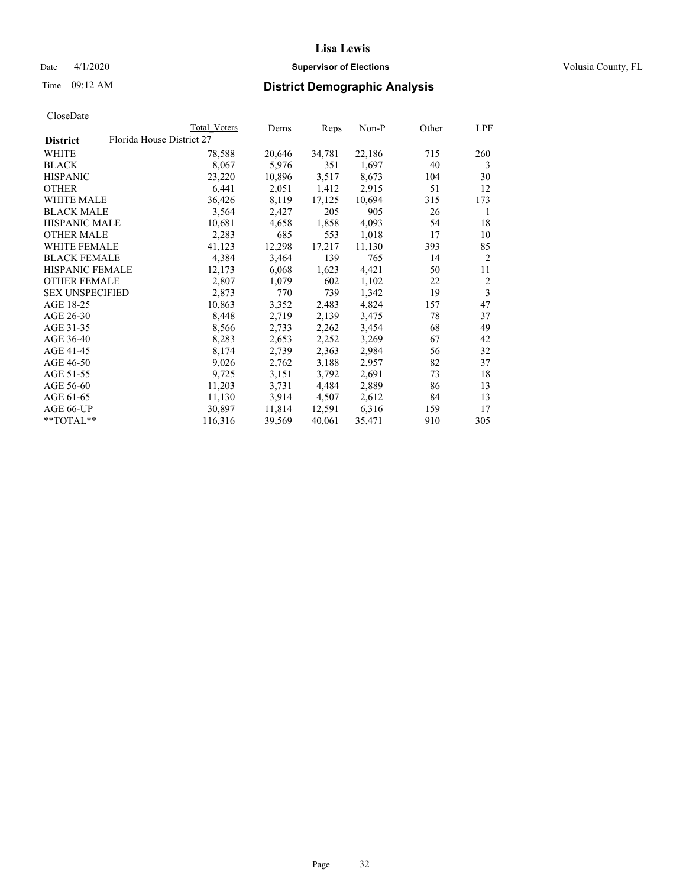# District Demographic Analysis

CloseDate

| District | Florida House District 27 | Total Voters | Dems | Reps | Non-P | Other | LPF |
|---|---|---|---|---|---|---|---|
| WHITE | | 78,588 | 20,646 | 34,781 | 22,186 | 715 | 260 |
| BLACK | | 8,067 | 5,976 | 351 | 1,697 | 40 | 3 |
| HISPANIC | | 23,220 | 10,896 | 3,517 | 8,673 | 104 | 30 |
| OTHER | | 6,441 | 2,051 | 1,412 | 2,915 | 51 | 12 |
| WHITE MALE | | 36,426 | 8,119 | 17,125 | 10,694 | 315 | 173 |
| BLACK MALE | | 3,564 | 2,427 | 205 | 905 | 26 | 1 |
| HISPANIC MALE | | 10,681 | 4,658 | 1,858 | 4,093 | 54 | 18 |
| OTHER MALE | | 2,283 | 685 | 553 | 1,018 | 17 | 10 |
| WHITE FEMALE | | 41,123 | 12,298 | 17,217 | 11,130 | 393 | 85 |
| BLACK FEMALE | | 4,384 | 3,464 | 139 | 765 | 14 | 2 |
| HISPANIC FEMALE | | 12,173 | 6,068 | 1,623 | 4,421 | 50 | 11 |
| OTHER FEMALE | | 2,807 | 1,079 | 602 | 1,102 | 22 | 2 |
| SEX UNSPECIFIED | | 2,873 | 770 | 739 | 1,342 | 19 | 3 |
| AGE 18-25 | | 10,863 | 3,352 | 2,483 | 4,824 | 157 | 47 |
| AGE 26-30 | | 8,448 | 2,719 | 2,139 | 3,475 | 78 | 37 |
| AGE 31-35 | | 8,566 | 2,733 | 2,262 | 3,454 | 68 | 49 |
| AGE 36-40 | | 8,283 | 2,653 | 2,252 | 3,269 | 67 | 42 |
| AGE 41-45 | | 8,174 | 2,739 | 2,363 | 2,984 | 56 | 32 |
| AGE 46-50 | | 9,026 | 2,762 | 3,188 | 2,957 | 82 | 37 |
| AGE 51-55 | | 9,725 | 3,151 | 3,792 | 2,691 | 73 | 18 |
| AGE 56-60 | | 11,203 | 3,731 | 4,484 | 2,889 | 86 | 13 |
| AGE 61-65 | | 11,130 | 3,914 | 4,507 | 2,612 | 84 | 13 |
| AGE 66-UP | | 30,897 | 11,814 | 12,591 | 6,316 | 159 | 17 |
| **TOTAL** | | 116,316 | 39,569 | 40,061 | 35,471 | 910 | 305 |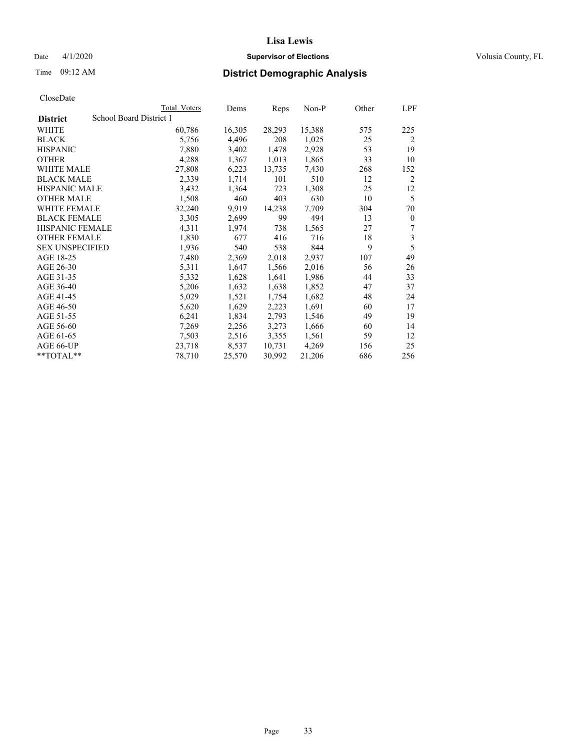# Lisa Lewis

Date 4/1/2020 **Supervisor of Elections** Volusia County, FL

Time 09:12 AM **District Demographic Analysis**

CloseDate

| District | School Board District 1 | Total Voters | Dems | Reps | Non-P | Other | LPF |
|---|---|---|---|---|---|---|---|
| WHITE | | 60,786 | 16,305 | 28,293 | 15,388 | 575 | 225 |
| BLACK | | 5,756 | 4,496 | 208 | 1,025 | 25 | 2 |
| HISPANIC | | 7,880 | 3,402 | 1,478 | 2,928 | 53 | 19 |
| OTHER | | 4,288 | 1,367 | 1,013 | 1,865 | 33 | 10 |
| WHITE MALE | | 27,808 | 6,223 | 13,735 | 7,430 | 268 | 152 |
| BLACK MALE | | 2,339 | 1,714 | 101 | 510 | 12 | 2 |
| HISPANIC MALE | | 3,432 | 1,364 | 723 | 1,308 | 25 | 12 |
| OTHER MALE | | 1,508 | 460 | 403 | 630 | 10 | 5 |
| WHITE FEMALE | | 32,240 | 9,919 | 14,238 | 7,709 | 304 | 70 |
| BLACK FEMALE | | 3,305 | 2,699 | 99 | 494 | 13 | 0 |
| HISPANIC FEMALE | | 4,311 | 1,974 | 738 | 1,565 | 27 | 7 |
| OTHER FEMALE | | 1,830 | 677 | 416 | 716 | 18 | 3 |
| SEX UNSPECIFIED | | 1,936 | 540 | 538 | 844 | 9 | 5 |
| AGE 18-25 | | 7,480 | 2,369 | 2,018 | 2,937 | 107 | 49 |
| AGE 26-30 | | 5,311 | 1,647 | 1,566 | 2,016 | 56 | 26 |
| AGE 31-35 | | 5,332 | 1,628 | 1,641 | 1,986 | 44 | 33 |
| AGE 36-40 | | 5,206 | 1,632 | 1,638 | 1,852 | 47 | 37 |
| AGE 41-45 | | 5,029 | 1,521 | 1,754 | 1,682 | 48 | 24 |
| AGE 46-50 | | 5,620 | 1,629 | 2,223 | 1,691 | 60 | 17 |
| AGE 51-55 | | 6,241 | 1,834 | 2,793 | 1,546 | 49 | 19 |
| AGE 56-60 | | 7,269 | 2,256 | 3,273 | 1,666 | 60 | 14 |
| AGE 61-65 | | 7,503 | 2,516 | 3,355 | 1,561 | 59 | 12 |
| AGE 66-UP | | 23,718 | 8,537 | 10,731 | 4,269 | 156 | 25 |
| **TOTAL** | | 78,710 | 25,570 | 30,992 | 21,206 | 686 | 256 |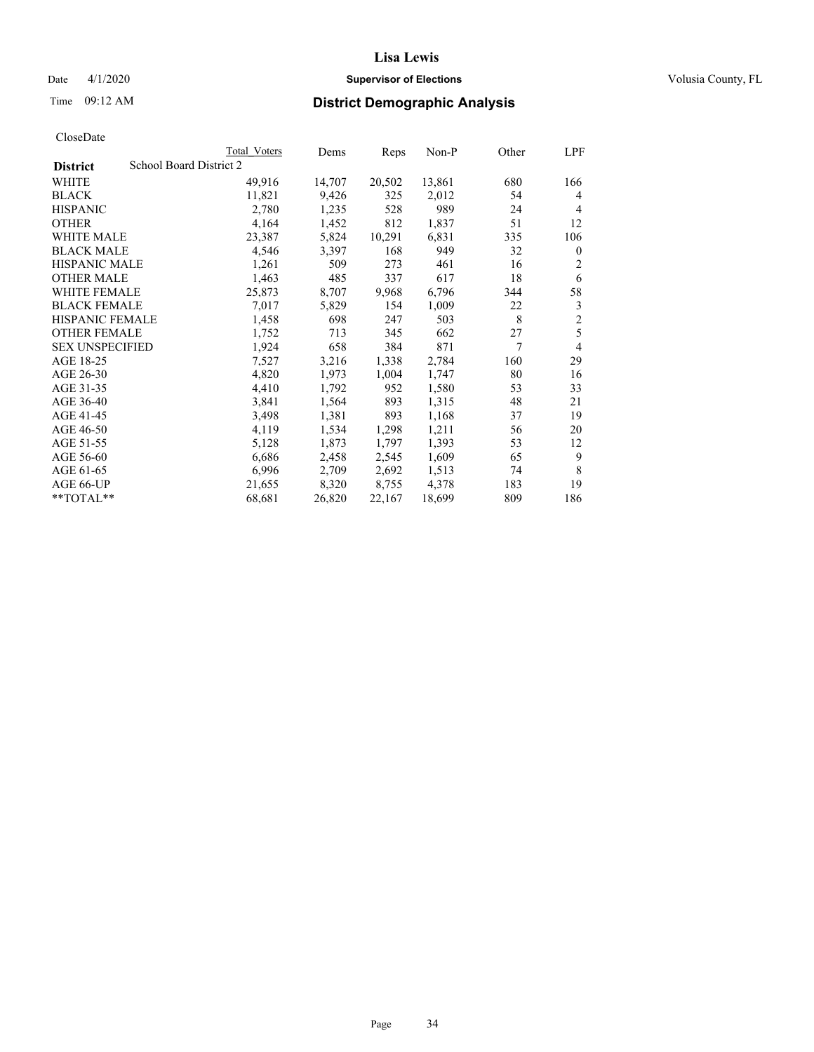# Lisa Lewis

Date 4/1/2020 **Supervisor of Elections** Volusia County, FL

Time 09:12 AM **District Demographic Analysis**

CloseDate

| District | School Board District 2 | Total Voters | Dems | Reps | Non-P | Other | LPF |
|---|---|---|---|---|---|---|---|
| WHITE | | 49,916 | 14,707 | 20,502 | 13,861 | 680 | 166 |
| BLACK | | 11,821 | 9,426 | 325 | 2,012 | 54 | 4 |
| HISPANIC | | 2,780 | 1,235 | 528 | 989 | 24 | 4 |
| OTHER | | 4,164 | 1,452 | 812 | 1,837 | 51 | 12 |
| WHITE MALE | | 23,387 | 5,824 | 10,291 | 6,831 | 335 | 106 |
| BLACK MALE | | 4,546 | 3,397 | 168 | 949 | 32 | 0 |
| HISPANIC MALE | | 1,261 | 509 | 273 | 461 | 16 | 2 |
| OTHER MALE | | 1,463 | 485 | 337 | 617 | 18 | 6 |
| WHITE FEMALE | | 25,873 | 8,707 | 9,968 | 6,796 | 344 | 58 |
| BLACK FEMALE | | 7,017 | 5,829 | 154 | 1,009 | 22 | 3 |
| HISPANIC FEMALE | | 1,458 | 698 | 247 | 503 | 8 | 2 |
| OTHER FEMALE | | 1,752 | 713 | 345 | 662 | 27 | 5 |
| SEX UNSPECIFIED | | 1,924 | 658 | 384 | 871 | 7 | 4 |
| AGE 18-25 | | 7,527 | 3,216 | 1,338 | 2,784 | 160 | 29 |
| AGE 26-30 | | 4,820 | 1,973 | 1,004 | 1,747 | 80 | 16 |
| AGE 31-35 | | 4,410 | 1,792 | 952 | 1,580 | 53 | 33 |
| AGE 36-40 | | 3,841 | 1,564 | 893 | 1,315 | 48 | 21 |
| AGE 41-45 | | 3,498 | 1,381 | 893 | 1,168 | 37 | 19 |
| AGE 46-50 | | 4,119 | 1,534 | 1,298 | 1,211 | 56 | 20 |
| AGE 51-55 | | 5,128 | 1,873 | 1,797 | 1,393 | 53 | 12 |
| AGE 56-60 | | 6,686 | 2,458 | 2,545 | 1,609 | 65 | 9 |
| AGE 61-65 | | 6,996 | 2,709 | 2,692 | 1,513 | 74 | 8 |
| AGE 66-UP | | 21,655 | 8,320 | 8,755 | 4,378 | 183 | 19 |
| **TOTAL** | | 68,681 | 26,820 | 22,167 | 18,699 | 809 | 186 |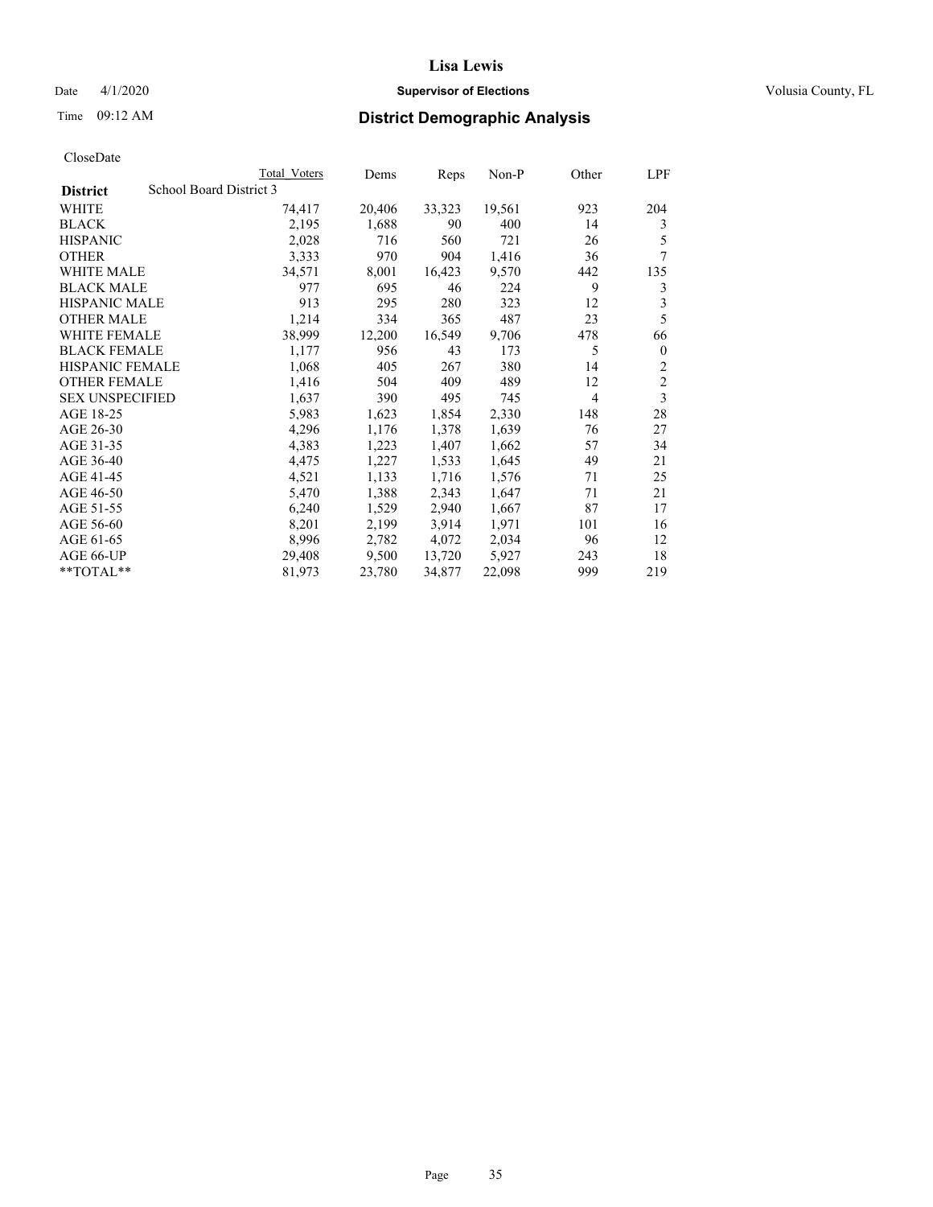# Lisa Lewis

Date 4/1/2020 **Supervisor of Elections** Volusia County, FL

Time 09:12 AM **District Demographic Analysis**

CloseDate

| District | Total Voters | Dems | Reps | Non-P | Other | LPF |
|---|---|---|---|---|---|---|
| School Board District 3 | | | | | | |
| WHITE | 74,417 | 20,406 | 33,323 | 19,561 | 923 | 204 |
| BLACK | 2,195 | 1,688 | 90 | 400 | 14 | 3 |
| HISPANIC | 2,028 | 716 | 560 | 721 | 26 | 5 |
| OTHER | 3,333 | 970 | 904 | 1,416 | 36 | 7 |
| WHITE MALE | 34,571 | 8,001 | 16,423 | 9,570 | 442 | 135 |
| BLACK MALE | 977 | 695 | 46 | 224 | 9 | 3 |
| HISPANIC MALE | 913 | 295 | 280 | 323 | 12 | 3 |
| OTHER MALE | 1,214 | 334 | 365 | 487 | 23 | 5 |
| WHITE FEMALE | 38,999 | 12,200 | 16,549 | 9,706 | 478 | 66 |
| BLACK FEMALE | 1,177 | 956 | 43 | 173 | 5 | 0 |
| HISPANIC FEMALE | 1,068 | 405 | 267 | 380 | 14 | 2 |
| OTHER FEMALE | 1,416 | 504 | 409 | 489 | 12 | 2 |
| SEX UNSPECIFIED | 1,637 | 390 | 495 | 745 | 4 | 3 |
| AGE 18-25 | 5,983 | 1,623 | 1,854 | 2,330 | 148 | 28 |
| AGE 26-30 | 4,296 | 1,176 | 1,378 | 1,639 | 76 | 27 |
| AGE 31-35 | 4,383 | 1,223 | 1,407 | 1,662 | 57 | 34 |
| AGE 36-40 | 4,475 | 1,227 | 1,533 | 1,645 | 49 | 21 |
| AGE 41-45 | 4,521 | 1,133 | 1,716 | 1,576 | 71 | 25 |
| AGE 46-50 | 5,470 | 1,388 | 2,343 | 1,647 | 71 | 21 |
| AGE 51-55 | 6,240 | 1,529 | 2,940 | 1,667 | 87 | 17 |
| AGE 56-60 | 8,201 | 2,199 | 3,914 | 1,971 | 101 | 16 |
| AGE 61-65 | 8,996 | 2,782 | 4,072 | 2,034 | 96 | 12 |
| AGE 66-UP | 29,408 | 9,500 | 13,720 | 5,927 | 243 | 18 |
| **TOTAL** | 81,973 | 23,780 | 34,877 | 22,098 | 999 | 219 |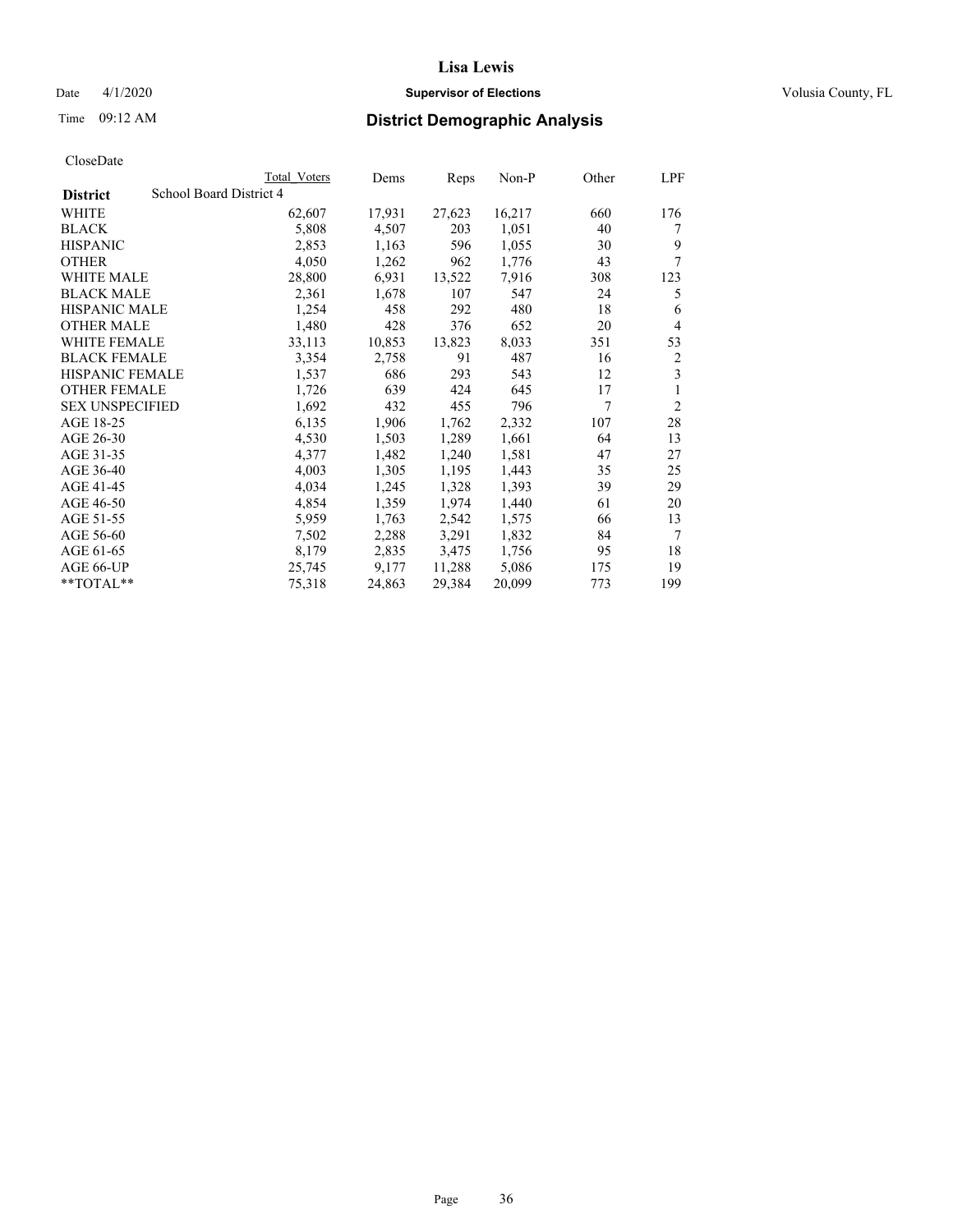CloseDate

| District | School Board District 4 | Total Voters | Dems | Reps | Non-P | Other | LPF |
|---|---|---|---|---|---|---|---|
| WHITE | | 62,607 | 17,931 | 27,623 | 16,217 | 660 | 176 |
| BLACK | | 5,808 | 4,507 | 203 | 1,051 | 40 | 7 |
| HISPANIC | | 2,853 | 1,163 | 596 | 1,055 | 30 | 9 |
| OTHER | | 4,050 | 1,262 | 962 | 1,776 | 43 | 7 |
| WHITE MALE | | 28,800 | 6,931 | 13,522 | 7,916 | 308 | 123 |
| BLACK MALE | | 2,361 | 1,678 | 107 | 547 | 24 | 5 |
| HISPANIC MALE | | 1,254 | 458 | 292 | 480 | 18 | 6 |
| OTHER MALE | | 1,480 | 428 | 376 | 652 | 20 | 4 |
| WHITE FEMALE | | 33,113 | 10,853 | 13,823 | 8,033 | 351 | 53 |
| BLACK FEMALE | | 3,354 | 2,758 | 91 | 487 | 16 | 2 |
| HISPANIC FEMALE | | 1,537 | 686 | 293 | 543 | 12 | 3 |
| OTHER FEMALE | | 1,726 | 639 | 424 | 645 | 17 | 1 |
| SEX UNSPECIFIED | | 1,692 | 432 | 455 | 796 | 7 | 2 |
| AGE 18-25 | | 6,135 | 1,906 | 1,762 | 2,332 | 107 | 28 |
| AGE 26-30 | | 4,530 | 1,503 | 1,289 | 1,661 | 64 | 13 |
| AGE 31-35 | | 4,377 | 1,482 | 1,240 | 1,581 | 47 | 27 |
| AGE 36-40 | | 4,003 | 1,305 | 1,195 | 1,443 | 35 | 25 |
| AGE 41-45 | | 4,034 | 1,245 | 1,328 | 1,393 | 39 | 29 |
| AGE 46-50 | | 4,854 | 1,359 | 1,974 | 1,440 | 61 | 20 |
| AGE 51-55 | | 5,959 | 1,763 | 2,542 | 1,575 | 66 | 13 |
| AGE 56-60 | | 7,502 | 2,288 | 3,291 | 1,832 | 84 | 7 |
| AGE 61-65 | | 8,179 | 2,835 | 3,475 | 1,756 | 95 | 18 |
| AGE 66-UP | | 25,745 | 9,177 | 11,288 | 5,086 | 175 | 19 |
| **TOTAL** | | 75,318 | 24,863 | 29,384 | 20,099 | 773 | 199 |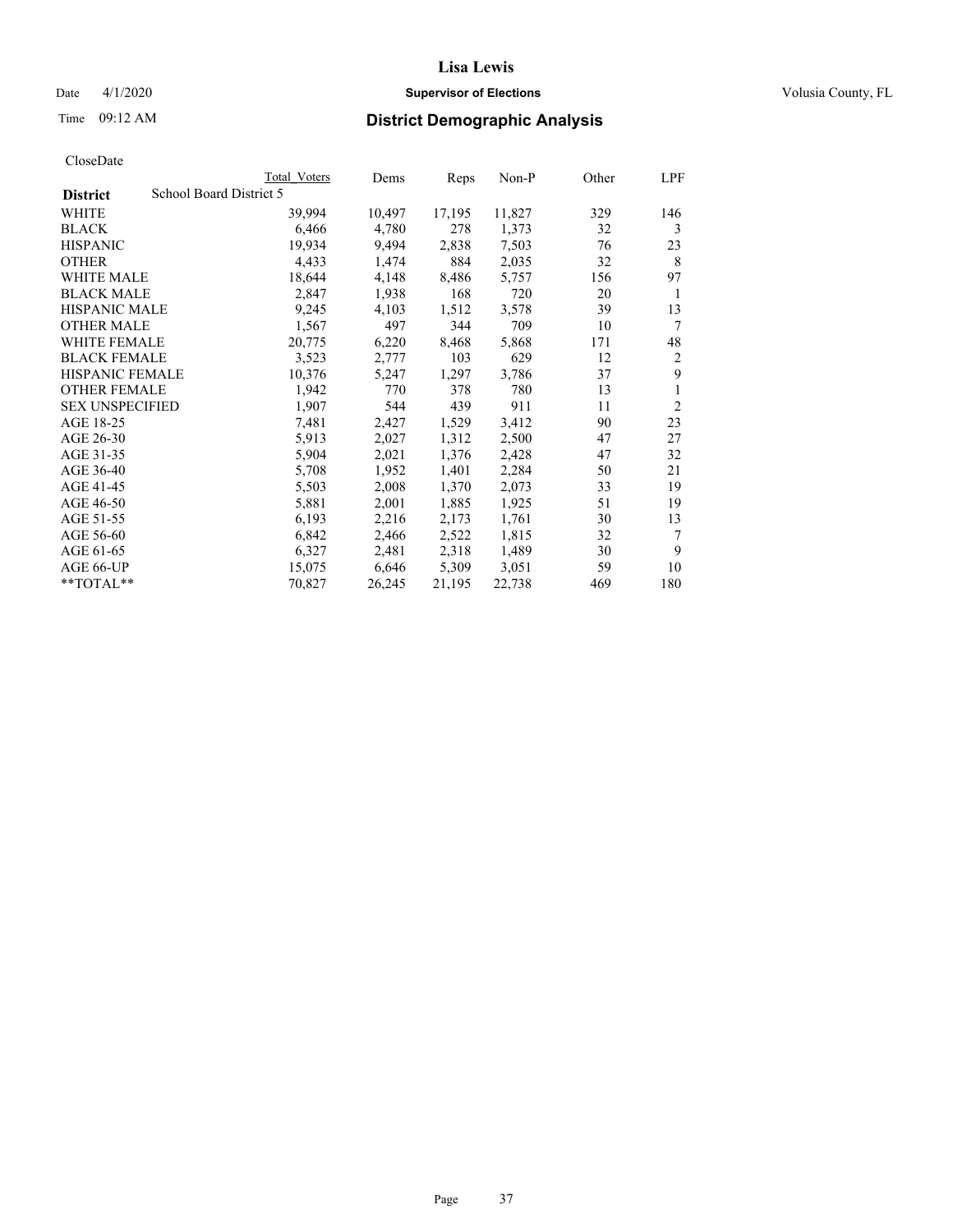# Lisa Lewis

Date 4/1/2020 **Supervisor of Elections** Volusia County, FL

Time 09:12 AM **District Demographic Analysis**

CloseDate

| **District** School Board District 5 | Total Voters | Dems | Reps | Non-P | Other | LPF |
|---|---|---|---|---|---|---|
| WHITE | 39,994 | 10,497 | 17,195 | 11,827 | 329 | 146 |
| BLACK | 6,466 | 4,780 | 278 | 1,373 | 32 | 3 |
| HISPANIC | 19,934 | 9,494 | 2,838 | 7,503 | 76 | 23 |
| OTHER | 4,433 | 1,474 | 884 | 2,035 | 32 | 8 |
| WHITE MALE | 18,644 | 4,148 | 8,486 | 5,757 | 156 | 97 |
| BLACK MALE | 2,847 | 1,938 | 168 | 720 | 20 | 1 |
| HISPANIC MALE | 9,245 | 4,103 | 1,512 | 3,578 | 39 | 13 |
| OTHER MALE | 1,567 | 497 | 344 | 709 | 10 | 7 |
| WHITE FEMALE | 20,775 | 6,220 | 8,468 | 5,868 | 171 | 48 |
| BLACK FEMALE | 3,523 | 2,777 | 103 | 629 | 12 | 2 |
| HISPANIC FEMALE | 10,376 | 5,247 | 1,297 | 3,786 | 37 | 9 |
| OTHER FEMALE | 1,942 | 770 | 378 | 780 | 13 | 1 |
| SEX UNSPECIFIED | 1,907 | 544 | 439 | 911 | 11 | 2 |
| AGE 18-25 | 7,481 | 2,427 | 1,529 | 3,412 | 90 | 23 |
| AGE 26-30 | 5,913 | 2,027 | 1,312 | 2,500 | 47 | 27 |
| AGE 31-35 | 5,904 | 2,021 | 1,376 | 2,428 | 47 | 32 |
| AGE 36-40 | 5,708 | 1,952 | 1,401 | 2,284 | 50 | 21 |
| AGE 41-45 | 5,503 | 2,008 | 1,370 | 2,073 | 33 | 19 |
| AGE 46-50 | 5,881 | 2,001 | 1,885 | 1,925 | 51 | 19 |
| AGE 51-55 | 6,193 | 2,216 | 2,173 | 1,761 | 30 | 13 |
| AGE 56-60 | 6,842 | 2,466 | 2,522 | 1,815 | 32 | 7 |
| AGE 61-65 | 6,327 | 2,481 | 2,318 | 1,489 | 30 | 9 |
| AGE 66-UP | 15,075 | 6,646 | 5,309 | 3,051 | 59 | 10 |
| **TOTAL** | 70,827 | 26,245 | 21,195 | 22,738 | 469 | 180 |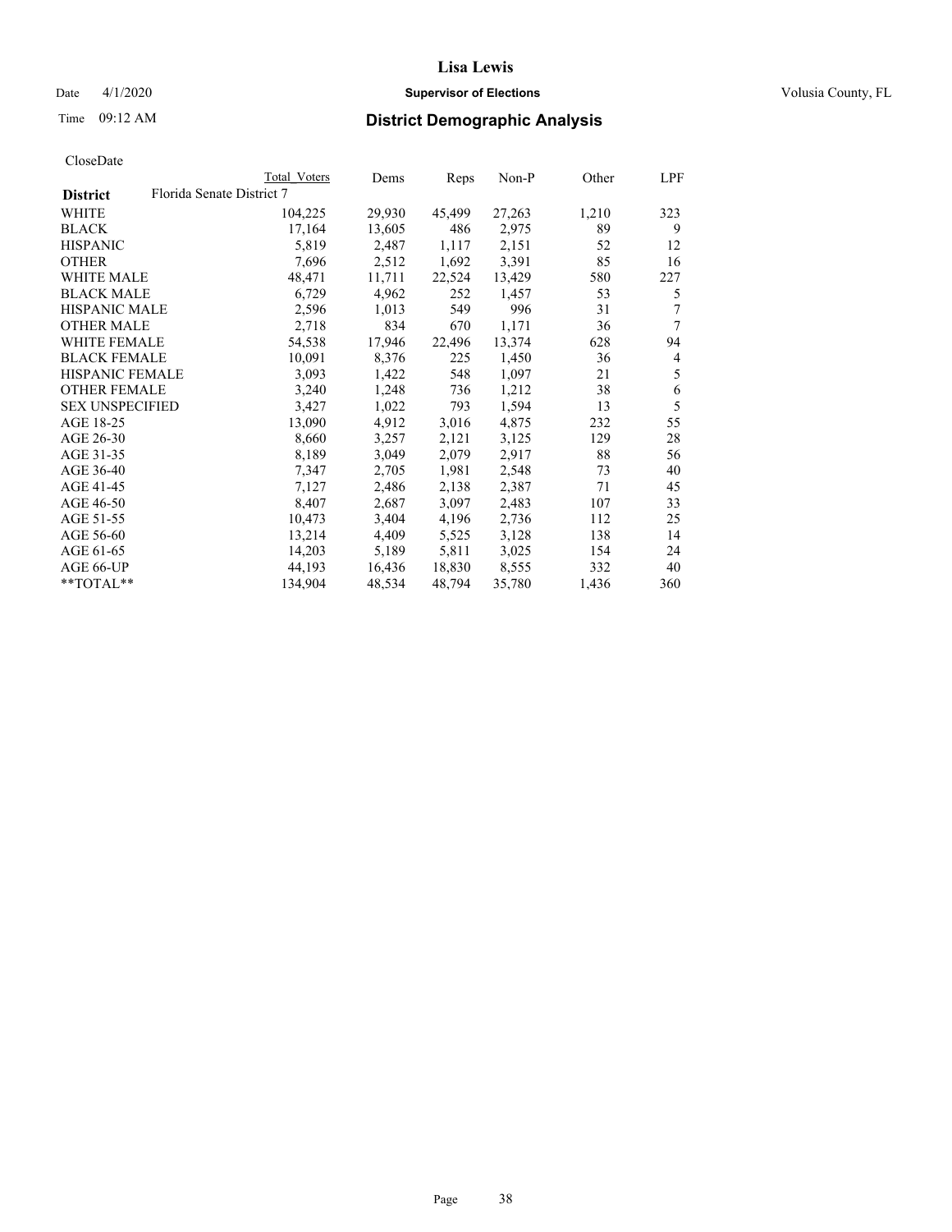# Lisa Lewis

Date 4/1/2020 **Supervisor of Elections** Volusia County, FL

Time 09:12 AM **District Demographic Analysis**

CloseDate

| | Total Voters | Dems | Reps | Non-P | Other | LPF |
|---|---|---|---|---|---|---|
| **District** Florida Senate District 7 | | | | | | |
| WHITE | 104,225 | 29,930 | 45,499 | 27,263 | 1,210 | 323 |
| BLACK | 17,164 | 13,605 | 486 | 2,975 | 89 | 9 |
| HISPANIC | 5,819 | 2,487 | 1,117 | 2,151 | 52 | 12 |
| OTHER | 7,696 | 2,512 | 1,692 | 3,391 | 85 | 16 |
| WHITE MALE | 48,471 | 11,711 | 22,524 | 13,429 | 580 | 227 |
| BLACK MALE | 6,729 | 4,962 | 252 | 1,457 | 53 | 5 |
| HISPANIC MALE | 2,596 | 1,013 | 549 | 996 | 31 | 7 |
| OTHER MALE | 2,718 | 834 | 670 | 1,171 | 36 | 7 |
| WHITE FEMALE | 54,538 | 17,946 | 22,496 | 13,374 | 628 | 94 |
| BLACK FEMALE | 10,091 | 8,376 | 225 | 1,450 | 36 | 4 |
| HISPANIC FEMALE | 3,093 | 1,422 | 548 | 1,097 | 21 | 5 |
| OTHER FEMALE | 3,240 | 1,248 | 736 | 1,212 | 38 | 6 |
| SEX UNSPECIFIED | 3,427 | 1,022 | 793 | 1,594 | 13 | 5 |
| AGE 18-25 | 13,090 | 4,912 | 3,016 | 4,875 | 232 | 55 |
| AGE 26-30 | 8,660 | 3,257 | 2,121 | 3,125 | 129 | 28 |
| AGE 31-35 | 8,189 | 3,049 | 2,079 | 2,917 | 88 | 56 |
| AGE 36-40 | 7,347 | 2,705 | 1,981 | 2,548 | 73 | 40 |
| AGE 41-45 | 7,127 | 2,486 | 2,138 | 2,387 | 71 | 45 |
| AGE 46-50 | 8,407 | 2,687 | 3,097 | 2,483 | 107 | 33 |
| AGE 51-55 | 10,473 | 3,404 | 4,196 | 2,736 | 112 | 25 |
| AGE 56-60 | 13,214 | 4,409 | 5,525 | 3,128 | 138 | 14 |
| AGE 61-65 | 14,203 | 5,189 | 5,811 | 3,025 | 154 | 24 |
| AGE 66-UP | 44,193 | 16,436 | 18,830 | 8,555 | 332 | 40 |
| **TOTAL** | 134,904 | 48,534 | 48,794 | 35,780 | 1,436 | 360 |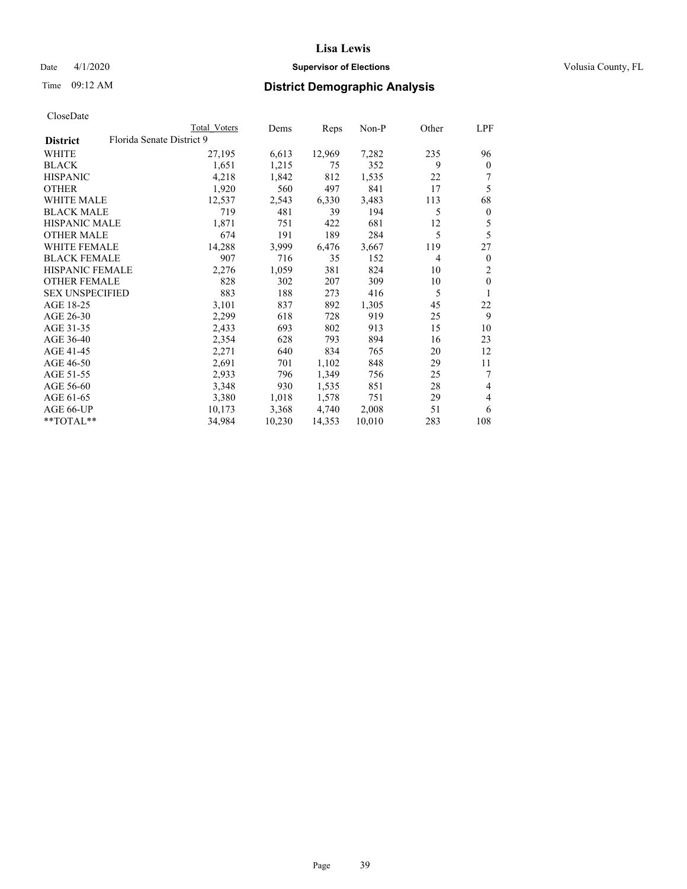# Lisa Lewis

Date 4/1/2020 **Supervisor of Elections** Volusia County, FL

Time 09:12 AM **District Demographic Analysis**

CloseDate

| | Total Voters | Dems | Reps | Non-P | Other | LPF |
|---|---|---|---|---|---|---|
| **District** Florida Senate District 9 | | | | | | |
| WHITE | 27,195 | 6,613 | 12,969 | 7,282 | 235 | 96 |
| BLACK | 1,651 | 1,215 | 75 | 352 | 9 | 0 |
| HISPANIC | 4,218 | 1,842 | 812 | 1,535 | 22 | 7 |
| OTHER | 1,920 | 560 | 497 | 841 | 17 | 5 |
| WHITE MALE | 12,537 | 2,543 | 6,330 | 3,483 | 113 | 68 |
| BLACK MALE | 719 | 481 | 39 | 194 | 5 | 0 |
| HISPANIC MALE | 1,871 | 751 | 422 | 681 | 12 | 5 |
| OTHER MALE | 674 | 191 | 189 | 284 | 5 | 5 |
| WHITE FEMALE | 14,288 | 3,999 | 6,476 | 3,667 | 119 | 27 |
| BLACK FEMALE | 907 | 716 | 35 | 152 | 4 | 0 |
| HISPANIC FEMALE | 2,276 | 1,059 | 381 | 824 | 10 | 2 |
| OTHER FEMALE | 828 | 302 | 207 | 309 | 10 | 0 |
| SEX UNSPECIFIED | 883 | 188 | 273 | 416 | 5 | 1 |
| AGE 18-25 | 3,101 | 837 | 892 | 1,305 | 45 | 22 |
| AGE 26-30 | 2,299 | 618 | 728 | 919 | 25 | 9 |
| AGE 31-35 | 2,433 | 693 | 802 | 913 | 15 | 10 |
| AGE 36-40 | 2,354 | 628 | 793 | 894 | 16 | 23 |
| AGE 41-45 | 2,271 | 640 | 834 | 765 | 20 | 12 |
| AGE 46-50 | 2,691 | 701 | 1,102 | 848 | 29 | 11 |
| AGE 51-55 | 2,933 | 796 | 1,349 | 756 | 25 | 7 |
| AGE 56-60 | 3,348 | 930 | 1,535 | 851 | 28 | 4 |
| AGE 61-65 | 3,380 | 1,018 | 1,578 | 751 | 29 | 4 |
| AGE 66-UP | 10,173 | 3,368 | 4,740 | 2,008 | 51 | 6 |
| **TOTAL** | 34,984 | 10,230 | 14,353 | 10,010 | 283 | 108 |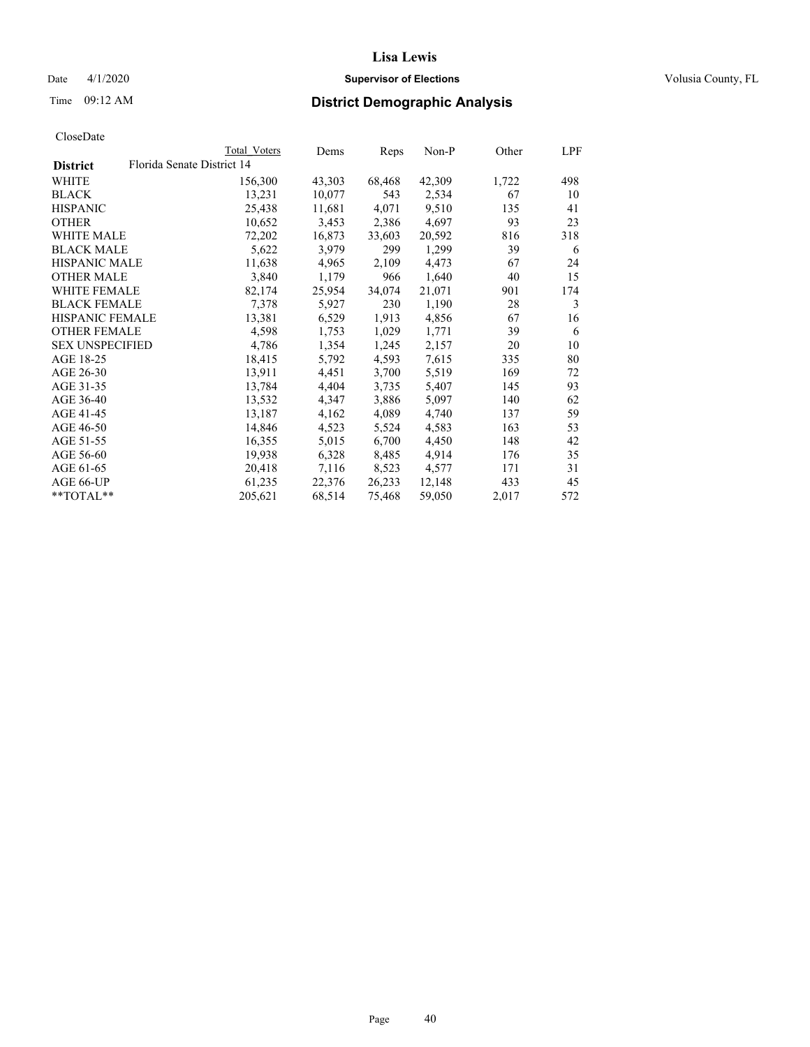# Lisa Lewis

Date 4/1/2020 **Supervisor of Elections** Volusia County, FL

Time 09:12 AM **District Demographic Analysis**

CloseDate

| | Total Voters | Dems | Reps | Non-P | Other | LPF |
|---|---|---|---|---|---|---|
| **District** Florida Senate District 14 | | | | | | |
| WHITE | 156,300 | 43,303 | 68,468 | 42,309 | 1,722 | 498 |
| BLACK | 13,231 | 10,077 | 543 | 2,534 | 67 | 10 |
| HISPANIC | 25,438 | 11,681 | 4,071 | 9,510 | 135 | 41 |
| OTHER | 10,652 | 3,453 | 2,386 | 4,697 | 93 | 23 |
| WHITE MALE | 72,202 | 16,873 | 33,603 | 20,592 | 816 | 318 |
| BLACK MALE | 5,622 | 3,979 | 299 | 1,299 | 39 | 6 |
| HISPANIC MALE | 11,638 | 4,965 | 2,109 | 4,473 | 67 | 24 |
| OTHER MALE | 3,840 | 1,179 | 966 | 1,640 | 40 | 15 |
| WHITE FEMALE | 82,174 | 25,954 | 34,074 | 21,071 | 901 | 174 |
| BLACK FEMALE | 7,378 | 5,927 | 230 | 1,190 | 28 | 3 |
| HISPANIC FEMALE | 13,381 | 6,529 | 1,913 | 4,856 | 67 | 16 |
| OTHER FEMALE | 4,598 | 1,753 | 1,029 | 1,771 | 39 | 6 |
| SEX UNSPECIFIED | 4,786 | 1,354 | 1,245 | 2,157 | 20 | 10 |
| AGE 18-25 | 18,415 | 5,792 | 4,593 | 7,615 | 335 | 80 |
| AGE 26-30 | 13,911 | 4,451 | 3,700 | 5,519 | 169 | 72 |
| AGE 31-35 | 13,784 | 4,404 | 3,735 | 5,407 | 145 | 93 |
| AGE 36-40 | 13,532 | 4,347 | 3,886 | 5,097 | 140 | 62 |
| AGE 41-45 | 13,187 | 4,162 | 4,089 | 4,740 | 137 | 59 |
| AGE 46-50 | 14,846 | 4,523 | 5,524 | 4,583 | 163 | 53 |
| AGE 51-55 | 16,355 | 5,015 | 6,700 | 4,450 | 148 | 42 |
| AGE 56-60 | 19,938 | 6,328 | 8,485 | 4,914 | 176 | 35 |
| AGE 61-65 | 20,418 | 7,116 | 8,523 | 4,577 | 171 | 31 |
| AGE 66-UP | 61,235 | 22,376 | 26,233 | 12,148 | 433 | 45 |
| **TOTAL** | 205,621 | 68,514 | 75,468 | 59,050 | 2,017 | 572 |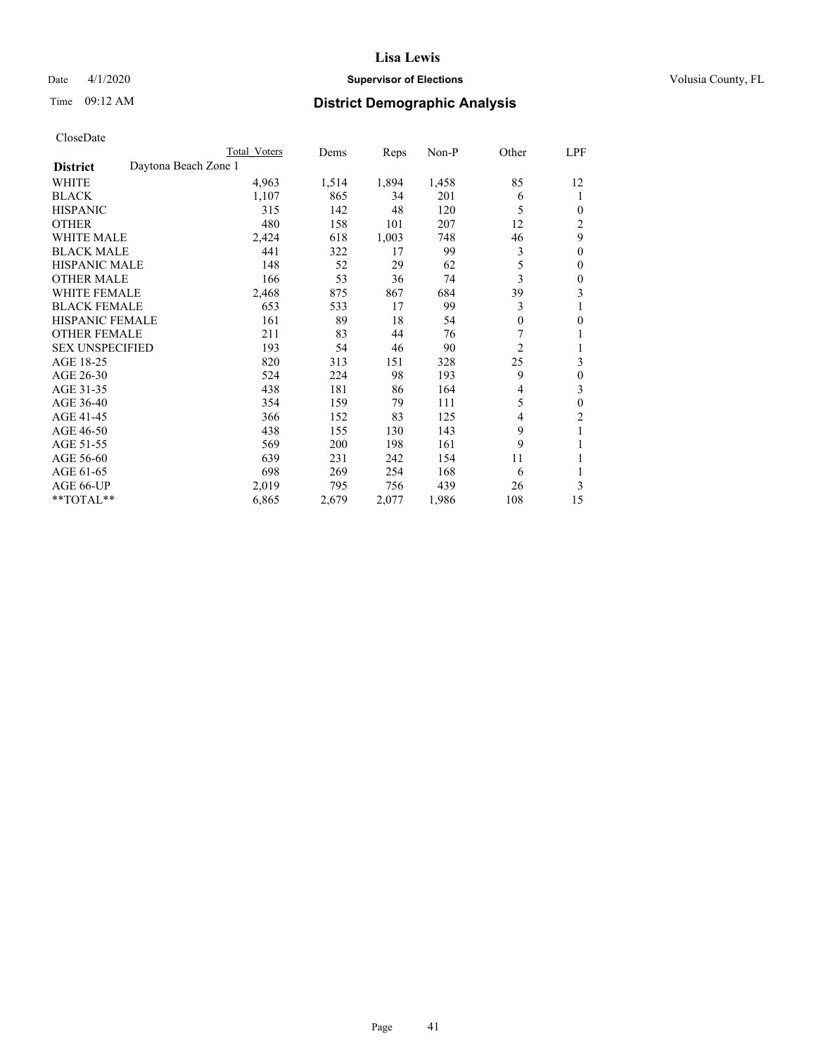# Lisa Lewis

Date 4/1/2020 **Supervisor of Elections** Volusia County, FL

Time 09:12 AM **District Demographic Analysis**

CloseDate

| District | Total Voters | Dems | Reps | Non-P | Other | LPF |
|---|---|---|---|---|---|---|
| Daytona Beach Zone 1 | | | | | | |
| WHITE | 4,963 | 1,514 | 1,894 | 1,458 | 85 | 12 |
| BLACK | 1,107 | 865 | 34 | 201 | 6 | 1 |
| HISPANIC | 315 | 142 | 48 | 120 | 5 | 0 |
| OTHER | 480 | 158 | 101 | 207 | 12 | 2 |
| WHITE MALE | 2,424 | 618 | 1,003 | 748 | 46 | 9 |
| BLACK MALE | 441 | 322 | 17 | 99 | 3 | 0 |
| HISPANIC MALE | 148 | 52 | 29 | 62 | 5 | 0 |
| OTHER MALE | 166 | 53 | 36 | 74 | 3 | 0 |
| WHITE FEMALE | 2,468 | 875 | 867 | 684 | 39 | 3 |
| BLACK FEMALE | 653 | 533 | 17 | 99 | 3 | 1 |
| HISPANIC FEMALE | 161 | 89 | 18 | 54 | 0 | 0 |
| OTHER FEMALE | 211 | 83 | 44 | 76 | 7 | 1 |
| SEX UNSPECIFIED | 193 | 54 | 46 | 90 | 2 | 1 |
| AGE 18-25 | 820 | 313 | 151 | 328 | 25 | 3 |
| AGE 26-30 | 524 | 224 | 98 | 193 | 9 | 0 |
| AGE 31-35 | 438 | 181 | 86 | 164 | 4 | 3 |
| AGE 36-40 | 354 | 159 | 79 | 111 | 5 | 0 |
| AGE 41-45 | 366 | 152 | 83 | 125 | 4 | 2 |
| AGE 46-50 | 438 | 155 | 130 | 143 | 9 | 1 |
| AGE 51-55 | 569 | 200 | 198 | 161 | 9 | 1 |
| AGE 56-60 | 639 | 231 | 242 | 154 | 11 | 1 |
| AGE 61-65 | 698 | 269 | 254 | 168 | 6 | 1 |
| AGE 66-UP | 2,019 | 795 | 756 | 439 | 26 | 3 |
| **TOTAL** | 6,865 | 2,679 | 2,077 | 1,986 | 108 | 15 |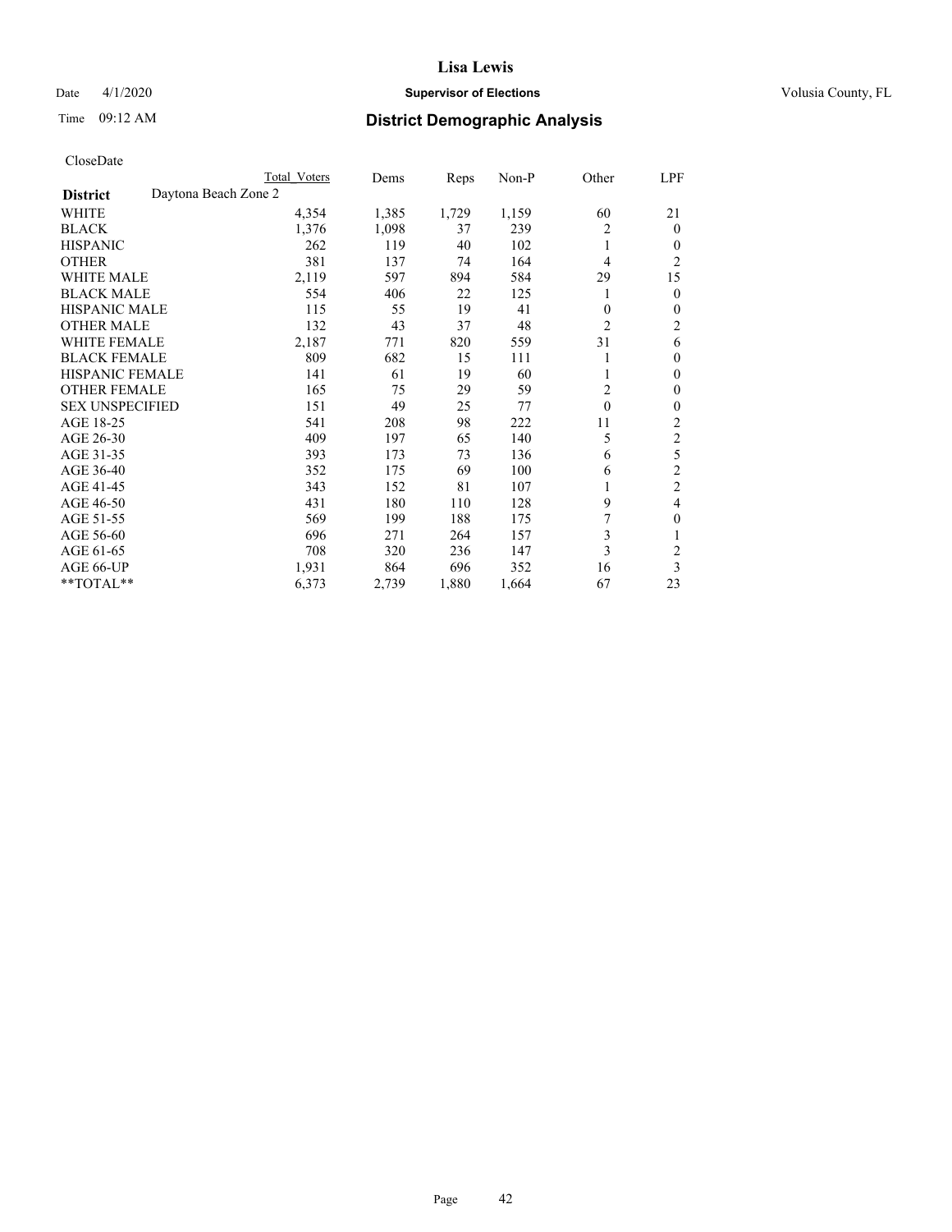**Lisa Lewis**

Date 4/1/2020 **Supervisor of Elections** Volusia County, FL

Time 09:12 AM **District Demographic Analysis**

CloseDate

| | Total Voters | Dems | Reps | Non-P | Other | LPF |
|---|---|---|---|---|---|---|
| **District** Daytona Beach Zone 2 | | | | | | |
| WHITE | 4,354 | 1,385 | 1,729 | 1,159 | 60 | 21 |
| BLACK | 1,376 | 1,098 | 37 | 239 | 2 | 0 |
| HISPANIC | 262 | 119 | 40 | 102 | 1 | 0 |
| OTHER | 381 | 137 | 74 | 164 | 4 | 2 |
| WHITE MALE | 2,119 | 597 | 894 | 584 | 29 | 15 |
| BLACK MALE | 554 | 406 | 22 | 125 | 1 | 0 |
| HISPANIC MALE | 115 | 55 | 19 | 41 | 0 | 0 |
| OTHER MALE | 132 | 43 | 37 | 48 | 2 | 2 |
| WHITE FEMALE | 2,187 | 771 | 820 | 559 | 31 | 6 |
| BLACK FEMALE | 809 | 682 | 15 | 111 | 1 | 0 |
| HISPANIC FEMALE | 141 | 61 | 19 | 60 | 1 | 0 |
| OTHER FEMALE | 165 | 75 | 29 | 59 | 2 | 0 |
| SEX UNSPECIFIED | 151 | 49 | 25 | 77 | 0 | 0 |
| AGE 18-25 | 541 | 208 | 98 | 222 | 11 | 2 |
| AGE 26-30 | 409 | 197 | 65 | 140 | 5 | 2 |
| AGE 31-35 | 393 | 173 | 73 | 136 | 6 | 5 |
| AGE 36-40 | 352 | 175 | 69 | 100 | 6 | 2 |
| AGE 41-45 | 343 | 152 | 81 | 107 | 1 | 2 |
| AGE 46-50 | 431 | 180 | 110 | 128 | 9 | 4 |
| AGE 51-55 | 569 | 199 | 188 | 175 | 7 | 0 |
| AGE 56-60 | 696 | 271 | 264 | 157 | 3 | 1 |
| AGE 61-65 | 708 | 320 | 236 | 147 | 3 | 2 |
| AGE 66-UP | 1,931 | 864 | 696 | 352 | 16 | 3 |
| **TOTAL** | 6,373 | 2,739 | 1,880 | 1,664 | 67 | 23 |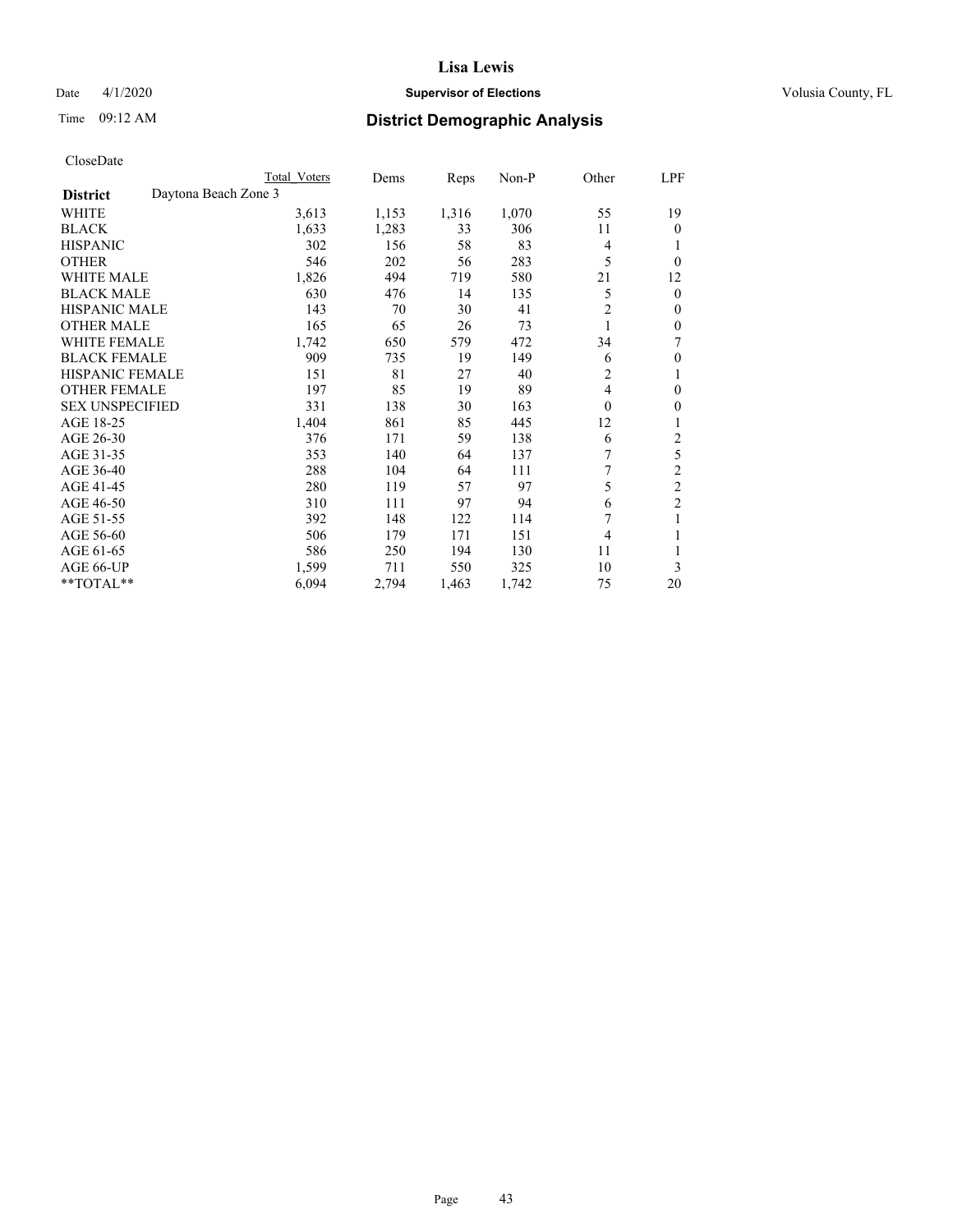# Lisa Lewis

Date 4/1/2020 **Supervisor of Elections** Volusia County, FL

Time 09:12 AM **District Demographic Analysis**

CloseDate

| | Total Voters | Dems | Reps | Non-P | Other | LPF |
|---|---|---|---|---|---|---|
| **District** Daytona Beach Zone 3 | | | | | | |
| WHITE | 3,613 | 1,153 | 1,316 | 1,070 | 55 | 19 |
| BLACK | 1,633 | 1,283 | 33 | 306 | 11 | 0 |
| HISPANIC | 302 | 156 | 58 | 83 | 4 | 1 |
| OTHER | 546 | 202 | 56 | 283 | 5 | 0 |
| WHITE MALE | 1,826 | 494 | 719 | 580 | 21 | 12 |
| BLACK MALE | 630 | 476 | 14 | 135 | 5 | 0 |
| HISPANIC MALE | 143 | 70 | 30 | 41 | 2 | 0 |
| OTHER MALE | 165 | 65 | 26 | 73 | 1 | 0 |
| WHITE FEMALE | 1,742 | 650 | 579 | 472 | 34 | 7 |
| BLACK FEMALE | 909 | 735 | 19 | 149 | 6 | 0 |
| HISPANIC FEMALE | 151 | 81 | 27 | 40 | 2 | 1 |
| OTHER FEMALE | 197 | 85 | 19 | 89 | 4 | 0 |
| SEX UNSPECIFIED | 331 | 138 | 30 | 163 | 0 | 0 |
| AGE 18-25 | 1,404 | 861 | 85 | 445 | 12 | 1 |
| AGE 26-30 | 376 | 171 | 59 | 138 | 6 | 2 |
| AGE 31-35 | 353 | 140 | 64 | 137 | 7 | 5 |
| AGE 36-40 | 288 | 104 | 64 | 111 | 7 | 2 |
| AGE 41-45 | 280 | 119 | 57 | 97 | 5 | 2 |
| AGE 46-50 | 310 | 111 | 97 | 94 | 6 | 2 |
| AGE 51-55 | 392 | 148 | 122 | 114 | 7 | 1 |
| AGE 56-60 | 506 | 179 | 171 | 151 | 4 | 1 |
| AGE 61-65 | 586 | 250 | 194 | 130 | 11 | 1 |
| AGE 66-UP | 1,599 | 711 | 550 | 325 | 10 | 3 |
| **TOTAL** | 6,094 | 2,794 | 1,463 | 1,742 | 75 | 20 |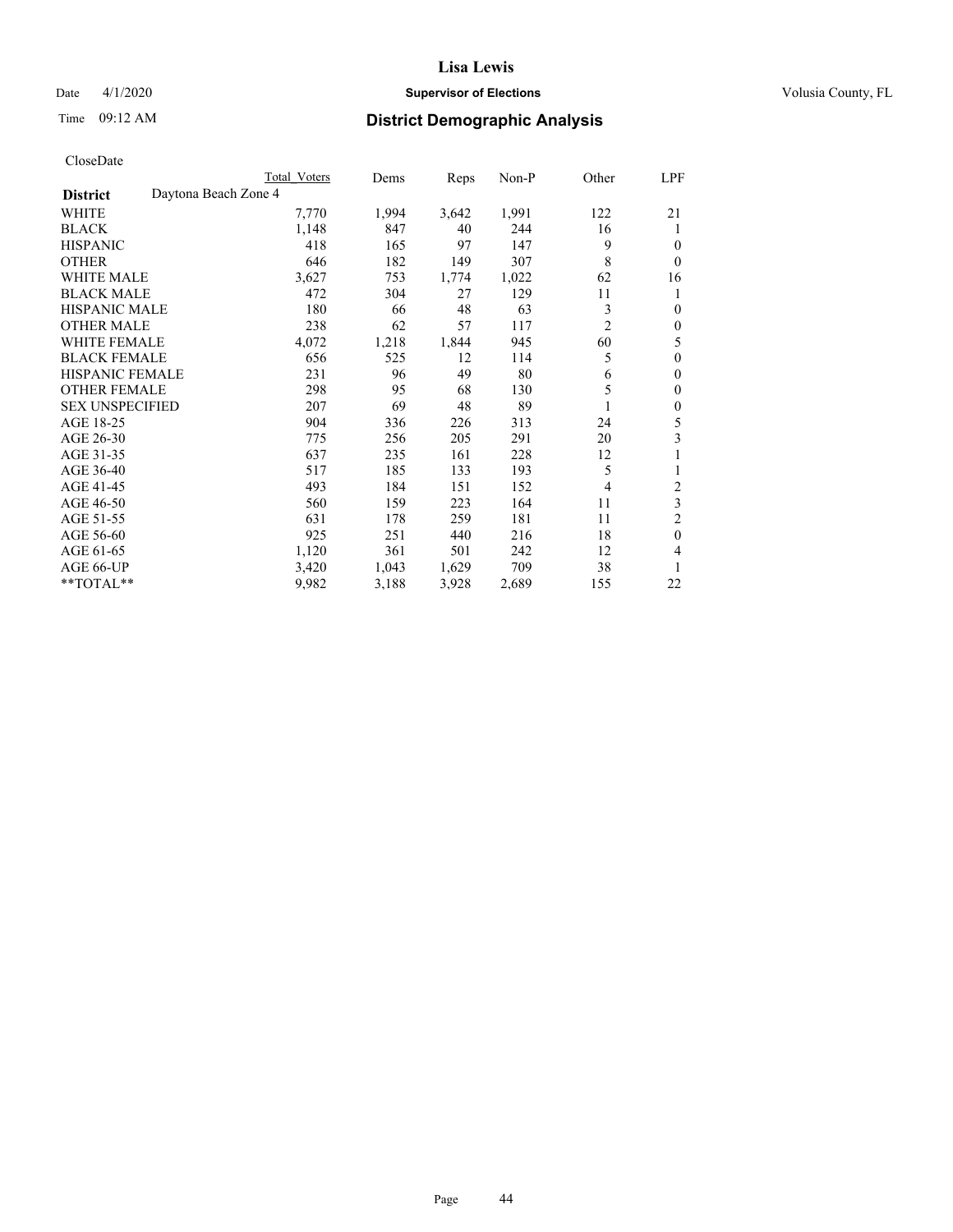# Lisa Lewis

Date 4/1/2020 **Supervisor of Elections** Volusia County, FL

Time 09:12 AM **District Demographic Analysis**

CloseDate

| | Total Voters | Dems | Reps | Non-P | Other | LPF |
|---|---|---|---|---|---|---|
| **District** Daytona Beach Zone 4 | | | | | | |
| WHITE | 7,770 | 1,994 | 3,642 | 1,991 | 122 | 21 |
| BLACK | 1,148 | 847 | 40 | 244 | 16 | 1 |
| HISPANIC | 418 | 165 | 97 | 147 | 9 | 0 |
| OTHER | 646 | 182 | 149 | 307 | 8 | 0 |
| WHITE MALE | 3,627 | 753 | 1,774 | 1,022 | 62 | 16 |
| BLACK MALE | 472 | 304 | 27 | 129 | 11 | 1 |
| HISPANIC MALE | 180 | 66 | 48 | 63 | 3 | 0 |
| OTHER MALE | 238 | 62 | 57 | 117 | 2 | 0 |
| WHITE FEMALE | 4,072 | 1,218 | 1,844 | 945 | 60 | 5 |
| BLACK FEMALE | 656 | 525 | 12 | 114 | 5 | 0 |
| HISPANIC FEMALE | 231 | 96 | 49 | 80 | 6 | 0 |
| OTHER FEMALE | 298 | 95 | 68 | 130 | 5 | 0 |
| SEX UNSPECIFIED | 207 | 69 | 48 | 89 | 1 | 0 |
| AGE 18-25 | 904 | 336 | 226 | 313 | 24 | 5 |
| AGE 26-30 | 775 | 256 | 205 | 291 | 20 | 3 |
| AGE 31-35 | 637 | 235 | 161 | 228 | 12 | 1 |
| AGE 36-40 | 517 | 185 | 133 | 193 | 5 | 1 |
| AGE 41-45 | 493 | 184 | 151 | 152 | 4 | 2 |
| AGE 46-50 | 560 | 159 | 223 | 164 | 11 | 3 |
| AGE 51-55 | 631 | 178 | 259 | 181 | 11 | 2 |
| AGE 56-60 | 925 | 251 | 440 | 216 | 18 | 0 |
| AGE 61-65 | 1,120 | 361 | 501 | 242 | 12 | 4 |
| AGE 66-UP | 3,420 | 1,043 | 1,629 | 709 | 38 | 1 |
| **TOTAL** | 9,982 | 3,188 | 3,928 | 2,689 | 155 | 22 |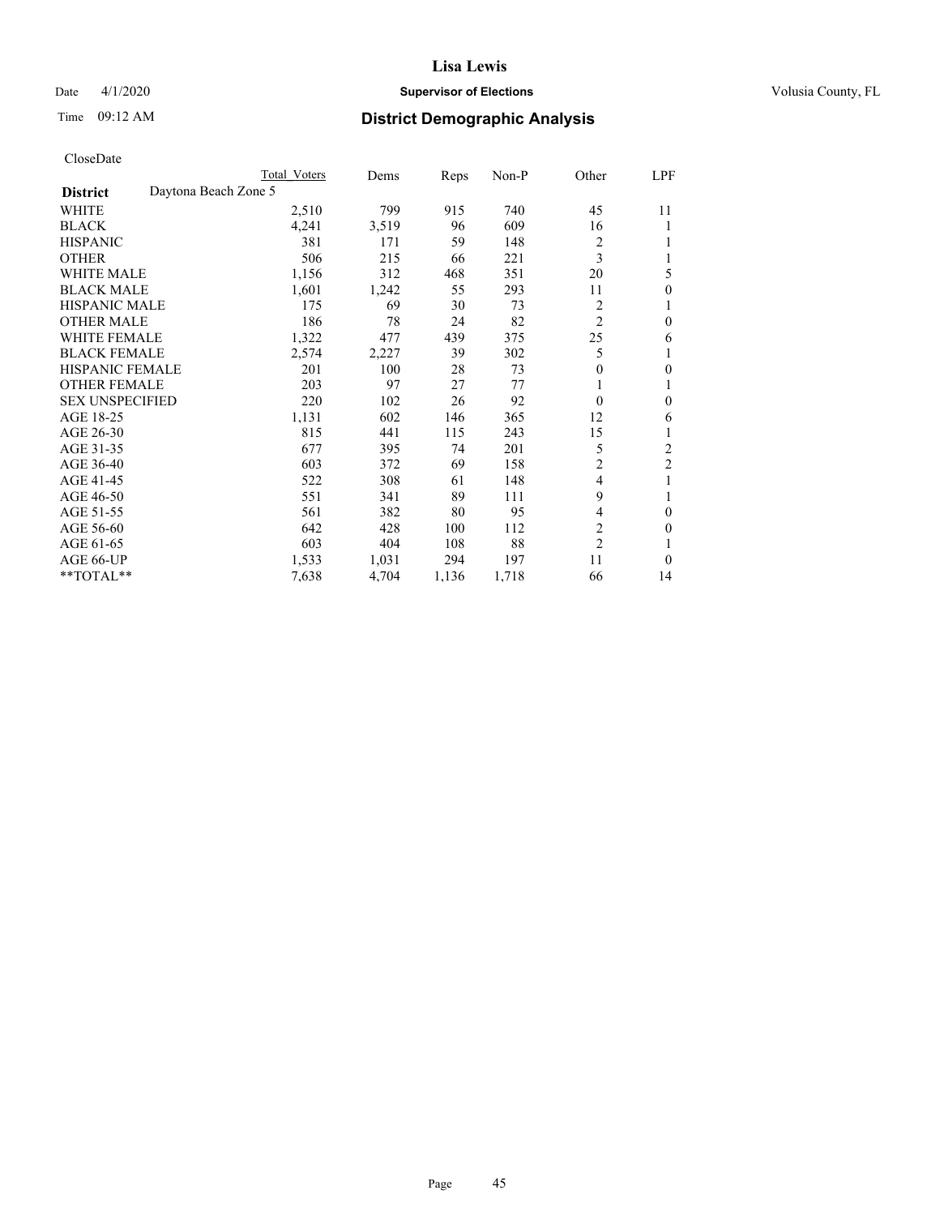# Lisa Lewis

Date 4/1/2020 **Supervisor of Elections** Volusia County, FL

Time 09:12 AM **District Demographic Analysis**

CloseDate

| District | Daytona Beach Zone 5 Total Voters | Dems | Reps | Non-P | Other | LPF |
|---|---|---|---|---|---|---|
| WHITE | 2,510 | 799 | 915 | 740 | 45 | 11 |
| BLACK | 4,241 | 3,519 | 96 | 609 | 16 | 1 |
| HISPANIC | 381 | 171 | 59 | 148 | 2 | 1 |
| OTHER | 506 | 215 | 66 | 221 | 3 | 1 |
| WHITE MALE | 1,156 | 312 | 468 | 351 | 20 | 5 |
| BLACK MALE | 1,601 | 1,242 | 55 | 293 | 11 | 0 |
| HISPANIC MALE | 175 | 69 | 30 | 73 | 2 | 1 |
| OTHER MALE | 186 | 78 | 24 | 82 | 2 | 0 |
| WHITE FEMALE | 1,322 | 477 | 439 | 375 | 25 | 6 |
| BLACK FEMALE | 2,574 | 2,227 | 39 | 302 | 5 | 1 |
| HISPANIC FEMALE | 201 | 100 | 28 | 73 | 0 | 0 |
| OTHER FEMALE | 203 | 97 | 27 | 77 | 1 | 1 |
| SEX UNSPECIFIED | 220 | 102 | 26 | 92 | 0 | 0 |
| AGE 18-25 | 1,131 | 602 | 146 | 365 | 12 | 6 |
| AGE 26-30 | 815 | 441 | 115 | 243 | 15 | 1 |
| AGE 31-35 | 677 | 395 | 74 | 201 | 5 | 2 |
| AGE 36-40 | 603 | 372 | 69 | 158 | 2 | 2 |
| AGE 41-45 | 522 | 308 | 61 | 148 | 4 | 1 |
| AGE 46-50 | 551 | 341 | 89 | 111 | 9 | 1 |
| AGE 51-55 | 561 | 382 | 80 | 95 | 4 | 0 |
| AGE 56-60 | 642 | 428 | 100 | 112 | 2 | 0 |
| AGE 61-65 | 603 | 404 | 108 | 88 | 2 | 1 |
| AGE 66-UP | 1,533 | 1,031 | 294 | 197 | 11 | 0 |
| **TOTAL** | 7,638 | 4,704 | 1,136 | 1,718 | 66 | 14 |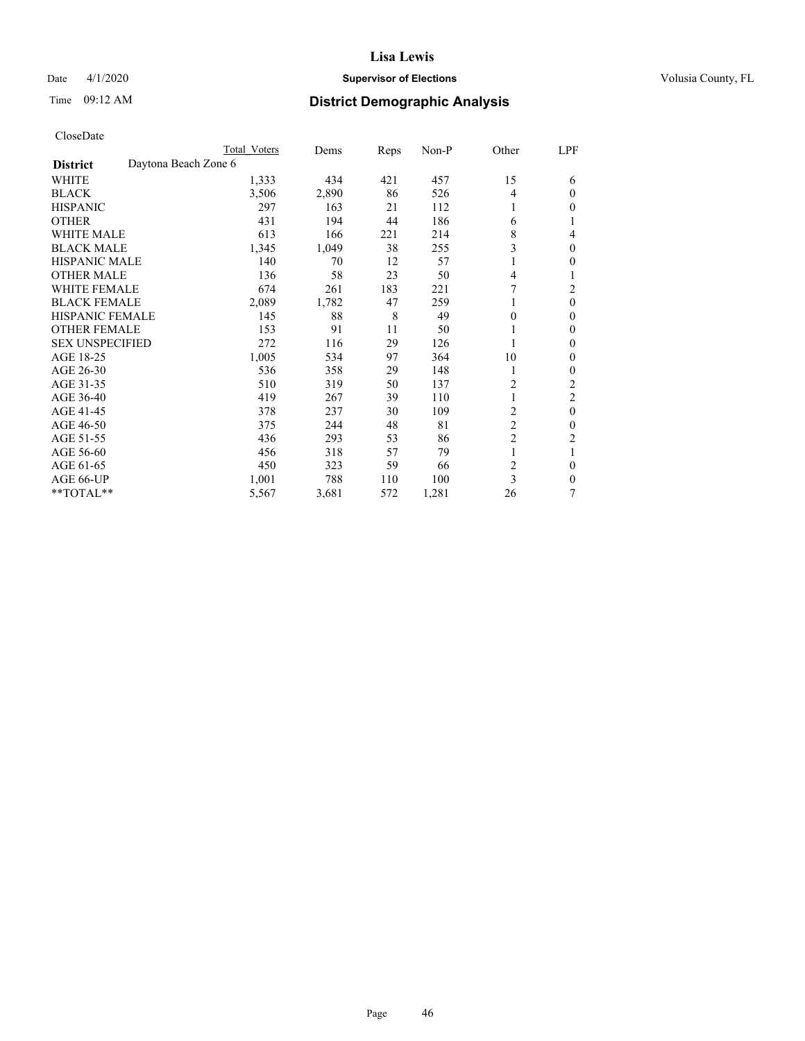# Lisa Lewis

Date 4/1/2020 **Supervisor of Elections** Volusia County, FL

Time 09:12 AM **District Demographic Analysis**

CloseDate

| | Total Voters | Dems | Reps | Non-P | Other | LPF |
|---|---|---|---|---|---|---|
| **District** Daytona Beach Zone 6 | | | | | | |
| WHITE | 1,333 | 434 | 421 | 457 | 15 | 6 |
| BLACK | 3,506 | 2,890 | 86 | 526 | 4 | 0 |
| HISPANIC | 297 | 163 | 21 | 112 | 1 | 0 |
| OTHER | 431 | 194 | 44 | 186 | 6 | 1 |
| WHITE MALE | 613 | 166 | 221 | 214 | 8 | 4 |
| BLACK MALE | 1,345 | 1,049 | 38 | 255 | 3 | 0 |
| HISPANIC MALE | 140 | 70 | 12 | 57 | 1 | 0 |
| OTHER MALE | 136 | 58 | 23 | 50 | 4 | 1 |
| WHITE FEMALE | 674 | 261 | 183 | 221 | 7 | 2 |
| BLACK FEMALE | 2,089 | 1,782 | 47 | 259 | 1 | 0 |
| HISPANIC FEMALE | 145 | 88 | 8 | 49 | 0 | 0 |
| OTHER FEMALE | 153 | 91 | 11 | 50 | 1 | 0 |
| SEX UNSPECIFIED | 272 | 116 | 29 | 126 | 1 | 0 |
| AGE 18-25 | 1,005 | 534 | 97 | 364 | 10 | 0 |
| AGE 26-30 | 536 | 358 | 29 | 148 | 1 | 0 |
| AGE 31-35 | 510 | 319 | 50 | 137 | 2 | 2 |
| AGE 36-40 | 419 | 267 | 39 | 110 | 1 | 2 |
| AGE 41-45 | 378 | 237 | 30 | 109 | 2 | 0 |
| AGE 46-50 | 375 | 244 | 48 | 81 | 2 | 0 |
| AGE 51-55 | 436 | 293 | 53 | 86 | 2 | 2 |
| AGE 56-60 | 456 | 318 | 57 | 79 | 1 | 1 |
| AGE 61-65 | 450 | 323 | 59 | 66 | 2 | 0 |
| AGE 66-UP | 1,001 | 788 | 110 | 100 | 3 | 0 |
| **TOTAL** | 5,567 | 3,681 | 572 | 1,281 | 26 | 7 |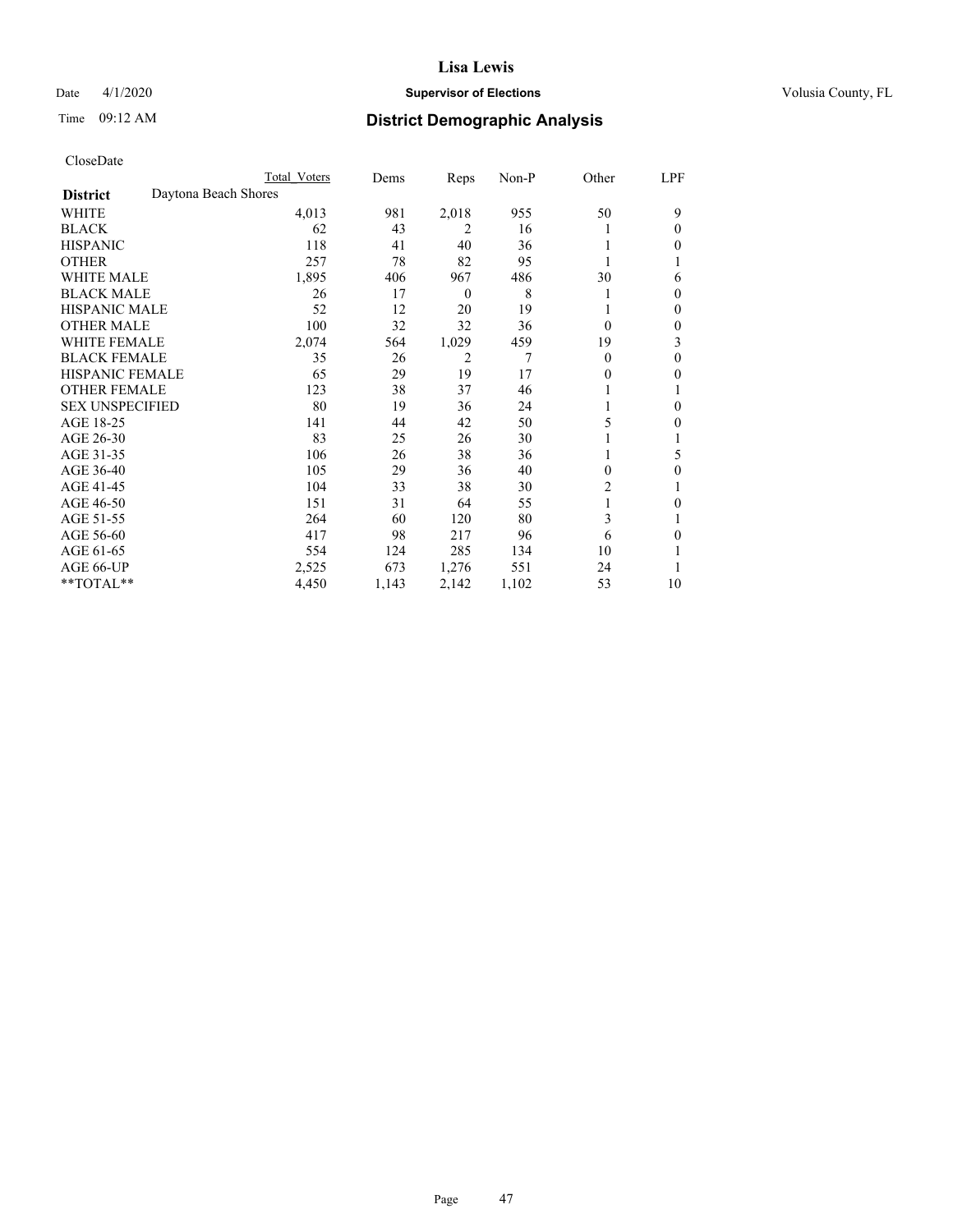# Lisa Lewis

Date 4/1/2020 **Supervisor of Elections** Volusia County, FL

Time 09:12 AM **District Demographic Analysis**

CloseDate

| | Total Voters | Dems | Reps | Non-P | Other | LPF |
|---|---|---|---|---|---|---|
| **District** Daytona Beach Shores | | | | | | |
| WHITE | 4,013 | 981 | 2,018 | 955 | 50 | 9 |
| BLACK | 62 | 43 | 2 | 16 | 1 | 0 |
| HISPANIC | 118 | 41 | 40 | 36 | 1 | 0 |
| OTHER | 257 | 78 | 82 | 95 | 1 | 1 |
| WHITE MALE | 1,895 | 406 | 967 | 486 | 30 | 6 |
| BLACK MALE | 26 | 17 | 0 | 8 | 1 | 0 |
| HISPANIC MALE | 52 | 12 | 20 | 19 | 1 | 0 |
| OTHER MALE | 100 | 32 | 32 | 36 | 0 | 0 |
| WHITE FEMALE | 2,074 | 564 | 1,029 | 459 | 19 | 3 |
| BLACK FEMALE | 35 | 26 | 2 | 7 | 0 | 0 |
| HISPANIC FEMALE | 65 | 29 | 19 | 17 | 0 | 0 |
| OTHER FEMALE | 123 | 38 | 37 | 46 | 1 | 1 |
| SEX UNSPECIFIED | 80 | 19 | 36 | 24 | 1 | 0 |
| AGE 18-25 | 141 | 44 | 42 | 50 | 5 | 0 |
| AGE 26-30 | 83 | 25 | 26 | 30 | 1 | 1 |
| AGE 31-35 | 106 | 26 | 38 | 36 | 1 | 5 |
| AGE 36-40 | 105 | 29 | 36 | 40 | 0 | 0 |
| AGE 41-45 | 104 | 33 | 38 | 30 | 2 | 1 |
| AGE 46-50 | 151 | 31 | 64 | 55 | 1 | 0 |
| AGE 51-55 | 264 | 60 | 120 | 80 | 3 | 1 |
| AGE 56-60 | 417 | 98 | 217 | 96 | 6 | 0 |
| AGE 61-65 | 554 | 124 | 285 | 134 | 10 | 1 |
| AGE 66-UP | 2,525 | 673 | 1,276 | 551 | 24 | 1 |
| **TOTAL** | 4,450 | 1,143 | 2,142 | 1,102 | 53 | 10 |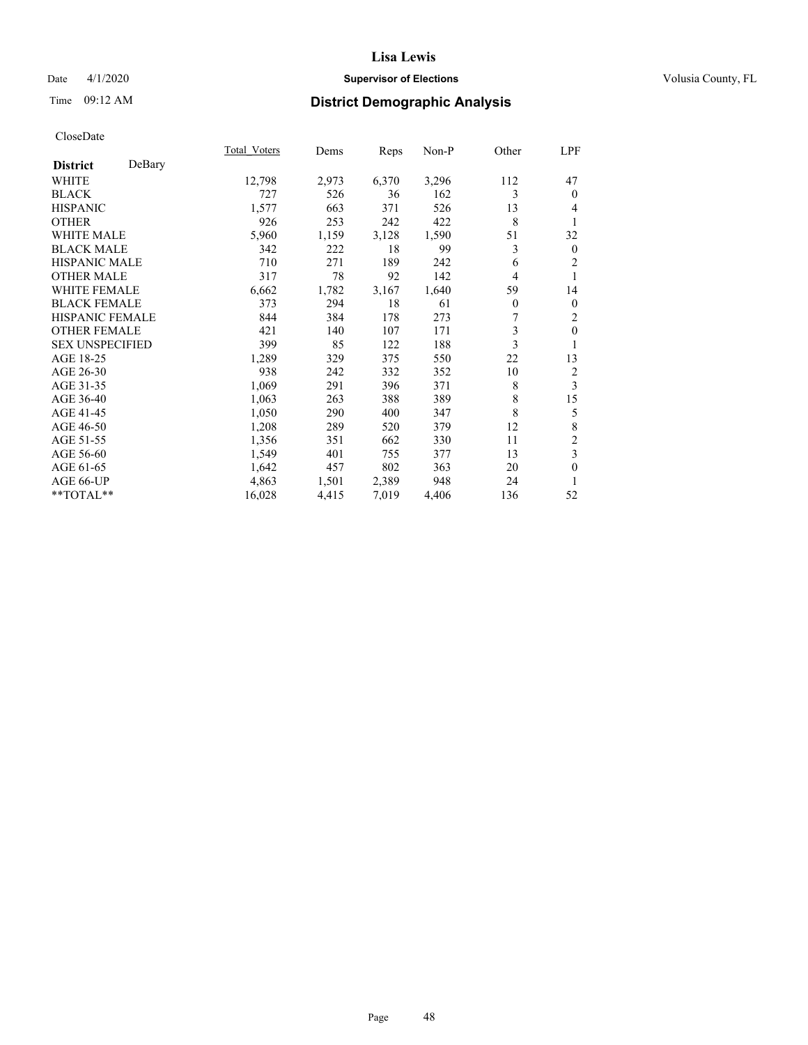Lisa Lewis

Date 4/1/2020 **Supervisor of Elections** Volusia County, FL

Time 09:12 AM **District Demographic Analysis**

CloseDate

| | Total_Voters | Dems | Reps | Non-P | Other | LPF |
|---|---|---|---|---|---|---|
| **District** DeBary | | | | | | |
| WHITE | 12,798 | 2,973 | 6,370 | 3,296 | 112 | 47 |
| BLACK | 727 | 526 | 36 | 162 | 3 | 0 |
| HISPANIC | 1,577 | 663 | 371 | 526 | 13 | 4 |
| OTHER | 926 | 253 | 242 | 422 | 8 | 1 |
| WHITE MALE | 5,960 | 1,159 | 3,128 | 1,590 | 51 | 32 |
| BLACK MALE | 342 | 222 | 18 | 99 | 3 | 0 |
| HISPANIC MALE | 710 | 271 | 189 | 242 | 6 | 2 |
| OTHER MALE | 317 | 78 | 92 | 142 | 4 | 1 |
| WHITE FEMALE | 6,662 | 1,782 | 3,167 | 1,640 | 59 | 14 |
| BLACK FEMALE | 373 | 294 | 18 | 61 | 0 | 0 |
| HISPANIC FEMALE | 844 | 384 | 178 | 273 | 7 | 2 |
| OTHER FEMALE | 421 | 140 | 107 | 171 | 3 | 0 |
| SEX UNSPECIFIED | 399 | 85 | 122 | 188 | 3 | 1 |
| AGE 18-25 | 1,289 | 329 | 375 | 550 | 22 | 13 |
| AGE 26-30 | 938 | 242 | 332 | 352 | 10 | 2 |
| AGE 31-35 | 1,069 | 291 | 396 | 371 | 8 | 3 |
| AGE 36-40 | 1,063 | 263 | 388 | 389 | 8 | 15 |
| AGE 41-45 | 1,050 | 290 | 400 | 347 | 8 | 5 |
| AGE 46-50 | 1,208 | 289 | 520 | 379 | 12 | 8 |
| AGE 51-55 | 1,356 | 351 | 662 | 330 | 11 | 2 |
| AGE 56-60 | 1,549 | 401 | 755 | 377 | 13 | 3 |
| AGE 61-65 | 1,642 | 457 | 802 | 363 | 20 | 0 |
| AGE 66-UP | 4,863 | 1,501 | 2,389 | 948 | 24 | 1 |
| **TOTAL** | 16,028 | 4,415 | 7,019 | 4,406 | 136 | 52 |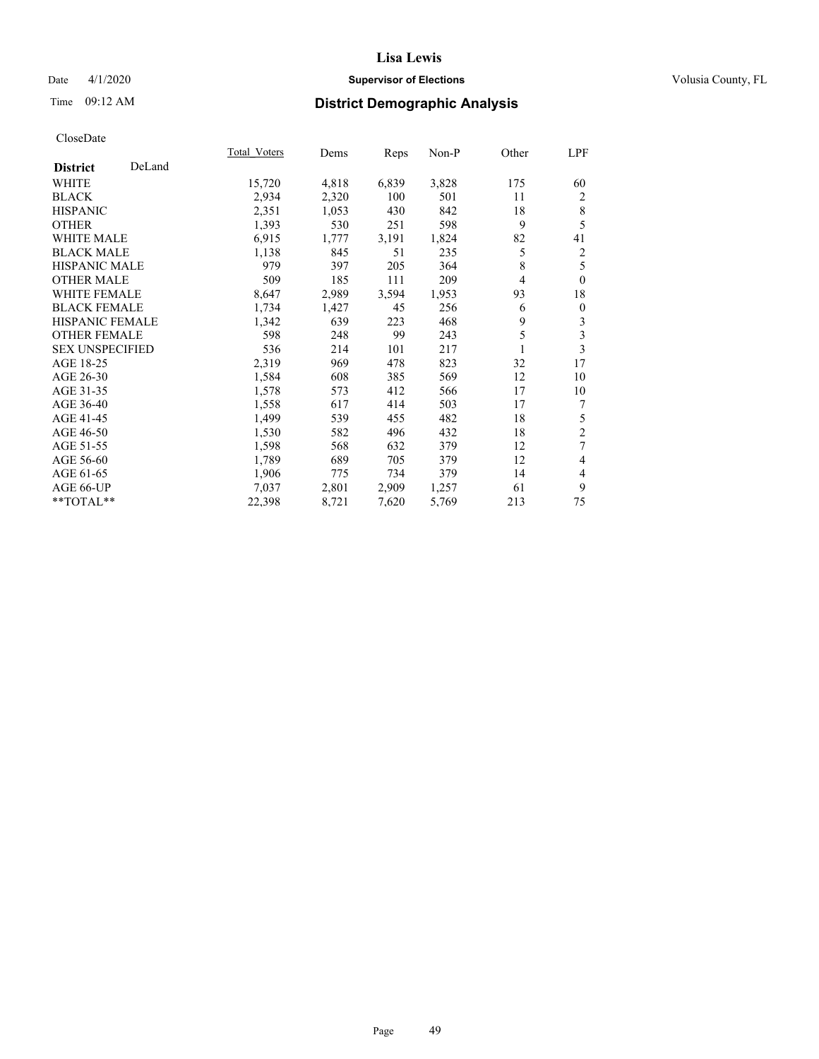# Lisa Lewis

Date 4/1/2020 **Supervisor of Elections** Volusia County, FL

Time 09:12 AM **District Demographic Analysis**

CloseDate

| **District** DeLand | Total_Voters | Dems | Reps | Non-P | Other | LPF |
|---|---|---|---|---|---|---|
| WHITE | 15,720 | 4,818 | 6,839 | 3,828 | 175 | 60 |
| BLACK | 2,934 | 2,320 | 100 | 501 | 11 | 2 |
| HISPANIC | 2,351 | 1,053 | 430 | 842 | 18 | 8 |
| OTHER | 1,393 | 530 | 251 | 598 | 9 | 5 |
| WHITE MALE | 6,915 | 1,777 | 3,191 | 1,824 | 82 | 41 |
| BLACK MALE | 1,138 | 845 | 51 | 235 | 5 | 2 |
| HISPANIC MALE | 979 | 397 | 205 | 364 | 8 | 5 |
| OTHER MALE | 509 | 185 | 111 | 209 | 4 | 0 |
| WHITE FEMALE | 8,647 | 2,989 | 3,594 | 1,953 | 93 | 18 |
| BLACK FEMALE | 1,734 | 1,427 | 45 | 256 | 6 | 0 |
| HISPANIC FEMALE | 1,342 | 639 | 223 | 468 | 9 | 3 |
| OTHER FEMALE | 598 | 248 | 99 | 243 | 5 | 3 |
| SEX UNSPECIFIED | 536 | 214 | 101 | 217 | 1 | 3 |
| AGE 18-25 | 2,319 | 969 | 478 | 823 | 32 | 17 |
| AGE 26-30 | 1,584 | 608 | 385 | 569 | 12 | 10 |
| AGE 31-35 | 1,578 | 573 | 412 | 566 | 17 | 10 |
| AGE 36-40 | 1,558 | 617 | 414 | 503 | 17 | 7 |
| AGE 41-45 | 1,499 | 539 | 455 | 482 | 18 | 5 |
| AGE 46-50 | 1,530 | 582 | 496 | 432 | 18 | 2 |
| AGE 51-55 | 1,598 | 568 | 632 | 379 | 12 | 7 |
| AGE 56-60 | 1,789 | 689 | 705 | 379 | 12 | 4 |
| AGE 61-65 | 1,906 | 775 | 734 | 379 | 14 | 4 |
| AGE 66-UP | 7,037 | 2,801 | 2,909 | 1,257 | 61 | 9 |
| **TOTAL** | 22,398 | 8,721 | 7,620 | 5,769 | 213 | 75 |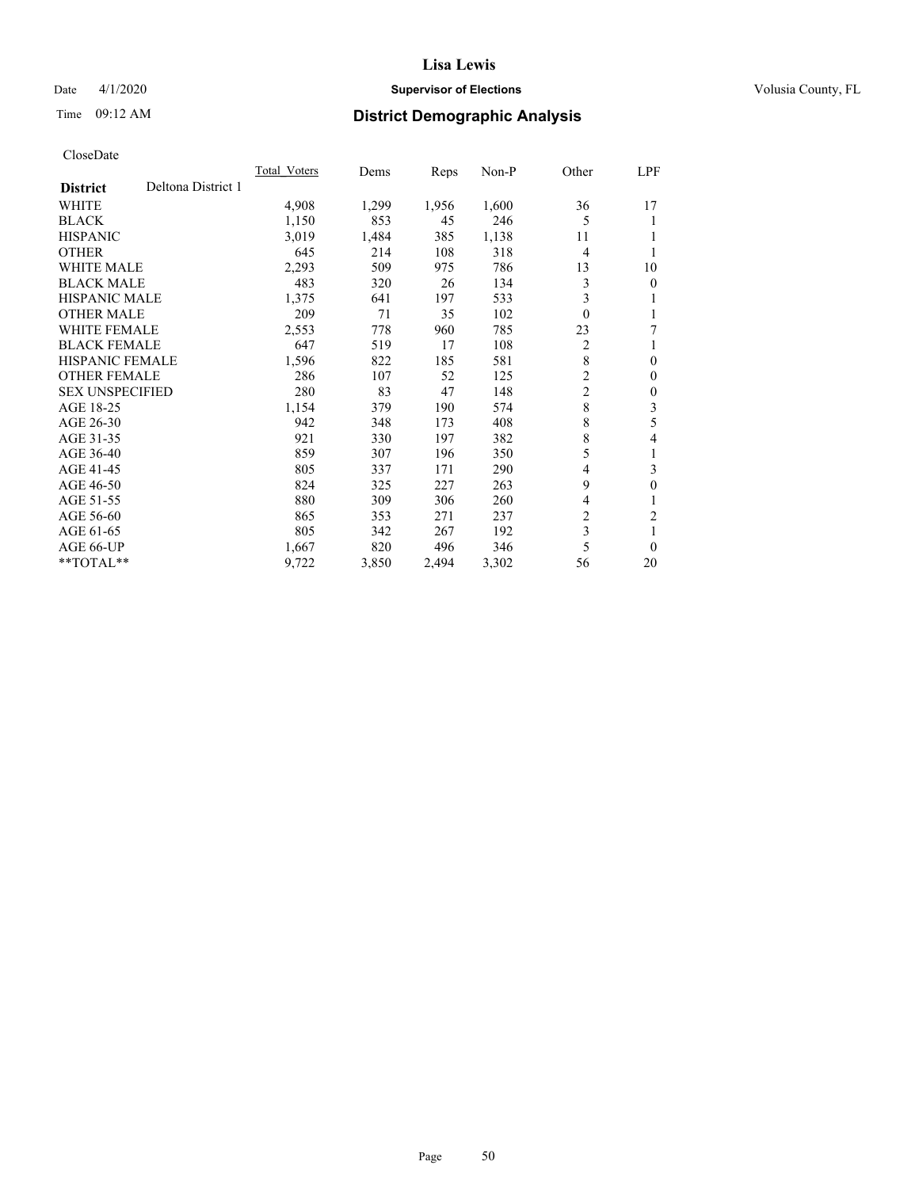**Lisa Lewis**

Date 4/1/2020 **Supervisor of Elections** Volusia County, FL

Time 09:12 AM **District Demographic Analysis**

CloseDate

| **District** Deltona District 1 | Total_Voters | Dems | Reps | Non-P | Other | LPF |
|---|---|---|---|---|---|---|
| WHITE | 4,908 | 1,299 | 1,956 | 1,600 | 36 | 17 |
| BLACK | 1,150 | 853 | 45 | 246 | 5 | 1 |
| HISPANIC | 3,019 | 1,484 | 385 | 1,138 | 11 | 1 |
| OTHER | 645 | 214 | 108 | 318 | 4 | 1 |
| WHITE MALE | 2,293 | 509 | 975 | 786 | 13 | 10 |
| BLACK MALE | 483 | 320 | 26 | 134 | 3 | 0 |
| HISPANIC MALE | 1,375 | 641 | 197 | 533 | 3 | 1 |
| OTHER MALE | 209 | 71 | 35 | 102 | 0 | 1 |
| WHITE FEMALE | 2,553 | 778 | 960 | 785 | 23 | 7 |
| BLACK FEMALE | 647 | 519 | 17 | 108 | 2 | 1 |
| HISPANIC FEMALE | 1,596 | 822 | 185 | 581 | 8 | 0 |
| OTHER FEMALE | 286 | 107 | 52 | 125 | 2 | 0 |
| SEX UNSPECIFIED | 280 | 83 | 47 | 148 | 2 | 0 |
| AGE 18-25 | 1,154 | 379 | 190 | 574 | 8 | 3 |
| AGE 26-30 | 942 | 348 | 173 | 408 | 8 | 5 |
| AGE 31-35 | 921 | 330 | 197 | 382 | 8 | 4 |
| AGE 36-40 | 859 | 307 | 196 | 350 | 5 | 1 |
| AGE 41-45 | 805 | 337 | 171 | 290 | 4 | 3 |
| AGE 46-50 | 824 | 325 | 227 | 263 | 9 | 0 |
| AGE 51-55 | 880 | 309 | 306 | 260 | 4 | 1 |
| AGE 56-60 | 865 | 353 | 271 | 237 | 2 | 2 |
| AGE 61-65 | 805 | 342 | 267 | 192 | 3 | 1 |
| AGE 66-UP | 1,667 | 820 | 496 | 346 | 5 | 0 |
| **TOTAL** | 9,722 | 3,850 | 2,494 | 3,302 | 56 | 20 |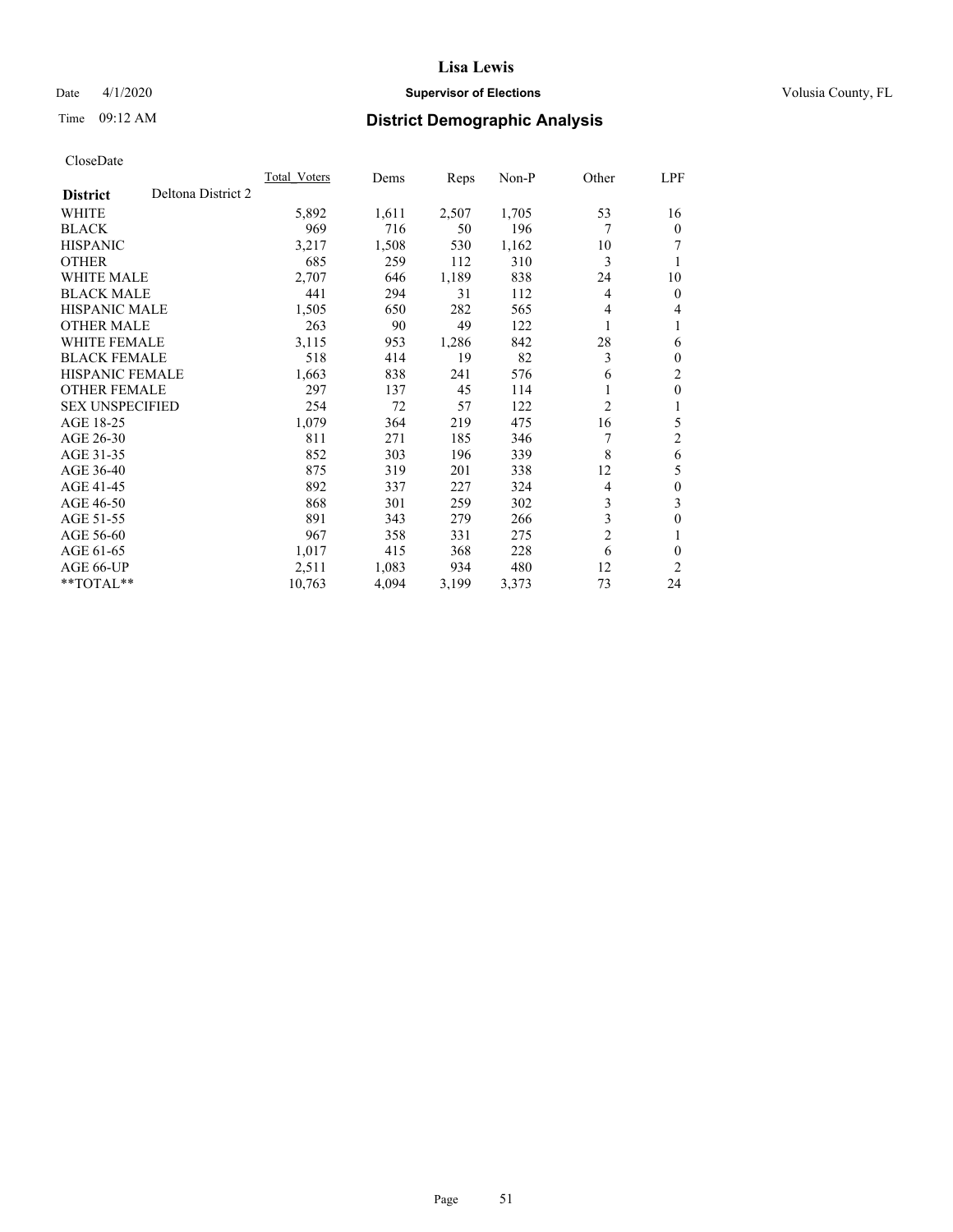# Lisa Lewis

Date 4/1/2020 **Supervisor of Elections** Volusia County, FL

Time 09:12 AM **District Demographic Analysis**

CloseDate

| District | Deltona District 2 | Total_Voters | Dems | Reps | Non-P | Other | LPF |
|---|---|---|---|---|---|---|---|
| WHITE | | 5,892 | 1,611 | 2,507 | 1,705 | 53 | 16 |
| BLACK | | 969 | 716 | 50 | 196 | 7 | 0 |
| HISPANIC | | 3,217 | 1,508 | 530 | 1,162 | 10 | 7 |
| OTHER | | 685 | 259 | 112 | 310 | 3 | 1 |
| WHITE MALE | | 2,707 | 646 | 1,189 | 838 | 24 | 10 |
| BLACK MALE | | 441 | 294 | 31 | 112 | 4 | 0 |
| HISPANIC MALE | | 1,505 | 650 | 282 | 565 | 4 | 4 |
| OTHER MALE | | 263 | 90 | 49 | 122 | 1 | 1 |
| WHITE FEMALE | | 3,115 | 953 | 1,286 | 842 | 28 | 6 |
| BLACK FEMALE | | 518 | 414 | 19 | 82 | 3 | 0 |
| HISPANIC FEMALE | | 1,663 | 838 | 241 | 576 | 6 | 2 |
| OTHER FEMALE | | 297 | 137 | 45 | 114 | 1 | 0 |
| SEX UNSPECIFIED | | 254 | 72 | 57 | 122 | 2 | 1 |
| AGE 18-25 | | 1,079 | 364 | 219 | 475 | 16 | 5 |
| AGE 26-30 | | 811 | 271 | 185 | 346 | 7 | 2 |
| AGE 31-35 | | 852 | 303 | 196 | 339 | 8 | 6 |
| AGE 36-40 | | 875 | 319 | 201 | 338 | 12 | 5 |
| AGE 41-45 | | 892 | 337 | 227 | 324 | 4 | 0 |
| AGE 46-50 | | 868 | 301 | 259 | 302 | 3 | 3 |
| AGE 51-55 | | 891 | 343 | 279 | 266 | 3 | 0 |
| AGE 56-60 | | 967 | 358 | 331 | 275 | 2 | 1 |
| AGE 61-65 | | 1,017 | 415 | 368 | 228 | 6 | 0 |
| AGE 66-UP | | 2,511 | 1,083 | 934 | 480 | 12 | 2 |
| **TOTAL** | | 10,763 | 4,094 | 3,199 | 3,373 | 73 | 24 |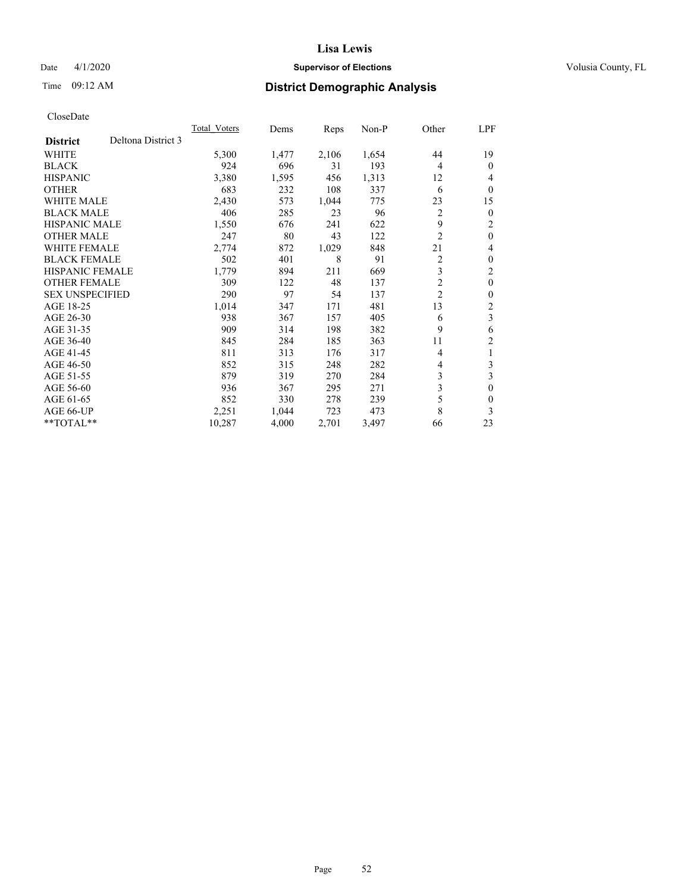CloseDate

| District | Deltona District 3 | Total_Voters | Dems | Reps | Non-P | Other | LPF |
|---|---|---|---|---|---|---|---|
| WHITE | | 5,300 | 1,477 | 2,106 | 1,654 | 44 | 19 |
| BLACK | | 924 | 696 | 31 | 193 | 4 | 0 |
| HISPANIC | | 3,380 | 1,595 | 456 | 1,313 | 12 | 4 |
| OTHER | | 683 | 232 | 108 | 337 | 6 | 0 |
| WHITE MALE | | 2,430 | 573 | 1,044 | 775 | 23 | 15 |
| BLACK MALE | | 406 | 285 | 23 | 96 | 2 | 0 |
| HISPANIC MALE | | 1,550 | 676 | 241 | 622 | 9 | 2 |
| OTHER MALE | | 247 | 80 | 43 | 122 | 2 | 0 |
| WHITE FEMALE | | 2,774 | 872 | 1,029 | 848 | 21 | 4 |
| BLACK FEMALE | | 502 | 401 | 8 | 91 | 2 | 0 |
| HISPANIC FEMALE | | 1,779 | 894 | 211 | 669 | 3 | 2 |
| OTHER FEMALE | | 309 | 122 | 48 | 137 | 2 | 0 |
| SEX UNSPECIFIED | | 290 | 97 | 54 | 137 | 2 | 0 |
| AGE 18-25 | | 1,014 | 347 | 171 | 481 | 13 | 2 |
| AGE 26-30 | | 938 | 367 | 157 | 405 | 6 | 3 |
| AGE 31-35 | | 909 | 314 | 198 | 382 | 9 | 6 |
| AGE 36-40 | | 845 | 284 | 185 | 363 | 11 | 2 |
| AGE 41-45 | | 811 | 313 | 176 | 317 | 4 | 1 |
| AGE 46-50 | | 852 | 315 | 248 | 282 | 4 | 3 |
| AGE 51-55 | | 879 | 319 | 270 | 284 | 3 | 3 |
| AGE 56-60 | | 936 | 367 | 295 | 271 | 3 | 0 |
| AGE 61-65 | | 852 | 330 | 278 | 239 | 5 | 0 |
| AGE 66-UP | | 2,251 | 1,044 | 723 | 473 | 8 | 3 |
| **TOTAL** | | 10,287 | 4,000 | 2,701 | 3,497 | 66 | 23 |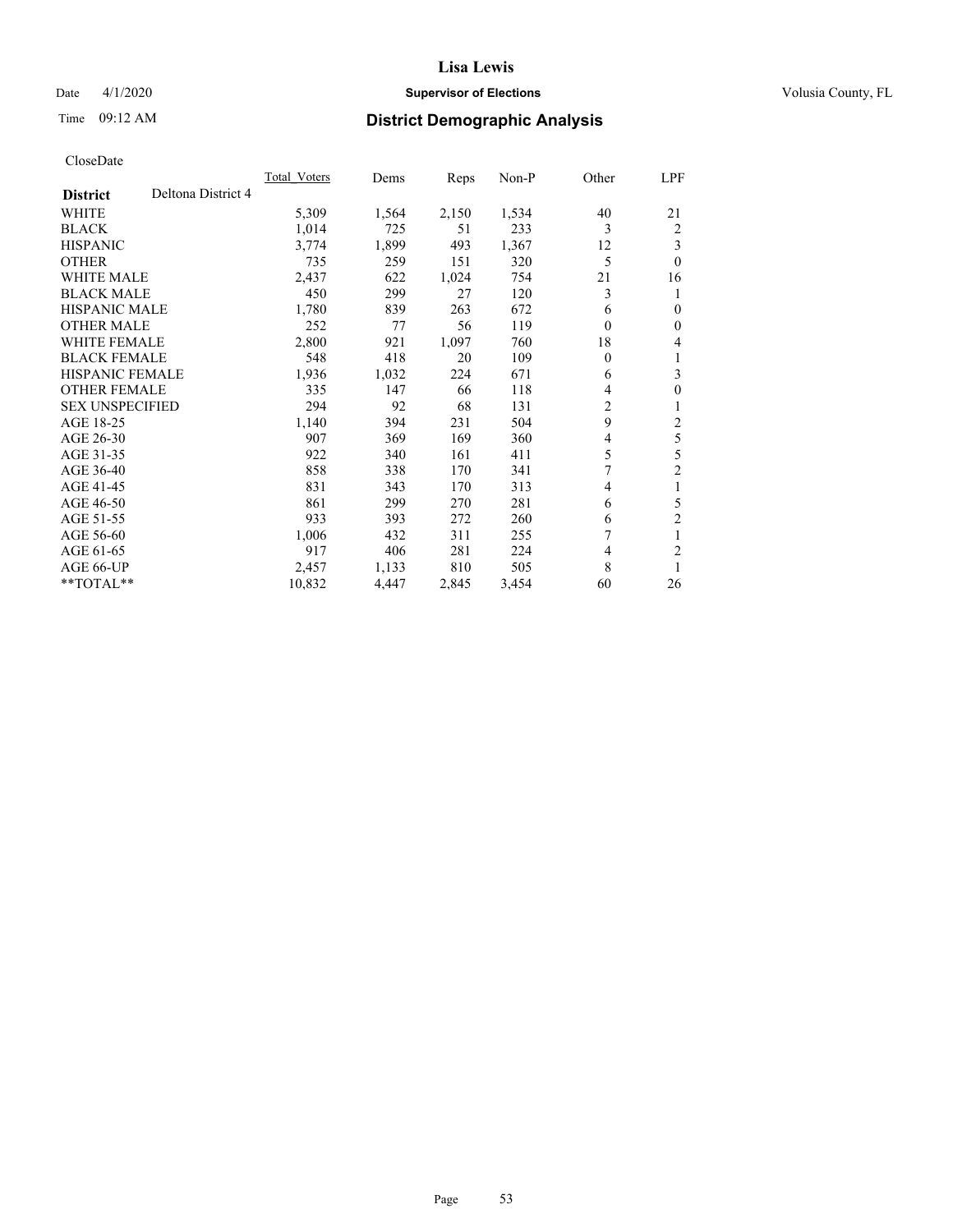# Lisa Lewis

Date 4/1/2020 **Supervisor of Elections** Volusia County, FL

Time 09:12 AM **District Demographic Analysis**

CloseDate

| District | Deltona District 4 | Total_Voters | Dems | Reps | Non-P | Other | LPF |
|---|---|---|---|---|---|---|---|
| WHITE | | 5,309 | 1,564 | 2,150 | 1,534 | 40 | 21 |
| BLACK | | 1,014 | 725 | 51 | 233 | 3 | 2 |
| HISPANIC | | 3,774 | 1,899 | 493 | 1,367 | 12 | 3 |
| OTHER | | 735 | 259 | 151 | 320 | 5 | 0 |
| WHITE MALE | | 2,437 | 622 | 1,024 | 754 | 21 | 16 |
| BLACK MALE | | 450 | 299 | 27 | 120 | 3 | 1 |
| HISPANIC MALE | | 1,780 | 839 | 263 | 672 | 6 | 0 |
| OTHER MALE | | 252 | 77 | 56 | 119 | 0 | 0 |
| WHITE FEMALE | | 2,800 | 921 | 1,097 | 760 | 18 | 4 |
| BLACK FEMALE | | 548 | 418 | 20 | 109 | 0 | 1 |
| HISPANIC FEMALE | | 1,936 | 1,032 | 224 | 671 | 6 | 3 |
| OTHER FEMALE | | 335 | 147 | 66 | 118 | 4 | 0 |
| SEX UNSPECIFIED | | 294 | 92 | 68 | 131 | 2 | 1 |
| AGE 18-25 | | 1,140 | 394 | 231 | 504 | 9 | 2 |
| AGE 26-30 | | 907 | 369 | 169 | 360 | 4 | 5 |
| AGE 31-35 | | 922 | 340 | 161 | 411 | 5 | 5 |
| AGE 36-40 | | 858 | 338 | 170 | 341 | 7 | 2 |
| AGE 41-45 | | 831 | 343 | 170 | 313 | 4 | 1 |
| AGE 46-50 | | 861 | 299 | 270 | 281 | 6 | 5 |
| AGE 51-55 | | 933 | 393 | 272 | 260 | 6 | 2 |
| AGE 56-60 | | 1,006 | 432 | 311 | 255 | 7 | 1 |
| AGE 61-65 | | 917 | 406 | 281 | 224 | 4 | 2 |
| AGE 66-UP | | 2,457 | 1,133 | 810 | 505 | 8 | 1 |
| **TOTAL** | | 10,832 | 4,447 | 2,845 | 3,454 | 60 | 26 |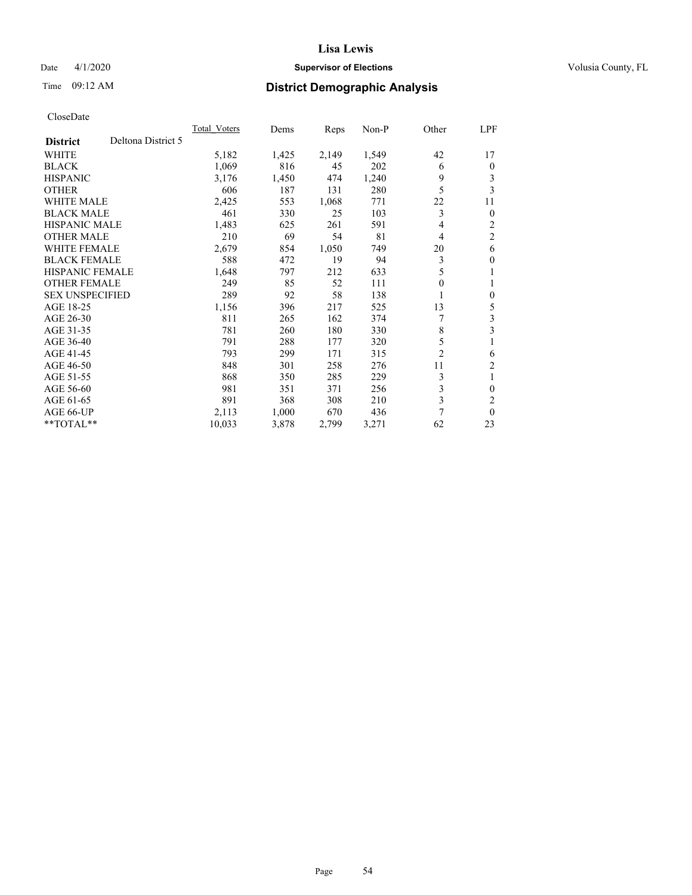# Lisa Lewis

Date 4/1/2020 **Supervisor of Elections** Volusia County, FL

Time 09:12 AM **District Demographic Analysis**

CloseDate

| District: Deltona District 5 | Total_Voters | Dems | Reps | Non-P | Other | LPF |
|---|---|---|---|---|---|---|
| WHITE | 5,182 | 1,425 | 2,149 | 1,549 | 42 | 17 |
| BLACK | 1,069 | 816 | 45 | 202 | 6 | 0 |
| HISPANIC | 3,176 | 1,450 | 474 | 1,240 | 9 | 3 |
| OTHER | 606 | 187 | 131 | 280 | 5 | 3 |
| WHITE MALE | 2,425 | 553 | 1,068 | 771 | 22 | 11 |
| BLACK MALE | 461 | 330 | 25 | 103 | 3 | 0 |
| HISPANIC MALE | 1,483 | 625 | 261 | 591 | 4 | 2 |
| OTHER MALE | 210 | 69 | 54 | 81 | 4 | 2 |
| WHITE FEMALE | 2,679 | 854 | 1,050 | 749 | 20 | 6 |
| BLACK FEMALE | 588 | 472 | 19 | 94 | 3 | 0 |
| HISPANIC FEMALE | 1,648 | 797 | 212 | 633 | 5 | 1 |
| OTHER FEMALE | 249 | 85 | 52 | 111 | 0 | 1 |
| SEX UNSPECIFIED | 289 | 92 | 58 | 138 | 1 | 0 |
| AGE 18-25 | 1,156 | 396 | 217 | 525 | 13 | 5 |
| AGE 26-30 | 811 | 265 | 162 | 374 | 7 | 3 |
| AGE 31-35 | 781 | 260 | 180 | 330 | 8 | 3 |
| AGE 36-40 | 791 | 288 | 177 | 320 | 5 | 1 |
| AGE 41-45 | 793 | 299 | 171 | 315 | 2 | 6 |
| AGE 46-50 | 848 | 301 | 258 | 276 | 11 | 2 |
| AGE 51-55 | 868 | 350 | 285 | 229 | 3 | 1 |
| AGE 56-60 | 981 | 351 | 371 | 256 | 3 | 0 |
| AGE 61-65 | 891 | 368 | 308 | 210 | 3 | 2 |
| AGE 66-UP | 2,113 | 1,000 | 670 | 436 | 7 | 0 |
| **TOTAL** | 10,033 | 3,878 | 2,799 | 3,271 | 62 | 23 |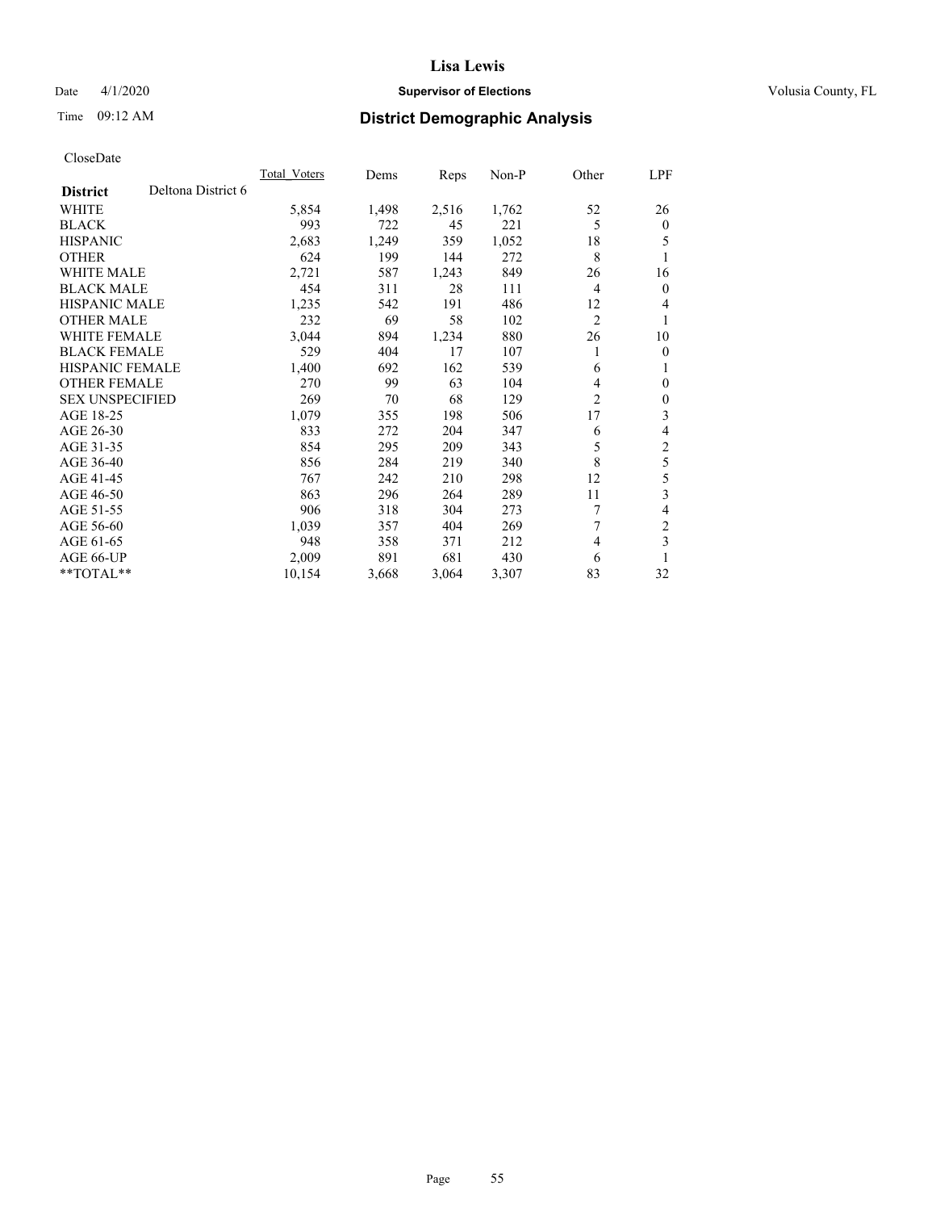# District Demographic Analysis

CloseDate

| District: Deltona District 6 | Total_Voters | Dems | Reps | Non-P | Other | LPF |
|---|---|---|---|---|---|---|
| WHITE | 5,854 | 1,498 | 2,516 | 1,762 | 52 | 26 |
| BLACK | 993 | 722 | 45 | 221 | 5 | 0 |
| HISPANIC | 2,683 | 1,249 | 359 | 1,052 | 18 | 5 |
| OTHER | 624 | 199 | 144 | 272 | 8 | 1 |
| WHITE MALE | 2,721 | 587 | 1,243 | 849 | 26 | 16 |
| BLACK MALE | 454 | 311 | 28 | 111 | 4 | 0 |
| HISPANIC MALE | 1,235 | 542 | 191 | 486 | 12 | 4 |
| OTHER MALE | 232 | 69 | 58 | 102 | 2 | 1 |
| WHITE FEMALE | 3,044 | 894 | 1,234 | 880 | 26 | 10 |
| BLACK FEMALE | 529 | 404 | 17 | 107 | 1 | 0 |
| HISPANIC FEMALE | 1,400 | 692 | 162 | 539 | 6 | 1 |
| OTHER FEMALE | 270 | 99 | 63 | 104 | 4 | 0 |
| SEX UNSPECIFIED | 269 | 70 | 68 | 129 | 2 | 0 |
| AGE 18-25 | 1,079 | 355 | 198 | 506 | 17 | 3 |
| AGE 26-30 | 833 | 272 | 204 | 347 | 6 | 4 |
| AGE 31-35 | 854 | 295 | 209 | 343 | 5 | 2 |
| AGE 36-40 | 856 | 284 | 219 | 340 | 8 | 5 |
| AGE 41-45 | 767 | 242 | 210 | 298 | 12 | 5 |
| AGE 46-50 | 863 | 296 | 264 | 289 | 11 | 3 |
| AGE 51-55 | 906 | 318 | 304 | 273 | 7 | 4 |
| AGE 56-60 | 1,039 | 357 | 404 | 269 | 7 | 2 |
| AGE 61-65 | 948 | 358 | 371 | 212 | 4 | 3 |
| AGE 66-UP | 2,009 | 891 | 681 | 430 | 6 | 1 |
| **TOTAL** | 10,154 | 3,668 | 3,064 | 3,307 | 83 | 32 |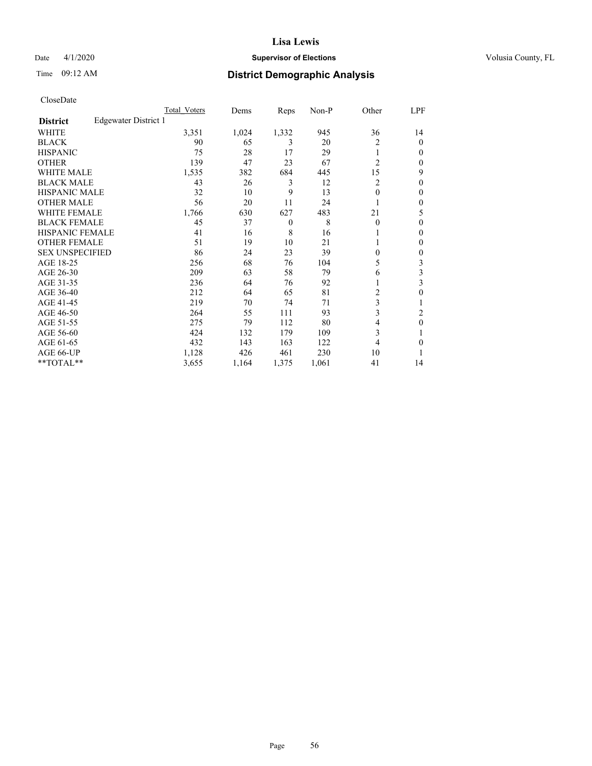**Lisa Lewis**

Date 4/1/2020 **Supervisor of Elections** Volusia County, FL

Time 09:12 AM **District Demographic Analysis**

CloseDate

| District | Edgewater District 1 | Total_Voters | Dems | Reps | Non-P | Other | LPF |
|---|---|---|---|---|---|---|---|
| WHITE | | 3,351 | 1,024 | 1,332 | 945 | 36 | 14 |
| BLACK | | 90 | 65 | 3 | 20 | 2 | 0 |
| HISPANIC | | 75 | 28 | 17 | 29 | 1 | 0 |
| OTHER | | 139 | 47 | 23 | 67 | 2 | 0 |
| WHITE MALE | | 1,535 | 382 | 684 | 445 | 15 | 9 |
| BLACK MALE | | 43 | 26 | 3 | 12 | 2 | 0 |
| HISPANIC MALE | | 32 | 10 | 9 | 13 | 0 | 0 |
| OTHER MALE | | 56 | 20 | 11 | 24 | 1 | 0 |
| WHITE FEMALE | | 1,766 | 630 | 627 | 483 | 21 | 5 |
| BLACK FEMALE | | 45 | 37 | 0 | 8 | 0 | 0 |
| HISPANIC FEMALE | | 41 | 16 | 8 | 16 | 1 | 0 |
| OTHER FEMALE | | 51 | 19 | 10 | 21 | 1 | 0 |
| SEX UNSPECIFIED | | 86 | 24 | 23 | 39 | 0 | 0 |
| AGE 18-25 | | 256 | 68 | 76 | 104 | 5 | 3 |
| AGE 26-30 | | 209 | 63 | 58 | 79 | 6 | 3 |
| AGE 31-35 | | 236 | 64 | 76 | 92 | 1 | 3 |
| AGE 36-40 | | 212 | 64 | 65 | 81 | 2 | 0 |
| AGE 41-45 | | 219 | 70 | 74 | 71 | 3 | 1 |
| AGE 46-50 | | 264 | 55 | 111 | 93 | 3 | 2 |
| AGE 51-55 | | 275 | 79 | 112 | 80 | 4 | 0 |
| AGE 56-60 | | 424 | 132 | 179 | 109 | 3 | 1 |
| AGE 61-65 | | 432 | 143 | 163 | 122 | 4 | 0 |
| AGE 66-UP | | 1,128 | 426 | 461 | 230 | 10 | 1 |
| **TOTAL** | | 3,655 | 1,164 | 1,375 | 1,061 | 41 | 14 |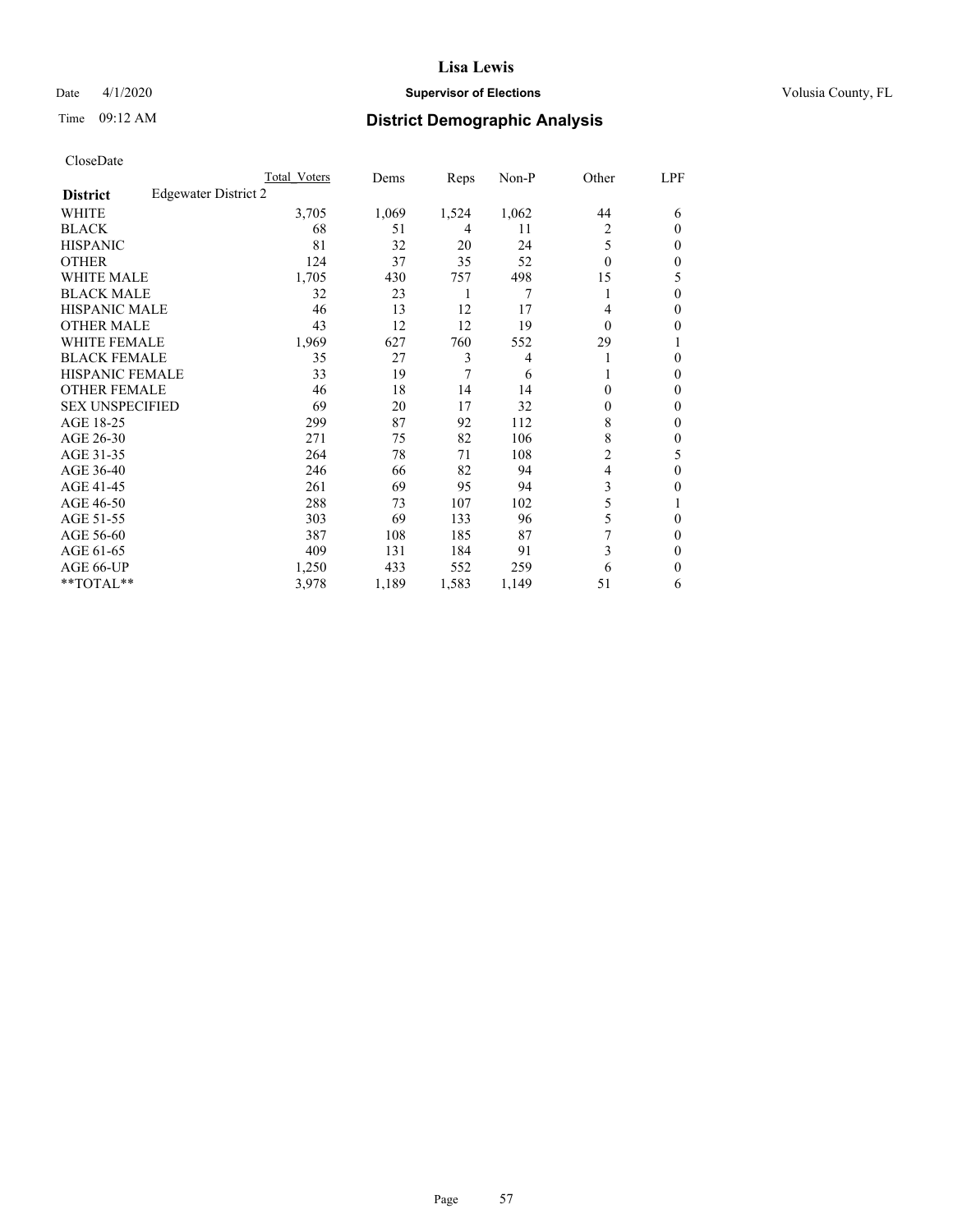# Lisa Lewis

Date 4/1/2020 **Supervisor of Elections** Volusia County, FL

Time 09:12 AM **District Demographic Analysis**

CloseDate

| | Total Voters | Dems | Reps | Non-P | Other | LPF |
|---|---|---|---|---|---|---|
| **District** Edgewater District 2 | | | | | | |
| WHITE | 3,705 | 1,069 | 1,524 | 1,062 | 44 | 6 |
| BLACK | 68 | 51 | 4 | 11 | 2 | 0 |
| HISPANIC | 81 | 32 | 20 | 24 | 5 | 0 |
| OTHER | 124 | 37 | 35 | 52 | 0 | 0 |
| WHITE MALE | 1,705 | 430 | 757 | 498 | 15 | 5 |
| BLACK MALE | 32 | 23 | 1 | 7 | 1 | 0 |
| HISPANIC MALE | 46 | 13 | 12 | 17 | 4 | 0 |
| OTHER MALE | 43 | 12 | 12 | 19 | 0 | 0 |
| WHITE FEMALE | 1,969 | 627 | 760 | 552 | 29 | 1 |
| BLACK FEMALE | 35 | 27 | 3 | 4 | 1 | 0 |
| HISPANIC FEMALE | 33 | 19 | 7 | 6 | 1 | 0 |
| OTHER FEMALE | 46 | 18 | 14 | 14 | 0 | 0 |
| SEX UNSPECIFIED | 69 | 20 | 17 | 32 | 0 | 0 |
| AGE 18-25 | 299 | 87 | 92 | 112 | 8 | 0 |
| AGE 26-30 | 271 | 75 | 82 | 106 | 8 | 0 |
| AGE 31-35 | 264 | 78 | 71 | 108 | 2 | 5 |
| AGE 36-40 | 246 | 66 | 82 | 94 | 4 | 0 |
| AGE 41-45 | 261 | 69 | 95 | 94 | 3 | 0 |
| AGE 46-50 | 288 | 73 | 107 | 102 | 5 | 1 |
| AGE 51-55 | 303 | 69 | 133 | 96 | 5 | 0 |
| AGE 56-60 | 387 | 108 | 185 | 87 | 7 | 0 |
| AGE 61-65 | 409 | 131 | 184 | 91 | 3 | 0 |
| AGE 66-UP | 1,250 | 433 | 552 | 259 | 6 | 0 |
| **TOTAL** | 3,978 | 1,189 | 1,583 | 1,149 | 51 | 6 |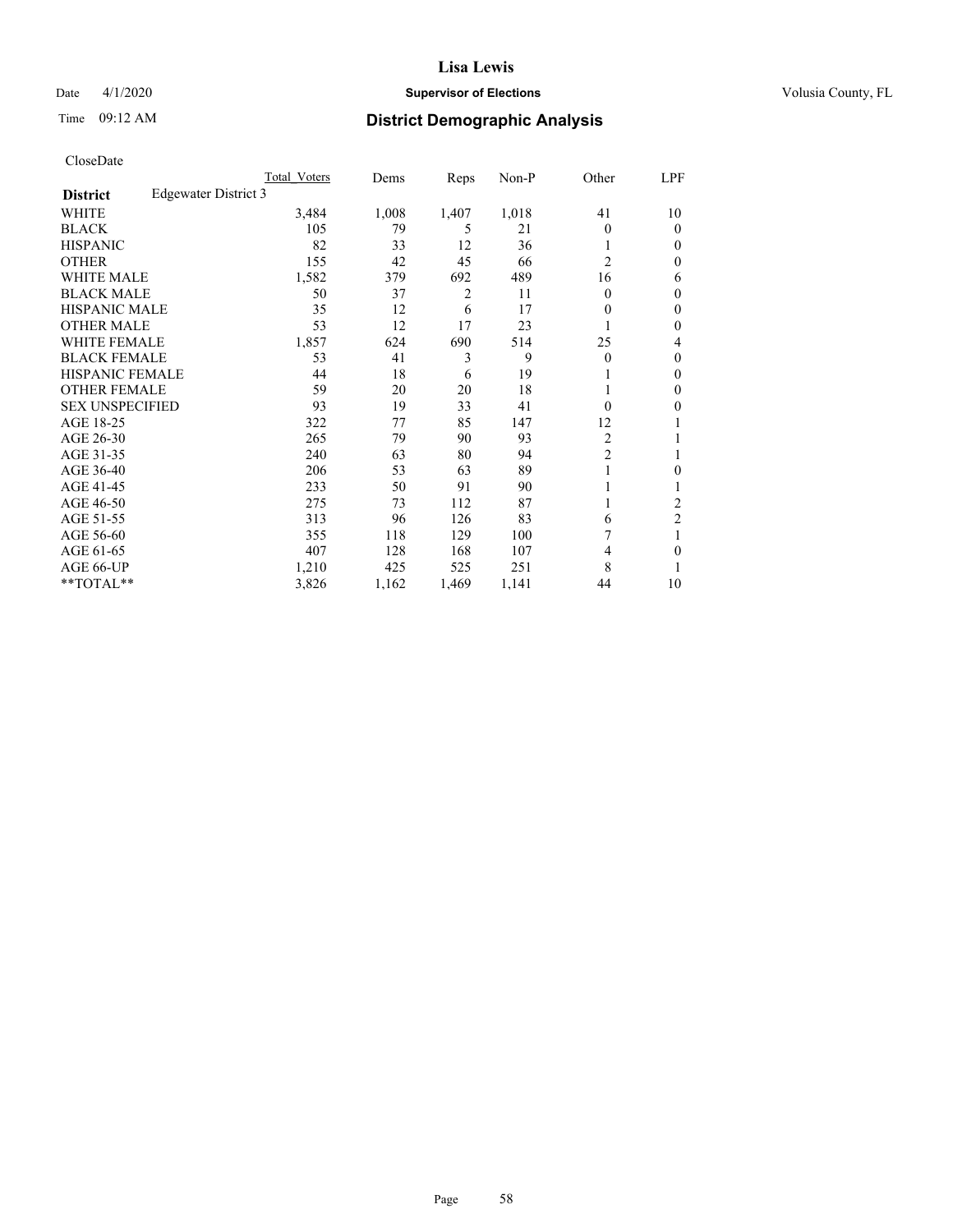# Lisa Lewis

Date 4/1/2020 **Supervisor of Elections** Volusia County, FL

Time 09:12 AM **District Demographic Analysis**

CloseDate

| | Total Voters | Dems | Reps | Non-P | Other | LPF |
|---|---|---|---|---|---|---|
| **District** Edgewater District 3 | | | | | | |
| WHITE | 3,484 | 1,008 | 1,407 | 1,018 | 41 | 10 |
| BLACK | 105 | 79 | 5 | 21 | 0 | 0 |
| HISPANIC | 82 | 33 | 12 | 36 | 1 | 0 |
| OTHER | 155 | 42 | 45 | 66 | 2 | 0 |
| WHITE MALE | 1,582 | 379 | 692 | 489 | 16 | 6 |
| BLACK MALE | 50 | 37 | 2 | 11 | 0 | 0 |
| HISPANIC MALE | 35 | 12 | 6 | 17 | 0 | 0 |
| OTHER MALE | 53 | 12 | 17 | 23 | 1 | 0 |
| WHITE FEMALE | 1,857 | 624 | 690 | 514 | 25 | 4 |
| BLACK FEMALE | 53 | 41 | 3 | 9 | 0 | 0 |
| HISPANIC FEMALE | 44 | 18 | 6 | 19 | 1 | 0 |
| OTHER FEMALE | 59 | 20 | 20 | 18 | 1 | 0 |
| SEX UNSPECIFIED | 93 | 19 | 33 | 41 | 0 | 0 |
| AGE 18-25 | 322 | 77 | 85 | 147 | 12 | 1 |
| AGE 26-30 | 265 | 79 | 90 | 93 | 2 | 1 |
| AGE 31-35 | 240 | 63 | 80 | 94 | 2 | 1 |
| AGE 36-40 | 206 | 53 | 63 | 89 | 1 | 0 |
| AGE 41-45 | 233 | 50 | 91 | 90 | 1 | 1 |
| AGE 46-50 | 275 | 73 | 112 | 87 | 1 | 2 |
| AGE 51-55 | 313 | 96 | 126 | 83 | 6 | 2 |
| AGE 56-60 | 355 | 118 | 129 | 100 | 7 | 1 |
| AGE 61-65 | 407 | 128 | 168 | 107 | 4 | 0 |
| AGE 66-UP | 1,210 | 425 | 525 | 251 | 8 | 1 |
| **TOTAL** | 3,826 | 1,162 | 1,469 | 1,141 | 44 | 10 |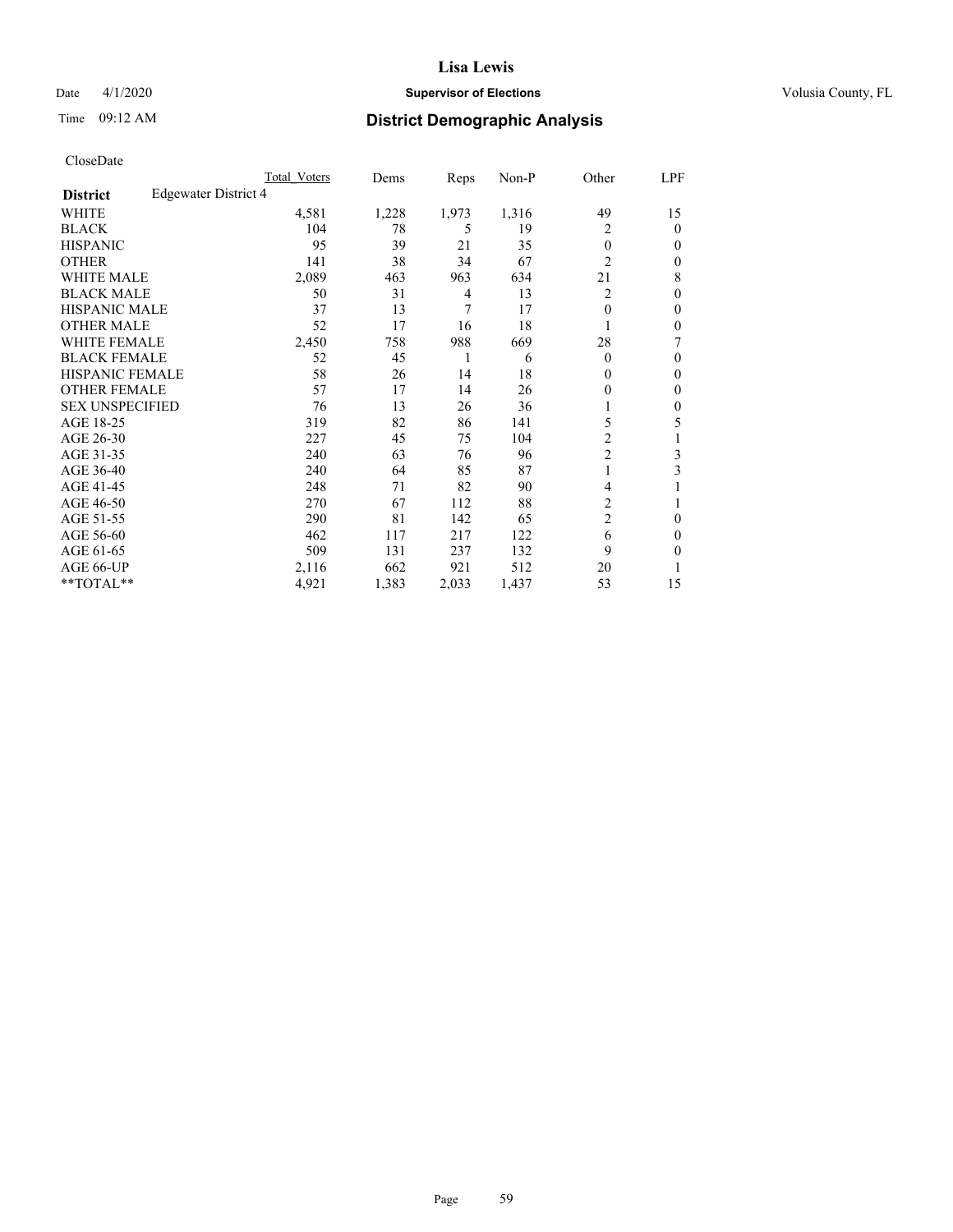# Lisa Lewis

Date 4/1/2020 **Supervisor of Elections** Volusia County, FL

Time 09:12 AM **District Demographic Analysis**

CloseDate

| District | Edgewater District 4 | Total Voters | Dems | Reps | Non-P | Other | LPF |
|---|---|---|---|---|---|---|---|
| WHITE | | 4,581 | 1,228 | 1,973 | 1,316 | 49 | 15 |
| BLACK | | 104 | 78 | 5 | 19 | 2 | 0 |
| HISPANIC | | 95 | 39 | 21 | 35 | 0 | 0 |
| OTHER | | 141 | 38 | 34 | 67 | 2 | 0 |
| WHITE MALE | | 2,089 | 463 | 963 | 634 | 21 | 8 |
| BLACK MALE | | 50 | 31 | 4 | 13 | 2 | 0 |
| HISPANIC MALE | | 37 | 13 | 7 | 17 | 0 | 0 |
| OTHER MALE | | 52 | 17 | 16 | 18 | 1 | 0 |
| WHITE FEMALE | | 2,450 | 758 | 988 | 669 | 28 | 7 |
| BLACK FEMALE | | 52 | 45 | 1 | 6 | 0 | 0 |
| HISPANIC FEMALE | | 58 | 26 | 14 | 18 | 0 | 0 |
| OTHER FEMALE | | 57 | 17 | 14 | 26 | 0 | 0 |
| SEX UNSPECIFIED | | 76 | 13 | 26 | 36 | 1 | 0 |
| AGE 18-25 | | 319 | 82 | 86 | 141 | 5 | 5 |
| AGE 26-30 | | 227 | 45 | 75 | 104 | 2 | 1 |
| AGE 31-35 | | 240 | 63 | 76 | 96 | 2 | 3 |
| AGE 36-40 | | 240 | 64 | 85 | 87 | 1 | 3 |
| AGE 41-45 | | 248 | 71 | 82 | 90 | 4 | 1 |
| AGE 46-50 | | 270 | 67 | 112 | 88 | 2 | 1 |
| AGE 51-55 | | 290 | 81 | 142 | 65 | 2 | 0 |
| AGE 56-60 | | 462 | 117 | 217 | 122 | 6 | 0 |
| AGE 61-65 | | 509 | 131 | 237 | 132 | 9 | 0 |
| AGE 66-UP | | 2,116 | 662 | 921 | 512 | 20 | 1 |
| **TOTAL** | | 4,921 | 1,383 | 2,033 | 1,437 | 53 | 15 |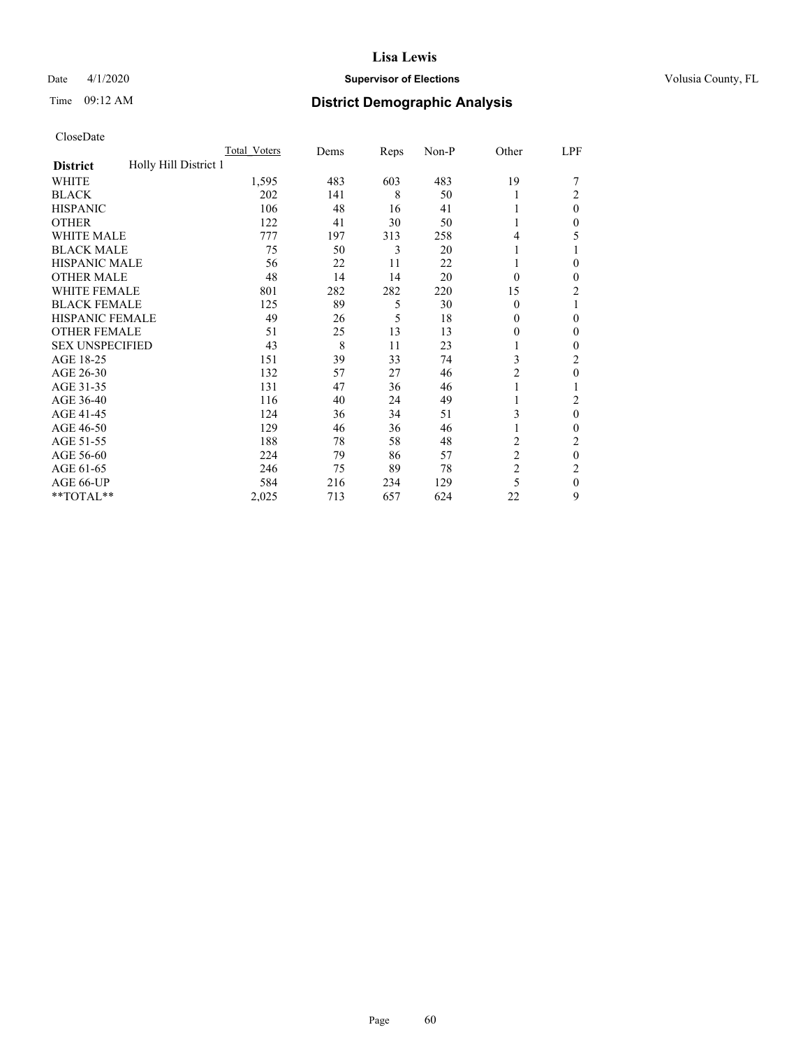# Lisa Lewis

Date 4/1/2020 **Supervisor of Elections** Volusia County, FL

Time 09:12 AM **District Demographic Analysis**

CloseDate

| **District** Holly Hill District 1 | Total Voters | Dems | Reps | Non-P | Other | LPF |
|---|---|---|---|---|---|---|
| WHITE | 1,595 | 483 | 603 | 483 | 19 | 7 |
| BLACK | 202 | 141 | 8 | 50 | 1 | 2 |
| HISPANIC | 106 | 48 | 16 | 41 | 1 | 0 |
| OTHER | 122 | 41 | 30 | 50 | 1 | 0 |
| WHITE MALE | 777 | 197 | 313 | 258 | 4 | 5 |
| BLACK MALE | 75 | 50 | 3 | 20 | 1 | 1 |
| HISPANIC MALE | 56 | 22 | 11 | 22 | 1 | 0 |
| OTHER MALE | 48 | 14 | 14 | 20 | 0 | 0 |
| WHITE FEMALE | 801 | 282 | 282 | 220 | 15 | 2 |
| BLACK FEMALE | 125 | 89 | 5 | 30 | 0 | 1 |
| HISPANIC FEMALE | 49 | 26 | 5 | 18 | 0 | 0 |
| OTHER FEMALE | 51 | 25 | 13 | 13 | 0 | 0 |
| SEX UNSPECIFIED | 43 | 8 | 11 | 23 | 1 | 0 |
| AGE 18-25 | 151 | 39 | 33 | 74 | 3 | 2 |
| AGE 26-30 | 132 | 57 | 27 | 46 | 2 | 0 |
| AGE 31-35 | 131 | 47 | 36 | 46 | 1 | 1 |
| AGE 36-40 | 116 | 40 | 24 | 49 | 1 | 2 |
| AGE 41-45 | 124 | 36 | 34 | 51 | 3 | 0 |
| AGE 46-50 | 129 | 46 | 36 | 46 | 1 | 0 |
| AGE 51-55 | 188 | 78 | 58 | 48 | 2 | 2 |
| AGE 56-60 | 224 | 79 | 86 | 57 | 2 | 0 |
| AGE 61-65 | 246 | 75 | 89 | 78 | 2 | 2 |
| AGE 66-UP | 584 | 216 | 234 | 129 | 5 | 0 |
| **TOTAL** | 2,025 | 713 | 657 | 624 | 22 | 9 |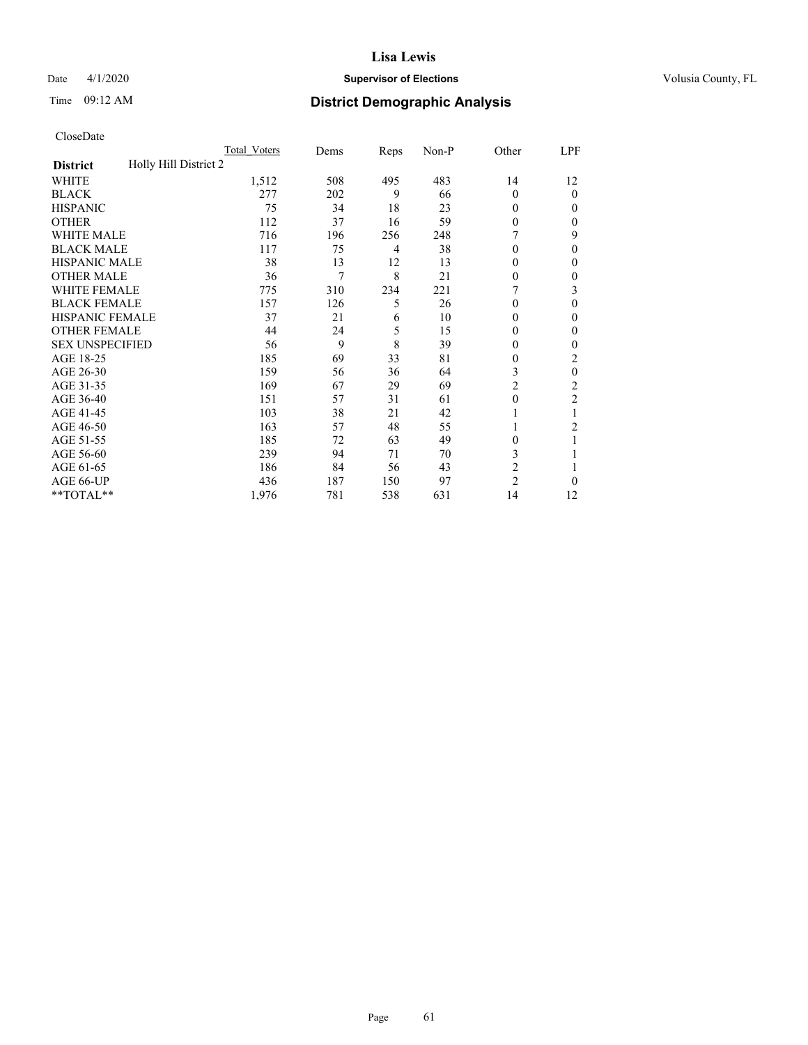# Lisa Lewis

Date 4/1/2020 **Supervisor of Elections** Volusia County, FL

Time 09:12 AM **District Demographic Analysis**

CloseDate

| | Total_Voters | Dems | Reps | Non-P | Other | LPF |
|---|---|---|---|---|---|---|
| **District** Holly Hill District 2 | | | | | | |
| WHITE | 1,512 | 508 | 495 | 483 | 14 | 12 |
| BLACK | 277 | 202 | 9 | 66 | 0 | 0 |
| HISPANIC | 75 | 34 | 18 | 23 | 0 | 0 |
| OTHER | 112 | 37 | 16 | 59 | 0 | 0 |
| WHITE MALE | 716 | 196 | 256 | 248 | 7 | 9 |
| BLACK MALE | 117 | 75 | 4 | 38 | 0 | 0 |
| HISPANIC MALE | 38 | 13 | 12 | 13 | 0 | 0 |
| OTHER MALE | 36 | 7 | 8 | 21 | 0 | 0 |
| WHITE FEMALE | 775 | 310 | 234 | 221 | 7 | 3 |
| BLACK FEMALE | 157 | 126 | 5 | 26 | 0 | 0 |
| HISPANIC FEMALE | 37 | 21 | 6 | 10 | 0 | 0 |
| OTHER FEMALE | 44 | 24 | 5 | 15 | 0 | 0 |
| SEX UNSPECIFIED | 56 | 9 | 8 | 39 | 0 | 0 |
| AGE 18-25 | 185 | 69 | 33 | 81 | 0 | 2 |
| AGE 26-30 | 159 | 56 | 36 | 64 | 3 | 0 |
| AGE 31-35 | 169 | 67 | 29 | 69 | 2 | 2 |
| AGE 36-40 | 151 | 57 | 31 | 61 | 0 | 2 |
| AGE 41-45 | 103 | 38 | 21 | 42 | 1 | 1 |
| AGE 46-50 | 163 | 57 | 48 | 55 | 1 | 2 |
| AGE 51-55 | 185 | 72 | 63 | 49 | 0 | 1 |
| AGE 56-60 | 239 | 94 | 71 | 70 | 3 | 1 |
| AGE 61-65 | 186 | 84 | 56 | 43 | 2 | 1 |
| AGE 66-UP | 436 | 187 | 150 | 97 | 2 | 0 |
| **TOTAL** | 1,976 | 781 | 538 | 631 | 14 | 12 |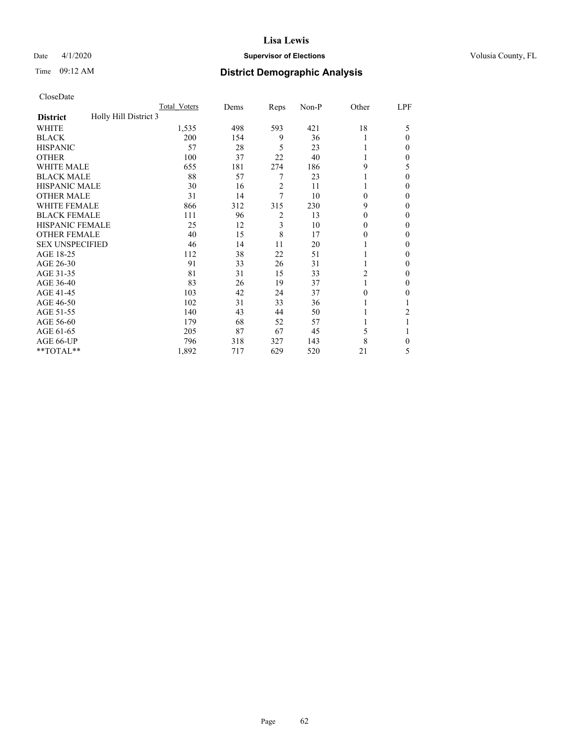**Lisa Lewis**

Date 4/1/2020 **Supervisor of Elections** Volusia County, FL

Time 09:12 AM **District Demographic Analysis**

CloseDate

| **District** Holly Hill District 3 | Total_Voters | Dems | Reps | Non-P | Other | LPF |
|---|---|---|---|---|---|---|
| WHITE | 1,535 | 498 | 593 | 421 | 18 | 5 |
| BLACK | 200 | 154 | 9 | 36 | 1 | 0 |
| HISPANIC | 57 | 28 | 5 | 23 | 1 | 0 |
| OTHER | 100 | 37 | 22 | 40 | 1 | 0 |
| WHITE MALE | 655 | 181 | 274 | 186 | 9 | 5 |
| BLACK MALE | 88 | 57 | 7 | 23 | 1 | 0 |
| HISPANIC MALE | 30 | 16 | 2 | 11 | 1 | 0 |
| OTHER MALE | 31 | 14 | 7 | 10 | 0 | 0 |
| WHITE FEMALE | 866 | 312 | 315 | 230 | 9 | 0 |
| BLACK FEMALE | 111 | 96 | 2 | 13 | 0 | 0 |
| HISPANIC FEMALE | 25 | 12 | 3 | 10 | 0 | 0 |
| OTHER FEMALE | 40 | 15 | 8 | 17 | 0 | 0 |
| SEX UNSPECIFIED | 46 | 14 | 11 | 20 | 1 | 0 |
| AGE 18-25 | 112 | 38 | 22 | 51 | 1 | 0 |
| AGE 26-30 | 91 | 33 | 26 | 31 | 1 | 0 |
| AGE 31-35 | 81 | 31 | 15 | 33 | 2 | 0 |
| AGE 36-40 | 83 | 26 | 19 | 37 | 1 | 0 |
| AGE 41-45 | 103 | 42 | 24 | 37 | 0 | 0 |
| AGE 46-50 | 102 | 31 | 33 | 36 | 1 | 1 |
| AGE 51-55 | 140 | 43 | 44 | 50 | 1 | 2 |
| AGE 56-60 | 179 | 68 | 52 | 57 | 1 | 1 |
| AGE 61-65 | 205 | 87 | 67 | 45 | 5 | 1 |
| AGE 66-UP | 796 | 318 | 327 | 143 | 8 | 0 |
| **TOTAL** | 1,892 | 717 | 629 | 520 | 21 | 5 |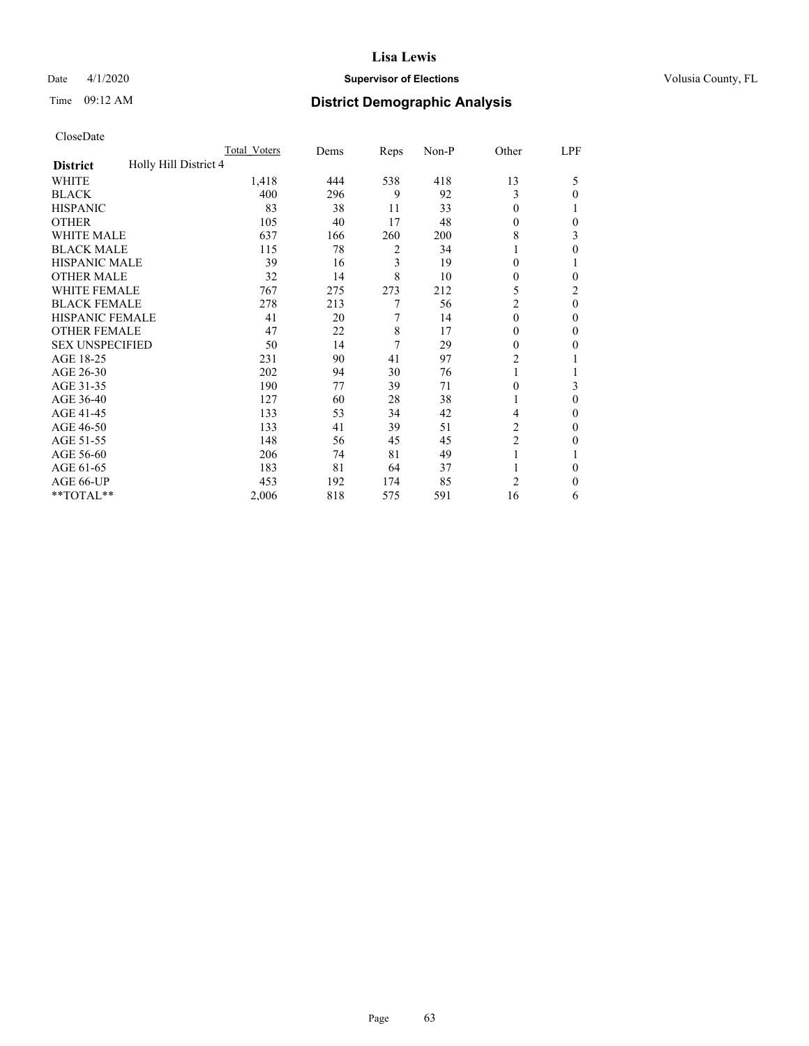# Lisa Lewis

Date 4/1/2020 **Supervisor of Elections** Volusia County, FL

Time 09:12 AM **District Demographic Analysis**

CloseDate

| **District** Holly Hill District 4 | Total Voters | Dems | Reps | Non-P | Other | LPF |
|---|---|---|---|---|---|---|
| WHITE | 1,418 | 444 | 538 | 418 | 13 | 5 |
| BLACK | 400 | 296 | 9 | 92 | 3 | 0 |
| HISPANIC | 83 | 38 | 11 | 33 | 0 | 1 |
| OTHER | 105 | 40 | 17 | 48 | 0 | 0 |
| WHITE MALE | 637 | 166 | 260 | 200 | 8 | 3 |
| BLACK MALE | 115 | 78 | 2 | 34 | 1 | 0 |
| HISPANIC MALE | 39 | 16 | 3 | 19 | 0 | 1 |
| OTHER MALE | 32 | 14 | 8 | 10 | 0 | 0 |
| WHITE FEMALE | 767 | 275 | 273 | 212 | 5 | 2 |
| BLACK FEMALE | 278 | 213 | 7 | 56 | 2 | 0 |
| HISPANIC FEMALE | 41 | 20 | 7 | 14 | 0 | 0 |
| OTHER FEMALE | 47 | 22 | 8 | 17 | 0 | 0 |
| SEX UNSPECIFIED | 50 | 14 | 7 | 29 | 0 | 0 |
| AGE 18-25 | 231 | 90 | 41 | 97 | 2 | 1 |
| AGE 26-30 | 202 | 94 | 30 | 76 | 1 | 1 |
| AGE 31-35 | 190 | 77 | 39 | 71 | 0 | 3 |
| AGE 36-40 | 127 | 60 | 28 | 38 | 1 | 0 |
| AGE 41-45 | 133 | 53 | 34 | 42 | 4 | 0 |
| AGE 46-50 | 133 | 41 | 39 | 51 | 2 | 0 |
| AGE 51-55 | 148 | 56 | 45 | 45 | 2 | 0 |
| AGE 56-60 | 206 | 74 | 81 | 49 | 1 | 1 |
| AGE 61-65 | 183 | 81 | 64 | 37 | 1 | 0 |
| AGE 66-UP | 453 | 192 | 174 | 85 | 2 | 0 |
| **TOTAL** | 2,006 | 818 | 575 | 591 | 16 | 6 |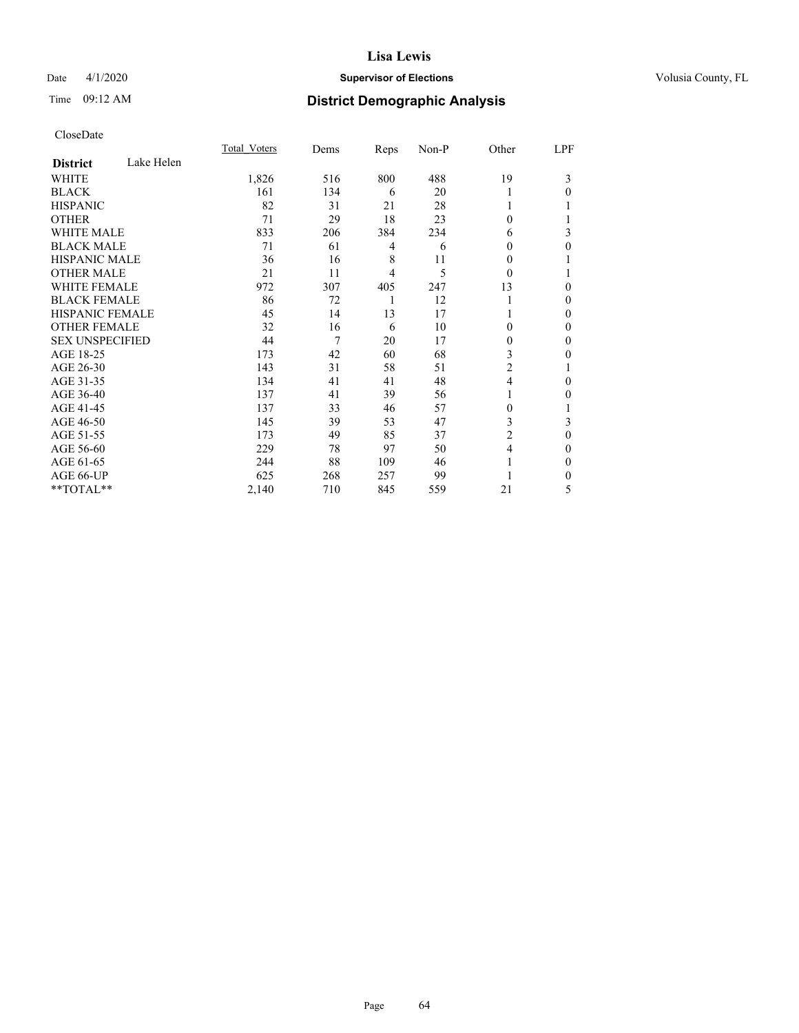**Lisa Lewis**

Date 4/1/2020 **Supervisor of Elections** Volusia County, FL

Time 09:12 AM **District Demographic Analysis**

CloseDate

| District: Lake Helen | Total_Voters | Dems | Reps | Non-P | Other | LPF |
|---|---|---|---|---|---|---|
| WHITE | 1,826 | 516 | 800 | 488 | 19 | 3 |
| BLACK | 161 | 134 | 6 | 20 | 1 | 0 |
| HISPANIC | 82 | 31 | 21 | 28 | 1 | 1 |
| OTHER | 71 | 29 | 18 | 23 | 0 | 1 |
| WHITE MALE | 833 | 206 | 384 | 234 | 6 | 3 |
| BLACK MALE | 71 | 61 | 4 | 6 | 0 | 0 |
| HISPANIC MALE | 36 | 16 | 8 | 11 | 0 | 1 |
| OTHER MALE | 21 | 11 | 4 | 5 | 0 | 1 |
| WHITE FEMALE | 972 | 307 | 405 | 247 | 13 | 0 |
| BLACK FEMALE | 86 | 72 | 1 | 12 | 1 | 0 |
| HISPANIC FEMALE | 45 | 14 | 13 | 17 | 1 | 0 |
| OTHER FEMALE | 32 | 16 | 6 | 10 | 0 | 0 |
| SEX UNSPECIFIED | 44 | 7 | 20 | 17 | 0 | 0 |
| AGE 18-25 | 173 | 42 | 60 | 68 | 3 | 0 |
| AGE 26-30 | 143 | 31 | 58 | 51 | 2 | 1 |
| AGE 31-35 | 134 | 41 | 41 | 48 | 4 | 0 |
| AGE 36-40 | 137 | 41 | 39 | 56 | 1 | 0 |
| AGE 41-45 | 137 | 33 | 46 | 57 | 0 | 1 |
| AGE 46-50 | 145 | 39 | 53 | 47 | 3 | 3 |
| AGE 51-55 | 173 | 49 | 85 | 37 | 2 | 0 |
| AGE 56-60 | 229 | 78 | 97 | 50 | 4 | 0 |
| AGE 61-65 | 244 | 88 | 109 | 46 | 1 | 0 |
| AGE 66-UP | 625 | 268 | 257 | 99 | 1 | 0 |
| **TOTAL** | 2,140 | 710 | 845 | 559 | 21 | 5 |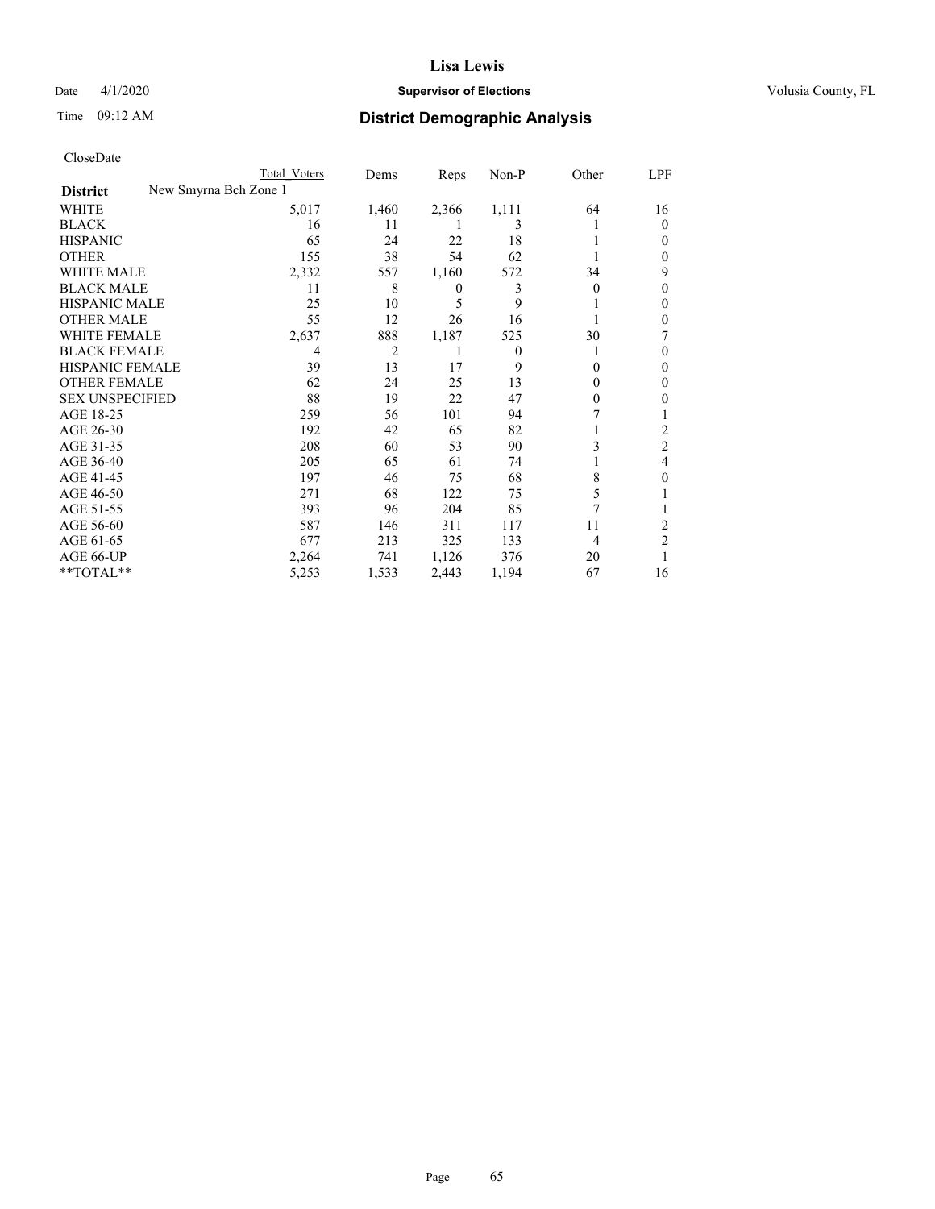# District Demographic Analysis

CloseDate

| | Total Voters | Dems | Reps | Non-P | Other | LPF |
|---|---|---|---|---|---|---|
| **District** New Smyrna Bch Zone 1 | | | | | | |
| WHITE | 5,017 | 1,460 | 2,366 | 1,111 | 64 | 16 |
| BLACK | 16 | 11 | 1 | 3 | 1 | 0 |
| HISPANIC | 65 | 24 | 22 | 18 | 1 | 0 |
| OTHER | 155 | 38 | 54 | 62 | 1 | 0 |
| WHITE MALE | 2,332 | 557 | 1,160 | 572 | 34 | 9 |
| BLACK MALE | 11 | 8 | 0 | 3 | 0 | 0 |
| HISPANIC MALE | 25 | 10 | 5 | 9 | 1 | 0 |
| OTHER MALE | 55 | 12 | 26 | 16 | 1 | 0 |
| WHITE FEMALE | 2,637 | 888 | 1,187 | 525 | 30 | 7 |
| BLACK FEMALE | 4 | 2 | 1 | 0 | 1 | 0 |
| HISPANIC FEMALE | 39 | 13 | 17 | 9 | 0 | 0 |
| OTHER FEMALE | 62 | 24 | 25 | 13 | 0 | 0 |
| SEX UNSPECIFIED | 88 | 19 | 22 | 47 | 0 | 0 |
| AGE 18-25 | 259 | 56 | 101 | 94 | 7 | 1 |
| AGE 26-30 | 192 | 42 | 65 | 82 | 1 | 2 |
| AGE 31-35 | 208 | 60 | 53 | 90 | 3 | 2 |
| AGE 36-40 | 205 | 65 | 61 | 74 | 1 | 4 |
| AGE 41-45 | 197 | 46 | 75 | 68 | 8 | 0 |
| AGE 46-50 | 271 | 68 | 122 | 75 | 5 | 1 |
| AGE 51-55 | 393 | 96 | 204 | 85 | 7 | 1 |
| AGE 56-60 | 587 | 146 | 311 | 117 | 11 | 2 |
| AGE 61-65 | 677 | 213 | 325 | 133 | 4 | 2 |
| AGE 66-UP | 2,264 | 741 | 1,126 | 376 | 20 | 1 |
| **TOTAL** | 5,253 | 1,533 | 2,443 | 1,194 | 67 | 16 |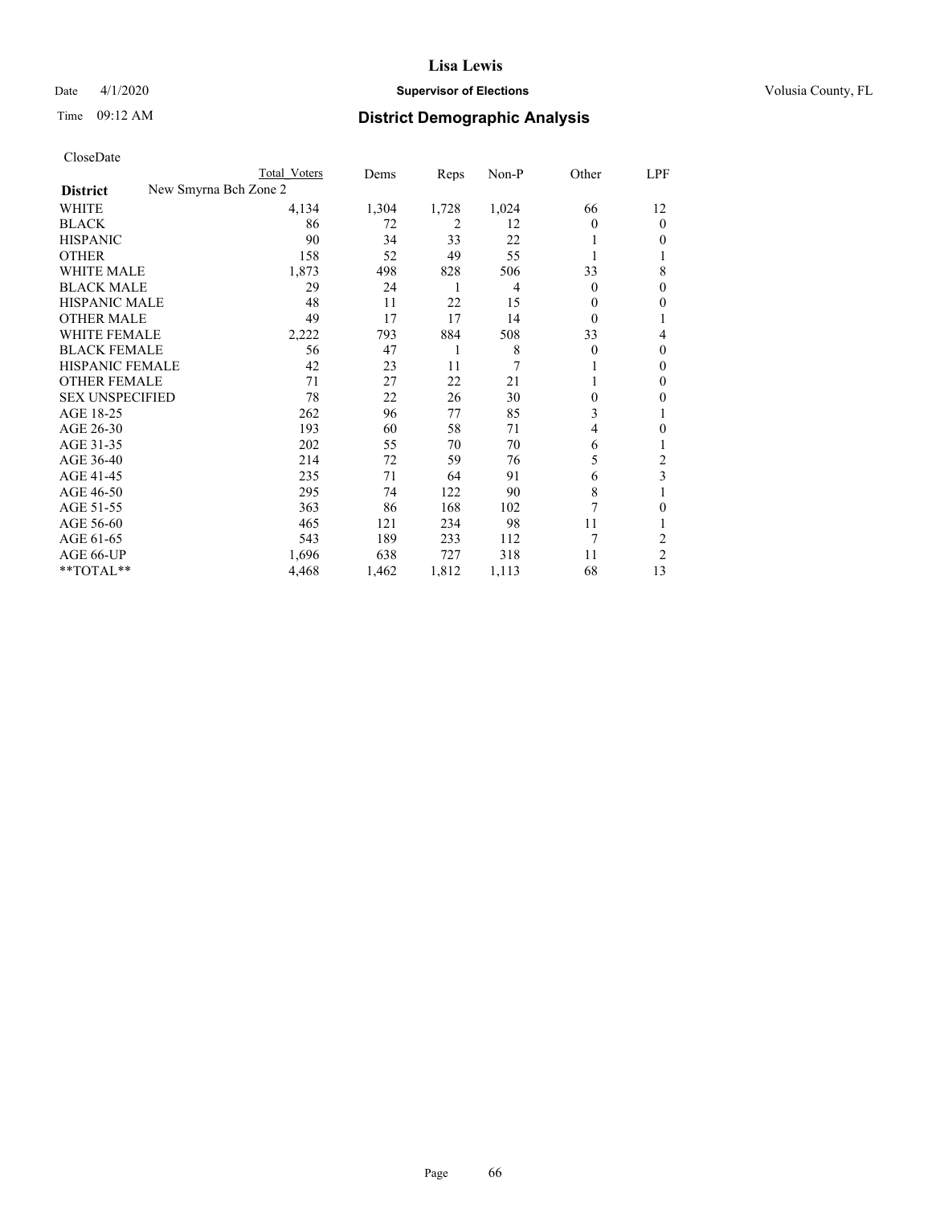# Lisa Lewis

Date 4/1/2020 **Supervisor of Elections** Volusia County, FL

Time 09:12 AM **District Demographic Analysis**

CloseDate

| District | New Smyrna Bch Zone 2 | Total Voters | Dems | Reps | Non-P | Other | LPF |
|---|---|---|---|---|---|---|---|
| WHITE | | 4,134 | 1,304 | 1,728 | 1,024 | 66 | 12 |
| BLACK | | 86 | 72 | 2 | 12 | 0 | 0 |
| HISPANIC | | 90 | 34 | 33 | 22 | 1 | 0 |
| OTHER | | 158 | 52 | 49 | 55 | 1 | 1 |
| WHITE MALE | | 1,873 | 498 | 828 | 506 | 33 | 8 |
| BLACK MALE | | 29 | 24 | 1 | 4 | 0 | 0 |
| HISPANIC MALE | | 48 | 11 | 22 | 15 | 0 | 0 |
| OTHER MALE | | 49 | 17 | 17 | 14 | 0 | 1 |
| WHITE FEMALE | | 2,222 | 793 | 884 | 508 | 33 | 4 |
| BLACK FEMALE | | 56 | 47 | 1 | 8 | 0 | 0 |
| HISPANIC FEMALE | | 42 | 23 | 11 | 7 | 1 | 0 |
| OTHER FEMALE | | 71 | 27 | 22 | 21 | 1 | 0 |
| SEX UNSPECIFIED | | 78 | 22 | 26 | 30 | 0 | 0 |
| AGE 18-25 | | 262 | 96 | 77 | 85 | 3 | 1 |
| AGE 26-30 | | 193 | 60 | 58 | 71 | 4 | 0 |
| AGE 31-35 | | 202 | 55 | 70 | 70 | 6 | 1 |
| AGE 36-40 | | 214 | 72 | 59 | 76 | 5 | 2 |
| AGE 41-45 | | 235 | 71 | 64 | 91 | 6 | 3 |
| AGE 46-50 | | 295 | 74 | 122 | 90 | 8 | 1 |
| AGE 51-55 | | 363 | 86 | 168 | 102 | 7 | 0 |
| AGE 56-60 | | 465 | 121 | 234 | 98 | 11 | 1 |
| AGE 61-65 | | 543 | 189 | 233 | 112 | 7 | 2 |
| AGE 66-UP | | 1,696 | 638 | 727 | 318 | 11 | 2 |
| **TOTAL** | | 4,468 | 1,462 | 1,812 | 1,113 | 68 | 13 |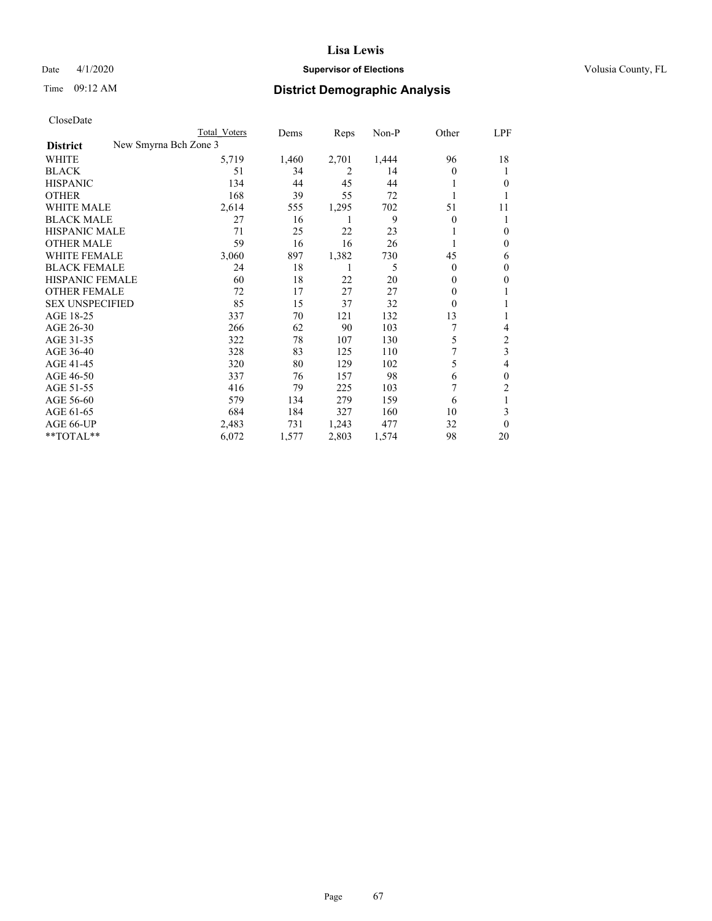# Lisa Lewis

Date 4/1/2020 **Supervisor of Elections** Volusia County, FL

Time 09:12 AM **District Demographic Analysis**

CloseDate

| | Total Voters | Dems | Reps | Non-P | Other | LPF |
|---|---|---|---|---|---|---|
| **District** New Smyrna Bch Zone 3 | | | | | | |
| WHITE | 5,719 | 1,460 | 2,701 | 1,444 | 96 | 18 |
| BLACK | 51 | 34 | 2 | 14 | 0 | 1 |
| HISPANIC | 134 | 44 | 45 | 44 | 1 | 0 |
| OTHER | 168 | 39 | 55 | 72 | 1 | 1 |
| WHITE MALE | 2,614 | 555 | 1,295 | 702 | 51 | 11 |
| BLACK MALE | 27 | 16 | 1 | 9 | 0 | 1 |
| HISPANIC MALE | 71 | 25 | 22 | 23 | 1 | 0 |
| OTHER MALE | 59 | 16 | 16 | 26 | 1 | 0 |
| WHITE FEMALE | 3,060 | 897 | 1,382 | 730 | 45 | 6 |
| BLACK FEMALE | 24 | 18 | 1 | 5 | 0 | 0 |
| HISPANIC FEMALE | 60 | 18 | 22 | 20 | 0 | 0 |
| OTHER FEMALE | 72 | 17 | 27 | 27 | 0 | 1 |
| SEX UNSPECIFIED | 85 | 15 | 37 | 32 | 0 | 1 |
| AGE 18-25 | 337 | 70 | 121 | 132 | 13 | 1 |
| AGE 26-30 | 266 | 62 | 90 | 103 | 7 | 4 |
| AGE 31-35 | 322 | 78 | 107 | 130 | 5 | 2 |
| AGE 36-40 | 328 | 83 | 125 | 110 | 7 | 3 |
| AGE 41-45 | 320 | 80 | 129 | 102 | 5 | 4 |
| AGE 46-50 | 337 | 76 | 157 | 98 | 6 | 0 |
| AGE 51-55 | 416 | 79 | 225 | 103 | 7 | 2 |
| AGE 56-60 | 579 | 134 | 279 | 159 | 6 | 1 |
| AGE 61-65 | 684 | 184 | 327 | 160 | 10 | 3 |
| AGE 66-UP | 2,483 | 731 | 1,243 | 477 | 32 | 0 |
| **TOTAL** | 6,072 | 1,577 | 2,803 | 1,574 | 98 | 20 |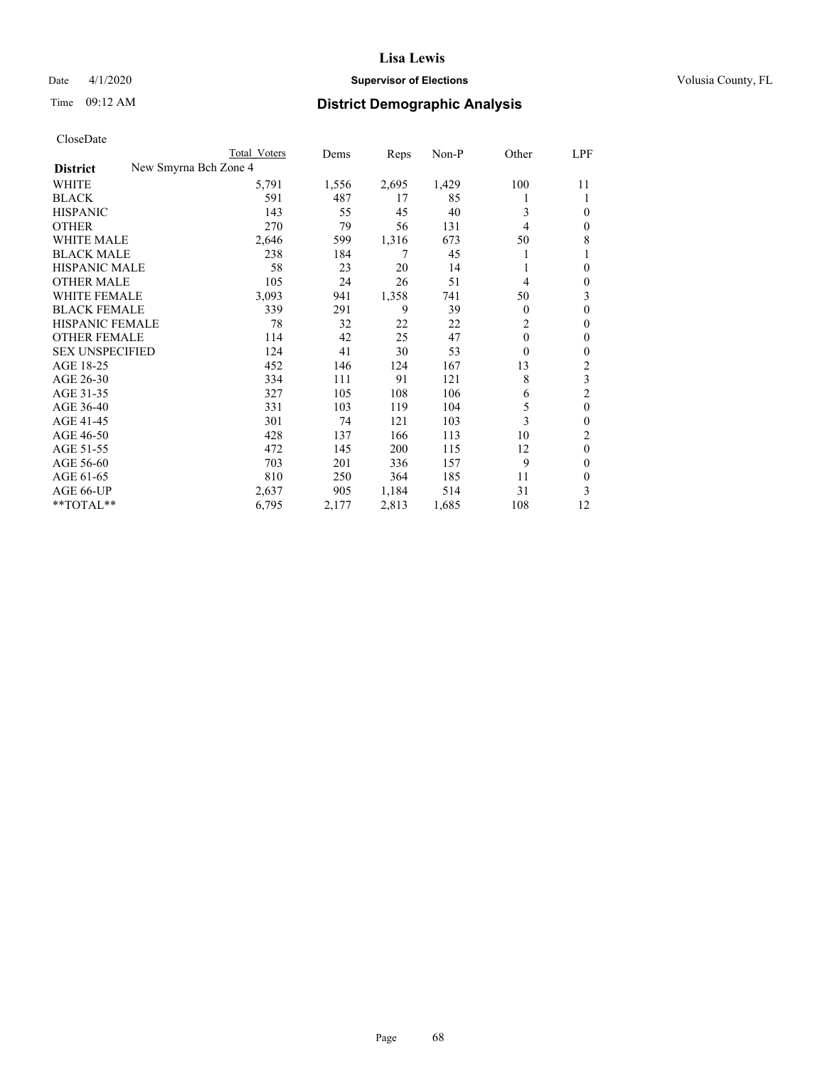# Lisa Lewis

Date 4/1/2020 **Supervisor of Elections** Volusia County, FL

Time 09:12 AM **District Demographic Analysis**

CloseDate

| | Total Voters | Dems | Reps | Non-P | Other | LPF |
|---|---|---|---|---|---|---|
| **District** New Smyrna Bch Zone 4 | | | | | | |
| WHITE | 5,791 | 1,556 | 2,695 | 1,429 | 100 | 11 |
| BLACK | 591 | 487 | 17 | 85 | 1 | 1 |
| HISPANIC | 143 | 55 | 45 | 40 | 3 | 0 |
| OTHER | 270 | 79 | 56 | 131 | 4 | 0 |
| WHITE MALE | 2,646 | 599 | 1,316 | 673 | 50 | 8 |
| BLACK MALE | 238 | 184 | 7 | 45 | 1 | 1 |
| HISPANIC MALE | 58 | 23 | 20 | 14 | 1 | 0 |
| OTHER MALE | 105 | 24 | 26 | 51 | 4 | 0 |
| WHITE FEMALE | 3,093 | 941 | 1,358 | 741 | 50 | 3 |
| BLACK FEMALE | 339 | 291 | 9 | 39 | 0 | 0 |
| HISPANIC FEMALE | 78 | 32 | 22 | 22 | 2 | 0 |
| OTHER FEMALE | 114 | 42 | 25 | 47 | 0 | 0 |
| SEX UNSPECIFIED | 124 | 41 | 30 | 53 | 0 | 0 |
| AGE 18-25 | 452 | 146 | 124 | 167 | 13 | 2 |
| AGE 26-30 | 334 | 111 | 91 | 121 | 8 | 3 |
| AGE 31-35 | 327 | 105 | 108 | 106 | 6 | 2 |
| AGE 36-40 | 331 | 103 | 119 | 104 | 5 | 0 |
| AGE 41-45 | 301 | 74 | 121 | 103 | 3 | 0 |
| AGE 46-50 | 428 | 137 | 166 | 113 | 10 | 2 |
| AGE 51-55 | 472 | 145 | 200 | 115 | 12 | 0 |
| AGE 56-60 | 703 | 201 | 336 | 157 | 9 | 0 |
| AGE 61-65 | 810 | 250 | 364 | 185 | 11 | 0 |
| AGE 66-UP | 2,637 | 905 | 1,184 | 514 | 31 | 3 |
| **TOTAL** | 6,795 | 2,177 | 2,813 | 1,685 | 108 | 12 |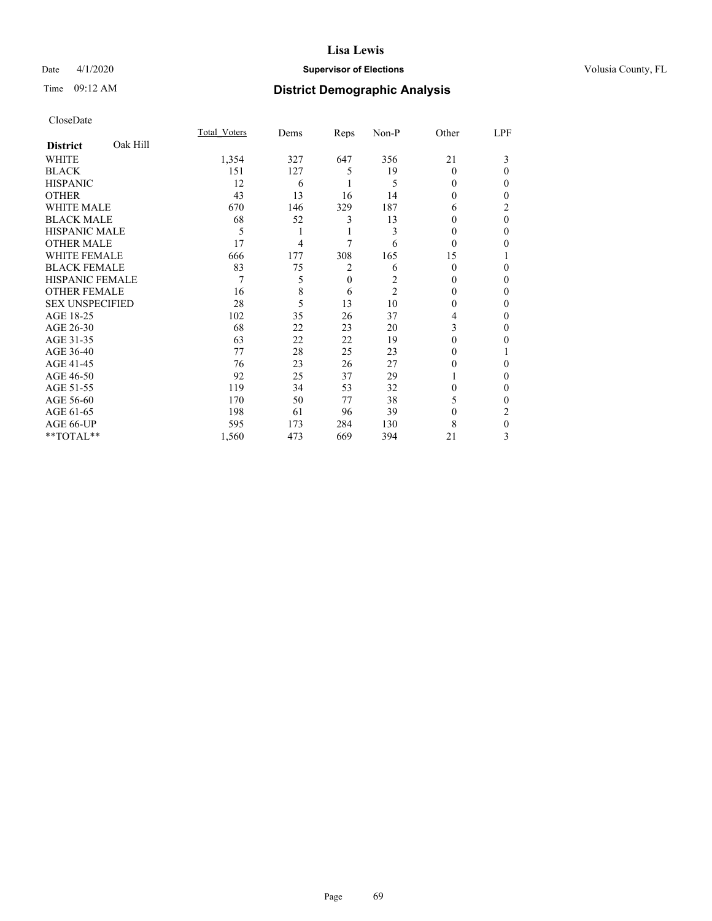# Lisa Lewis

Date 4/1/2020 **Supervisor of Elections** Volusia County, FL

Time 09:12 AM

## District Demographic Analysis

CloseDate

| **District** Oak Hill | Total_Voters | Dems | Reps | Non-P | Other | LPF |
|---|---|---|---|---|---|---|
| WHITE | 1,354 | 327 | 647 | 356 | 21 | 3 |
| BLACK | 151 | 127 | 5 | 19 | 0 | 0 |
| HISPANIC | 12 | 6 | 1 | 5 | 0 | 0 |
| OTHER | 43 | 13 | 16 | 14 | 0 | 0 |
| WHITE MALE | 670 | 146 | 329 | 187 | 6 | 2 |
| BLACK MALE | 68 | 52 | 3 | 13 | 0 | 0 |
| HISPANIC MALE | 5 | 1 | 1 | 3 | 0 | 0 |
| OTHER MALE | 17 | 4 | 7 | 6 | 0 | 0 |
| WHITE FEMALE | 666 | 177 | 308 | 165 | 15 | 1 |
| BLACK FEMALE | 83 | 75 | 2 | 6 | 0 | 0 |
| HISPANIC FEMALE | 7 | 5 | 0 | 2 | 0 | 0 |
| OTHER FEMALE | 16 | 8 | 6 | 2 | 0 | 0 |
| SEX UNSPECIFIED | 28 | 5 | 13 | 10 | 0 | 0 |
| AGE 18-25 | 102 | 35 | 26 | 37 | 4 | 0 |
| AGE 26-30 | 68 | 22 | 23 | 20 | 3 | 0 |
| AGE 31-35 | 63 | 22 | 22 | 19 | 0 | 0 |
| AGE 36-40 | 77 | 28 | 25 | 23 | 0 | 1 |
| AGE 41-45 | 76 | 23 | 26 | 27 | 0 | 0 |
| AGE 46-50 | 92 | 25 | 37 | 29 | 1 | 0 |
| AGE 51-55 | 119 | 34 | 53 | 32 | 0 | 0 |
| AGE 56-60 | 170 | 50 | 77 | 38 | 5 | 0 |
| AGE 61-65 | 198 | 61 | 96 | 39 | 0 | 2 |
| AGE 66-UP | 595 | 173 | 284 | 130 | 8 | 0 |
| **TOTAL** | 1,560 | 473 | 669 | 394 | 21 | 3 |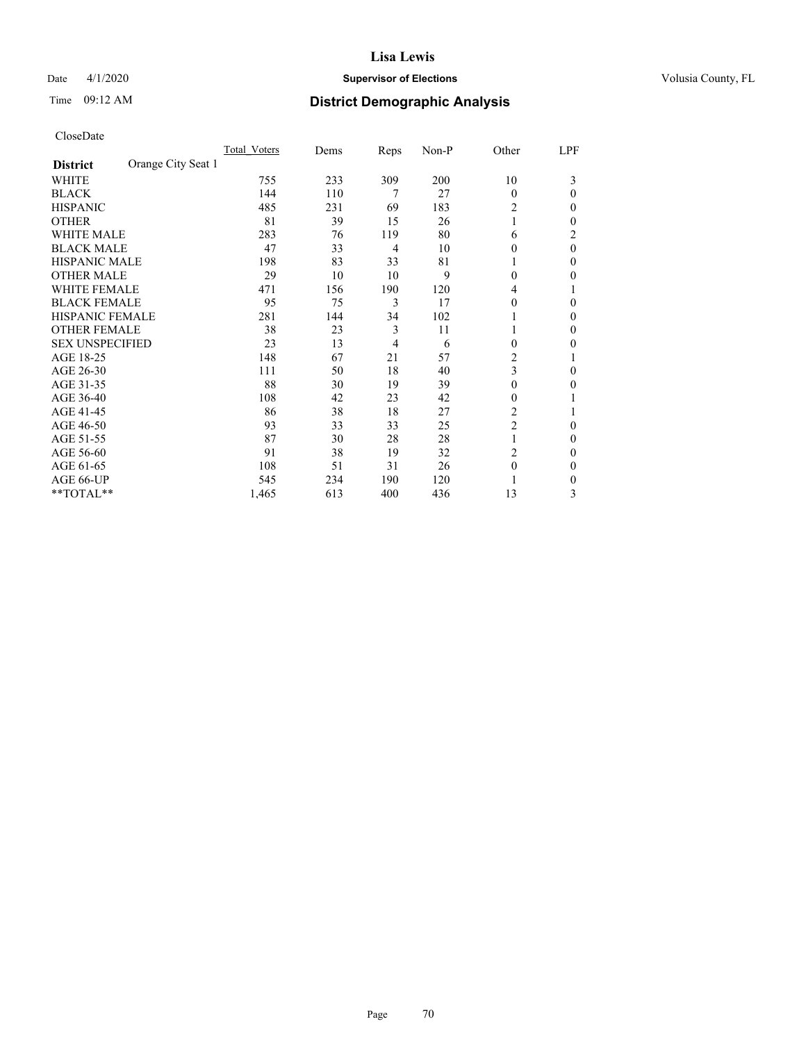# Lisa Lewis

Date 4/1/2020 **Supervisor of Elections** Volusia County, FL

Time 09:12 AM **District Demographic Analysis**

CloseDate

| **District** Orange City Seat 1 | Total Voters | Dems | Reps | Non-P | Other | LPF |
|---|---|---|---|---|---|---|
| WHITE | 755 | 233 | 309 | 200 | 10 | 3 |
| BLACK | 144 | 110 | 7 | 27 | 0 | 0 |
| HISPANIC | 485 | 231 | 69 | 183 | 2 | 0 |
| OTHER | 81 | 39 | 15 | 26 | 1 | 0 |
| WHITE MALE | 283 | 76 | 119 | 80 | 6 | 2 |
| BLACK MALE | 47 | 33 | 4 | 10 | 0 | 0 |
| HISPANIC MALE | 198 | 83 | 33 | 81 | 1 | 0 |
| OTHER MALE | 29 | 10 | 10 | 9 | 0 | 0 |
| WHITE FEMALE | 471 | 156 | 190 | 120 | 4 | 1 |
| BLACK FEMALE | 95 | 75 | 3 | 17 | 0 | 0 |
| HISPANIC FEMALE | 281 | 144 | 34 | 102 | 1 | 0 |
| OTHER FEMALE | 38 | 23 | 3 | 11 | 1 | 0 |
| SEX UNSPECIFIED | 23 | 13 | 4 | 6 | 0 | 0 |
| AGE 18-25 | 148 | 67 | 21 | 57 | 2 | 1 |
| AGE 26-30 | 111 | 50 | 18 | 40 | 3 | 0 |
| AGE 31-35 | 88 | 30 | 19 | 39 | 0 | 0 |
| AGE 36-40 | 108 | 42 | 23 | 42 | 0 | 1 |
| AGE 41-45 | 86 | 38 | 18 | 27 | 2 | 1 |
| AGE 46-50 | 93 | 33 | 33 | 25 | 2 | 0 |
| AGE 51-55 | 87 | 30 | 28 | 28 | 1 | 0 |
| AGE 56-60 | 91 | 38 | 19 | 32 | 2 | 0 |
| AGE 61-65 | 108 | 51 | 31 | 26 | 0 | 0 |
| AGE 66-UP | 545 | 234 | 190 | 120 | 1 | 0 |
| **TOTAL** | 1,465 | 613 | 400 | 436 | 13 | 3 |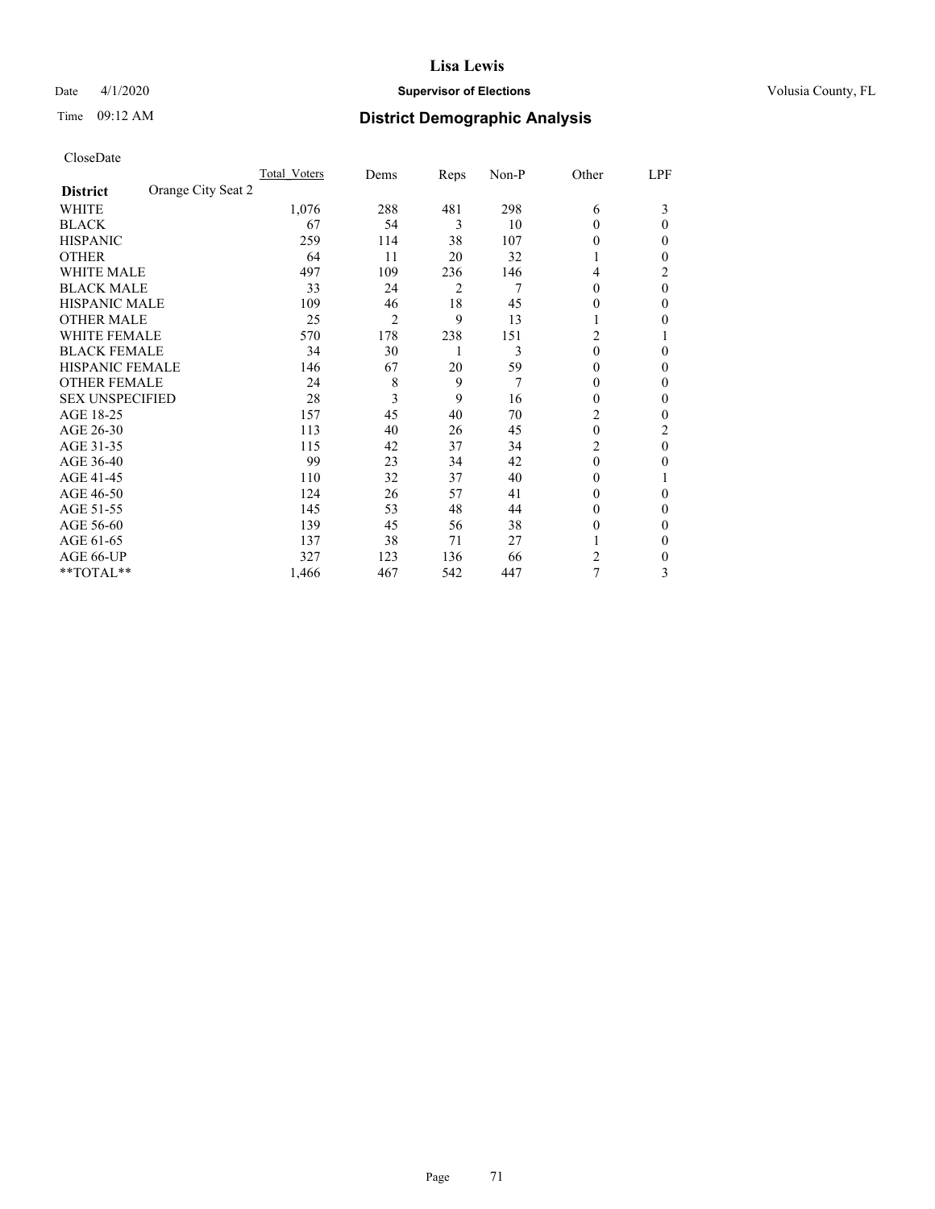**Lisa Lewis**

Date 4/1/2020 **Supervisor of Elections** Volusia County, FL

Time 09:12 AM **District Demographic Analysis**

CloseDate

| **District** Orange City Seat 2 | Total Voters | Dems | Reps | Non-P | Other | LPF |
|---|---|---|---|---|---|---|
| WHITE | 1,076 | 288 | 481 | 298 | 6 | 3 |
| BLACK | 67 | 54 | 3 | 10 | 0 | 0 |
| HISPANIC | 259 | 114 | 38 | 107 | 0 | 0 |
| OTHER | 64 | 11 | 20 | 32 | 1 | 0 |
| WHITE MALE | 497 | 109 | 236 | 146 | 4 | 2 |
| BLACK MALE | 33 | 24 | 2 | 7 | 0 | 0 |
| HISPANIC MALE | 109 | 46 | 18 | 45 | 0 | 0 |
| OTHER MALE | 25 | 2 | 9 | 13 | 1 | 0 |
| WHITE FEMALE | 570 | 178 | 238 | 151 | 2 | 1 |
| BLACK FEMALE | 34 | 30 | 1 | 3 | 0 | 0 |
| HISPANIC FEMALE | 146 | 67 | 20 | 59 | 0 | 0 |
| OTHER FEMALE | 24 | 8 | 9 | 7 | 0 | 0 |
| SEX UNSPECIFIED | 28 | 3 | 9 | 16 | 0 | 0 |
| AGE 18-25 | 157 | 45 | 40 | 70 | 2 | 0 |
| AGE 26-30 | 113 | 40 | 26 | 45 | 0 | 2 |
| AGE 31-35 | 115 | 42 | 37 | 34 | 2 | 0 |
| AGE 36-40 | 99 | 23 | 34 | 42 | 0 | 0 |
| AGE 41-45 | 110 | 32 | 37 | 40 | 0 | 1 |
| AGE 46-50 | 124 | 26 | 57 | 41 | 0 | 0 |
| AGE 51-55 | 145 | 53 | 48 | 44 | 0 | 0 |
| AGE 56-60 | 139 | 45 | 56 | 38 | 0 | 0 |
| AGE 61-65 | 137 | 38 | 71 | 27 | 1 | 0 |
| AGE 66-UP | 327 | 123 | 136 | 66 | 2 | 0 |
| **TOTAL** | 1,466 | 467 | 542 | 447 | 7 | 3 |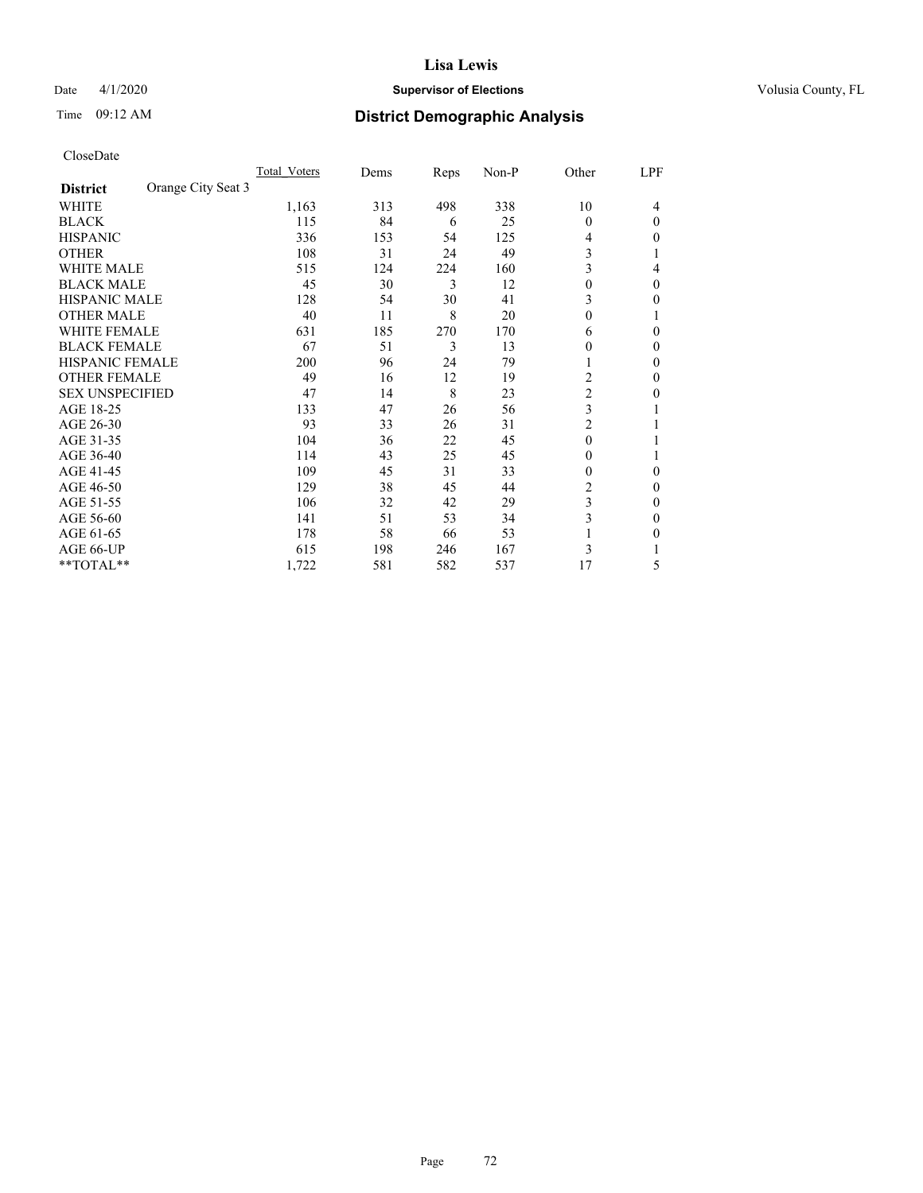# Lisa Lewis

Date 4/1/2020 **Supervisor of Elections** Volusia County, FL

Time 09:12 AM **District Demographic Analysis**

CloseDate

| **District** Orange City Seat 3 | Total Voters | Dems | Reps | Non-P | Other | LPF |
|---|---|---|---|---|---|---|
| WHITE | 1,163 | 313 | 498 | 338 | 10 | 4 |
| BLACK | 115 | 84 | 6 | 25 | 0 | 0 |
| HISPANIC | 336 | 153 | 54 | 125 | 4 | 0 |
| OTHER | 108 | 31 | 24 | 49 | 3 | 1 |
| WHITE MALE | 515 | 124 | 224 | 160 | 3 | 4 |
| BLACK MALE | 45 | 30 | 3 | 12 | 0 | 0 |
| HISPANIC MALE | 128 | 54 | 30 | 41 | 3 | 0 |
| OTHER MALE | 40 | 11 | 8 | 20 | 0 | 1 |
| WHITE FEMALE | 631 | 185 | 270 | 170 | 6 | 0 |
| BLACK FEMALE | 67 | 51 | 3 | 13 | 0 | 0 |
| HISPANIC FEMALE | 200 | 96 | 24 | 79 | 1 | 0 |
| OTHER FEMALE | 49 | 16 | 12 | 19 | 2 | 0 |
| SEX UNSPECIFIED | 47 | 14 | 8 | 23 | 2 | 0 |
| AGE 18-25 | 133 | 47 | 26 | 56 | 3 | 1 |
| AGE 26-30 | 93 | 33 | 26 | 31 | 2 | 1 |
| AGE 31-35 | 104 | 36 | 22 | 45 | 0 | 1 |
| AGE 36-40 | 114 | 43 | 25 | 45 | 0 | 1 |
| AGE 41-45 | 109 | 45 | 31 | 33 | 0 | 0 |
| AGE 46-50 | 129 | 38 | 45 | 44 | 2 | 0 |
| AGE 51-55 | 106 | 32 | 42 | 29 | 3 | 0 |
| AGE 56-60 | 141 | 51 | 53 | 34 | 3 | 0 |
| AGE 61-65 | 178 | 58 | 66 | 53 | 1 | 0 |
| AGE 66-UP | 615 | 198 | 246 | 167 | 3 | 1 |
| **TOTAL** | 1,722 | 581 | 582 | 537 | 17 | 5 |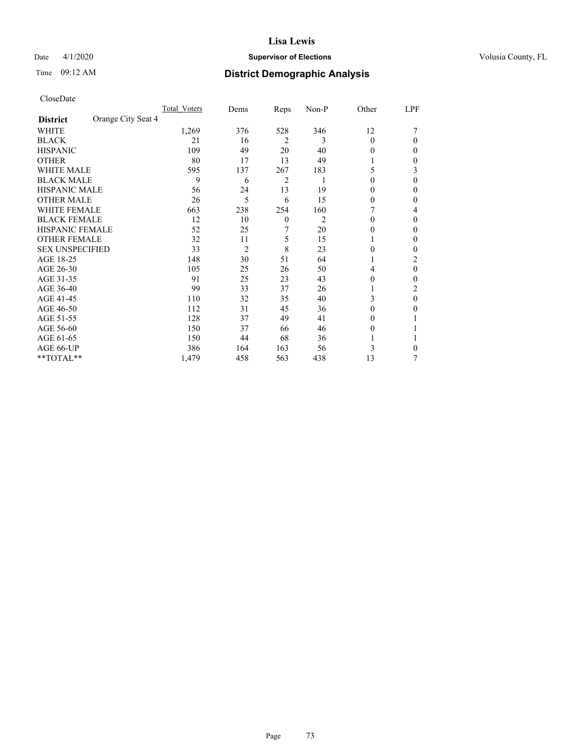# Lisa Lewis

Date 4/1/2020 **Supervisor of Elections** Volusia County, FL

Time 09:12 AM **District Demographic Analysis**

CloseDate

| District | Orange City Seat 4 | Total_Voters | Dems | Reps | Non-P | Other | LPF |
|---|---|---|---|---|---|---|---|
| WHITE | | 1,269 | 376 | 528 | 346 | 12 | 7 |
| BLACK | | 21 | 16 | 2 | 3 | 0 | 0 |
| HISPANIC | | 109 | 49 | 20 | 40 | 0 | 0 |
| OTHER | | 80 | 17 | 13 | 49 | 1 | 0 |
| WHITE MALE | | 595 | 137 | 267 | 183 | 5 | 3 |
| BLACK MALE | | 9 | 6 | 2 | 1 | 0 | 0 |
| HISPANIC MALE | | 56 | 24 | 13 | 19 | 0 | 0 |
| OTHER MALE | | 26 | 5 | 6 | 15 | 0 | 0 |
| WHITE FEMALE | | 663 | 238 | 254 | 160 | 7 | 4 |
| BLACK FEMALE | | 12 | 10 | 0 | 2 | 0 | 0 |
| HISPANIC FEMALE | | 52 | 25 | 7 | 20 | 0 | 0 |
| OTHER FEMALE | | 32 | 11 | 5 | 15 | 1 | 0 |
| SEX UNSPECIFIED | | 33 | 2 | 8 | 23 | 0 | 0 |
| AGE 18-25 | | 148 | 30 | 51 | 64 | 1 | 2 |
| AGE 26-30 | | 105 | 25 | 26 | 50 | 4 | 0 |
| AGE 31-35 | | 91 | 25 | 23 | 43 | 0 | 0 |
| AGE 36-40 | | 99 | 33 | 37 | 26 | 1 | 2 |
| AGE 41-45 | | 110 | 32 | 35 | 40 | 3 | 0 |
| AGE 46-50 | | 112 | 31 | 45 | 36 | 0 | 0 |
| AGE 51-55 | | 128 | 37 | 49 | 41 | 0 | 1 |
| AGE 56-60 | | 150 | 37 | 66 | 46 | 0 | 1 |
| AGE 61-65 | | 150 | 44 | 68 | 36 | 1 | 1 |
| AGE 66-UP | | 386 | 164 | 163 | 56 | 3 | 0 |
| **TOTAL** | | 1,479 | 458 | 563 | 438 | 13 | 7 |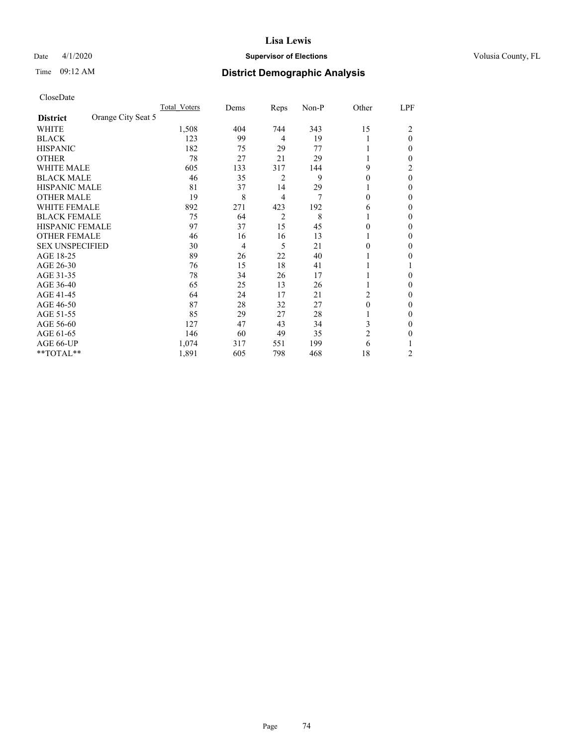# Lisa Lewis

Date 4/1/2020 **Supervisor of Elections** Volusia County, FL

Time 09:12 AM **District Demographic Analysis**

CloseDate

| **District** Orange City Seat 5 | Total_Voters | Dems | Reps | Non-P | Other | LPF |
|---|---|---|---|---|---|---|
| WHITE | 1,508 | 404 | 744 | 343 | 15 | 2 |
| BLACK | 123 | 99 | 4 | 19 | 1 | 0 |
| HISPANIC | 182 | 75 | 29 | 77 | 1 | 0 |
| OTHER | 78 | 27 | 21 | 29 | 1 | 0 |
| WHITE MALE | 605 | 133 | 317 | 144 | 9 | 2 |
| BLACK MALE | 46 | 35 | 2 | 9 | 0 | 0 |
| HISPANIC MALE | 81 | 37 | 14 | 29 | 1 | 0 |
| OTHER MALE | 19 | 8 | 4 | 7 | 0 | 0 |
| WHITE FEMALE | 892 | 271 | 423 | 192 | 6 | 0 |
| BLACK FEMALE | 75 | 64 | 2 | 8 | 1 | 0 |
| HISPANIC FEMALE | 97 | 37 | 15 | 45 | 0 | 0 |
| OTHER FEMALE | 46 | 16 | 16 | 13 | 1 | 0 |
| SEX UNSPECIFIED | 30 | 4 | 5 | 21 | 0 | 0 |
| AGE 18-25 | 89 | 26 | 22 | 40 | 1 | 0 |
| AGE 26-30 | 76 | 15 | 18 | 41 | 1 | 1 |
| AGE 31-35 | 78 | 34 | 26 | 17 | 1 | 0 |
| AGE 36-40 | 65 | 25 | 13 | 26 | 1 | 0 |
| AGE 41-45 | 64 | 24 | 17 | 21 | 2 | 0 |
| AGE 46-50 | 87 | 28 | 32 | 27 | 0 | 0 |
| AGE 51-55 | 85 | 29 | 27 | 28 | 1 | 0 |
| AGE 56-60 | 127 | 47 | 43 | 34 | 3 | 0 |
| AGE 61-65 | 146 | 60 | 49 | 35 | 2 | 0 |
| AGE 66-UP | 1,074 | 317 | 551 | 199 | 6 | 1 |
| **TOTAL** | 1,891 | 605 | 798 | 468 | 18 | 2 |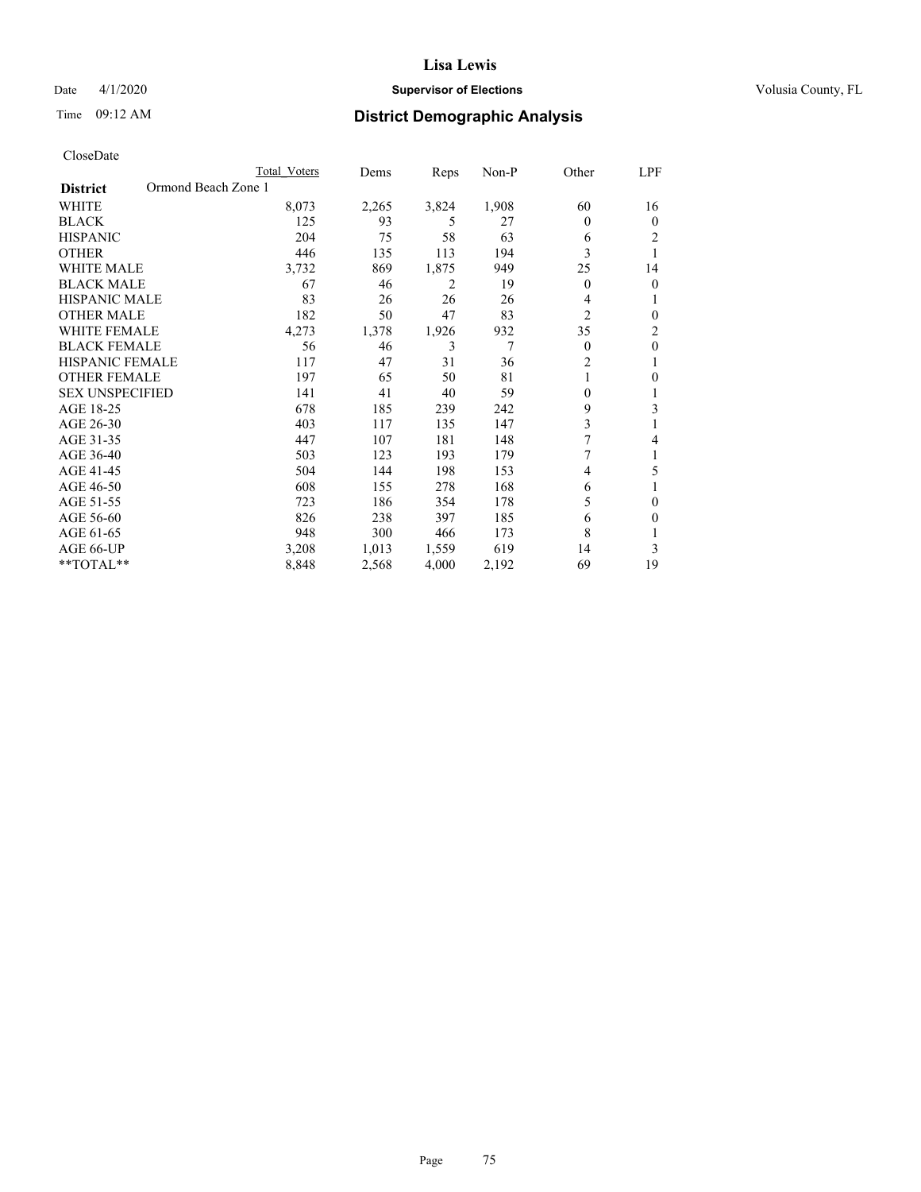# Lisa Lewis

Date 4/1/2020 **Supervisor of Elections** Volusia County, FL

Time 09:12 AM **District Demographic Analysis**

CloseDate

| District | Ormond Beach Zone 1 | Total Voters | Dems | Reps | Non-P | Other | LPF |
|---|---|---|---|---|---|---|---|
| WHITE | | 8,073 | 2,265 | 3,824 | 1,908 | 60 | 16 |
| BLACK | | 125 | 93 | 5 | 27 | 0 | 0 |
| HISPANIC | | 204 | 75 | 58 | 63 | 6 | 2 |
| OTHER | | 446 | 135 | 113 | 194 | 3 | 1 |
| WHITE MALE | | 3,732 | 869 | 1,875 | 949 | 25 | 14 |
| BLACK MALE | | 67 | 46 | 2 | 19 | 0 | 0 |
| HISPANIC MALE | | 83 | 26 | 26 | 26 | 4 | 1 |
| OTHER MALE | | 182 | 50 | 47 | 83 | 2 | 0 |
| WHITE FEMALE | | 4,273 | 1,378 | 1,926 | 932 | 35 | 2 |
| BLACK FEMALE | | 56 | 46 | 3 | 7 | 0 | 0 |
| HISPANIC FEMALE | | 117 | 47 | 31 | 36 | 2 | 1 |
| OTHER FEMALE | | 197 | 65 | 50 | 81 | 1 | 0 |
| SEX UNSPECIFIED | | 141 | 41 | 40 | 59 | 0 | 1 |
| AGE 18-25 | | 678 | 185 | 239 | 242 | 9 | 3 |
| AGE 26-30 | | 403 | 117 | 135 | 147 | 3 | 1 |
| AGE 31-35 | | 447 | 107 | 181 | 148 | 7 | 4 |
| AGE 36-40 | | 503 | 123 | 193 | 179 | 7 | 1 |
| AGE 41-45 | | 504 | 144 | 198 | 153 | 4 | 5 |
| AGE 46-50 | | 608 | 155 | 278 | 168 | 6 | 1 |
| AGE 51-55 | | 723 | 186 | 354 | 178 | 5 | 0 |
| AGE 56-60 | | 826 | 238 | 397 | 185 | 6 | 0 |
| AGE 61-65 | | 948 | 300 | 466 | 173 | 8 | 1 |
| AGE 66-UP | | 3,208 | 1,013 | 1,559 | 619 | 14 | 3 |
| **TOTAL** | | 8,848 | 2,568 | 4,000 | 2,192 | 69 | 19 |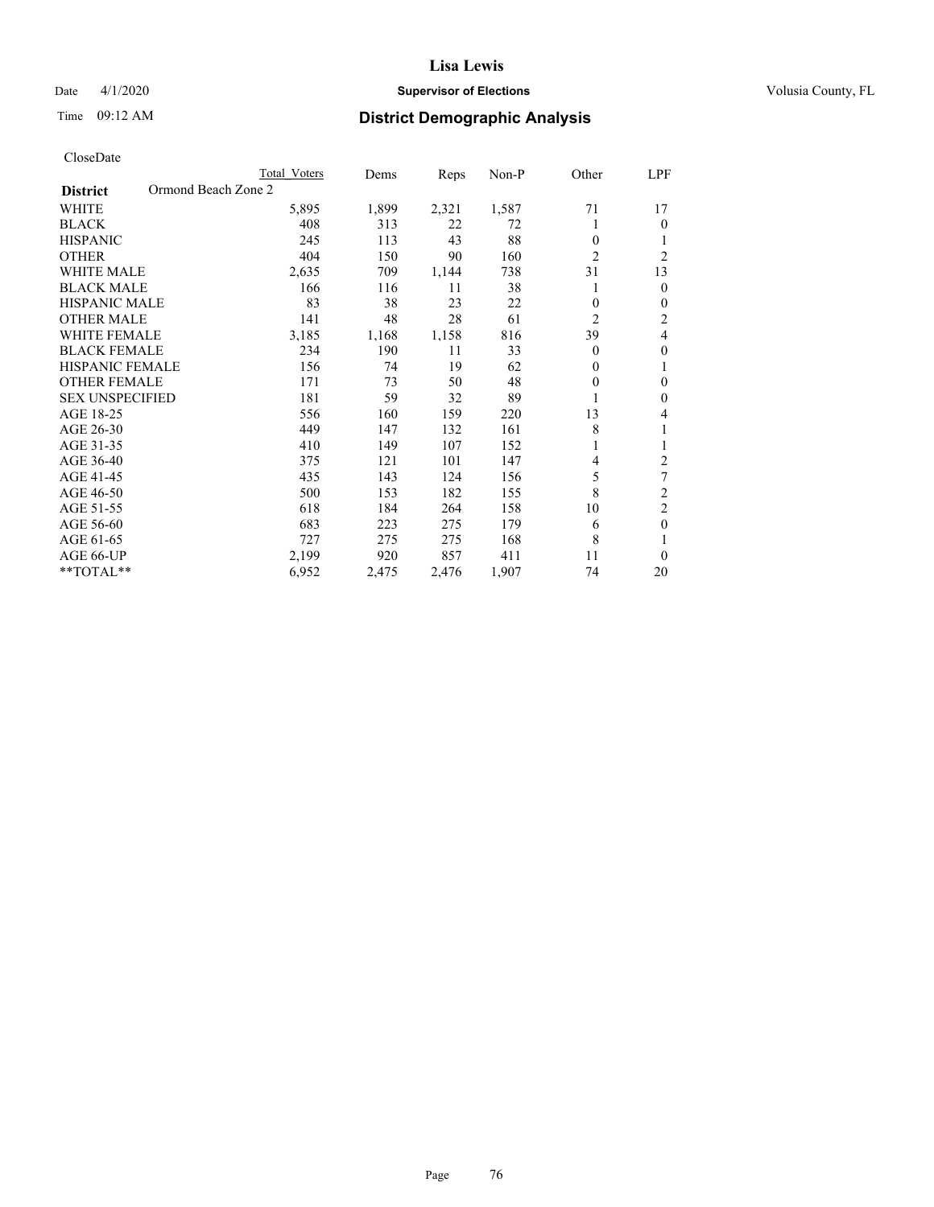# Lisa Lewis

Date 4/1/2020 **Supervisor of Elections** Volusia County, FL

Time 09:12 AM **District Demographic Analysis**

CloseDate

| **District** Ormond Beach Zone 2 | Total Voters | Dems | Reps | Non-P | Other | LPF |
|---|---|---|---|---|---|---|
| WHITE | 5,895 | 1,899 | 2,321 | 1,587 | 71 | 17 |
| BLACK | 408 | 313 | 22 | 72 | 1 | 0 |
| HISPANIC | 245 | 113 | 43 | 88 | 0 | 1 |
| OTHER | 404 | 150 | 90 | 160 | 2 | 2 |
| WHITE MALE | 2,635 | 709 | 1,144 | 738 | 31 | 13 |
| BLACK MALE | 166 | 116 | 11 | 38 | 1 | 0 |
| HISPANIC MALE | 83 | 38 | 23 | 22 | 0 | 0 |
| OTHER MALE | 141 | 48 | 28 | 61 | 2 | 2 |
| WHITE FEMALE | 3,185 | 1,168 | 1,158 | 816 | 39 | 4 |
| BLACK FEMALE | 234 | 190 | 11 | 33 | 0 | 0 |
| HISPANIC FEMALE | 156 | 74 | 19 | 62 | 0 | 1 |
| OTHER FEMALE | 171 | 73 | 50 | 48 | 0 | 0 |
| SEX UNSPECIFIED | 181 | 59 | 32 | 89 | 1 | 0 |
| AGE 18-25 | 556 | 160 | 159 | 220 | 13 | 4 |
| AGE 26-30 | 449 | 147 | 132 | 161 | 8 | 1 |
| AGE 31-35 | 410 | 149 | 107 | 152 | 1 | 1 |
| AGE 36-40 | 375 | 121 | 101 | 147 | 4 | 2 |
| AGE 41-45 | 435 | 143 | 124 | 156 | 5 | 7 |
| AGE 46-50 | 500 | 153 | 182 | 155 | 8 | 2 |
| AGE 51-55 | 618 | 184 | 264 | 158 | 10 | 2 |
| AGE 56-60 | 683 | 223 | 275 | 179 | 6 | 0 |
| AGE 61-65 | 727 | 275 | 275 | 168 | 8 | 1 |
| AGE 66-UP | 2,199 | 920 | 857 | 411 | 11 | 0 |
| **TOTAL** | 6,952 | 2,475 | 2,476 | 1,907 | 74 | 20 |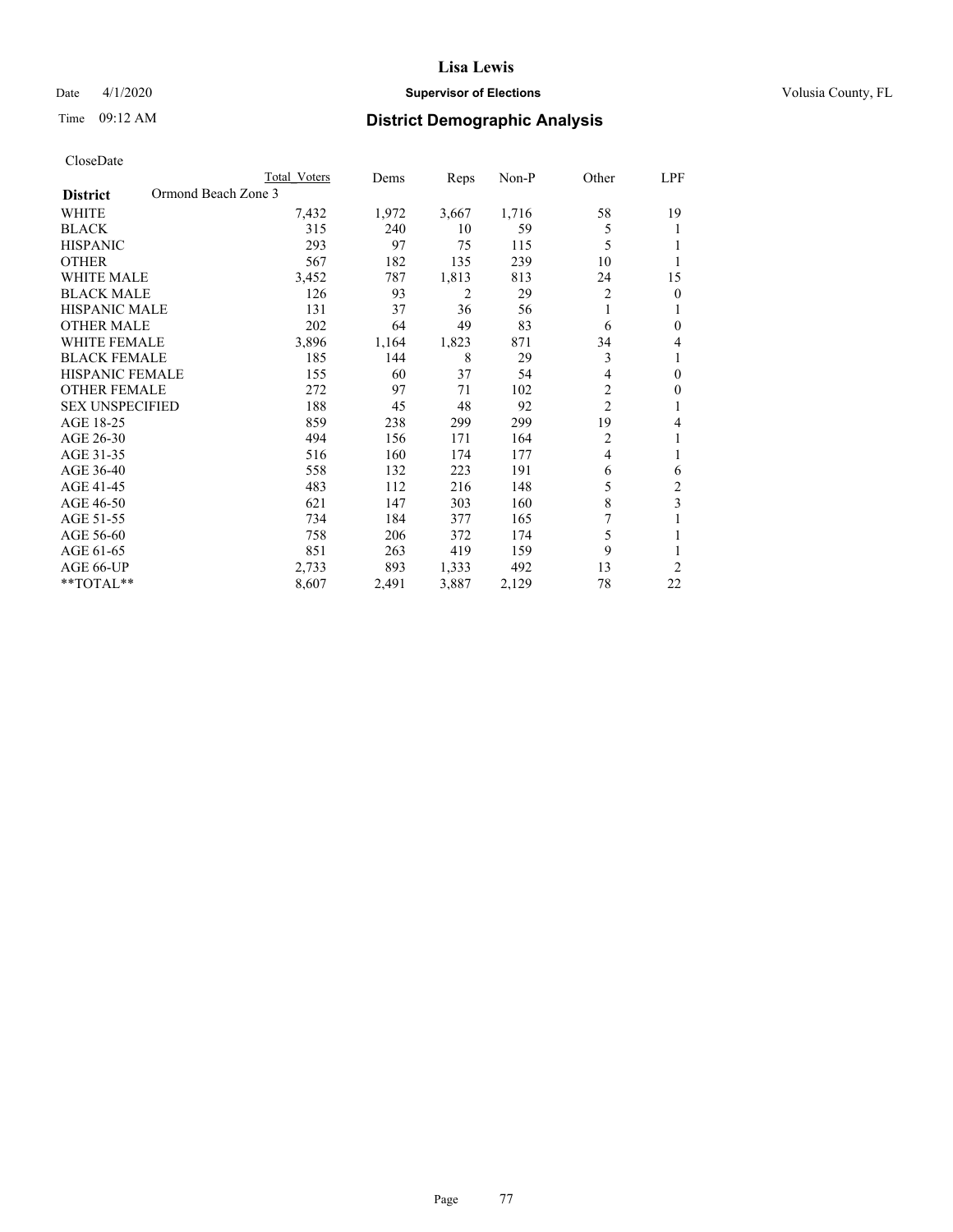# Lisa Lewis

Date 4/1/2020 **Supervisor of Elections** Volusia County, FL

Time 09:12 AM **District Demographic Analysis**

CloseDate

| District | Ormond Beach Zone 3 | Total Voters | Dems | Reps | Non-P | Other | LPF |
|---|---|---|---|---|---|---|---|
| WHITE | | 7,432 | 1,972 | 3,667 | 1,716 | 58 | 19 |
| BLACK | | 315 | 240 | 10 | 59 | 5 | 1 |
| HISPANIC | | 293 | 97 | 75 | 115 | 5 | 1 |
| OTHER | | 567 | 182 | 135 | 239 | 10 | 1 |
| WHITE MALE | | 3,452 | 787 | 1,813 | 813 | 24 | 15 |
| BLACK MALE | | 126 | 93 | 2 | 29 | 2 | 0 |
| HISPANIC MALE | | 131 | 37 | 36 | 56 | 1 | 1 |
| OTHER MALE | | 202 | 64 | 49 | 83 | 6 | 0 |
| WHITE FEMALE | | 3,896 | 1,164 | 1,823 | 871 | 34 | 4 |
| BLACK FEMALE | | 185 | 144 | 8 | 29 | 3 | 1 |
| HISPANIC FEMALE | | 155 | 60 | 37 | 54 | 4 | 0 |
| OTHER FEMALE | | 272 | 97 | 71 | 102 | 2 | 0 |
| SEX UNSPECIFIED | | 188 | 45 | 48 | 92 | 2 | 1 |
| AGE 18-25 | | 859 | 238 | 299 | 299 | 19 | 4 |
| AGE 26-30 | | 494 | 156 | 171 | 164 | 2 | 1 |
| AGE 31-35 | | 516 | 160 | 174 | 177 | 4 | 1 |
| AGE 36-40 | | 558 | 132 | 223 | 191 | 6 | 6 |
| AGE 41-45 | | 483 | 112 | 216 | 148 | 5 | 2 |
| AGE 46-50 | | 621 | 147 | 303 | 160 | 8 | 3 |
| AGE 51-55 | | 734 | 184 | 377 | 165 | 7 | 1 |
| AGE 56-60 | | 758 | 206 | 372 | 174 | 5 | 1 |
| AGE 61-65 | | 851 | 263 | 419 | 159 | 9 | 1 |
| AGE 66-UP | | 2,733 | 893 | 1,333 | 492 | 13 | 2 |
| **TOTAL** | | 8,607 | 2,491 | 3,887 | 2,129 | 78 | 22 |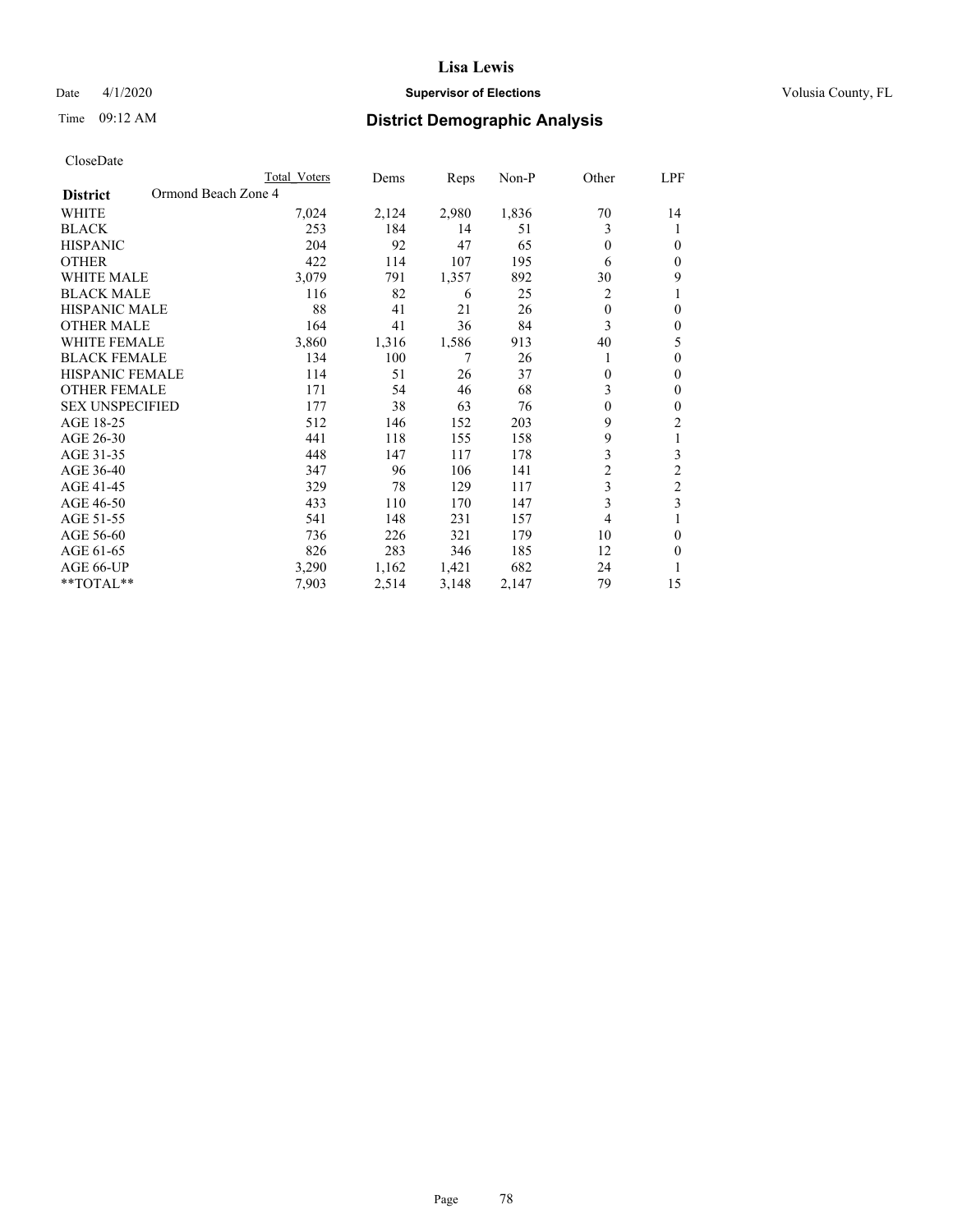# District Demographic Analysis

CloseDate

| District | Ormond Beach Zone 4 | Total Voters | Dems | Reps | Non-P | Other | LPF |
|---|---|---|---|---|---|---|---|
| WHITE | | 7,024 | 2,124 | 2,980 | 1,836 | 70 | 14 |
| BLACK | | 253 | 184 | 14 | 51 | 3 | 1 |
| HISPANIC | | 204 | 92 | 47 | 65 | 0 | 0 |
| OTHER | | 422 | 114 | 107 | 195 | 6 | 0 |
| WHITE MALE | | 3,079 | 791 | 1,357 | 892 | 30 | 9 |
| BLACK MALE | | 116 | 82 | 6 | 25 | 2 | 1 |
| HISPANIC MALE | | 88 | 41 | 21 | 26 | 0 | 0 |
| OTHER MALE | | 164 | 41 | 36 | 84 | 3 | 0 |
| WHITE FEMALE | | 3,860 | 1,316 | 1,586 | 913 | 40 | 5 |
| BLACK FEMALE | | 134 | 100 | 7 | 26 | 1 | 0 |
| HISPANIC FEMALE | | 114 | 51 | 26 | 37 | 0 | 0 |
| OTHER FEMALE | | 171 | 54 | 46 | 68 | 3 | 0 |
| SEX UNSPECIFIED | | 177 | 38 | 63 | 76 | 0 | 0 |
| AGE 18-25 | | 512 | 146 | 152 | 203 | 9 | 2 |
| AGE 26-30 | | 441 | 118 | 155 | 158 | 9 | 1 |
| AGE 31-35 | | 448 | 147 | 117 | 178 | 3 | 3 |
| AGE 36-40 | | 347 | 96 | 106 | 141 | 2 | 2 |
| AGE 41-45 | | 329 | 78 | 129 | 117 | 3 | 2 |
| AGE 46-50 | | 433 | 110 | 170 | 147 | 3 | 3 |
| AGE 51-55 | | 541 | 148 | 231 | 157 | 4 | 1 |
| AGE 56-60 | | 736 | 226 | 321 | 179 | 10 | 0 |
| AGE 61-65 | | 826 | 283 | 346 | 185 | 12 | 0 |
| AGE 66-UP | | 3,290 | 1,162 | 1,421 | 682 | 24 | 1 |
| **TOTAL** | | 7,903 | 2,514 | 3,148 | 2,147 | 79 | 15 |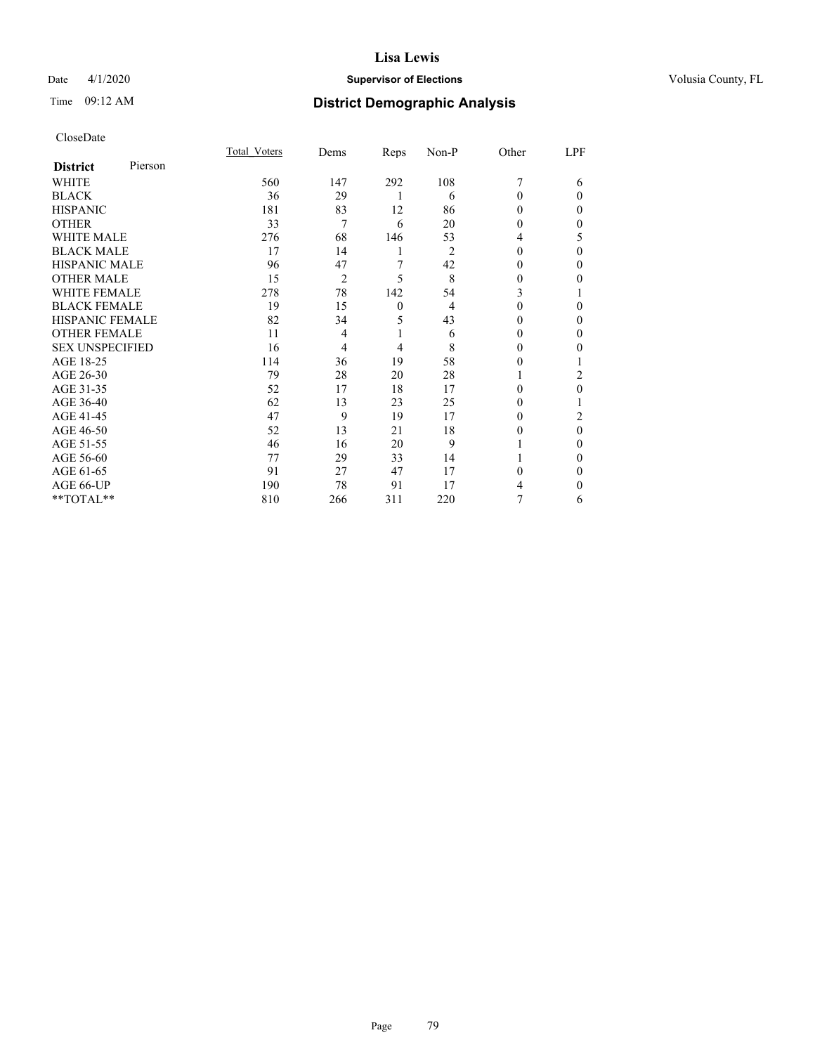CloseDate

| District Pierson | Total_Voters | Dems | Reps | Non-P | Other | LPF |
|---|---|---|---|---|---|---|
| WHITE | 560 | 147 | 292 | 108 | 7 | 6 |
| BLACK | 36 | 29 | 1 | 6 | 0 | 0 |
| HISPANIC | 181 | 83 | 12 | 86 | 0 | 0 |
| OTHER | 33 | 7 | 6 | 20 | 0 | 0 |
| WHITE MALE | 276 | 68 | 146 | 53 | 4 | 5 |
| BLACK MALE | 17 | 14 | 1 | 2 | 0 | 0 |
| HISPANIC MALE | 96 | 47 | 7 | 42 | 0 | 0 |
| OTHER MALE | 15 | 2 | 5 | 8 | 0 | 0 |
| WHITE FEMALE | 278 | 78 | 142 | 54 | 3 | 1 |
| BLACK FEMALE | 19 | 15 | 0 | 4 | 0 | 0 |
| HISPANIC FEMALE | 82 | 34 | 5 | 43 | 0 | 0 |
| OTHER FEMALE | 11 | 4 | 1 | 6 | 0 | 0 |
| SEX UNSPECIFIED | 16 | 4 | 4 | 8 | 0 | 0 |
| AGE 18-25 | 114 | 36 | 19 | 58 | 0 | 1 |
| AGE 26-30 | 79 | 28 | 20 | 28 | 1 | 2 |
| AGE 31-35 | 52 | 17 | 18 | 17 | 0 | 0 |
| AGE 36-40 | 62 | 13 | 23 | 25 | 0 | 1 |
| AGE 41-45 | 47 | 9 | 19 | 17 | 0 | 2 |
| AGE 46-50 | 52 | 13 | 21 | 18 | 0 | 0 |
| AGE 51-55 | 46 | 16 | 20 | 9 | 1 | 0 |
| AGE 56-60 | 77 | 29 | 33 | 14 | 1 | 0 |
| AGE 61-65 | 91 | 27 | 47 | 17 | 0 | 0 |
| AGE 66-UP | 190 | 78 | 91 | 17 | 4 | 0 |
| **TOTAL** | 810 | 266 | 311 | 220 | 7 | 6 |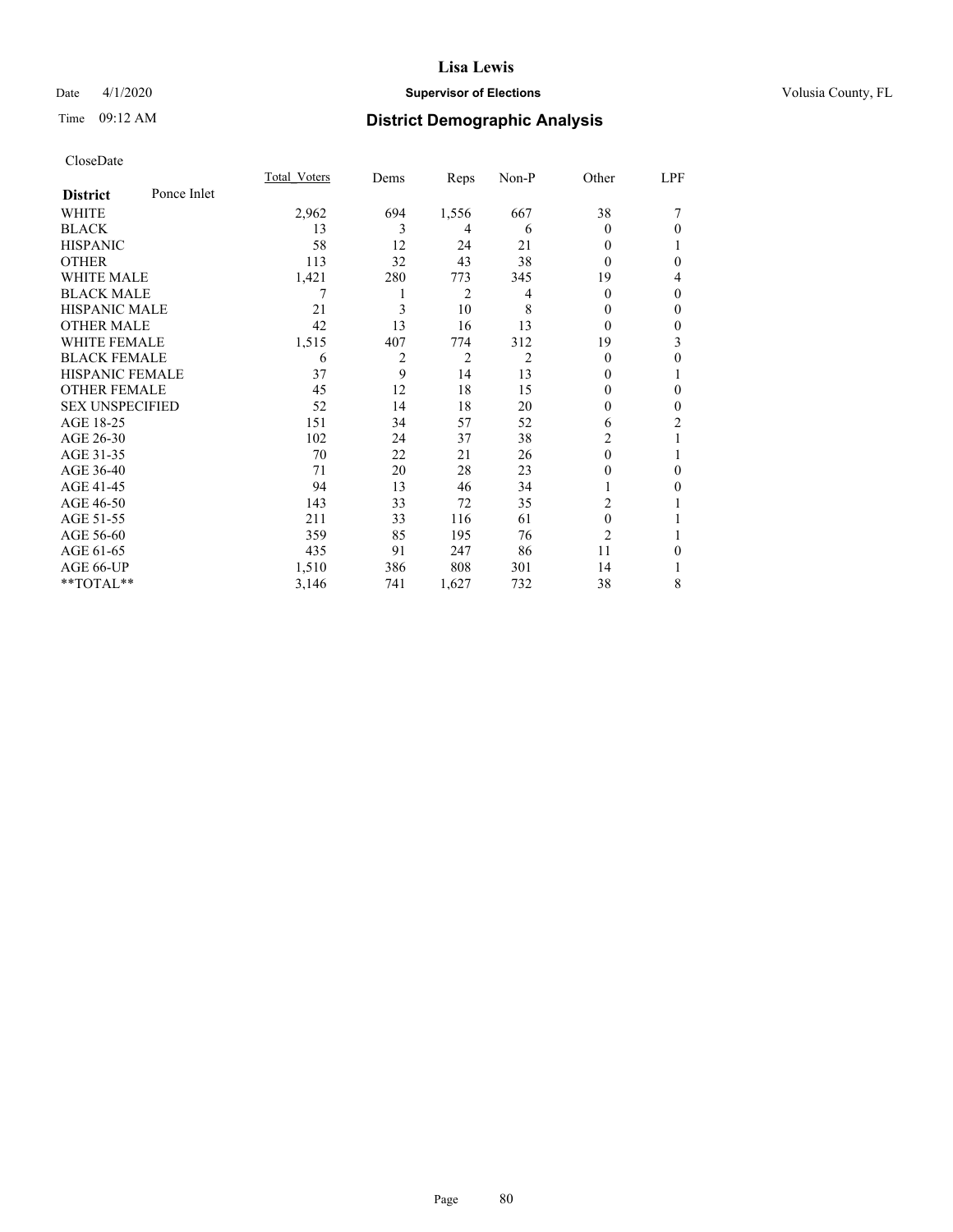# Lisa Lewis

Date 4/1/2020 **Supervisor of Elections** Volusia County, FL

Time 09:12 AM **District Demographic Analysis**

CloseDate

| District | Ponce Inlet | Total_Voters | Dems | Reps | Non-P | Other | LPF |
|---|---|---|---|---|---|---|---|
| WHITE | | 2,962 | 694 | 1,556 | 667 | 38 | 7 |
| BLACK | | 13 | 3 | 4 | 6 | 0 | 0 |
| HISPANIC | | 58 | 12 | 24 | 21 | 0 | 1 |
| OTHER | | 113 | 32 | 43 | 38 | 0 | 0 |
| WHITE MALE | | 1,421 | 280 | 773 | 345 | 19 | 4 |
| BLACK MALE | | 7 | 1 | 2 | 4 | 0 | 0 |
| HISPANIC MALE | | 21 | 3 | 10 | 8 | 0 | 0 |
| OTHER MALE | | 42 | 13 | 16 | 13 | 0 | 0 |
| WHITE FEMALE | | 1,515 | 407 | 774 | 312 | 19 | 3 |
| BLACK FEMALE | | 6 | 2 | 2 | 2 | 0 | 0 |
| HISPANIC FEMALE | | 37 | 9 | 14 | 13 | 0 | 1 |
| OTHER FEMALE | | 45 | 12 | 18 | 15 | 0 | 0 |
| SEX UNSPECIFIED | | 52 | 14 | 18 | 20 | 0 | 0 |
| AGE 18-25 | | 151 | 34 | 57 | 52 | 6 | 2 |
| AGE 26-30 | | 102 | 24 | 37 | 38 | 2 | 1 |
| AGE 31-35 | | 70 | 22 | 21 | 26 | 0 | 1 |
| AGE 36-40 | | 71 | 20 | 28 | 23 | 0 | 0 |
| AGE 41-45 | | 94 | 13 | 46 | 34 | 1 | 0 |
| AGE 46-50 | | 143 | 33 | 72 | 35 | 2 | 1 |
| AGE 51-55 | | 211 | 33 | 116 | 61 | 0 | 1 |
| AGE 56-60 | | 359 | 85 | 195 | 76 | 2 | 1 |
| AGE 61-65 | | 435 | 91 | 247 | 86 | 11 | 0 |
| AGE 66-UP | | 1,510 | 386 | 808 | 301 | 14 | 1 |
| **TOTAL** | | 3,146 | 741 | 1,627 | 732 | 38 | 8 |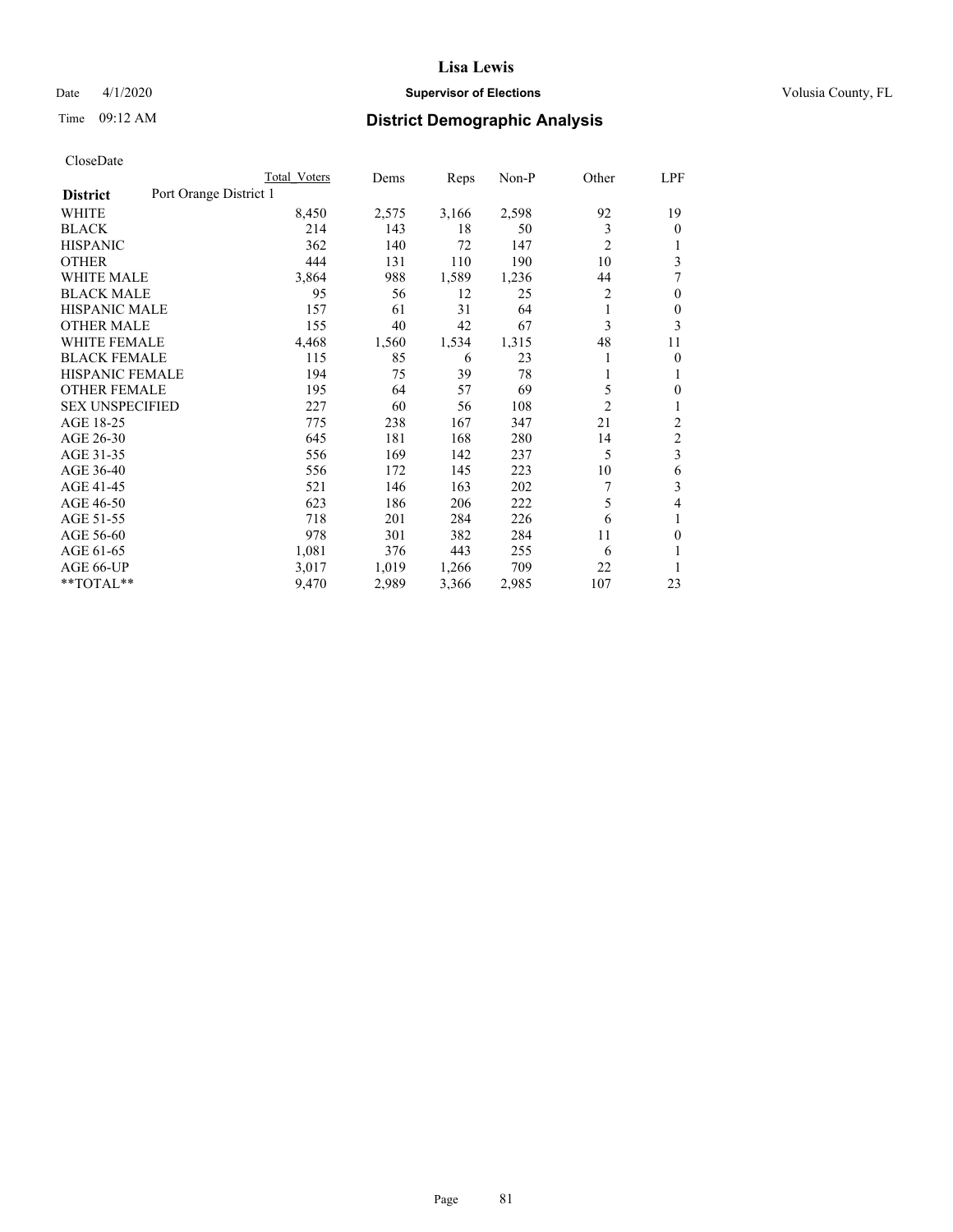# Lisa Lewis

Date 4/1/2020 **Supervisor of Elections** Volusia County, FL

Time 09:12 AM **District Demographic Analysis**

CloseDate

| | Total Voters | Dems | Reps | Non-P | Other | LPF |
|---|---|---|---|---|---|---|
| **District** Port Orange District 1 | | | | | | |
| WHITE | 8,450 | 2,575 | 3,166 | 2,598 | 92 | 19 |
| BLACK | 214 | 143 | 18 | 50 | 3 | 0 |
| HISPANIC | 362 | 140 | 72 | 147 | 2 | 1 |
| OTHER | 444 | 131 | 110 | 190 | 10 | 3 |
| WHITE MALE | 3,864 | 988 | 1,589 | 1,236 | 44 | 7 |
| BLACK MALE | 95 | 56 | 12 | 25 | 2 | 0 |
| HISPANIC MALE | 157 | 61 | 31 | 64 | 1 | 0 |
| OTHER MALE | 155 | 40 | 42 | 67 | 3 | 3 |
| WHITE FEMALE | 4,468 | 1,560 | 1,534 | 1,315 | 48 | 11 |
| BLACK FEMALE | 115 | 85 | 6 | 23 | 1 | 0 |
| HISPANIC FEMALE | 194 | 75 | 39 | 78 | 1 | 1 |
| OTHER FEMALE | 195 | 64 | 57 | 69 | 5 | 0 |
| SEX UNSPECIFIED | 227 | 60 | 56 | 108 | 2 | 1 |
| AGE 18-25 | 775 | 238 | 167 | 347 | 21 | 2 |
| AGE 26-30 | 645 | 181 | 168 | 280 | 14 | 2 |
| AGE 31-35 | 556 | 169 | 142 | 237 | 5 | 3 |
| AGE 36-40 | 556 | 172 | 145 | 223 | 10 | 6 |
| AGE 41-45 | 521 | 146 | 163 | 202 | 7 | 3 |
| AGE 46-50 | 623 | 186 | 206 | 222 | 5 | 4 |
| AGE 51-55 | 718 | 201 | 284 | 226 | 6 | 1 |
| AGE 56-60 | 978 | 301 | 382 | 284 | 11 | 0 |
| AGE 61-65 | 1,081 | 376 | 443 | 255 | 6 | 1 |
| AGE 66-UP | 3,017 | 1,019 | 1,266 | 709 | 22 | 1 |
| **TOTAL** | 9,470 | 2,989 | 3,366 | 2,985 | 107 | 23 |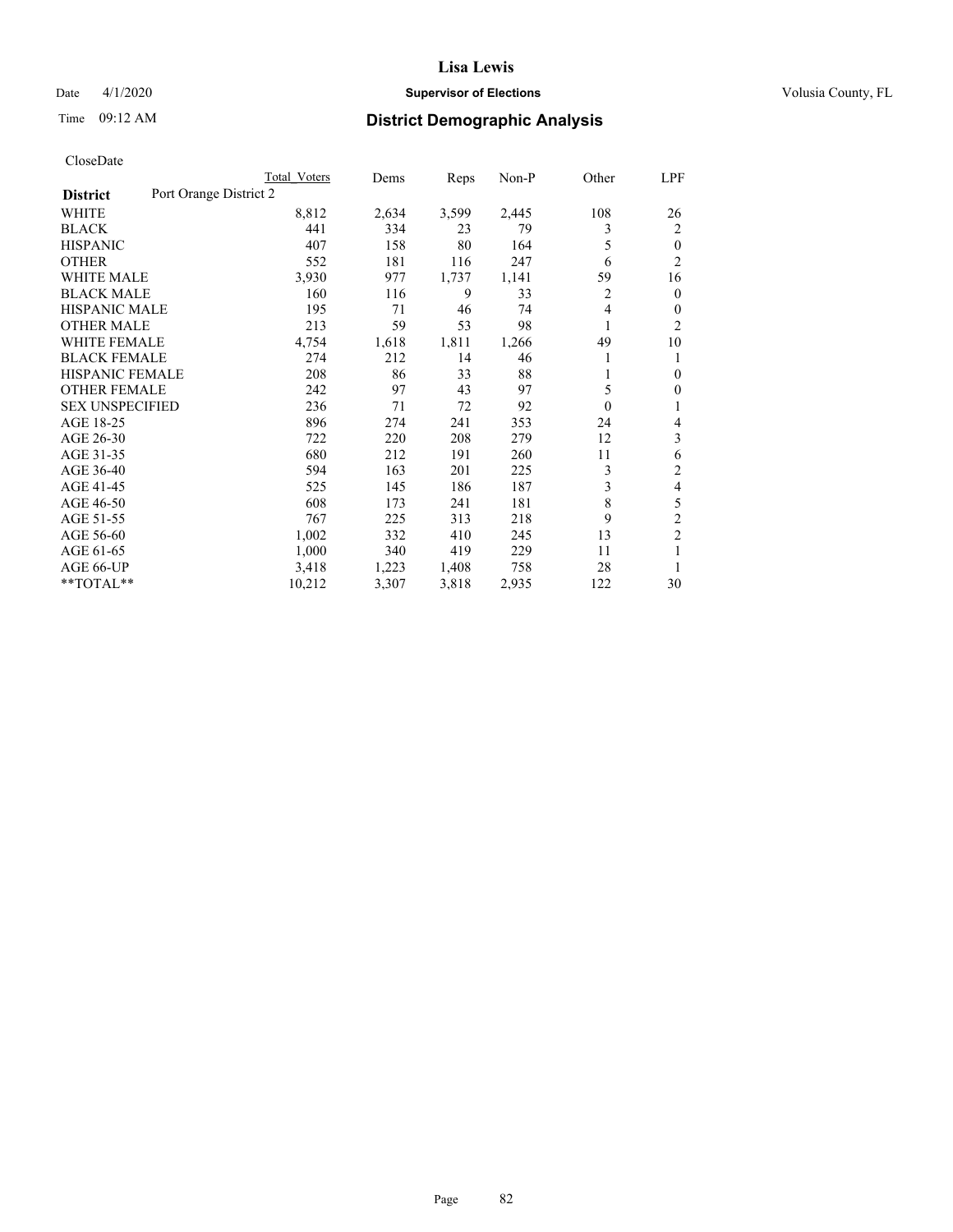CloseDate

| District | Port Orange District 2 | Total Voters | Dems | Reps | Non-P | Other | LPF |
|---|---|---|---|---|---|---|---|
| WHITE | | 8,812 | 2,634 | 3,599 | 2,445 | 108 | 26 |
| BLACK | | 441 | 334 | 23 | 79 | 3 | 2 |
| HISPANIC | | 407 | 158 | 80 | 164 | 5 | 0 |
| OTHER | | 552 | 181 | 116 | 247 | 6 | 2 |
| WHITE MALE | | 3,930 | 977 | 1,737 | 1,141 | 59 | 16 |
| BLACK MALE | | 160 | 116 | 9 | 33 | 2 | 0 |
| HISPANIC MALE | | 195 | 71 | 46 | 74 | 4 | 0 |
| OTHER MALE | | 213 | 59 | 53 | 98 | 1 | 2 |
| WHITE FEMALE | | 4,754 | 1,618 | 1,811 | 1,266 | 49 | 10 |
| BLACK FEMALE | | 274 | 212 | 14 | 46 | 1 | 1 |
| HISPANIC FEMALE | | 208 | 86 | 33 | 88 | 1 | 0 |
| OTHER FEMALE | | 242 | 97 | 43 | 97 | 5 | 0 |
| SEX UNSPECIFIED | | 236 | 71 | 72 | 92 | 0 | 1 |
| AGE 18-25 | | 896 | 274 | 241 | 353 | 24 | 4 |
| AGE 26-30 | | 722 | 220 | 208 | 279 | 12 | 3 |
| AGE 31-35 | | 680 | 212 | 191 | 260 | 11 | 6 |
| AGE 36-40 | | 594 | 163 | 201 | 225 | 3 | 2 |
| AGE 41-45 | | 525 | 145 | 186 | 187 | 3 | 4 |
| AGE 46-50 | | 608 | 173 | 241 | 181 | 8 | 5 |
| AGE 51-55 | | 767 | 225 | 313 | 218 | 9 | 2 |
| AGE 56-60 | | 1,002 | 332 | 410 | 245 | 13 | 2 |
| AGE 61-65 | | 1,000 | 340 | 419 | 229 | 11 | 1 |
| AGE 66-UP | | 3,418 | 1,223 | 1,408 | 758 | 28 | 1 |
| **TOTAL** | | 10,212 | 3,307 | 3,818 | 2,935 | 122 | 30 |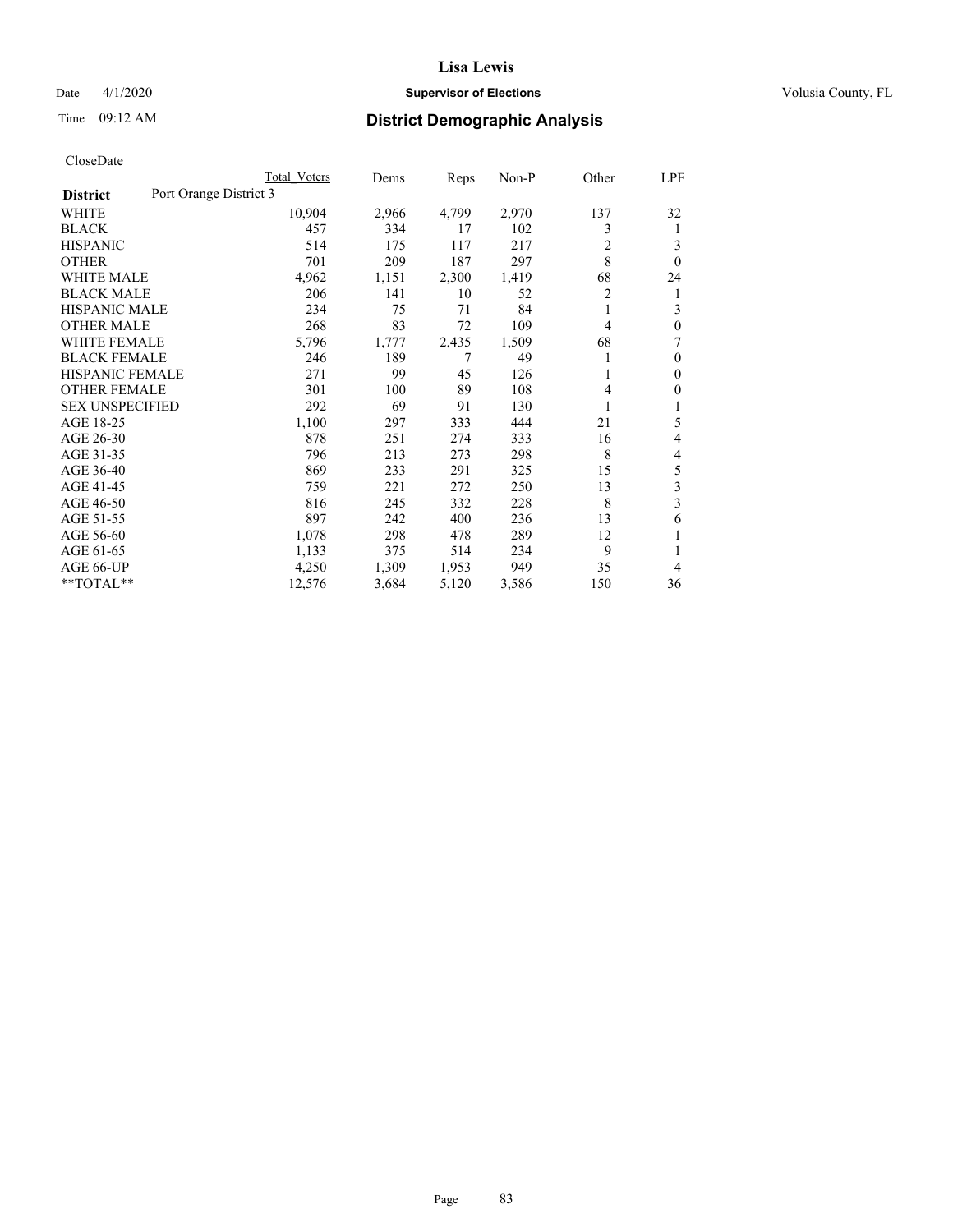# Lisa Lewis

Date 4/1/2020 **Supervisor of Elections** Volusia County, FL

Time 09:12 AM **District Demographic Analysis**

CloseDate

| **District** | Port Orange District 3 | Total Voters | Dems | Reps | Non-P | Other | LPF |
|---|---|---|---|---|---|---|---|
| WHITE | | 10,904 | 2,966 | 4,799 | 2,970 | 137 | 32 |
| BLACK | | 457 | 334 | 17 | 102 | 3 | 1 |
| HISPANIC | | 514 | 175 | 117 | 217 | 2 | 3 |
| OTHER | | 701 | 209 | 187 | 297 | 8 | 0 |
| WHITE MALE | | 4,962 | 1,151 | 2,300 | 1,419 | 68 | 24 |
| BLACK MALE | | 206 | 141 | 10 | 52 | 2 | 1 |
| HISPANIC MALE | | 234 | 75 | 71 | 84 | 1 | 3 |
| OTHER MALE | | 268 | 83 | 72 | 109 | 4 | 0 |
| WHITE FEMALE | | 5,796 | 1,777 | 2,435 | 1,509 | 68 | 7 |
| BLACK FEMALE | | 246 | 189 | 7 | 49 | 1 | 0 |
| HISPANIC FEMALE | | 271 | 99 | 45 | 126 | 1 | 0 |
| OTHER FEMALE | | 301 | 100 | 89 | 108 | 4 | 0 |
| SEX UNSPECIFIED | | 292 | 69 | 91 | 130 | 1 | 1 |
| AGE 18-25 | | 1,100 | 297 | 333 | 444 | 21 | 5 |
| AGE 26-30 | | 878 | 251 | 274 | 333 | 16 | 4 |
| AGE 31-35 | | 796 | 213 | 273 | 298 | 8 | 4 |
| AGE 36-40 | | 869 | 233 | 291 | 325 | 15 | 5 |
| AGE 41-45 | | 759 | 221 | 272 | 250 | 13 | 3 |
| AGE 46-50 | | 816 | 245 | 332 | 228 | 8 | 3 |
| AGE 51-55 | | 897 | 242 | 400 | 236 | 13 | 6 |
| AGE 56-60 | | 1,078 | 298 | 478 | 289 | 12 | 1 |
| AGE 61-65 | | 1,133 | 375 | 514 | 234 | 9 | 1 |
| AGE 66-UP | | 4,250 | 1,309 | 1,953 | 949 | 35 | 4 |
| **TOTAL** | | 12,576 | 3,684 | 5,120 | 3,586 | 150 | 36 |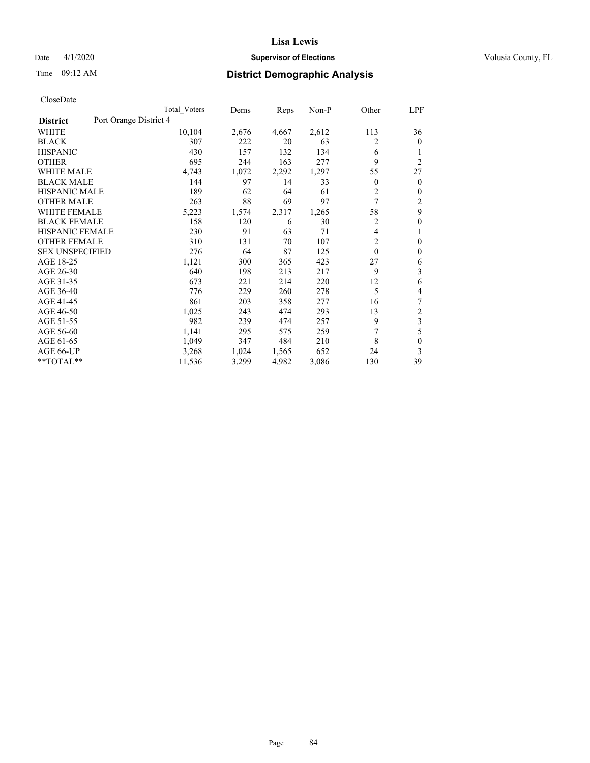Date 4/1/2020

Time 09:12 AM

# Lisa Lewis

## Supervisor of Elections

Volusia County, FL

## District Demographic Analysis

CloseDate

| | Total Voters | Dems | Reps | Non-P | Other | LPF |
|---|---|---|---|---|---|---|
| **District** Port Orange District 4 | | | | | | |
| WHITE | 10,104 | 2,676 | 4,667 | 2,612 | 113 | 36 |
| BLACK | 307 | 222 | 20 | 63 | 2 | 0 |
| HISPANIC | 430 | 157 | 132 | 134 | 6 | 1 |
| OTHER | 695 | 244 | 163 | 277 | 9 | 2 |
| WHITE MALE | 4,743 | 1,072 | 2,292 | 1,297 | 55 | 27 |
| BLACK MALE | 144 | 97 | 14 | 33 | 0 | 0 |
| HISPANIC MALE | 189 | 62 | 64 | 61 | 2 | 0 |
| OTHER MALE | 263 | 88 | 69 | 97 | 7 | 2 |
| WHITE FEMALE | 5,223 | 1,574 | 2,317 | 1,265 | 58 | 9 |
| BLACK FEMALE | 158 | 120 | 6 | 30 | 2 | 0 |
| HISPANIC FEMALE | 230 | 91 | 63 | 71 | 4 | 1 |
| OTHER FEMALE | 310 | 131 | 70 | 107 | 2 | 0 |
| SEX UNSPECIFIED | 276 | 64 | 87 | 125 | 0 | 0 |
| AGE 18-25 | 1,121 | 300 | 365 | 423 | 27 | 6 |
| AGE 26-30 | 640 | 198 | 213 | 217 | 9 | 3 |
| AGE 31-35 | 673 | 221 | 214 | 220 | 12 | 6 |
| AGE 36-40 | 776 | 229 | 260 | 278 | 5 | 4 |
| AGE 41-45 | 861 | 203 | 358 | 277 | 16 | 7 |
| AGE 46-50 | 1,025 | 243 | 474 | 293 | 13 | 2 |
| AGE 51-55 | 982 | 239 | 474 | 257 | 9 | 3 |
| AGE 56-60 | 1,141 | 295 | 575 | 259 | 7 | 5 |
| AGE 61-65 | 1,049 | 347 | 484 | 210 | 8 | 0 |
| AGE 66-UP | 3,268 | 1,024 | 1,565 | 652 | 24 | 3 |
| **TOTAL** | 11,536 | 3,299 | 4,982 | 3,086 | 130 | 39 |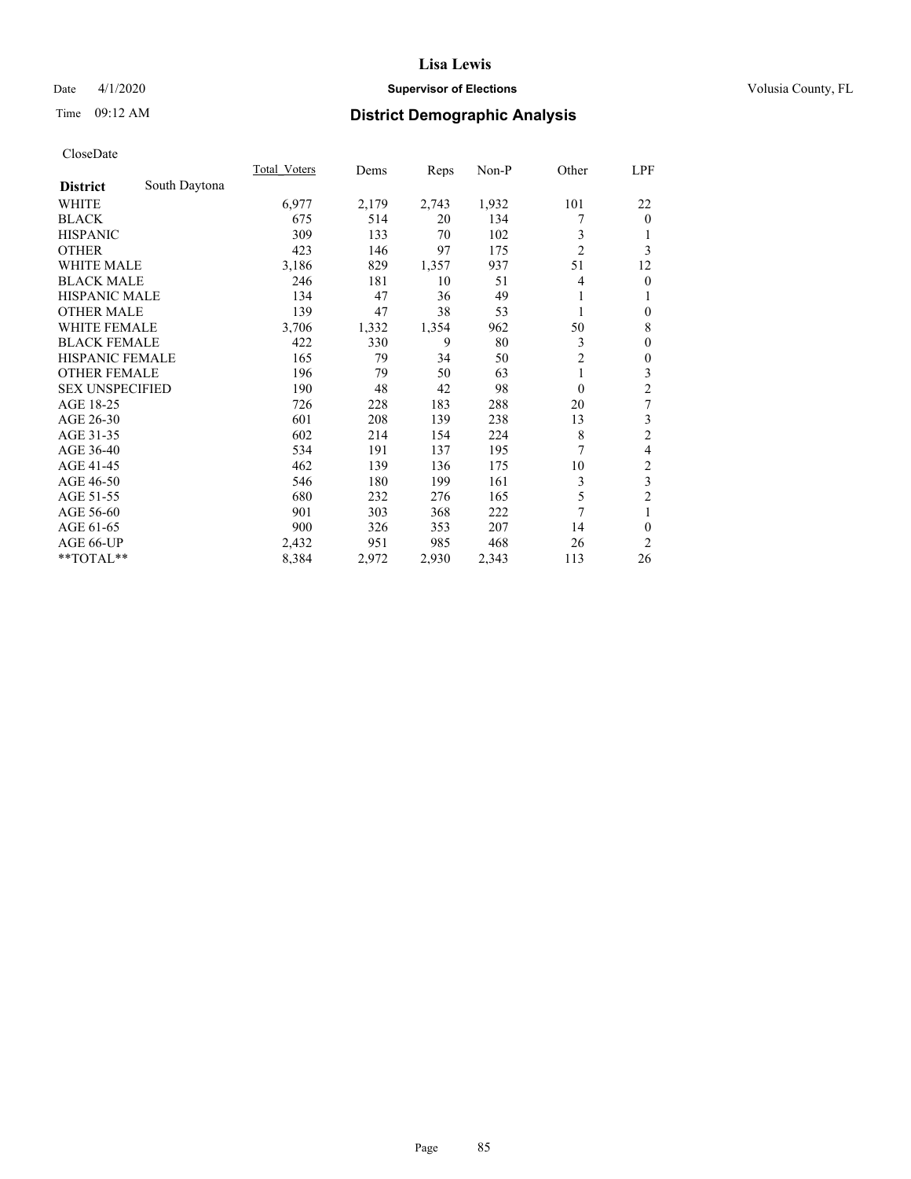**Lisa Lewis**

Date 4/1/2020 **Supervisor of Elections** Volusia County, FL

Time 09:12 AM **District Demographic Analysis**

CloseDate

| **District** South Daytona | Total_Voters | Dems | Reps | Non-P | Other | LPF |
|---|---|---|---|---|---|---|
| WHITE | 6,977 | 2,179 | 2,743 | 1,932 | 101 | 22 |
| BLACK | 675 | 514 | 20 | 134 | 7 | 0 |
| HISPANIC | 309 | 133 | 70 | 102 | 3 | 1 |
| OTHER | 423 | 146 | 97 | 175 | 2 | 3 |
| WHITE MALE | 3,186 | 829 | 1,357 | 937 | 51 | 12 |
| BLACK MALE | 246 | 181 | 10 | 51 | 4 | 0 |
| HISPANIC MALE | 134 | 47 | 36 | 49 | 1 | 1 |
| OTHER MALE | 139 | 47 | 38 | 53 | 1 | 0 |
| WHITE FEMALE | 3,706 | 1,332 | 1,354 | 962 | 50 | 8 |
| BLACK FEMALE | 422 | 330 | 9 | 80 | 3 | 0 |
| HISPANIC FEMALE | 165 | 79 | 34 | 50 | 2 | 0 |
| OTHER FEMALE | 196 | 79 | 50 | 63 | 1 | 3 |
| SEX UNSPECIFIED | 190 | 48 | 42 | 98 | 0 | 2 |
| AGE 18-25 | 726 | 228 | 183 | 288 | 20 | 7 |
| AGE 26-30 | 601 | 208 | 139 | 238 | 13 | 3 |
| AGE 31-35 | 602 | 214 | 154 | 224 | 8 | 2 |
| AGE 36-40 | 534 | 191 | 137 | 195 | 7 | 4 |
| AGE 41-45 | 462 | 139 | 136 | 175 | 10 | 2 |
| AGE 46-50 | 546 | 180 | 199 | 161 | 3 | 3 |
| AGE 51-55 | 680 | 232 | 276 | 165 | 5 | 2 |
| AGE 56-60 | 901 | 303 | 368 | 222 | 7 | 1 |
| AGE 61-65 | 900 | 326 | 353 | 207 | 14 | 0 |
| AGE 66-UP | 2,432 | 951 | 985 | 468 | 26 | 2 |
| **TOTAL** | 8,384 | 2,972 | 2,930 | 2,343 | 113 | 26 |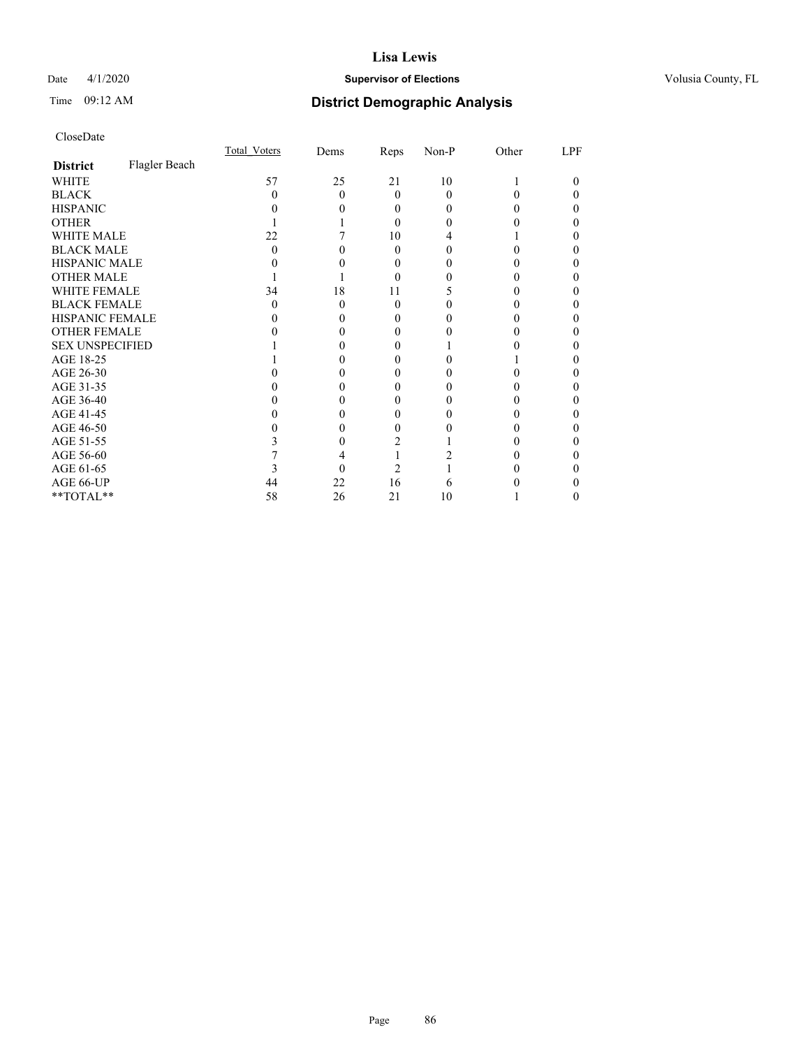**Lisa Lewis**

Date 4/1/2020 **Supervisor of Elections** Volusia County, FL

Time 09:12 AM **District Demographic Analysis**

CloseDate

| | Total_Voters | Dems | Reps | Non-P | Other | LPF |
|---|---|---|---|---|---|---|
| **District** Flagler Beach | | | | | | |
| WHITE | 57 | 25 | 21 | 10 | 1 | 0 |
| BLACK | 0 | 0 | 0 | 0 | 0 | 0 |
| HISPANIC | 0 | 0 | 0 | 0 | 0 | 0 |
| OTHER | 1 | 1 | 0 | 0 | 0 | 0 |
| WHITE MALE | 22 | 7 | 10 | 4 | 1 | 0 |
| BLACK MALE | 0 | 0 | 0 | 0 | 0 | 0 |
| HISPANIC MALE | 0 | 0 | 0 | 0 | 0 | 0 |
| OTHER MALE | 1 | 1 | 0 | 0 | 0 | 0 |
| WHITE FEMALE | 34 | 18 | 11 | 5 | 0 | 0 |
| BLACK FEMALE | 0 | 0 | 0 | 0 | 0 | 0 |
| HISPANIC FEMALE | 0 | 0 | 0 | 0 | 0 | 0 |
| OTHER FEMALE | 0 | 0 | 0 | 0 | 0 | 0 |
| SEX UNSPECIFIED | 1 | 0 | 0 | 1 | 0 | 0 |
| AGE 18-25 | 1 | 0 | 0 | 0 | 1 | 0 |
| AGE 26-30 | 0 | 0 | 0 | 0 | 0 | 0 |
| AGE 31-35 | 0 | 0 | 0 | 0 | 0 | 0 |
| AGE 36-40 | 0 | 0 | 0 | 0 | 0 | 0 |
| AGE 41-45 | 0 | 0 | 0 | 0 | 0 | 0 |
| AGE 46-50 | 0 | 0 | 0 | 0 | 0 | 0 |
| AGE 51-55 | 3 | 0 | 2 | 1 | 0 | 0 |
| AGE 56-60 | 7 | 4 | 1 | 2 | 0 | 0 |
| AGE 61-65 | 3 | 0 | 2 | 1 | 0 | 0 |
| AGE 66-UP | 44 | 22 | 16 | 6 | 0 | 0 |
| **TOTAL** | 58 | 26 | 21 | 10 | 1 | 0 |